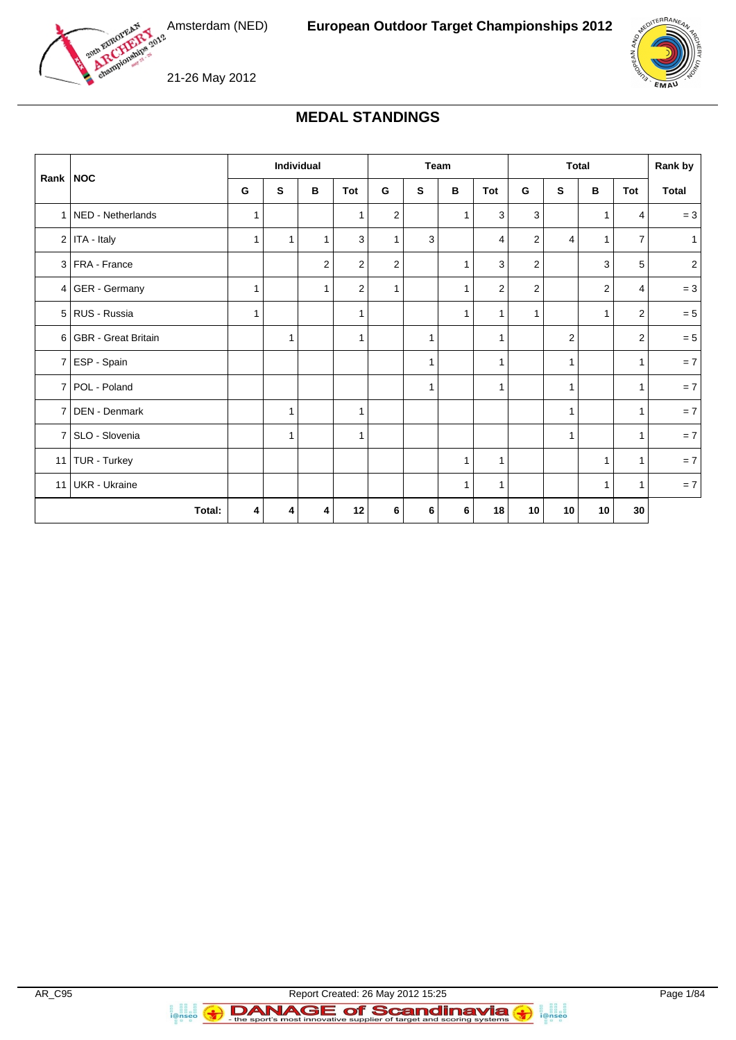Amsterdam (NED) **European Outdoor Target Championships 2012**

21-26 May 2012

## MEDAL STANDINGS

| Rank | NOC | Individual | | | | Team | | | | Total | | | | Rank by |
|---|---|---|---|---|---|---|---|---|---|---|---|---|---|---|
| | | G | S | B | Tot | G | S | B | Tot | G | S | B | Tot | Total |
| 1 | NED - Netherlands | 1 | | | 1 | 2 | | 1 | 3 | 3 | | 1 | 4 | = 3 |
| 2 | ITA - Italy | 1 | 1 | 1 | 3 | 1 | 3 | | 4 | 2 | 4 | 1 | 7 | 1 |
| 3 | FRA - France | | | 2 | 2 | 2 | | 1 | 3 | 2 | | 3 | 5 | 2 |
| 4 | GER - Germany | 1 | | 1 | 2 | 1 | | 1 | 2 | 2 | | 2 | 4 | = 3 |
| 5 | RUS - Russia | 1 | | | 1 | | | 1 | 1 | 1 | | 1 | 2 | = 5 |
| 6 | GBR - Great Britain | | 1 | | 1 | | 1 | | 1 | | 2 | | 2 | = 5 |
| 7 | ESP - Spain | | | | | | 1 | | 1 | | 1 | | 1 | = 7 |
| 7 | POL - Poland | | | | | | 1 | | 1 | | 1 | | 1 | = 7 |
| 7 | DEN - Denmark | | 1 | | 1 | | | | | | 1 | | 1 | = 7 |
| 7 | SLO - Slovenia | | 1 | | 1 | | | | | | 1 | | 1 | = 7 |
| 11 | TUR - Turkey | | | | | | | 1 | 1 | | | 1 | 1 | = 7 |
| 11 | UKR - Ukraine | | | | | | | 1 | 1 | | | 1 | 1 | = 7 |
| | **Total:** | **4** | **4** | **4** | **12** | **6** | **6** | **6** | **18** | **10** | **10** | **10** | **30** | |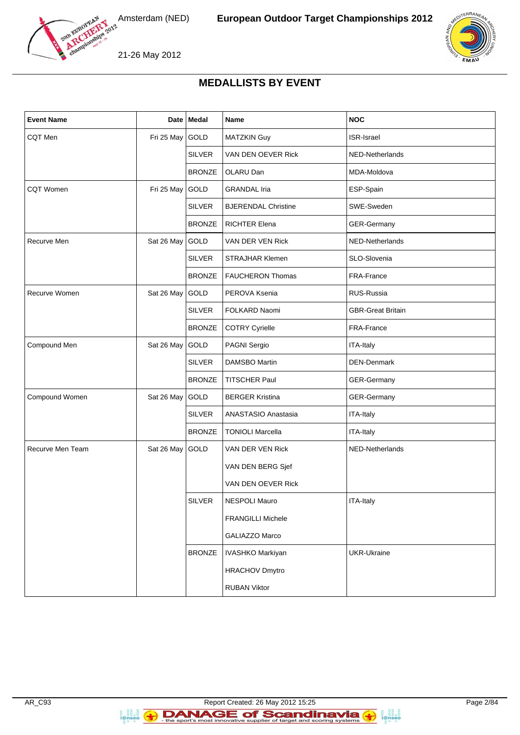## MEDALLISTS BY EVENT

| Event Name | Date | Medal | Name | NOC |
|---|---|---|---|---|
| CQT Men | Fri 25 May | GOLD | MATZKIN Guy | ISR-Israel |
| | | SILVER | VAN DEN OEVER Rick | NED-Netherlands |
| | | BRONZE | OLARU Dan | MDA-Moldova |
| CQT Women | Fri 25 May | GOLD | GRANDAL Iria | ESP-Spain |
| | | SILVER | BJERENDAL Christine | SWE-Sweden |
| | | BRONZE | RICHTER Elena | GER-Germany |
| Recurve Men | Sat 26 May | GOLD | VAN DER VEN Rick | NED-Netherlands |
| | | SILVER | STRAJHAR Klemen | SLO-Slovenia |
| | | BRONZE | FAUCHERON Thomas | FRA-France |
| Recurve Women | Sat 26 May | GOLD | PEROVA Ksenia | RUS-Russia |
| | | SILVER | FOLKARD Naomi | GBR-Great Britain |
| | | BRONZE | COTRY Cyrielle | FRA-France |
| Compound Men | Sat 26 May | GOLD | PAGNI Sergio | ITA-Italy |
| | | SILVER | DAMSBO Martin | DEN-Denmark |
| | | BRONZE | TITSCHER Paul | GER-Germany |
| Compound Women | Sat 26 May | GOLD | BERGER Kristina | GER-Germany |
| | | SILVER | ANASTASIO Anastasia | ITA-Italy |
| | | BRONZE | TONIOLI Marcella | ITA-Italy |
| Recurve Men Team | Sat 26 May | GOLD | VAN DER VEN Rick<br>VAN DEN BERG Sjef<br>VAN DEN OEVER Rick | NED-Netherlands |
| | | SILVER | NESPOLI Mauro<br>FRANGILLI Michele<br>GALIAZZO Marco | ITA-Italy |
| | | BRONZE | IVASHKO Markiyan<br>HRACHOV Dmytro<br>RUBAN Viktor | UKR-Ukraine |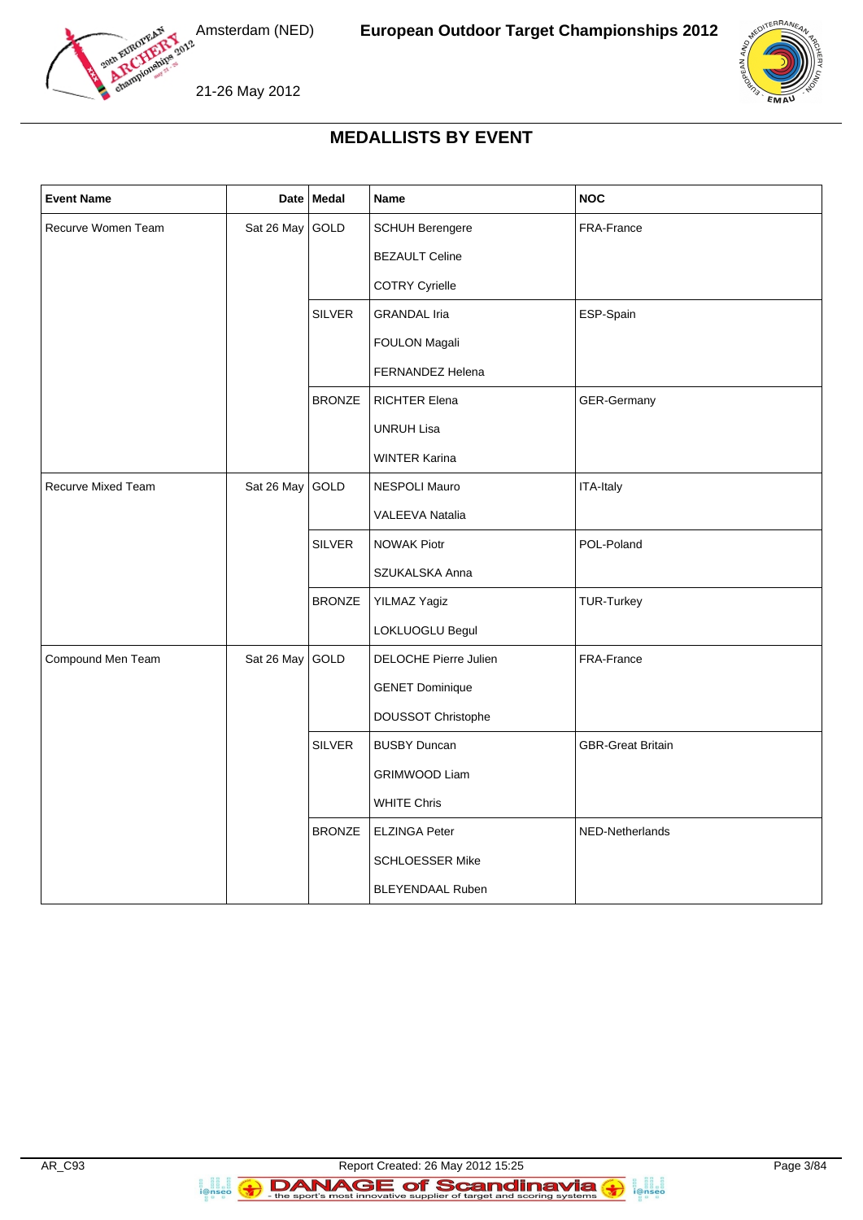## MEDALLISTS BY EVENT

| Event Name | Date | Medal | Name | NOC |
|---|---|---|---|---|
| Recurve Women Team | Sat 26 May | GOLD | SCHUH Berengere | FRA-France |
| | | | BEZAULT Celine | |
| | | | COTRY Cyrielle | |
| | | SILVER | GRANDAL Iria | ESP-Spain |
| | | | FOULON Magali | |
| | | | FERNANDEZ Helena | |
| | | BRONZE | RICHTER Elena | GER-Germany |
| | | | UNRUH Lisa | |
| | | | WINTER Karina | |
| Recurve Mixed Team | Sat 26 May | GOLD | NESPOLI Mauro | ITA-Italy |
| | | | VALEEVA Natalia | |
| | | SILVER | NOWAK Piotr | POL-Poland |
| | | | SZUKALSKA Anna | |
| | | BRONZE | YILMAZ Yagiz | TUR-Turkey |
| | | | LOKLUOGLU Begul | |
| Compound Men Team | Sat 26 May | GOLD | DELOCHE Pierre Julien | FRA-France |
| | | | GENET Dominique | |
| | | | DOUSSOT Christophe | |
| | | SILVER | BUSBY Duncan | GBR-Great Britain |
| | | | GRIMWOOD Liam | |
| | | | WHITE Chris | |
| | | BRONZE | ELZINGA Peter | NED-Netherlands |
| | | | SCHLOESSER Mike | |
| | | | BLEYENDAAL Ruben | |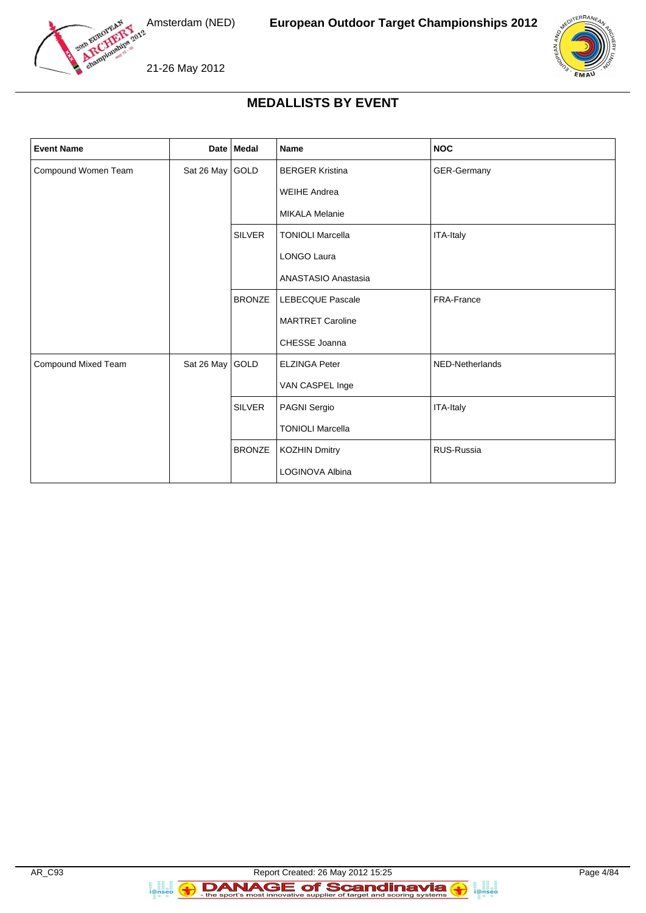## MEDALLISTS BY EVENT

| Event Name | Date | Medal | Name | NOC |
|---|---|---|---|---|
| Compound Women Team | Sat 26 May | GOLD | BERGER Kristina | GER-Germany |
| | | | WEIHE Andrea | |
| | | | MIKALA Melanie | |
| | | SILVER | TONIOLI Marcella | ITA-Italy |
| | | | LONGO Laura | |
| | | | ANASTASIO Anastasia | |
| | | BRONZE | LEBECQUE Pascale | FRA-France |
| | | | MARTRET Caroline | |
| | | | CHESSE Joanna | |
| Compound Mixed Team | Sat 26 May | GOLD | ELZINGA Peter | NED-Netherlands |
| | | | VAN CASPEL Inge | |
| | | SILVER | PAGNI Sergio | ITA-Italy |
| | | | TONIOLI Marcella | |
| | | BRONZE | KOZHIN Dmitry | RUS-Russia |
| | | | LOGINOVA Albina | |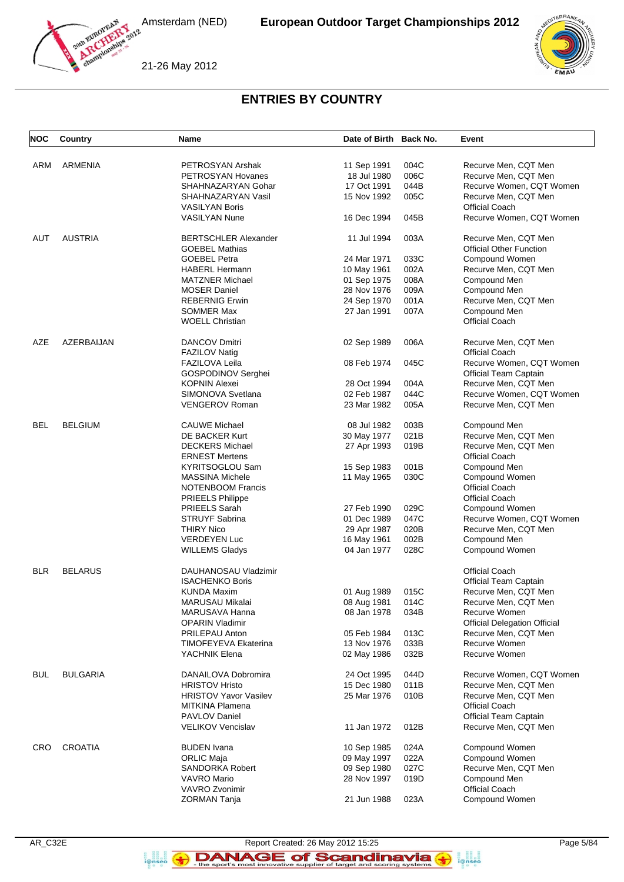# ENTRIES BY COUNTRY

| NOC | Country | Name | Date of Birth | Back No. | Event |
|---|---|---|---|---|---|
| ARM | ARMENIA | PETROSYAN Arshak | 11 Sep 1991 | 004C | Recurve Men, CQT Men |
| | | PETROSYAN Hovanes | 18 Jul 1980 | 006C | Recurve Men, CQT Men |
| | | SHAHNAZARYAN Gohar | 17 Oct 1991 | 044B | Recurve Women, CQT Women |
| | | SHAHNAZARYAN Vasil | 15 Nov 1992 | 005C | Recurve Men, CQT Men |
| | | VASILYAN Boris | | | Official Coach |
| | | VASILYAN Nune | 16 Dec 1994 | 045B | Recurve Women, CQT Women |
| AUT | AUSTRIA | BERTSCHLER Alexander | 11 Jul 1994 | 003A | Recurve Men, CQT Men |
| | | GOEBEL Mathias | | | Official Other Function |
| | | GOEBEL Petra | 24 Mar 1971 | 033C | Compound Women |
| | | HABERL Hermann | 10 May 1961 | 002A | Recurve Men, CQT Men |
| | | MATZNER Michael | 01 Sep 1975 | 008A | Compound Men |
| | | MOSER Daniel | 28 Nov 1976 | 009A | Compound Men |
| | | REBERNIG Erwin | 24 Sep 1970 | 001A | Recurve Men, CQT Men |
| | | SOMMER Max | 27 Jan 1991 | 007A | Compound Men |
| | | WOELL Christian | | | Official Coach |
| AZE | AZERBAIJAN | DANCOV Dmitri | 02 Sep 1989 | 006A | Recurve Men, CQT Men |
| | | FAZILOV Natig | | | Official Coach |
| | | FAZILOVA Leila | 08 Feb 1974 | 045C | Recurve Women, CQT Women |
| | | GOSPODINOV Serghei | | | Official Team Captain |
| | | KOPNIN Alexei | 28 Oct 1994 | 004A | Recurve Men, CQT Men |
| | | SIMONOVA Svetlana | 02 Feb 1987 | 044C | Recurve Women, CQT Women |
| | | VENGEROV Roman | 23 Mar 1982 | 005A | Recurve Men, CQT Men |
| BEL | BELGIUM | CAUWE Michael | 08 Jul 1982 | 003B | Compound Men |
| | | DE BACKER Kurt | 30 May 1977 | 021B | Recurve Men, CQT Men |
| | | DECKERS Michael | 27 Apr 1993 | 019B | Recurve Men, CQT Men |
| | | ERNEST Mertens | | | Official Coach |
| | | KYRITSOGLOU Sam | 15 Sep 1983 | 001B | Compound Men |
| | | MASSINA Michele | 11 May 1965 | 030C | Compound Women |
| | | NOTENBOOM Francis | | | Official Coach |
| | | PRIEELS Philippe | | | Official Coach |
| | | PRIEELS Sarah | 27 Feb 1990 | 029C | Compound Women |
| | | STRUYF Sabrina | 01 Dec 1989 | 047C | Recurve Women, CQT Women |
| | | THIRY Nico | 29 Apr 1987 | 020B | Recurve Men, CQT Men |
| | | VERDEYEN Luc | 16 May 1961 | 002B | Compound Men |
| | | WILLEMS Gladys | 04 Jan 1977 | 028C | Compound Women |
| BLR | BELARUS | DAUHANOSAU Vladzimir | | | Official Coach |
| | | ISACHENKO Boris | | | Official Team Captain |
| | | KUNDA Maxim | 01 Aug 1989 | 015C | Recurve Men, CQT Men |
| | | MARUSAU Mikalai | 08 Aug 1981 | 014C | Recurve Men, CQT Men |
| | | MARUSAVA Hanna | 08 Jan 1978 | 034B | Recurve Women |
| | | OPARIN Vladimir | | | Official Delegation Official |
| | | PRILEPAU Anton | 05 Feb 1984 | 013C | Recurve Men, CQT Men |
| | | TIMOFEYEVA Ekaterina | 13 Nov 1976 | 033B | Recurve Women |
| | | YACHNIK Elena | 02 May 1986 | 032B | Recurve Women |
| BUL | BULGARIA | DANAILOVA Dobromira | 24 Oct 1995 | 044D | Recurve Women, CQT Women |
| | | HRISTOV Hristo | 15 Dec 1980 | 011B | Recurve Men, CQT Men |
| | | HRISTOV Yavor Vasilev | 25 Mar 1976 | 010B | Recurve Men, CQT Men |
| | | MITKINA Plamena | | | Official Coach |
| | | PAVLOV Daniel | | | Official Team Captain |
| | | VELIKOV Vencislav | 11 Jan 1972 | 012B | Recurve Men, CQT Men |
| CRO | CROATIA | BUDEN Ivana | 10 Sep 1985 | 024A | Compound Women |
| | | ORLIC Maja | 09 May 1997 | 022A | Compound Women |
| | | SANDORKA Robert | 09 Sep 1980 | 027C | Recurve Men, CQT Men |
| | | VAVRO Mario | 28 Nov 1997 | 019D | Compound Men |
| | | VAVRO Zvonimir | | | Official Coach |
| | | ZORMAN Tanja | 21 Jun 1988 | 023A | Compound Women |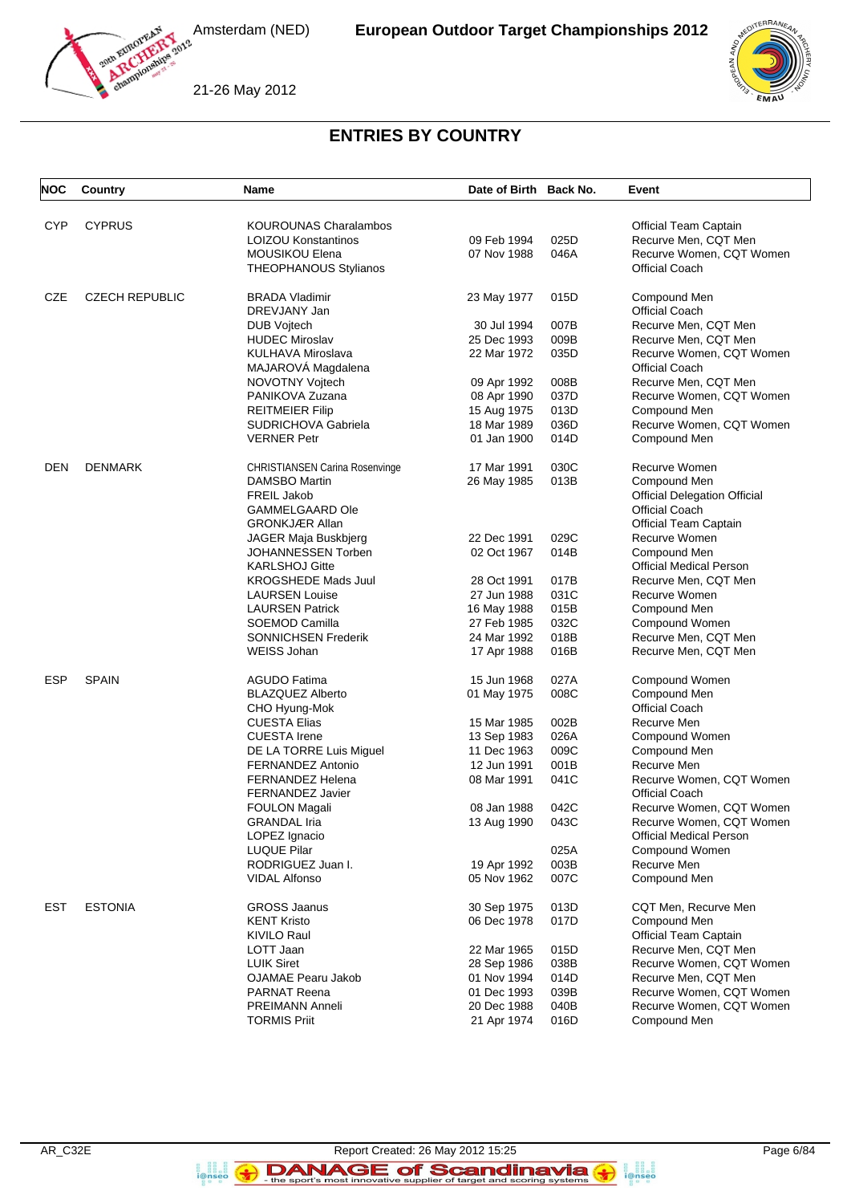# ENTRIES BY COUNTRY

| NOC | Country | Name | Date of Birth | Back No. | Event |
|---|---|---|---|---|---|
| CYP | CYPRUS | KOUROUNAS Charalambos | | | Official Team Captain |
| | | LOIZOU Konstantinos | 09 Feb 1994 | 025D | Recurve Men, CQT Men |
| | | MOUSIKOU Elena | 07 Nov 1988 | 046A | Recurve Women, CQT Women |
| | | THEOPHANOUS Stylianos | | | Official Coach |
| CZE | CZECH REPUBLIC | BRADA Vladimir | 23 May 1977 | 015D | Compound Men |
| | | DREVJANY Jan | | | Official Coach |
| | | DUB Vojtech | 30 Jul 1994 | 007B | Recurve Men, CQT Men |
| | | HUDEC Miroslav | 25 Dec 1993 | 009B | Recurve Men, CQT Men |
| | | KULHAVA Miroslava | 22 Mar 1972 | 035D | Recurve Women, CQT Women |
| | | MAJAROVÁ Magdalena | | | Official Coach |
| | | NOVOTNY Vojtech | 09 Apr 1992 | 008B | Recurve Men, CQT Men |
| | | PANIKOVA Zuzana | 08 Apr 1990 | 037D | Recurve Women, CQT Women |
| | | REITMEIER Filip | 15 Aug 1975 | 013D | Compound Men |
| | | SUDRICHOVA Gabriela | 18 Mar 1989 | 036D | Recurve Women, CQT Women |
| | | VERNER Petr | 01 Jan 1900 | 014D | Compound Men |
| DEN | DENMARK | CHRISTIANSEN Carina Rosenvinge | 17 Mar 1991 | 030C | Recurve Women |
| | | DAMSBO Martin | 26 May 1985 | 013B | Compound Men |
| | | FREIL Jakob | | | Official Delegation Official |
| | | GAMMELGAARD Ole | | | Official Coach |
| | | GRONKJÆR Allan | | | Official Team Captain |
| | | JAGER Maja Buskbjerg | 22 Dec 1991 | 029C | Recurve Women |
| | | JOHANNESSEN Torben | 02 Oct 1967 | 014B | Compound Men |
| | | KARLSHOJ Gitte | | | Official Medical Person |
| | | KROGSHEDE Mads Juul | 28 Oct 1991 | 017B | Recurve Men, CQT Men |
| | | LAURSEN Louise | 27 Jun 1988 | 031C | Recurve Women |
| | | LAURSEN Patrick | 16 May 1988 | 015B | Compound Men |
| | | SOEMOD Camilla | 27 Feb 1985 | 032C | Compound Women |
| | | SONNICHSEN Frederik | 24 Mar 1992 | 018B | Recurve Men, CQT Men |
| | | WEISS Johan | 17 Apr 1988 | 016B | Recurve Men, CQT Men |
| ESP | SPAIN | AGUDO Fatima | 15 Jun 1968 | 027A | Compound Women |
| | | BLAZQUEZ Alberto | 01 May 1975 | 008C | Compound Men |
| | | CHO Hyung-Mok | | | Official Coach |
| | | CUESTA Elias | 15 Mar 1985 | 002B | Recurve Men |
| | | CUESTA Irene | 13 Sep 1983 | 026A | Compound Women |
| | | DE LA TORRE Luis Miguel | 11 Dec 1963 | 009C | Compound Men |
| | | FERNANDEZ Antonio | 12 Jun 1991 | 001B | Recurve Men |
| | | FERNANDEZ Helena | 08 Mar 1991 | 041C | Recurve Women, CQT Women |
| | | FERNANDEZ Javier | | | Official Coach |
| | | FOULON Magali | 08 Jan 1988 | 042C | Recurve Women, CQT Women |
| | | GRANDAL Iria | 13 Aug 1990 | 043C | Recurve Women, CQT Women |
| | | LOPEZ Ignacio | | | Official Medical Person |
| | | LUQUE Pilar | | 025A | Compound Women |
| | | RODRIGUEZ Juan I. | 19 Apr 1992 | 003B | Recurve Men |
| | | VIDAL Alfonso | 05 Nov 1962 | 007C | Compound Men |
| EST | ESTONIA | GROSS Jaanus | 30 Sep 1975 | 013D | CQT Men, Recurve Men |
| | | KENT Kristo | 06 Dec 1978 | 017D | Compound Men |
| | | KIVILO Raul | | | Official Team Captain |
| | | LOTT Jaan | 22 Mar 1965 | 015D | Recurve Men, CQT Men |
| | | LUIK Siret | 28 Sep 1986 | 038B | Recurve Women, CQT Women |
| | | OJAMAE Pearu Jakob | 01 Nov 1994 | 014D | Recurve Men, CQT Men |
| | | PARNAT Reena | 01 Dec 1993 | 039B | Recurve Women, CQT Women |
| | | PREIMANN Anneli | 20 Dec 1988 | 040B | Recurve Women, CQT Women |
| | | TORMIS Priit | 21 Apr 1974 | 016D | Compound Men |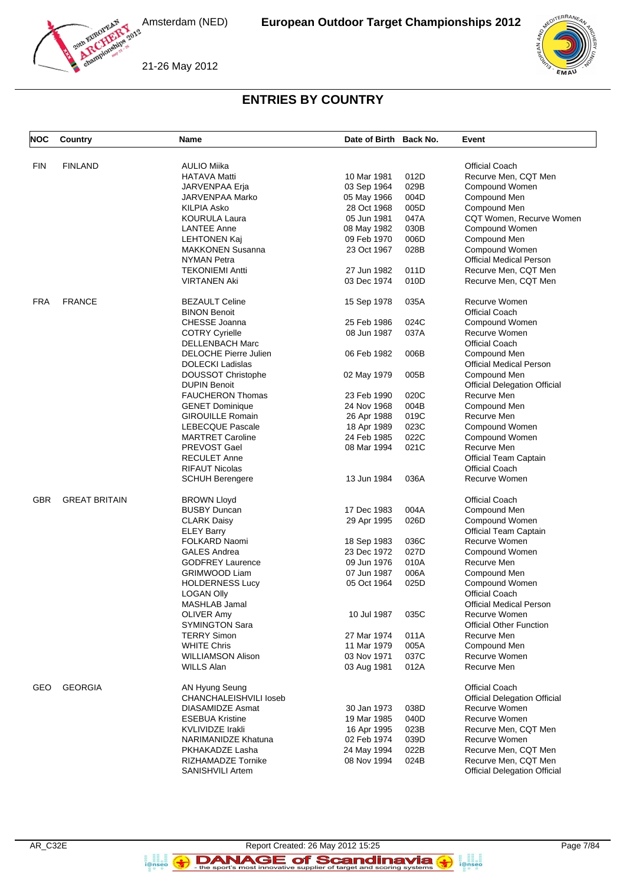# ENTRIES BY COUNTRY

| NOC | Country | Name | Date of Birth | Back No. | Event |
|---|---|---|---|---|---|
| FIN | FINLAND | AULIO Miika | | | Official Coach |
| | | HATAVA Matti | 10 Mar 1981 | 012D | Recurve Men, CQT Men |
| | | JARVENPAA Erja | 03 Sep 1964 | 029B | Compound Women |
| | | JARVENPAA Marko | 05 May 1966 | 004D | Compound Men |
| | | KILPIA Asko | 28 Oct 1968 | 005D | Compound Men |
| | | KOURULA Laura | 05 Jun 1981 | 047A | CQT Women, Recurve Women |
| | | LANTEE Anne | 08 May 1982 | 030B | Compound Women |
| | | LEHTONEN Kaj | 09 Feb 1970 | 006D | Compound Men |
| | | MAKKONEN Susanna | 23 Oct 1967 | 028B | Compound Women |
| | | NYMAN Petra | | | Official Medical Person |
| | | TEKONIEMI Antti | 27 Jun 1982 | 011D | Recurve Men, CQT Men |
| | | VIRTANEN Aki | 03 Dec 1974 | 010D | Recurve Men, CQT Men |
| FRA | FRANCE | BEZAULT Celine | 15 Sep 1978 | 035A | Recurve Women |
| | | BINON Benoit | | | Official Coach |
| | | CHESSE Joanna | 25 Feb 1986 | 024C | Compound Women |
| | | COTRY Cyrielle | 08 Jun 1987 | 037A | Recurve Women |
| | | DELLENBACH Marc | | | Official Coach |
| | | DELOCHE Pierre Julien | 06 Feb 1982 | 006B | Compound Men |
| | | DOLECKI Ladislas | | | Official Medical Person |
| | | DOUSSOT Christophe | 02 May 1979 | 005B | Compound Men |
| | | DUPIN Benoit | | | Official Delegation Official |
| | | FAUCHERON Thomas | 23 Feb 1990 | 020C | Recurve Men |
| | | GENET Dominique | 24 Nov 1968 | 004B | Compound Men |
| | | GIROUILLE Romain | 26 Apr 1988 | 019C | Recurve Men |
| | | LEBECQUE Pascale | 18 Apr 1989 | 023C | Compound Women |
| | | MARTRET Caroline | 24 Feb 1985 | 022C | Compound Women |
| | | PREVOST Gael | 08 Mar 1994 | 021C | Recurve Men |
| | | RECULET Anne | | | Official Team Captain |
| | | RIFAUT Nicolas | | | Official Coach |
| | | SCHUH Berengere | 13 Jun 1984 | 036A | Recurve Women |
| GBR | GREAT BRITAIN | BROWN Lloyd | | | Official Coach |
| | | BUSBY Duncan | 17 Dec 1983 | 004A | Compound Men |
| | | CLARK Daisy | 29 Apr 1995 | 026D | Compound Women |
| | | ELEY Barry | | | Official Team Captain |
| | | FOLKARD Naomi | 18 Sep 1983 | 036C | Recurve Women |
| | | GALES Andrea | 23 Dec 1972 | 027D | Compound Women |
| | | GODFREY Laurence | 09 Jun 1976 | 010A | Recurve Men |
| | | GRIMWOOD Liam | 07 Jun 1987 | 006A | Compound Men |
| | | HOLDERNESS Lucy | 05 Oct 1964 | 025D | Compound Women |
| | | LOGAN Olly | | | Official Coach |
| | | MASHLAB Jamal | | | Official Medical Person |
| | | OLIVER Amy | 10 Jul 1987 | 035C | Recurve Women |
| | | SYMINGTON Sara | | | Official Other Function |
| | | TERRY Simon | 27 Mar 1974 | 011A | Recurve Men |
| | | WHITE Chris | 11 Mar 1979 | 005A | Compound Men |
| | | WILLIAMSON Alison | 03 Nov 1971 | 037C | Recurve Women |
| | | WILLS Alan | 03 Aug 1981 | 012A | Recurve Men |
| GEO | GEORGIA | AN Hyung Seung | | | Official Coach |
| | | CHANCHALEISHVILI Ioseb | | | Official Delegation Official |
| | | DIASAMIDZE Asmat | 30 Jan 1973 | 038D | Recurve Women |
| | | ESEBUA Kristine | 19 Mar 1985 | 040D | Recurve Women |
| | | KVLIVIDZE Irakli | 16 Apr 1995 | 023B | Recurve Men, CQT Men |
| | | NARIMANIDZE Khatuna | 02 Feb 1974 | 039D | Recurve Women |
| | | PKHAKADZE Lasha | 24 May 1994 | 022B | Recurve Men, CQT Men |
| | | RIZHAMADZE Tornike | 08 Nov 1994 | 024B | Recurve Men, CQT Men |
| | | SANISHVILI Artem | | | Official Delegation Official |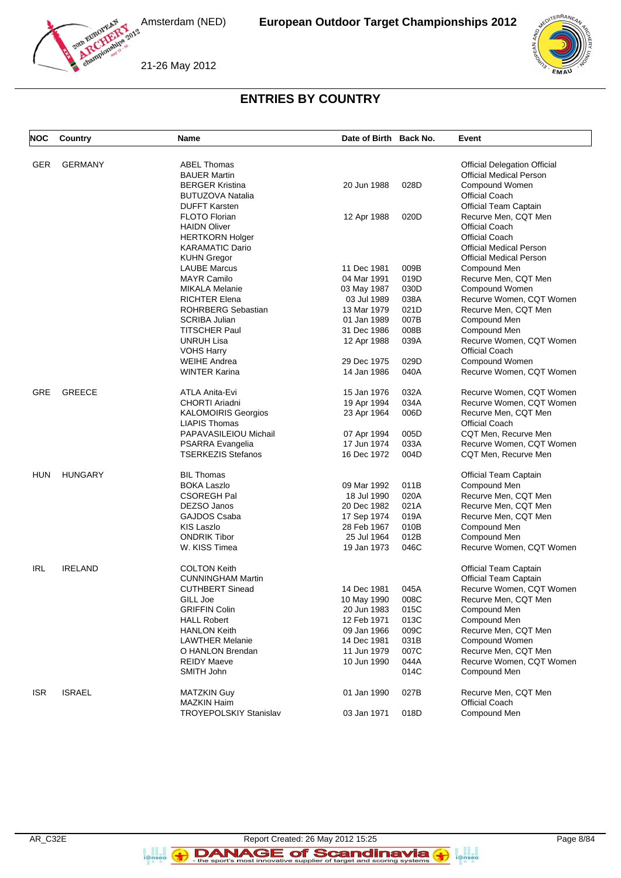## ENTRIES BY COUNTRY

| NOC | Country | Name | Date of Birth | Back No. | Event |
|---|---|---|---|---|---|
| GER | GERMANY | ABEL Thomas | | | Official Delegation Official |
| | | BAUER Martin | | | Official Medical Person |
| | | BERGER Kristina | 20 Jun 1988 | 028D | Compound Women |
| | | BUTUZOVA Natalia | | | Official Coach |
| | | DUFFT Karsten | | | Official Team Captain |
| | | FLOTO Florian | 12 Apr 1988 | 020D | Recurve Men, CQT Men |
| | | HAIDN Oliver | | | Official Coach |
| | | HERTKORN Holger | | | Official Coach |
| | | KARAMATIC Dario | | | Official Medical Person |
| | | KUHN Gregor | | | Official Medical Person |
| | | LAUBE Marcus | 11 Dec 1981 | 009B | Compound Men |
| | | MAYR Camilo | 04 Mar 1991 | 019D | Recurve Men, CQT Men |
| | | MIKALA Melanie | 03 May 1987 | 030D | Compound Women |
| | | RICHTER Elena | 03 Jul 1989 | 038A | Recurve Women, CQT Women |
| | | ROHRBERG Sebastian | 13 Mar 1979 | 021D | Recurve Men, CQT Men |
| | | SCRIBA Julian | 01 Jan 1989 | 007B | Compound Men |
| | | TITSCHER Paul | 31 Dec 1986 | 008B | Compound Men |
| | | UNRUH Lisa | 12 Apr 1988 | 039A | Recurve Women, CQT Women |
| | | VOHS Harry | | | Official Coach |
| | | WEIHE Andrea | 29 Dec 1975 | 029D | Compound Women |
| | | WINTER Karina | 14 Jan 1986 | 040A | Recurve Women, CQT Women |
| GRE | GREECE | ATLA Anita-Evi | 15 Jan 1976 | 032A | Recurve Women, CQT Women |
| | | CHORTI Ariadni | 19 Apr 1994 | 034A | Recurve Women, CQT Women |
| | | KALOMOIRIS Georgios | 23 Apr 1964 | 006D | Recurve Men, CQT Men |
| | | LIAPIS Thomas | | | Official Coach |
| | | PAPAVASILEIOU Michail | 07 Apr 1994 | 005D | CQT Men, Recurve Men |
| | | PSARRA Evangelia | 17 Jun 1974 | 033A | Recurve Women, CQT Women |
| | | TSERKEZIS Stefanos | 16 Dec 1972 | 004D | CQT Men, Recurve Men |
| HUN | HUNGARY | BIL Thomas | | | Official Team Captain |
| | | BOKA Laszlo | 09 Mar 1992 | 011B | Compound Men |
| | | CSOREGH Pal | 18 Jul 1990 | 020A | Recurve Men, CQT Men |
| | | DEZSO Janos | 20 Dec 1982 | 021A | Recurve Men, CQT Men |
| | | GAJDOS Csaba | 17 Sep 1974 | 019A | Recurve Men, CQT Men |
| | | KIS Laszlo | 28 Feb 1967 | 010B | Compound Men |
| | | ONDRIK Tibor | 25 Jul 1964 | 012B | Compound Men |
| | | W. KISS Timea | 19 Jan 1973 | 046C | Recurve Women, CQT Women |
| IRL | IRELAND | COLTON Keith | | | Official Team Captain |
| | | CUNNINGHAM Martin | | | Official Team Captain |
| | | CUTHBERT Sinead | 14 Dec 1981 | 045A | Recurve Women, CQT Women |
| | | GILL Joe | 10 May 1990 | 008C | Recurve Men, CQT Men |
| | | GRIFFIN Colin | 20 Jun 1983 | 015C | Compound Men |
| | | HALL Robert | 12 Feb 1971 | 013C | Compound Men |
| | | HANLON Keith | 09 Jan 1966 | 009C | Recurve Men, CQT Men |
| | | LAWTHER Melanie | 14 Dec 1981 | 031B | Compound Women |
| | | O HANLON Brendan | 11 Jun 1979 | 007C | Recurve Men, CQT Men |
| | | REIDY Maeve | 10 Jun 1990 | 044A | Recurve Women, CQT Women |
| | | SMITH John | | 014C | Compound Men |
| ISR | ISRAEL | MATZKIN Guy | 01 Jan 1990 | 027B | Recurve Men, CQT Men |
| | | MAZKIN Haim | | | Official Coach |
| | | TROYEPOLSKIY Stanislav | 03 Jan 1971 | 018D | Compound Men |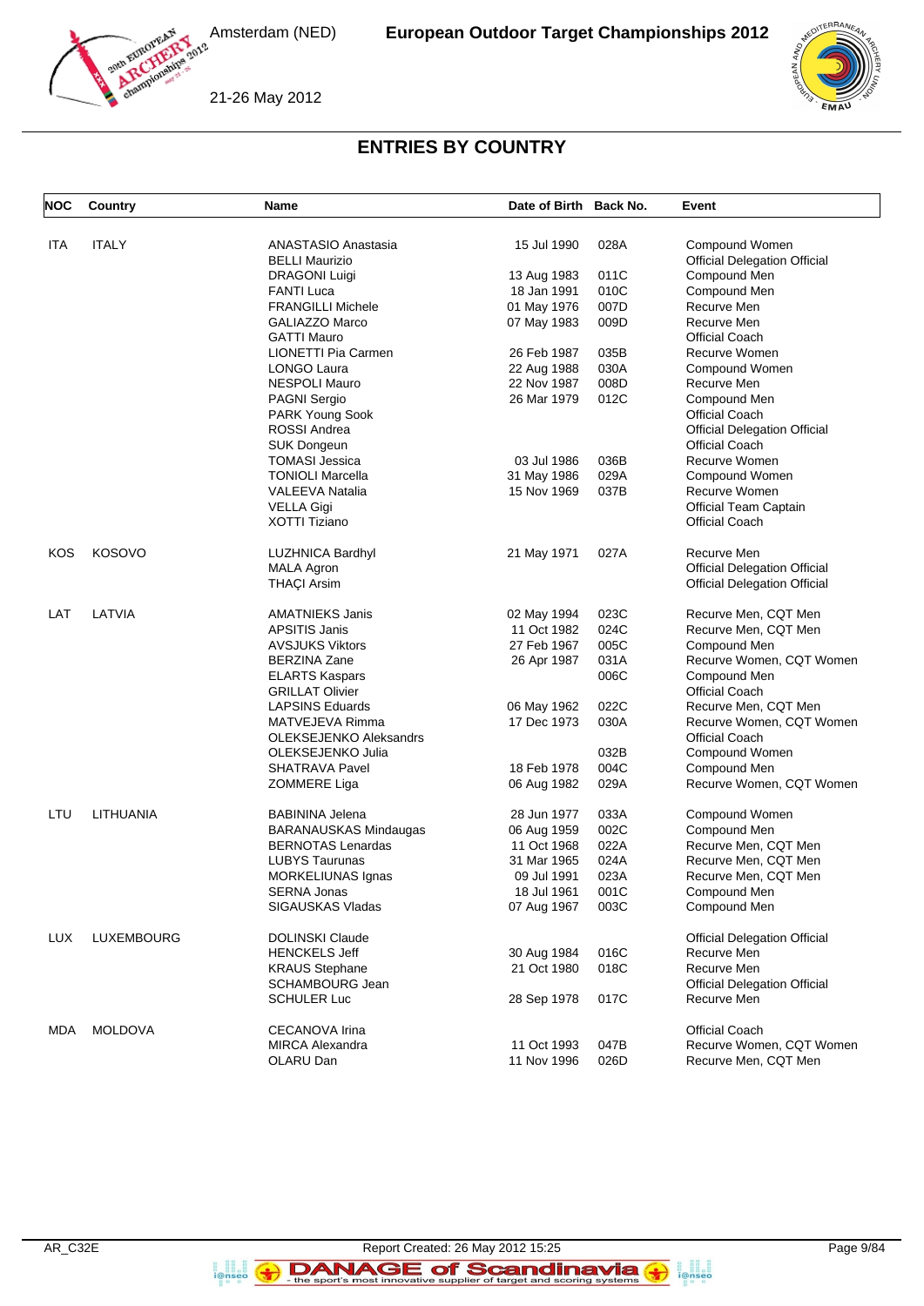# ENTRIES BY COUNTRY

| NOC | Country | Name | Date of Birth | Back No. | Event |
|---|---|---|---|---|---|
| ITA | ITALY | ANASTASIO Anastasia | 15 Jul 1990 | 028A | Compound Women |
| | | BELLI Maurizio | | | Official Delegation Official |
| | | DRAGONI Luigi | 13 Aug 1983 | 011C | Compound Men |
| | | FANTI Luca | 18 Jan 1991 | 010C | Compound Men |
| | | FRANGILLI Michele | 01 May 1976 | 007D | Recurve Men |
| | | GALIAZZO Marco | 07 May 1983 | 009D | Recurve Men |
| | | GATTI Mauro | | | Official Coach |
| | | LIONETTI Pia Carmen | 26 Feb 1987 | 035B | Recurve Women |
| | | LONGO Laura | 22 Aug 1988 | 030A | Compound Women |
| | | NESPOLI Mauro | 22 Nov 1987 | 008D | Recurve Men |
| | | PAGNI Sergio | 26 Mar 1979 | 012C | Compound Men |
| | | PARK Young Sook | | | Official Coach |
| | | ROSSI Andrea | | | Official Delegation Official |
| | | SUK Dongeun | | | Official Coach |
| | | TOMASI Jessica | 03 Jul 1986 | 036B | Recurve Women |
| | | TONIOLI Marcella | 31 May 1986 | 029A | Compound Women |
| | | VALEEVA Natalia | 15 Nov 1969 | 037B | Recurve Women |
| | | VELLA Gigi | | | Official Team Captain |
| | | XOTTI Tiziano | | | Official Coach |
| KOS | KOSOVO | LUZHNICA Bardhyl | 21 May 1971 | 027A | Recurve Men |
| | | MALA Agron | | | Official Delegation Official |
| | | THAÇI Arsim | | | Official Delegation Official |
| LAT | LATVIA | AMATNIEKS Janis | 02 May 1994 | 023C | Recurve Men, CQT Men |
| | | APSITIS Janis | 11 Oct 1982 | 024C | Recurve Men, CQT Men |
| | | AVSJUKS Viktors | 27 Feb 1967 | 005C | Compound Men |
| | | BERZINA Zane | 26 Apr 1987 | 031A | Recurve Women, CQT Women |
| | | ELARTS Kaspars | | 006C | Compound Men |
| | | GRILLAT Olivier | | | Official Coach |
| | | LAPSINS Eduards | 06 May 1962 | 022C | Recurve Men, CQT Men |
| | | MATVEJEVA Rimma | 17 Dec 1973 | 030A | Recurve Women, CQT Women |
| | | OLEKSEJENKO Aleksandrs | | | Official Coach |
| | | OLEKSEJENKO Julia | | 032B | Compound Women |
| | | SHATRAVA Pavel | 18 Feb 1978 | 004C | Compound Men |
| | | ZOMMERE Liga | 06 Aug 1982 | 029A | Recurve Women, CQT Women |
| LTU | LITHUANIA | BABININA Jelena | 28 Jun 1977 | 033A | Compound Women |
| | | BARANAUSKAS Mindaugas | 06 Aug 1959 | 002C | Compound Men |
| | | BERNOTAS Lenardas | 11 Oct 1968 | 022A | Recurve Men, CQT Men |
| | | LUBYS Taurunas | 31 Mar 1965 | 024A | Recurve Men, CQT Men |
| | | MORKELIUNAS Ignas | 09 Jul 1991 | 023A | Recurve Men, CQT Men |
| | | SERNA Jonas | 18 Jul 1961 | 001C | Compound Men |
| | | SIGAUSKAS Vladas | 07 Aug 1967 | 003C | Compound Men |
| LUX | LUXEMBOURG | DOLINSKI Claude | | | Official Delegation Official |
| | | HENCKELS Jeff | 30 Aug 1984 | 016C | Recurve Men |
| | | KRAUS Stephane | 21 Oct 1980 | 018C | Recurve Men |
| | | SCHAMBOURG Jean | | | Official Delegation Official |
| | | SCHULER Luc | 28 Sep 1978 | 017C | Recurve Men |
| MDA | MOLDOVA | CECANOVA Irina | | | Official Coach |
| | | MIRCA Alexandra | 11 Oct 1993 | 047B | Recurve Women, CQT Women |
| | | OLARU Dan | 11 Nov 1996 | 026D | Recurve Men, CQT Men |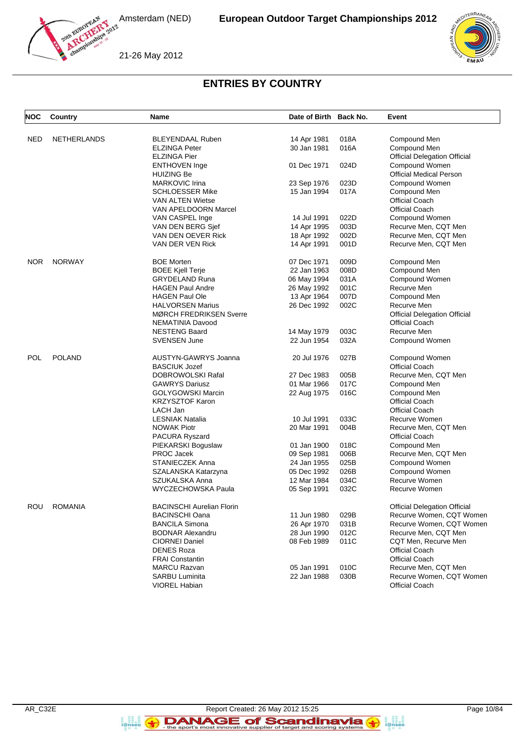## ENTRIES BY COUNTRY

| NOC | Country | Name | Date of Birth | Back No. | Event |
|---|---|---|---|---|---|
| NED | NETHERLANDS | BLEYENDAAL Ruben | 14 Apr 1981 | 018A | Compound Men |
| | | ELZINGA Peter | 30 Jan 1981 | 016A | Compound Men |
| | | ELZINGA Pier | | | Official Delegation Official |
| | | ENTHOVEN Inge | 01 Dec 1971 | 024D | Compound Women |
| | | HUIZING Be | | | Official Medical Person |
| | | MARKOVIC Irina | 23 Sep 1976 | 023D | Compound Women |
| | | SCHLOESSER Mike | 15 Jan 1994 | 017A | Compound Men |
| | | VAN ALTEN Wietse | | | Official Coach |
| | | VAN APELDOORN Marcel | | | Official Coach |
| | | VAN CASPEL Inge | 14 Jul 1991 | 022D | Compound Women |
| | | VAN DEN BERG Sjef | 14 Apr 1995 | 003D | Recurve Men, CQT Men |
| | | VAN DEN OEVER Rick | 18 Apr 1992 | 002D | Recurve Men, CQT Men |
| | | VAN DER VEN Rick | 14 Apr 1991 | 001D | Recurve Men, CQT Men |
| NOR | NORWAY | BOE Morten | 07 Dec 1971 | 009D | Compound Men |
| | | BOEE Kjell Terje | 22 Jan 1963 | 008D | Compound Men |
| | | GRYDELAND Runa | 06 May 1994 | 031A | Compound Women |
| | | HAGEN Paul Andre | 26 May 1992 | 001C | Recurve Men |
| | | HAGEN Paul Ole | 13 Apr 1964 | 007D | Compound Men |
| | | HALVORSEN Marius | 26 Dec 1992 | 002C | Recurve Men |
| | | MØRCH FREDRIKSEN Sverre | | | Official Delegation Official |
| | | NEMATINIA Davood | | | Official Coach |
| | | NESTENG Baard | 14 May 1979 | 003C | Recurve Men |
| | | SVENSEN June | 22 Jun 1954 | 032A | Compound Women |
| POL | POLAND | AUSTYN-GAWRYS Joanna | 20 Jul 1976 | 027B | Compound Women |
| | | BASCIUK Jozef | | | Official Coach |
| | | DOBROWOLSKI Rafal | 27 Dec 1983 | 005B | Recurve Men, CQT Men |
| | | GAWRYS Dariusz | 01 Mar 1966 | 017C | Compound Men |
| | | GOLYGOWSKI Marcin | 22 Aug 1975 | 016C | Compound Men |
| | | KRZYSZTOF Karon | | | Official Coach |
| | | LACH Jan | | | Official Coach |
| | | LESNIAK Natalia | 10 Jul 1991 | 033C | Recurve Women |
| | | NOWAK Piotr | 20 Mar 1991 | 004B | Recurve Men, CQT Men |
| | | PACURA Ryszard | | | Official Coach |
| | | PIEKARSKI Boguslaw | 01 Jan 1900 | 018C | Compound Men |
| | | PROC Jacek | 09 Sep 1981 | 006B | Recurve Men, CQT Men |
| | | STANIECZEK Anna | 24 Jan 1955 | 025B | Compound Women |
| | | SZALANSKA Katarzyna | 05 Dec 1992 | 026B | Compound Women |
| | | SZUKALSKA Anna | 12 Mar 1984 | 034C | Recurve Women |
| | | WYCZECHOWSKA Paula | 05 Sep 1991 | 032C | Recurve Women |
| ROU | ROMANIA | BACINSCHI Aurelian Florin | | | Official Delegation Official |
| | | BACINSCHI Oana | 11 Jun 1980 | 029B | Recurve Women, CQT Women |
| | | BANCILA Simona | 26 Apr 1970 | 031B | Recurve Women, CQT Women |
| | | BODNAR Alexandru | 28 Jun 1990 | 012C | Recurve Men, CQT Men |
| | | CIORNEI Daniel | 08 Feb 1989 | 011C | CQT Men, Recurve Men |
| | | DENES Roza | | | Official Coach |
| | | FRAI Constantin | | | Official Coach |
| | | MARCU Razvan | 05 Jan 1991 | 010C | Recurve Men, CQT Men |
| | | SARBU Luminita | 22 Jan 1988 | 030B | Recurve Women, CQT Women |
| | | VIOREL Habian | | | Official Coach |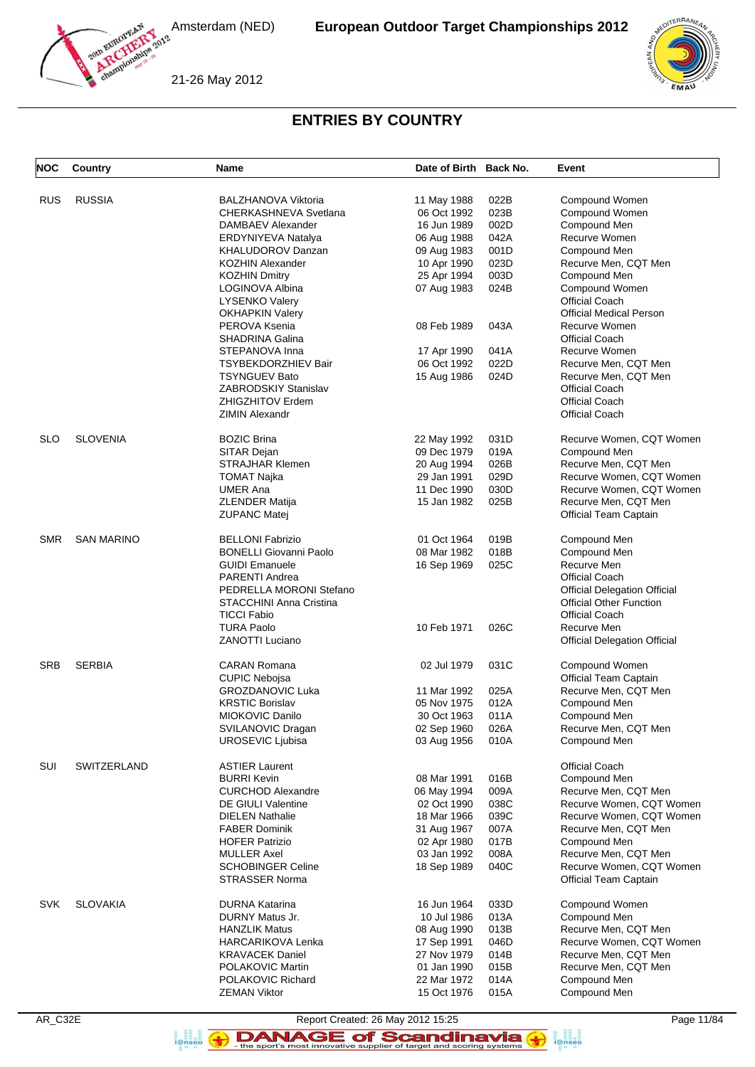Amsterdam (NED) **European Outdoor Target Championships 2012**

21-26 May 2012

## ENTRIES BY COUNTRY

| NOC | Country | Name | Date of Birth | Back No. | Event |
|---|---|---|---|---|---|
| RUS | RUSSIA | BALZHANOVA Viktoria | 11 May 1988 | 022B | Compound Women |
| | | CHERKASHNEVA Svetlana | 06 Oct 1992 | 023B | Compound Women |
| | | DAMBAEV Alexander | 16 Jun 1989 | 002D | Compound Men |
| | | ERDYNIYEVA Natalya | 06 Aug 1988 | 042A | Recurve Women |
| | | KHALUDOROV Danzan | 09 Aug 1983 | 001D | Compound Men |
| | | KOZHIN Alexander | 10 Apr 1990 | 023D | Recurve Men, CQT Men |
| | | KOZHIN Dmitry | 25 Apr 1994 | 003D | Compound Men |
| | | LOGINOVA Albina | 07 Aug 1983 | 024B | Compound Women |
| | | LYSENKO Valery | | | Official Coach |
| | | OKHAPKIN Valery | | | Official Medical Person |
| | | PEROVA Ksenia | 08 Feb 1989 | 043A | Recurve Women |
| | | SHADRINA Galina | | | Official Coach |
| | | STEPANOVA Inna | 17 Apr 1990 | 041A | Recurve Women |
| | | TSYBEKDORZHIEV Bair | 06 Oct 1992 | 022D | Recurve Men, CQT Men |
| | | TSYNGUEV Bato | 15 Aug 1986 | 024D | Recurve Men, CQT Men |
| | | ZABRODSKIY Stanislav | | | Official Coach |
| | | ZHIGZHITOV Erdem | | | Official Coach |
| | | ZIMIN Alexandr | | | Official Coach |
| SLO | SLOVENIA | BOZIC Brina | 22 May 1992 | 031D | Recurve Women, CQT Women |
| | | SITAR Dejan | 09 Dec 1979 | 019A | Compound Men |
| | | STRAJHAR Klemen | 20 Aug 1994 | 026B | Recurve Men, CQT Men |
| | | TOMAT Najka | 29 Jan 1991 | 029D | Recurve Women, CQT Women |
| | | UMER Ana | 11 Dec 1990 | 030D | Recurve Women, CQT Women |
| | | ZLENDER Matija | 15 Jan 1982 | 025B | Recurve Men, CQT Men |
| | | ZUPANC Matej | | | Official Team Captain |
| SMR | SAN MARINO | BELLONI Fabrizio | 01 Oct 1964 | 019B | Compound Men |
| | | BONELLI Giovanni Paolo | 08 Mar 1982 | 018B | Compound Men |
| | | GUIDI Emanuele | 16 Sep 1969 | 025C | Recurve Men |
| | | PARENTI Andrea | | | Official Coach |
| | | PEDRELLA MORONI Stefano | | | Official Delegation Official |
| | | STACCHINI Anna Cristina | | | Official Other Function |
| | | TICCI Fabio | | | Official Coach |
| | | TURA Paolo | 10 Feb 1971 | 026C | Recurve Men |
| | | ZANOTTI Luciano | | | Official Delegation Official |
| SRB | SERBIA | CARAN Romana | 02 Jul 1979 | 031C | Compound Women |
| | | CUPIC Nebojsa | | | Official Team Captain |
| | | GROZDANOVIC Luka | 11 Mar 1992 | 025A | Recurve Men, CQT Men |
| | | KRSTIC Borislav | 05 Nov 1975 | 012A | Compound Men |
| | | MIOKOVIC Danilo | 30 Oct 1963 | 011A | Compound Men |
| | | SVILANOVIC Dragan | 02 Sep 1960 | 026A | Recurve Men, CQT Men |
| | | UROSEVIC Ljubisa | 03 Aug 1956 | 010A | Compound Men |
| SUI | SWITZERLAND | ASTIER Laurent | | | Official Coach |
| | | BURRI Kevin | 08 Mar 1991 | 016B | Compound Men |
| | | CURCHOD Alexandre | 06 May 1994 | 009A | Recurve Men, CQT Men |
| | | DE GIULI Valentine | 02 Oct 1990 | 038C | Recurve Women, CQT Women |
| | | DIELEN Nathalie | 18 Mar 1966 | 039C | Recurve Women, CQT Women |
| | | FABER Dominik | 31 Aug 1967 | 007A | Recurve Men, CQT Men |
| | | HOFER Patrizio | 02 Apr 1980 | 017B | Compound Men |
| | | MULLER Axel | 03 Jan 1992 | 008A | Recurve Men, CQT Men |
| | | SCHOBINGER Celine | 18 Sep 1989 | 040C | Recurve Women, CQT Women |
| | | STRASSER Norma | | | Official Team Captain |
| SVK | SLOVAKIA | DURNA Katarina | 16 Jun 1964 | 033D | Compound Women |
| | | DURNY Matus Jr. | 10 Jul 1986 | 013A | Compound Men |
| | | HANZLIK Matus | 08 Aug 1990 | 013B | Recurve Men, CQT Men |
| | | HARCARIKOVA Lenka | 17 Sep 1991 | 046D | Recurve Women, CQT Women |
| | | KRAVACEK Daniel | 27 Nov 1979 | 014B | Recurve Men, CQT Men |
| | | POLAKOVIC Martin | 01 Jan 1990 | 015B | Recurve Men, CQT Men |
| | | POLAKOVIC Richard | 22 Mar 1972 | 014A | Compound Men |
| | | ZEMAN Viktor | 15 Oct 1976 | 015A | Compound Men |

AR_C32E Report Created: 26 May 2012 15:25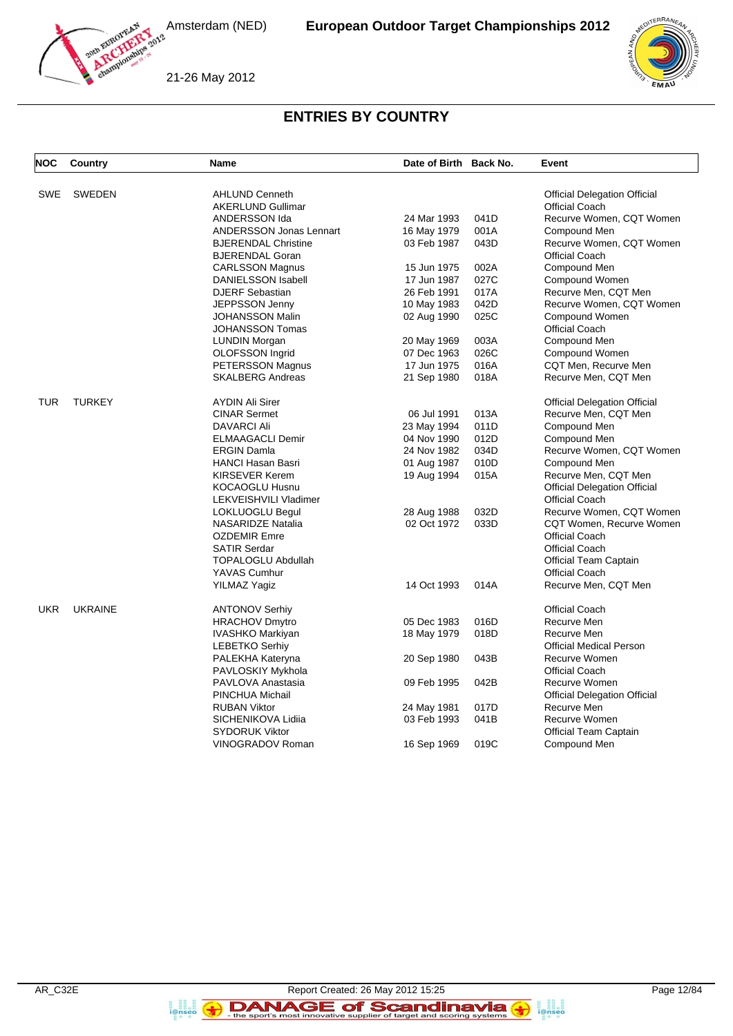## ENTRIES BY COUNTRY

| NOC | Country | Name | Date of Birth | Back No. | Event |
|---|---|---|---|---|---|
| SWE | SWEDEN | AHLUND Cenneth | | | Official Delegation Official |
| | | AKERLUND Gullimar | | | Official Coach |
| | | ANDERSSON Ida | 24 Mar 1993 | 041D | Recurve Women, CQT Women |
| | | ANDERSSON Jonas Lennart | 16 May 1979 | 001A | Compound Men |
| | | BJERENDAL Christine | 03 Feb 1987 | 043D | Recurve Women, CQT Women |
| | | BJERENDAL Goran | | | Official Coach |
| | | CARLSSON Magnus | 15 Jun 1975 | 002A | Compound Men |
| | | DANIELSSON Isabell | 17 Jun 1987 | 027C | Compound Women |
| | | DJERF Sebastian | 26 Feb 1991 | 017A | Recurve Men, CQT Men |
| | | JEPPSSON Jenny | 10 May 1983 | 042D | Recurve Women, CQT Women |
| | | JOHANSSON Malin | 02 Aug 1990 | 025C | Compound Women |
| | | JOHANSSON Tomas | | | Official Coach |
| | | LUNDIN Morgan | 20 May 1969 | 003A | Compound Men |
| | | OLOFSSON Ingrid | 07 Dec 1963 | 026C | Compound Women |
| | | PETERSSON Magnus | 17 Jun 1975 | 016A | CQT Men, Recurve Men |
| | | SKALBERG Andreas | 21 Sep 1980 | 018A | Recurve Men, CQT Men |
| TUR | TURKEY | AYDIN Ali Sirer | | | Official Delegation Official |
| | | CINAR Sermet | 06 Jul 1991 | 013A | Recurve Men, CQT Men |
| | | DAVARCI Ali | 23 May 1994 | 011D | Compound Men |
| | | ELMAAGACLI Demir | 04 Nov 1990 | 012D | Compound Men |
| | | ERGIN Damla | 24 Nov 1982 | 034D | Recurve Women, CQT Women |
| | | HANCI Hasan Basri | 01 Aug 1987 | 010D | Compound Men |
| | | KIRSEVER Kerem | 19 Aug 1994 | 015A | Recurve Men, CQT Men |
| | | KOCAOGLU Husnu | | | Official Delegation Official |
| | | LEKVEISHVILI Vladimer | | | Official Coach |
| | | LOKLUOGLU Begul | 28 Aug 1988 | 032D | Recurve Women, CQT Women |
| | | NASARIDZE Natalia | 02 Oct 1972 | 033D | CQT Women, Recurve Women |
| | | OZDEMIR Emre | | | Official Coach |
| | | SATIR Serdar | | | Official Coach |
| | | TOPALOGLU Abdullah | | | Official Team Captain |
| | | YAVAS Cumhur | | | Official Coach |
| | | YILMAZ Yagiz | 14 Oct 1993 | 014A | Recurve Men, CQT Men |
| UKR | UKRAINE | ANTONOV Serhiy | | | Official Coach |
| | | HRACHOV Dmytro | 05 Dec 1983 | 016D | Recurve Men |
| | | IVASHKO Markiyan | 18 May 1979 | 018D | Recurve Men |
| | | LEBETKO Serhiy | | | Official Medical Person |
| | | PALEKHA Kateryna | 20 Sep 1980 | 043B | Recurve Women |
| | | PAVLOSKIY Mykhola | | | Official Coach |
| | | PAVLOVA Anastasia | 09 Feb 1995 | 042B | Recurve Women |
| | | PINCHUA Michail | | | Official Delegation Official |
| | | RUBAN Viktor | 24 May 1981 | 017D | Recurve Men |
| | | SICHENIKOVA Lidiia | 03 Feb 1993 | 041B | Recurve Women |
| | | SYDORUK Viktor | | | Official Team Captain |
| | | VINOGRADOV Roman | 16 Sep 1969 | 019C | Compound Men |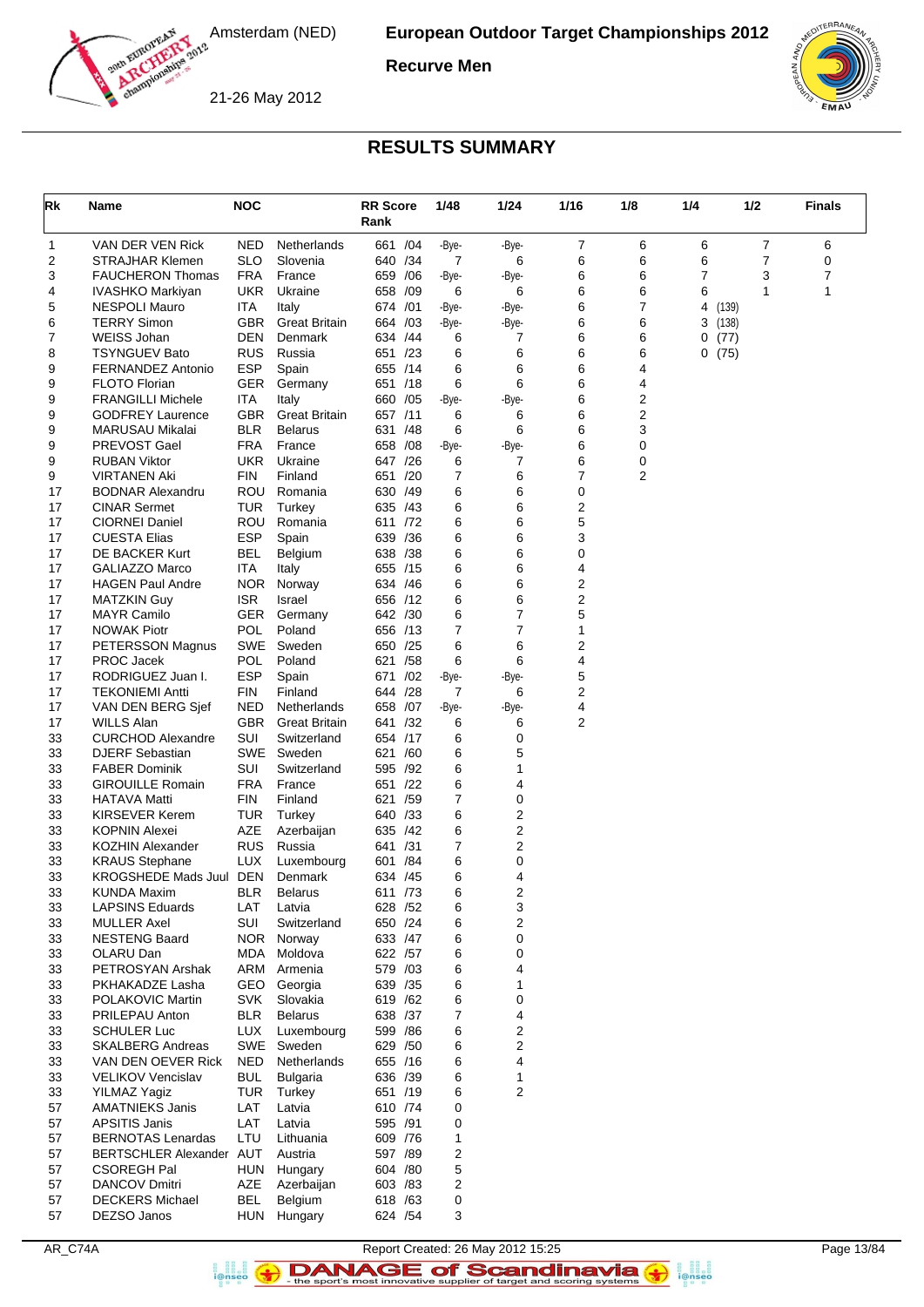# European Outdoor Target Championships 2012

**Recurve Men**

Amsterdam (NED)

21-26 May 2012

## RESULTS SUMMARY

| Rk | Name | NOC | | RR Score Rank | 1/48 | 1/24 | 1/16 | 1/8 | 1/4 | 1/2 | Finals |
|---|---|---|---|---|---|---|---|---|---|---|---|
| 1 | VAN DER VEN Rick | NED | Netherlands | 661 /04 | -Bye- | -Bye- | 7 | 6 | 6 | 7 | 6 |
| 2 | STRAJHAR Klemen | SLO | Slovenia | 640 /34 | 7 | 6 | 6 | 6 | 6 | 7 | 0 |
| 3 | FAUCHERON Thomas | FRA | France | 659 /06 | -Bye- | -Bye- | 6 | 6 | 7 | 3 | 7 |
| 4 | IVASHKO Markiyan | UKR | Ukraine | 658 /09 | 6 | 6 | 6 | 6 | 6 | 1 | 1 |
| 5 | NESPOLI Mauro | ITA | Italy | 674 /01 | -Bye- | -Bye- | 6 | 7 | 4 (139) | | |
| 6 | TERRY Simon | GBR | Great Britain | 664 /03 | -Bye- | -Bye- | 6 | 6 | 3 (138) | | |
| 7 | WEISS Johan | DEN | Denmark | 634 /44 | 6 | 7 | 6 | 6 | 0 (77) | | |
| 8 | TSYNGUEV Bato | RUS | Russia | 651 /23 | 6 | 6 | 6 | 6 | 0 (75) | | |
| 9 | FERNANDEZ Antonio | ESP | Spain | 655 /14 | 6 | 6 | 6 | 4 | | | |
| 9 | FLOTO Florian | GER | Germany | 651 /18 | 6 | 6 | 6 | 4 | | | |
| 9 | FRANGILLI Michele | ITA | Italy | 660 /05 | -Bye- | -Bye- | 6 | 2 | | | |
| 9 | GODFREY Laurence | GBR | Great Britain | 657 /11 | 6 | 6 | 6 | 2 | | | |
| 9 | MARUSAU Mikalai | BLR | Belarus | 631 /48 | 6 | 6 | 6 | 3 | | | |
| 9 | PREVOST Gael | FRA | France | 658 /08 | -Bye- | -Bye- | 6 | 0 | | | |
| 9 | RUBAN Viktor | UKR | Ukraine | 647 /26 | 6 | 7 | 6 | 0 | | | |
| 9 | VIRTANEN Aki | FIN | Finland | 651 /20 | 7 | 6 | 7 | 2 | | | |
| 17 | BODNAR Alexandru | ROU | Romania | 630 /49 | 6 | 6 | 0 | | | | |
| 17 | CINAR Sermet | TUR | Turkey | 635 /43 | 6 | 6 | 2 | | | | |
| 17 | CIORNEI Daniel | ROU | Romania | 611 /72 | 6 | 6 | 5 | | | | |
| 17 | CUESTA Elias | ESP | Spain | 639 /36 | 6 | 6 | 3 | | | | |
| 17 | DE BACKER Kurt | BEL | Belgium | 638 /38 | 6 | 6 | 0 | | | | |
| 17 | GALIAZZO Marco | ITA | Italy | 655 /15 | 6 | 6 | 4 | | | | |
| 17 | HAGEN Paul Andre | NOR | Norway | 634 /46 | 6 | 6 | 2 | | | | |
| 17 | MATZKIN Guy | ISR | Israel | 656 /12 | 6 | 6 | 2 | | | | |
| 17 | MAYR Camilo | GER | Germany | 642 /30 | 6 | 7 | 5 | | | | |
| 17 | NOWAK Piotr | POL | Poland | 656 /13 | 7 | 7 | 1 | | | | |
| 17 | PETERSSON Magnus | SWE | Sweden | 650 /25 | 6 | 6 | 2 | | | | |
| 17 | PROC Jacek | POL | Poland | 621 /58 | 6 | 6 | 4 | | | | |
| 17 | RODRIGUEZ Juan I. | ESP | Spain | 671 /02 | -Bye- | -Bye- | 5 | | | | |
| 17 | TEKONIEMI Antti | FIN | Finland | 644 /28 | 7 | 6 | 2 | | | | |
| 17 | VAN DEN BERG Sjef | NED | Netherlands | 658 /07 | -Bye- | -Bye- | 4 | | | | |
| 17 | WILLS Alan | GBR | Great Britain | 641 /32 | 6 | 6 | 2 | | | | |
| 33 | CURCHOD Alexandre | SUI | Switzerland | 654 /17 | 6 | 0 | | | | | |
| 33 | DJERF Sebastian | SWE | Sweden | 621 /60 | 6 | 5 | | | | | |
| 33 | FABER Dominik | SUI | Switzerland | 595 /92 | 6 | 1 | | | | | |
| 33 | GIROUILLE Romain | FRA | France | 651 /22 | 6 | 4 | | | | | |
| 33 | HATAVA Matti | FIN | Finland | 621 /59 | 7 | 0 | | | | | |
| 33 | KIRSEVER Kerem | TUR | Turkey | 640 /33 | 6 | 2 | | | | | |
| 33 | KOPNIN Alexei | AZE | Azerbaijan | 635 /42 | 6 | 2 | | | | | |
| 33 | KOZHIN Alexander | RUS | Russia | 641 /31 | 7 | 2 | | | | | |
| 33 | KRAUS Stephane | LUX | Luxembourg | 601 /84 | 6 | 0 | | | | | |
| 33 | KROGSHEDE Mads Juul | DEN | Denmark | 634 /45 | 6 | 4 | | | | | |
| 33 | KUNDA Maxim | BLR | Belarus | 611 /73 | 6 | 2 | | | | | |
| 33 | LAPSINS Eduards | LAT | Latvia | 628 /52 | 6 | 3 | | | | | |
| 33 | MULLER Axel | SUI | Switzerland | 650 /24 | 6 | 2 | | | | | |
| 33 | NESTENG Baard | NOR | Norway | 633 /47 | 6 | 0 | | | | | |
| 33 | OLARU Dan | MDA | Moldova | 622 /57 | 6 | 0 | | | | | |
| 33 | PETROSYAN Arshak | ARM | Armenia | 579 /03 | 6 | 4 | | | | | |
| 33 | PKHAKADZE Lasha | GEO | Georgia | 639 /35 | 6 | 1 | | | | | |
| 33 | POLAKOVIC Martin | SVK | Slovakia | 619 /62 | 6 | 0 | | | | | |
| 33 | PRILEPAU Anton | BLR | Belarus | 638 /37 | 7 | 4 | | | | | |
| 33 | SCHULER Luc | LUX | Luxembourg | 599 /86 | 6 | 2 | | | | | |
| 33 | SKALBERG Andreas | SWE | Sweden | 629 /50 | 6 | 2 | | | | | |
| 33 | VAN DEN OEVER Rick | NED | Netherlands | 655 /16 | 6 | 4 | | | | | |
| 33 | VELIKOV Vencislav | BUL | Bulgaria | 636 /39 | 6 | 1 | | | | | |
| 33 | YILMAZ Yagiz | TUR | Turkey | 651 /19 | 6 | 2 | | | | | |
| 57 | AMATNIEKS Janis | LAT | Latvia | 610 /74 | 0 | | | | | | |
| 57 | APSITIS Janis | LAT | Latvia | 595 /91 | 0 | | | | | | |
| 57 | BERNOTAS Lenardas | LTU | Lithuania | 609 /76 | 1 | | | | | | |
| 57 | BERTSCHLER Alexander | AUT | Austria | 597 /89 | 2 | | | | | | |
| 57 | CSOREGH Pal | HUN | Hungary | 604 /80 | 5 | | | | | | |
| 57 | DANCOV Dmitri | AZE | Azerbaijan | 603 /83 | 2 | | | | | | |
| 57 | DECKERS Michael | BEL | Belgium | 618 /63 | 0 | | | | | | |
| 57 | DEZSO Janos | HUN | Hungary | 624 /54 | 3 | | | | | | |

AR_C74A — Report Created: 26 May 2012 15:25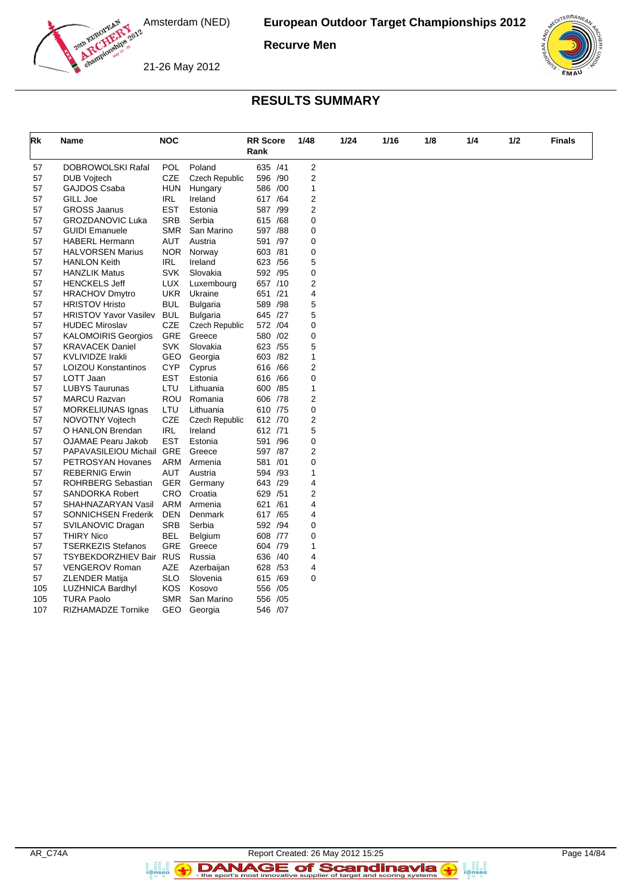# RESULTS SUMMARY

| Rk | Name | NOC | | RR Score Rank | 1/48 | 1/24 | 1/16 | 1/8 | 1/4 | 1/2 | Finals |
|---|---|---|---|---|---|---|---|---|---|---|---|
| 57 | DOBROWOLSKI Rafal | POL | Poland | 635 /41 | 2 | | | | | | |
| 57 | DUB Vojtech | CZE | Czech Republic | 596 /90 | 2 | | | | | | |
| 57 | GAJDOS Csaba | HUN | Hungary | 586 /00 | 1 | | | | | | |
| 57 | GILL Joe | IRL | Ireland | 617 /64 | 2 | | | | | | |
| 57 | GROSS Jaanus | EST | Estonia | 587 /99 | 2 | | | | | | |
| 57 | GROZDANOVIC Luka | SRB | Serbia | 615 /68 | 0 | | | | | | |
| 57 | GUIDI Emanuele | SMR | San Marino | 597 /88 | 0 | | | | | | |
| 57 | HABERL Hermann | AUT | Austria | 591 /97 | 0 | | | | | | |
| 57 | HALVORSEN Marius | NOR | Norway | 603 /81 | 0 | | | | | | |
| 57 | HANLON Keith | IRL | Ireland | 623 /56 | 5 | | | | | | |
| 57 | HANZLIK Matus | SVK | Slovakia | 592 /95 | 0 | | | | | | |
| 57 | HENCKELS Jeff | LUX | Luxembourg | 657 /10 | 2 | | | | | | |
| 57 | HRACHOV Dmytro | UKR | Ukraine | 651 /21 | 4 | | | | | | |
| 57 | HRISTOV Hristo | BUL | Bulgaria | 589 /98 | 5 | | | | | | |
| 57 | HRISTOV Yavor Vasilev | BUL | Bulgaria | 645 /27 | 5 | | | | | | |
| 57 | HUDEC Miroslav | CZE | Czech Republic | 572 /04 | 0 | | | | | | |
| 57 | KALOMOIRIS Georgios | GRE | Greece | 580 /02 | 0 | | | | | | |
| 57 | KRAVACEK Daniel | SVK | Slovakia | 623 /55 | 5 | | | | | | |
| 57 | KVLIVIDZE Irakli | GEO | Georgia | 603 /82 | 1 | | | | | | |
| 57 | LOIZOU Konstantinos | CYP | Cyprus | 616 /66 | 2 | | | | | | |
| 57 | LOTT Jaan | EST | Estonia | 616 /66 | 0 | | | | | | |
| 57 | LUBYS Taurunas | LTU | Lithuania | 600 /85 | 1 | | | | | | |
| 57 | MARCU Razvan | ROU | Romania | 606 /78 | 2 | | | | | | |
| 57 | MORKELIUNAS Ignas | LTU | Lithuania | 610 /75 | 0 | | | | | | |
| 57 | NOVOTNY Vojtech | CZE | Czech Republic | 612 /70 | 2 | | | | | | |
| 57 | O HANLON Brendan | IRL | Ireland | 612 /71 | 5 | | | | | | |
| 57 | OJAMAE Pearu Jakob | EST | Estonia | 591 /96 | 0 | | | | | | |
| 57 | PAPAVASILEIOU Michail | GRE | Greece | 597 /87 | 2 | | | | | | |
| 57 | PETROSYAN Hovanes | ARM | Armenia | 581 /01 | 0 | | | | | | |
| 57 | REBERNIG Erwin | AUT | Austria | 594 /93 | 1 | | | | | | |
| 57 | ROHRBERG Sebastian | GER | Germany | 643 /29 | 4 | | | | | | |
| 57 | SANDORKA Robert | CRO | Croatia | 629 /51 | 2 | | | | | | |
| 57 | SHAHNAZARYAN Vasil | ARM | Armenia | 621 /61 | 4 | | | | | | |
| 57 | SONNICHSEN Frederik | DEN | Denmark | 617 /65 | 4 | | | | | | |
| 57 | SVILANOVIC Dragan | SRB | Serbia | 592 /94 | 0 | | | | | | |
| 57 | THIRY Nico | BEL | Belgium | 608 /77 | 0 | | | | | | |
| 57 | TSERKEZIS Stefanos | GRE | Greece | 604 /79 | 1 | | | | | | |
| 57 | TSYBEKDORZHIEV Bair | RUS | Russia | 636 /40 | 4 | | | | | | |
| 57 | VENGEROV Roman | AZE | Azerbaijan | 628 /53 | 4 | | | | | | |
| 57 | ZLENDER Matija | SLO | Slovenia | 615 /69 | 0 | | | | | | |
| 105 | LUZHNICA Bardhyl | KOS | Kosovo | 556 /05 | | | | | | | |
| 105 | TURA Paolo | SMR | San Marino | 556 /05 | | | | | | | |
| 107 | RIZHAMADZE Tornike | GEO | Georgia | 546 /07 | | | | | | | |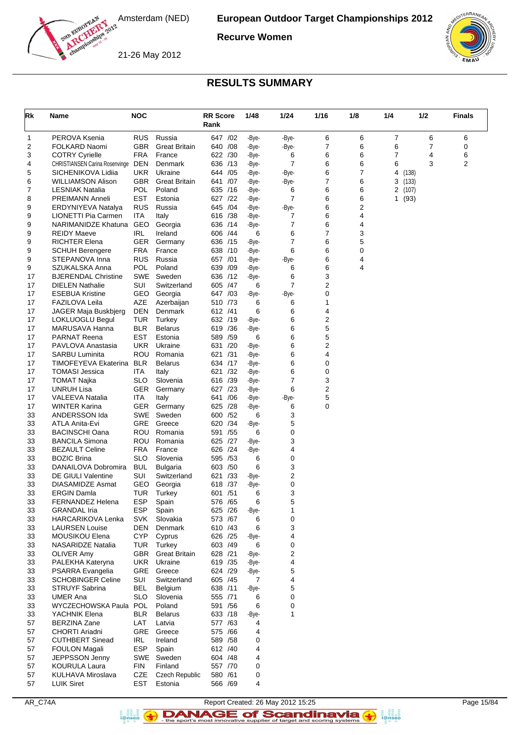# European Outdoor Target Championships 2012

**Recurve Women**

Amsterdam (NED)

21-26 May 2012

## RESULTS SUMMARY

| Rk | Name | NOC | | RR Score Rank | 1/48 | 1/24 | 1/16 | 1/8 | 1/4 | 1/2 | Finals |
|---|---|---|---|---|---|---|---|---|---|---|---|
| 1 | PEROVA Ksenia | RUS | Russia | 647 /02 | -Bye- | -Bye- | 6 | 6 | 7 | 6 | 6 |
| 2 | FOLKARD Naomi | GBR | Great Britain | 640 /08 | -Bye- | -Bye- | 7 | 6 | 6 | 7 | 0 |
| 3 | COTRY Cyrielle | FRA | France | 622 /30 | -Bye- | 6 | 6 | 6 | 7 | 4 | 6 |
| 4 | CHRISTIANSEN Carina Rosenvinge | DEN | Denmark | 636 /13 | -Bye- | 7 | 6 | 6 | 6 | 3 | 2 |
| 5 | SICHENIKOVA Lidiia | UKR | Ukraine | 644 /05 | -Bye- | -Bye- | 6 | 7 | 4 (138) | | |
| 6 | WILLIAMSON Alison | GBR | Great Britain | 641 /07 | -Bye- | -Bye- | 7 | 6 | 3 (133) | | |
| 7 | LESNIAK Natalia | POL | Poland | 635 /16 | -Bye- | 6 | 6 | 6 | 2 (107) | | |
| 8 | PREIMANN Anneli | EST | Estonia | 627 /22 | -Bye- | 7 | 6 | 6 | 1 (93) | | |
| 9 | ERDYNIYEVA Natalya | RUS | Russia | 645 /04 | -Bye- | -Bye- | 6 | 2 | | | |
| 9 | LIONETTI Pia Carmen | ITA | Italy | 616 /38 | -Bye- | 7 | 6 | 4 | | | |
| 9 | NARIMANIDZE Khatuna | GEO | Georgia | 636 /14 | -Bye- | 7 | 6 | 4 | | | |
| 9 | REIDY Maeve | IRL | Ireland | 606 /44 | 6 | 6 | 7 | 3 | | | |
| 9 | RICHTER Elena | GER | Germany | 636 /15 | -Bye- | 7 | 6 | 5 | | | |
| 9 | SCHUH Berengere | FRA | France | 638 /10 | -Bye- | 6 | 6 | 0 | | | |
| 9 | STEPANOVA Inna | RUS | Russia | 657 /01 | -Bye- | -Bye- | 6 | 4 | | | |
| 9 | SZUKALSKA Anna | POL | Poland | 639 /09 | -Bye- | 6 | 6 | 4 | | | |
| 17 | BJERENDAL Christine | SWE | Sweden | 636 /12 | -Bye- | 6 | 3 | | | | |
| 17 | DIELEN Nathalie | SUI | Switzerland | 605 /47 | 6 | 7 | 2 | | | | |
| 17 | ESEBUA Kristine | GEO | Georgia | 647 /03 | -Bye- | -Bye- | 0 | | | | |
| 17 | FAZILOVA Leila | AZE | Azerbaijan | 510 /73 | 6 | 6 | 1 | | | | |
| 17 | JAGER Maja Buskbjerg | DEN | Denmark | 612 /41 | 6 | 6 | 4 | | | | |
| 17 | LOKLUOGLU Begul | TUR | Turkey | 632 /19 | -Bye- | 6 | 2 | | | | |
| 17 | MARUSAVA Hanna | BLR | Belarus | 619 /36 | -Bye- | 6 | 5 | | | | |
| 17 | PARNAT Reena | EST | Estonia | 589 /59 | 6 | 6 | 5 | | | | |
| 17 | PAVLOVA Anastasia | UKR | Ukraine | 631 /20 | -Bye- | 6 | 2 | | | | |
| 17 | SARBU Luminita | ROU | Romania | 621 /31 | -Bye- | 6 | 4 | | | | |
| 17 | TIMOFEYEVA Ekaterina | BLR | Belarus | 634 /17 | -Bye- | 6 | 0 | | | | |
| 17 | TOMASI Jessica | ITA | Italy | 621 /32 | -Bye- | 6 | 0 | | | | |
| 17 | TOMAT Najka | SLO | Slovenia | 616 /39 | -Bye- | 7 | 3 | | | | |
| 17 | UNRUH Lisa | GER | Germany | 627 /23 | -Bye- | 6 | 2 | | | | |
| 17 | VALEEVA Natalia | ITA | Italy | 641 /06 | -Bye- | -Bye- | 5 | | | | |
| 17 | WINTER Karina | GER | Germany | 625 /28 | -Bye- | 6 | 0 | | | | |
| 33 | ANDERSSON Ida | SWE | Sweden | 600 /52 | 6 | 3 | | | | | |
| 33 | ATLA Anita-Evi | GRE | Greece | 620 /34 | -Bye- | 5 | | | | | |
| 33 | BACINSCHI Oana | ROU | Romania | 591 /55 | 6 | 0 | | | | | |
| 33 | BANCILA Simona | ROU | Romania | 625 /27 | -Bye- | 3 | | | | | |
| 33 | BEZAULT Celine | FRA | France | 626 /24 | -Bye- | 4 | | | | | |
| 33 | BOZIC Brina | SLO | Slovenia | 595 /53 | 6 | 0 | | | | | |
| 33 | DANAILOVA Dobromira | BUL | Bulgaria | 603 /50 | 6 | 3 | | | | | |
| 33 | DE GIULI Valentine | SUI | Switzerland | 621 /33 | -Bye- | 2 | | | | | |
| 33 | DIASAMIDZE Asmat | GEO | Georgia | 618 /37 | -Bye- | 0 | | | | | |
| 33 | ERGIN Damla | TUR | Turkey | 601 /51 | 6 | 3 | | | | | |
| 33 | FERNANDEZ Helena | ESP | Spain | 576 /65 | 6 | 5 | | | | | |
| 33 | GRANDAL Iria | ESP | Spain | 625 /26 | -Bye- | 1 | | | | | |
| 33 | HARCARIKOVA Lenka | SVK | Slovakia | 573 /67 | 6 | 0 | | | | | |
| 33 | LAURSEN Louise | DEN | Denmark | 610 /43 | 6 | 3 | | | | | |
| 33 | MOUSIKOU Elena | CYP | Cyprus | 626 /25 | -Bye- | 4 | | | | | |
| 33 | NASARIDZE Natalia | TUR | Turkey | 603 /49 | 6 | 0 | | | | | |
| 33 | OLIVER Amy | GBR | Great Britain | 628 /21 | -Bye- | 2 | | | | | |
| 33 | PALEKHA Kateryna | UKR | Ukraine | 619 /35 | -Bye- | 4 | | | | | |
| 33 | PSARRA Evangelia | GRE | Greece | 624 /29 | -Bye- | 5 | | | | | |
| 33 | SCHOBINGER Celine | SUI | Switzerland | 605 /45 | 7 | 4 | | | | | |
| 33 | STRUYF Sabrina | BEL | Belgium | 638 /11 | -Bye- | 5 | | | | | |
| 33 | UMER Ana | SLO | Slovenia | 555 /71 | 6 | 0 | | | | | |
| 33 | WYCZECHOWSKA Paula | POL | Poland | 591 /56 | 6 | 0 | | | | | |
| 33 | YACHNIK Elena | BLR | Belarus | 633 /18 | -Bye- | 1 | | | | | |
| 57 | BERZINA Zane | LAT | Latvia | 577 /63 | 4 | | | | | | |
| 57 | CHORTI Ariadni | GRE | Greece | 575 /66 | 4 | | | | | | |
| 57 | CUTHBERT Sinead | IRL | Ireland | 589 /58 | 0 | | | | | | |
| 57 | FOULON Magali | ESP | Spain | 612 /40 | 4 | | | | | | |
| 57 | JEPPSSON Jenny | SWE | Sweden | 604 /48 | 4 | | | | | | |
| 57 | KOURULA Laura | FIN | Finland | 557 /70 | 0 | | | | | | |
| 57 | KULHAVA Miroslava | CZE | Czech Republic | 580 /61 | 0 | | | | | | |
| 57 | LUIK Siret | EST | Estonia | 566 /69 | 4 | | | | | | |

AR_C74A Report Created: 26 May 2012 15:25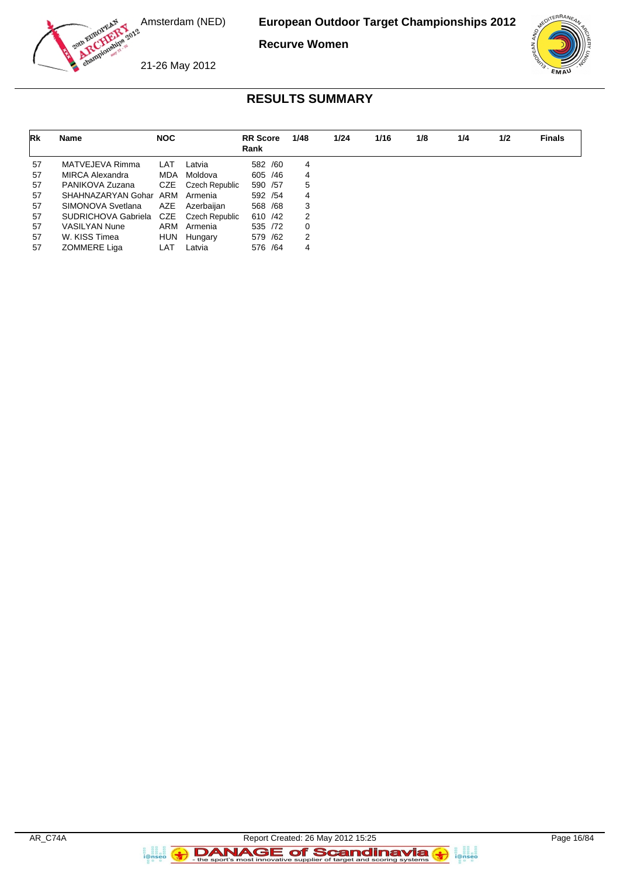# RESULTS SUMMARY

| Rk | Name | NOC | | RR Score Rank | 1/48 | 1/24 | 1/16 | 1/8 | 1/4 | 1/2 | Finals |
|---|---|---|---|---|---|---|---|---|---|---|---|
| 57 | MATVEJEVA Rimma | LAT | Latvia | 582 /60 | 4 | | | | | | |
| 57 | MIRCA Alexandra | MDA | Moldova | 605 /46 | 4 | | | | | | |
| 57 | PANIKOVA Zuzana | CZE | Czech Republic | 590 /57 | 5 | | | | | | |
| 57 | SHAHNAZARYAN Gohar | ARM | Armenia | 592 /54 | 4 | | | | | | |
| 57 | SIMONOVA Svetlana | AZE | Azerbaijan | 568 /68 | 3 | | | | | | |
| 57 | SUDRICHOVA Gabriela | CZE | Czech Republic | 610 /42 | 2 | | | | | | |
| 57 | VASILYAN Nune | ARM | Armenia | 535 /72 | 0 | | | | | | |
| 57 | W. KISS Timea | HUN | Hungary | 579 /62 | 2 | | | | | | |
| 57 | ZOMMERE Liga | LAT | Latvia | 576 /64 | 4 | | | | | | |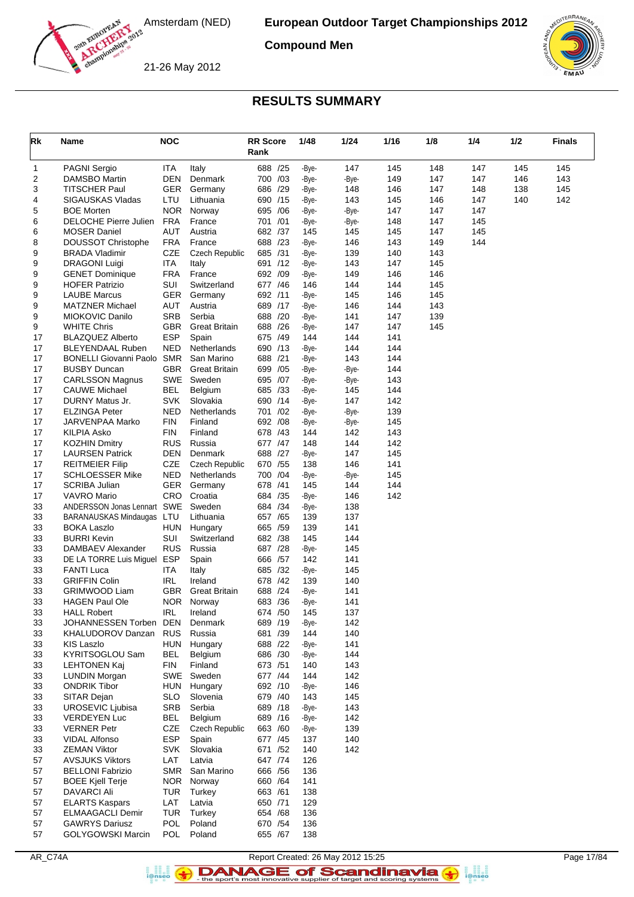# European Outdoor Target Championships 2012

## Compound Men

Amsterdam (NED)

21-26 May 2012

## RESULTS SUMMARY

| Rk | Name | NOC | | RR Score Rank | 1/48 | 1/24 | 1/16 | 1/8 | 1/4 | 1/2 | Finals |
|---|---|---|---|---|---|---|---|---|---|---|---|
| 1 | PAGNI Sergio | ITA | Italy | 688 /25 | -Bye- | 147 | 145 | 148 | 147 | 145 | 145 |
| 2 | DAMSBO Martin | DEN | Denmark | 700 /03 | -Bye- | -Bye- | 149 | 147 | 147 | 146 | 143 |
| 3 | TITSCHER Paul | GER | Germany | 686 /29 | -Bye- | 148 | 146 | 147 | 148 | 138 | 145 |
| 4 | SIGAUSKAS Vladas | LTU | Lithuania | 690 /15 | -Bye- | 143 | 145 | 146 | 147 | 140 | 142 |
| 5 | BOE Morten | NOR | Norway | 695 /06 | -Bye- | -Bye- | 147 | 147 | 147 | | |
| 6 | DELOCHE Pierre Julien | FRA | France | 701 /01 | -Bye- | -Bye- | 148 | 147 | 145 | | |
| 6 | MOSER Daniel | AUT | Austria | 682 /37 | 145 | 145 | 145 | 147 | 145 | | |
| 8 | DOUSSOT Christophe | FRA | France | 688 /23 | -Bye- | 146 | 143 | 149 | 144 | | |
| 9 | BRADA Vladimir | CZE | Czech Republic | 685 /31 | -Bye- | 139 | 140 | 143 | | | |
| 9 | DRAGONI Luigi | ITA | Italy | 691 /12 | -Bye- | 143 | 147 | 145 | | | |
| 9 | GENET Dominique | FRA | France | 692 /09 | -Bye- | 149 | 146 | 146 | | | |
| 9 | HOFER Patrizio | SUI | Switzerland | 677 /46 | 146 | 144 | 144 | 145 | | | |
| 9 | LAUBE Marcus | GER | Germany | 692 /11 | -Bye- | 145 | 146 | 145 | | | |
| 9 | MATZNER Michael | AUT | Austria | 689 /17 | -Bye- | 146 | 144 | 143 | | | |
| 9 | MIOKOVIC Danilo | SRB | Serbia | 688 /20 | -Bye- | 141 | 147 | 139 | | | |
| 9 | WHITE Chris | GBR | Great Britain | 688 /26 | -Bye- | 147 | 147 | 145 | | | |
| 17 | BLAZQUEZ Alberto | ESP | Spain | 675 /49 | 144 | 144 | 141 | | | | |
| 17 | BLEYENDAAL Ruben | NED | Netherlands | 690 /13 | -Bye- | 144 | 144 | | | | |
| 17 | BONELLI Giovanni Paolo | SMR | San Marino | 688 /21 | -Bye- | 143 | 144 | | | | |
| 17 | BUSBY Duncan | GBR | Great Britain | 699 /05 | -Bye- | -Bye- | 144 | | | | |
| 17 | CARLSSON Magnus | SWE | Sweden | 695 /07 | -Bye- | -Bye- | 143 | | | | |
| 17 | CAUWE Michael | BEL | Belgium | 685 /33 | -Bye- | 145 | 144 | | | | |
| 17 | DURNY Matus Jr. | SVK | Slovakia | 690 /14 | -Bye- | 147 | 142 | | | | |
| 17 | ELZINGA Peter | NED | Netherlands | 701 /02 | -Bye- | -Bye- | 139 | | | | |
| 17 | JARVENPAA Marko | FIN | Finland | 692 /08 | -Bye- | -Bye- | 145 | | | | |
| 17 | KILPIA Asko | FIN | Finland | 678 /43 | 144 | 142 | 143 | | | | |
| 17 | KOZHIN Dmitry | RUS | Russia | 677 /47 | 148 | 144 | 142 | | | | |
| 17 | LAURSEN Patrick | DEN | Denmark | 688 /27 | -Bye- | 147 | 145 | | | | |
| 17 | REITMEIER Filip | CZE | Czech Republic | 670 /55 | 138 | 146 | 141 | | | | |
| 17 | SCHLOESSER Mike | NED | Netherlands | 700 /04 | -Bye- | -Bye- | 145 | | | | |
| 17 | SCRIBA Julian | GER | Germany | 678 /41 | 145 | 144 | 144 | | | | |
| 17 | VAVRO Mario | CRO | Croatia | 684 /35 | -Bye- | 146 | 142 | | | | |
| 33 | ANDERSSON Jonas Lennart | SWE | Sweden | 684 /34 | -Bye- | 138 | | | | | |
| 33 | BARANAUSKAS Mindaugas | LTU | Lithuania | 657 /65 | 139 | 137 | | | | | |
| 33 | BOKA Laszlo | HUN | Hungary | 665 /59 | 139 | 141 | | | | | |
| 33 | BURRI Kevin | SUI | Switzerland | 682 /38 | 145 | 144 | | | | | |
| 33 | DAMBAEV Alexander | RUS | Russia | 687 /28 | -Bye- | 145 | | | | | |
| 33 | DE LA TORRE Luis Miguel | ESP | Spain | 666 /57 | 142 | 141 | | | | | |
| 33 | FANTI Luca | ITA | Italy | 685 /32 | -Bye- | 145 | | | | | |
| 33 | GRIFFIN Colin | IRL | Ireland | 678 /42 | 139 | 140 | | | | | |
| 33 | GRIMWOOD Liam | GBR | Great Britain | 688 /24 | -Bye- | 141 | | | | | |
| 33 | HAGEN Paul Ole | NOR | Norway | 683 /36 | -Bye- | 141 | | | | | |
| 33 | HALL Robert | IRL | Ireland | 674 /50 | 145 | 137 | | | | | |
| 33 | JOHANNESSEN Torben | DEN | Denmark | 689 /19 | -Bye- | 142 | | | | | |
| 33 | KHALUDOROV Danzan | RUS | Russia | 681 /39 | 144 | 140 | | | | | |
| 33 | KIS Laszlo | HUN | Hungary | 688 /22 | -Bye- | 141 | | | | | |
| 33 | KYRITSOGLOU Sam | BEL | Belgium | 686 /30 | -Bye- | 144 | | | | | |
| 33 | LEHTONEN Kaj | FIN | Finland | 673 /51 | 140 | 143 | | | | | |
| 33 | LUNDIN Morgan | SWE | Sweden | 677 /44 | 144 | 142 | | | | | |
| 33 | ONDRIK Tibor | HUN | Hungary | 692 /10 | -Bye- | 146 | | | | | |
| 33 | SITAR Dejan | SLO | Slovenia | 679 /40 | 143 | 145 | | | | | |
| 33 | UROSEVIC Ljubisa | SRB | Serbia | 689 /18 | -Bye- | 143 | | | | | |
| 33 | VERDEYEN Luc | BEL | Belgium | 689 /16 | -Bye- | 142 | | | | | |
| 33 | VERNER Petr | CZE | Czech Republic | 663 /60 | -Bye- | 139 | | | | | |
| 33 | VIDAL Alfonso | ESP | Spain | 677 /45 | 137 | 140 | | | | | |
| 33 | ZEMAN Viktor | SVK | Slovakia | 671 /52 | 140 | 142 | | | | | |
| 57 | AVSJUKS Viktors | LAT | Latvia | 647 /74 | 126 | | | | | | |
| 57 | BELLONI Fabrizio | SMR | San Marino | 666 /56 | 136 | | | | | | |
| 57 | BOEE Kjell Terje | NOR | Norway | 660 /64 | 141 | | | | | | |
| 57 | DAVARCI Ali | TUR | Turkey | 663 /61 | 138 | | | | | | |
| 57 | ELARTS Kaspars | LAT | Latvia | 650 /71 | 129 | | | | | | |
| 57 | ELMAAGACLI Demir | TUR | Turkey | 654 /68 | 136 | | | | | | |
| 57 | GAWRYS Dariusz | POL | Poland | 670 /54 | 136 | | | | | | |
| 57 | GOLYGOWSKI Marcin | POL | Poland | 655 /67 | 138 | | | | | | |

AR_C74A Report Created: 26 May 2012 15:25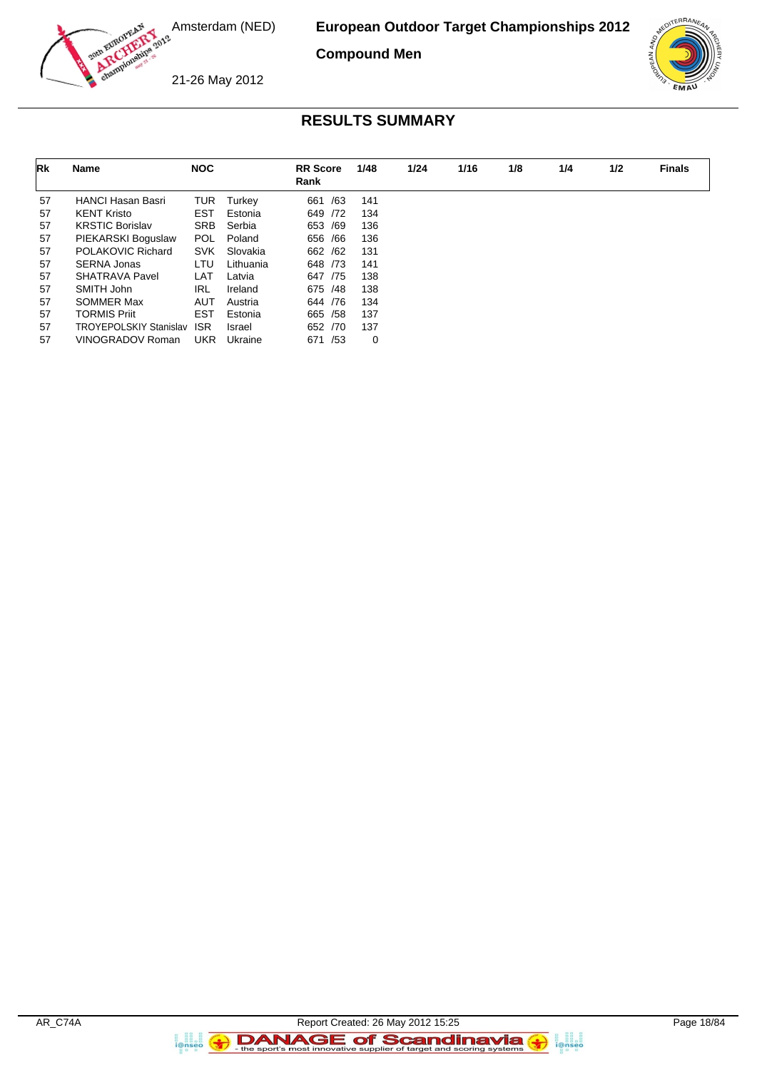# European Outdoor Target Championships 2012

Amsterdam (NED)

21-26 May 2012

## Compound Men

## RESULTS SUMMARY

| Rk | Name | NOC | | RR Score Rank | 1/48 | 1/24 | 1/16 | 1/8 | 1/4 | 1/2 | Finals |
|---|---|---|---|---|---|---|---|---|---|---|---|
| 57 | HANCI Hasan Basri | TUR | Turkey | 661 /63 | 141 | | | | | | |
| 57 | KENT Kristo | EST | Estonia | 649 /72 | 134 | | | | | | |
| 57 | KRSTIC Borislav | SRB | Serbia | 653 /69 | 136 | | | | | | |
| 57 | PIEKARSKI Boguslaw | POL | Poland | 656 /66 | 136 | | | | | | |
| 57 | POLAKOVIC Richard | SVK | Slovakia | 662 /62 | 131 | | | | | | |
| 57 | SERNA Jonas | LTU | Lithuania | 648 /73 | 141 | | | | | | |
| 57 | SHATRAVA Pavel | LAT | Latvia | 647 /75 | 138 | | | | | | |
| 57 | SMITH John | IRL | Ireland | 675 /48 | 138 | | | | | | |
| 57 | SOMMER Max | AUT | Austria | 644 /76 | 134 | | | | | | |
| 57 | TORMIS Priit | EST | Estonia | 665 /58 | 137 | | | | | | |
| 57 | TROYEPOLSKIY Stanislav | ISR | Israel | 652 /70 | 137 | | | | | | |
| 57 | VINOGRADOV Roman | UKR | Ukraine | 671 /53 | 0 | | | | | | |

AR_C74A Report Created: 26 May 2012 15:25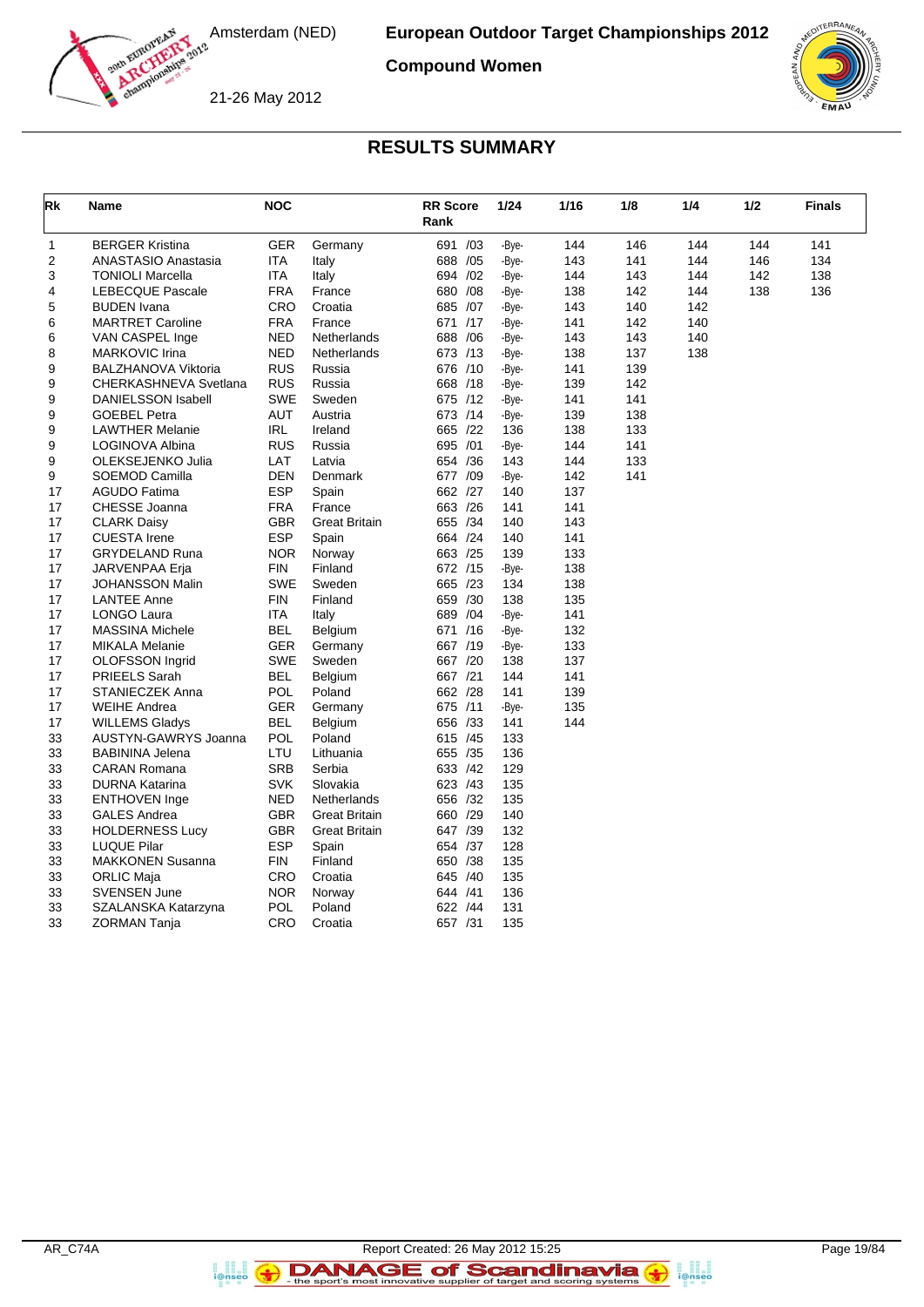Amsterdam (NED)

21-26 May 2012

**European Outdoor Target Championships 2012**

**Compound Women**

## RESULTS SUMMARY

| Rk | Name | NOC | | RR Score Rank | 1/24 | 1/16 | 1/8 | 1/4 | 1/2 | Finals |
|---|---|---|---|---|---|---|---|---|---|---|
| 1 | BERGER Kristina | GER | Germany | 691 /03 | -Bye- | 144 | 146 | 144 | 144 | 141 |
| 2 | ANASTASIO Anastasia | ITA | Italy | 688 /05 | -Bye- | 143 | 141 | 144 | 146 | 134 |
| 3 | TONIOLI Marcella | ITA | Italy | 694 /02 | -Bye- | 144 | 143 | 144 | 142 | 138 |
| 4 | LEBECQUE Pascale | FRA | France | 680 /08 | -Bye- | 138 | 142 | 144 | 138 | 136 |
| 5 | BUDEN Ivana | CRO | Croatia | 685 /07 | -Bye- | 143 | 140 | 142 | | |
| 6 | MARTRET Caroline | FRA | France | 671 /17 | -Bye- | 141 | 142 | 140 | | |
| 6 | VAN CASPEL Inge | NED | Netherlands | 688 /06 | -Bye- | 143 | 143 | 140 | | |
| 8 | MARKOVIC Irina | NED | Netherlands | 673 /13 | -Bye- | 138 | 137 | 138 | | |
| 9 | BALZHANOVA Viktoria | RUS | Russia | 676 /10 | -Bye- | 141 | 139 | | | |
| 9 | CHERKASHNEVA Svetlana | RUS | Russia | 668 /18 | -Bye- | 139 | 142 | | | |
| 9 | DANIELSSON Isabell | SWE | Sweden | 675 /12 | -Bye- | 141 | 141 | | | |
| 9 | GOEBEL Petra | AUT | Austria | 673 /14 | -Bye- | 139 | 138 | | | |
| 9 | LAWTHER Melanie | IRL | Ireland | 665 /22 | 136 | 138 | 133 | | | |
| 9 | LOGINOVA Albina | RUS | Russia | 695 /01 | -Bye- | 144 | 141 | | | |
| 9 | OLEKSEJENKO Julia | LAT | Latvia | 654 /36 | 143 | 144 | 133 | | | |
| 9 | SOEMOD Camilla | DEN | Denmark | 677 /09 | -Bye- | 142 | 141 | | | |
| 17 | AGUDO Fatima | ESP | Spain | 662 /27 | 140 | 137 | | | | |
| 17 | CHESSE Joanna | FRA | France | 663 /26 | 141 | 141 | | | | |
| 17 | CLARK Daisy | GBR | Great Britain | 655 /34 | 140 | 143 | | | | |
| 17 | CUESTA Irene | ESP | Spain | 664 /24 | 140 | 141 | | | | |
| 17 | GRYDELAND Runa | NOR | Norway | 663 /25 | 139 | 133 | | | | |
| 17 | JARVENPAA Erja | FIN | Finland | 672 /15 | -Bye- | 138 | | | | |
| 17 | JOHANSSON Malin | SWE | Sweden | 665 /23 | 134 | 138 | | | | |
| 17 | LANTEE Anne | FIN | Finland | 659 /30 | 138 | 135 | | | | |
| 17 | LONGO Laura | ITA | Italy | 689 /04 | -Bye- | 141 | | | | |
| 17 | MASSINA Michele | BEL | Belgium | 671 /16 | -Bye- | 132 | | | | |
| 17 | MIKALA Melanie | GER | Germany | 667 /19 | -Bye- | 133 | | | | |
| 17 | OLOFSSON Ingrid | SWE | Sweden | 667 /20 | 138 | 137 | | | | |
| 17 | PRIEELS Sarah | BEL | Belgium | 667 /21 | 144 | 141 | | | | |
| 17 | STANIECZEK Anna | POL | Poland | 662 /28 | 141 | 139 | | | | |
| 17 | WEIHE Andrea | GER | Germany | 675 /11 | -Bye- | 135 | | | | |
| 17 | WILLEMS Gladys | BEL | Belgium | 656 /33 | 141 | 144 | | | | |
| 33 | AUSTYN-GAWRYS Joanna | POL | Poland | 615 /45 | 133 | | | | | |
| 33 | BABININA Jelena | LTU | Lithuania | 655 /35 | 136 | | | | | |
| 33 | CARAN Romana | SRB | Serbia | 633 /42 | 129 | | | | | |
| 33 | DURNA Katarina | SVK | Slovakia | 623 /43 | 135 | | | | | |
| 33 | ENTHOVEN Inge | NED | Netherlands | 656 /32 | 135 | | | | | |
| 33 | GALES Andrea | GBR | Great Britain | 660 /29 | 140 | | | | | |
| 33 | HOLDERNESS Lucy | GBR | Great Britain | 647 /39 | 132 | | | | | |
| 33 | LUQUE Pilar | ESP | Spain | 654 /37 | 128 | | | | | |
| 33 | MAKKONEN Susanna | FIN | Finland | 650 /38 | 135 | | | | | |
| 33 | ORLIC Maja | CRO | Croatia | 645 /40 | 135 | | | | | |
| 33 | SVENSEN June | NOR | Norway | 644 /41 | 136 | | | | | |
| 33 | SZALANSKA Katarzyna | POL | Poland | 622 /44 | 131 | | | | | |
| 33 | ZORMAN Tanja | CRO | Croatia | 657 /31 | 135 | | | | | |

AR_C74A Report Created: 26 May 2012 15:25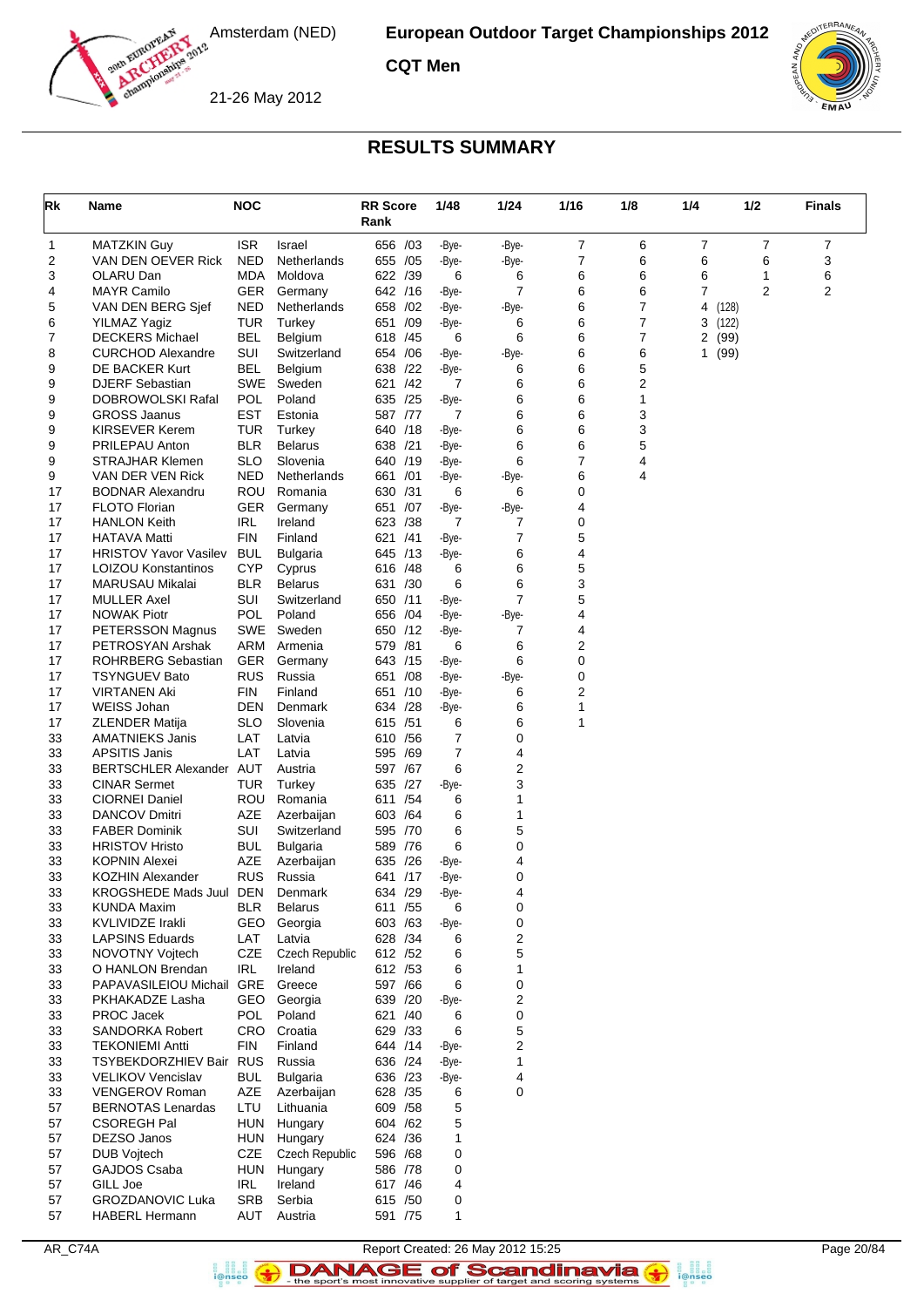Amsterdam (NED)

**European Outdoor Target Championships 2012**

**CQT Men**

21-26 May 2012

## RESULTS SUMMARY

| Rk | Name | NOC | | RR Score Rank | 1/48 | 1/24 | 1/16 | 1/8 | 1/4 | 1/2 | Finals |
|---|---|---|---|---|---|---|---|---|---|---|---|
| 1 | MATZKIN Guy | ISR | Israel | 656 /03 | -Bye- | -Bye- | 7 | 6 | 7 | 7 | 7 |
| 2 | VAN DEN OEVER Rick | NED | Netherlands | 655 /05 | -Bye- | -Bye- | 7 | 6 | 6 | 6 | 3 |
| 3 | OLARU Dan | MDA | Moldova | 622 /39 | 6 | 6 | 6 | 6 | 6 | 1 | 6 |
| 4 | MAYR Camilo | GER | Germany | 642 /16 | -Bye- | 7 | 6 | 6 | 7 | 2 | 2 |
| 5 | VAN DEN BERG Sjef | NED | Netherlands | 658 /02 | -Bye- | -Bye- | 6 | 7 | 4 (128) | | |
| 6 | YILMAZ Yagiz | TUR | Turkey | 651 /09 | -Bye- | 6 | 6 | 7 | 3 (122) | | |
| 7 | DECKERS Michael | BEL | Belgium | 618 /45 | 6 | 6 | 6 | 7 | 2 (99) | | |
| 8 | CURCHOD Alexandre | SUI | Switzerland | 654 /06 | -Bye- | -Bye- | 6 | 6 | 1 (99) | | |
| 9 | DE BACKER Kurt | BEL | Belgium | 638 /22 | -Bye- | 6 | 6 | 5 | | | |
| 9 | DJERF Sebastian | SWE | Sweden | 621 /42 | 7 | 6 | 6 | 2 | | | |
| 9 | DOBROWOLSKI Rafal | POL | Poland | 635 /25 | -Bye- | 6 | 6 | 1 | | | |
| 9 | GROSS Jaanus | EST | Estonia | 587 /77 | 7 | 6 | 6 | 3 | | | |
| 9 | KIRSEVER Kerem | TUR | Turkey | 640 /18 | -Bye- | 6 | 6 | 3 | | | |
| 9 | PRILEPAU Anton | BLR | Belarus | 638 /21 | -Bye- | 6 | 6 | 5 | | | |
| 9 | STRAJHAR Klemen | SLO | Slovenia | 640 /19 | -Bye- | 6 | 7 | 4 | | | |
| 9 | VAN DER VEN Rick | NED | Netherlands | 661 /01 | -Bye- | -Bye- | 6 | 4 | | | |
| 17 | BODNAR Alexandru | ROU | Romania | 630 /31 | 6 | 6 | 0 | | | | |
| 17 | FLOTO Florian | GER | Germany | 651 /07 | -Bye- | -Bye- | 4 | | | | |
| 17 | HANLON Keith | IRL | Ireland | 623 /38 | 7 | 7 | 0 | | | | |
| 17 | HATAVA Matti | FIN | Finland | 621 /41 | -Bye- | 7 | 5 | | | | |
| 17 | HRISTOV Yavor Vasilev | BUL | Bulgaria | 645 /13 | -Bye- | 6 | 4 | | | | |
| 17 | LOIZOU Konstantinos | CYP | Cyprus | 616 /48 | 6 | 6 | 5 | | | | |
| 17 | MARUSAU Mikalai | BLR | Belarus | 631 /30 | 6 | 6 | 3 | | | | |
| 17 | MULLER Axel | SUI | Switzerland | 650 /11 | -Bye- | 7 | 5 | | | | |
| 17 | NOWAK Piotr | POL | Poland | 656 /04 | -Bye- | -Bye- | 4 | | | | |
| 17 | PETERSSON Magnus | SWE | Sweden | 650 /12 | -Bye- | 7 | 4 | | | | |
| 17 | PETROSYAN Arshak | ARM | Armenia | 579 /81 | 6 | 6 | 2 | | | | |
| 17 | ROHRBERG Sebastian | GER | Germany | 643 /15 | -Bye- | 6 | 0 | | | | |
| 17 | TSYNGUEV Bato | RUS | Russia | 651 /08 | -Bye- | -Bye- | 0 | | | | |
| 17 | VIRTANEN Aki | FIN | Finland | 651 /10 | -Bye- | 6 | 2 | | | | |
| 17 | WEISS Johan | DEN | Denmark | 634 /28 | -Bye- | 6 | 1 | | | | |
| 17 | ZLENDER Matija | SLO | Slovenia | 615 /51 | 6 | 6 | 1 | | | | |
| 33 | AMATNIEKS Janis | LAT | Latvia | 610 /56 | 7 | 0 | | | | | |
| 33 | APSITIS Janis | LAT | Latvia | 595 /69 | 7 | 4 | | | | | |
| 33 | BERTSCHLER Alexander | AUT | Austria | 597 /67 | 6 | 2 | | | | | |
| 33 | CINAR Sermet | TUR | Turkey | 635 /27 | -Bye- | 3 | | | | | |
| 33 | CIORNEI Daniel | ROU | Romania | 611 /54 | 6 | 1 | | | | | |
| 33 | DANCOV Dmitri | AZE | Azerbaijan | 603 /64 | 6 | 1 | | | | | |
| 33 | FABER Dominik | SUI | Switzerland | 595 /70 | 6 | 5 | | | | | |
| 33 | HRISTOV Hristo | BUL | Bulgaria | 589 /76 | 6 | 0 | | | | | |
| 33 | KOPNIN Alexei | AZE | Azerbaijan | 635 /26 | -Bye- | 4 | | | | | |
| 33 | KOZHIN Alexander | RUS | Russia | 641 /17 | -Bye- | 0 | | | | | |
| 33 | KROGSHEDE Mads Juul | DEN | Denmark | 634 /29 | -Bye- | 4 | | | | | |
| 33 | KUNDA Maxim | BLR | Belarus | 611 /55 | 6 | 0 | | | | | |
| 33 | KVLIVIDZE Irakli | GEO | Georgia | 603 /63 | -Bye- | 0 | | | | | |
| 33 | LAPSINS Eduards | LAT | Latvia | 628 /34 | 6 | 2 | | | | | |
| 33 | NOVOTNY Vojtech | CZE | Czech Republic | 612 /52 | 6 | 5 | | | | | |
| 33 | O HANLON Brendan | IRL | Ireland | 612 /53 | 6 | 1 | | | | | |
| 33 | PAPAVASILEIOU Michail | GRE | Greece | 597 /66 | 6 | 0 | | | | | |
| 33 | PKHAKADZE Lasha | GEO | Georgia | 639 /20 | -Bye- | 2 | | | | | |
| 33 | PROC Jacek | POL | Poland | 621 /40 | 6 | 0 | | | | | |
| 33 | SANDORKA Robert | CRO | Croatia | 629 /33 | 6 | 5 | | | | | |
| 33 | TEKONIEMI Antti | FIN | Finland | 644 /14 | -Bye- | 2 | | | | | |
| 33 | TSYBEKDORZHIEV Bair | RUS | Russia | 636 /24 | -Bye- | 1 | | | | | |
| 33 | VELIKOV Vencislav | BUL | Bulgaria | 636 /23 | -Bye- | 4 | | | | | |
| 33 | VENGEROV Roman | AZE | Azerbaijan | 628 /35 | 6 | 0 | | | | | |
| 57 | BERNOTAS Lenardas | LTU | Lithuania | 609 /58 | 5 | | | | | | |
| 57 | CSOREGH Pal | HUN | Hungary | 604 /62 | 5 | | | | | | |
| 57 | DEZSO Janos | HUN | Hungary | 624 /36 | 1 | | | | | | |
| 57 | DUB Vojtech | CZE | Czech Republic | 596 /68 | 0 | | | | | | |
| 57 | GAJDOS Csaba | HUN | Hungary | 586 /78 | 0 | | | | | | |
| 57 | GILL Joe | IRL | Ireland | 617 /46 | 4 | | | | | | |
| 57 | GROZDANOVIC Luka | SRB | Serbia | 615 /50 | 0 | | | | | | |
| 57 | HABERL Hermann | AUT | Austria | 591 /75 | 1 | | | | | | |

AR_C74A Report Created: 26 May 2012 15:25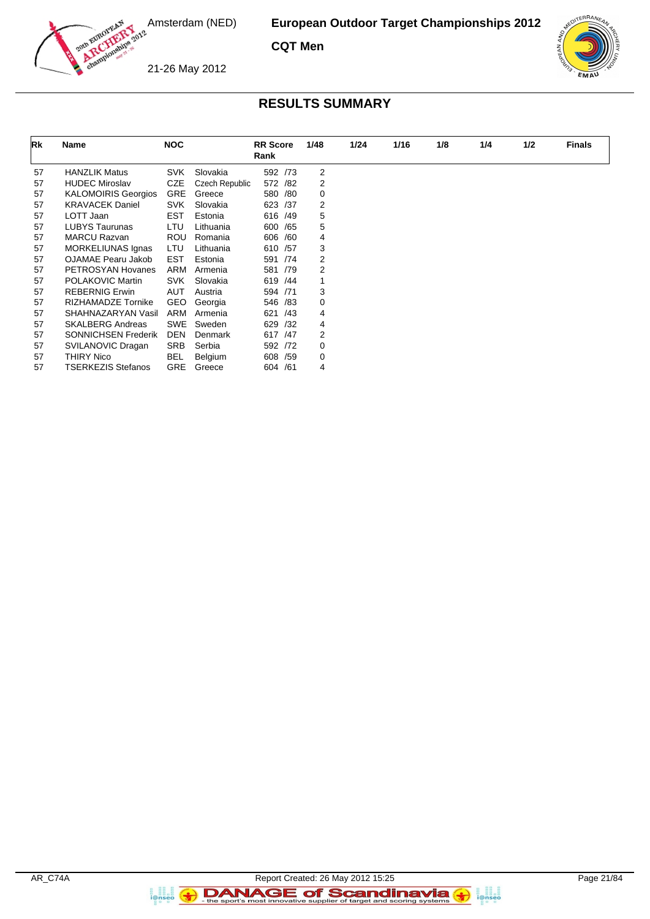## RESULTS SUMMARY

| Rk | Name | NOC | | RR Score Rank | 1/48 | 1/24 | 1/16 | 1/8 | 1/4 | 1/2 | Finals |
|---|---|---|---|---|---|---|---|---|---|---|---|
| 57 | HANZLIK Matus | SVK | Slovakia | 592 /73 | 2 | | | | | | |
| 57 | HUDEC Miroslav | CZE | Czech Republic | 572 /82 | 2 | | | | | | |
| 57 | KALOMOIRIS Georgios | GRE | Greece | 580 /80 | 0 | | | | | | |
| 57 | KRAVACEK Daniel | SVK | Slovakia | 623 /37 | 2 | | | | | | |
| 57 | LOTT Jaan | EST | Estonia | 616 /49 | 5 | | | | | | |
| 57 | LUBYS Taurunas | LTU | Lithuania | 600 /65 | 5 | | | | | | |
| 57 | MARCU Razvan | ROU | Romania | 606 /60 | 4 | | | | | | |
| 57 | MORKELIUNAS Ignas | LTU | Lithuania | 610 /57 | 3 | | | | | | |
| 57 | OJAMAE Pearu Jakob | EST | Estonia | 591 /74 | 2 | | | | | | |
| 57 | PETROSYAN Hovanes | ARM | Armenia | 581 /79 | 2 | | | | | | |
| 57 | POLAKOVIC Martin | SVK | Slovakia | 619 /44 | 1 | | | | | | |
| 57 | REBERNIG Erwin | AUT | Austria | 594 /71 | 3 | | | | | | |
| 57 | RIZHAMADZE Tornike | GEO | Georgia | 546 /83 | 0 | | | | | | |
| 57 | SHAHNAZARYAN Vasil | ARM | Armenia | 621 /43 | 4 | | | | | | |
| 57 | SKALBERG Andreas | SWE | Sweden | 629 /32 | 4 | | | | | | |
| 57 | SONNICHSEN Frederik | DEN | Denmark | 617 /47 | 2 | | | | | | |
| 57 | SVILANOVIC Dragan | SRB | Serbia | 592 /72 | 0 | | | | | | |
| 57 | THIRY Nico | BEL | Belgium | 608 /59 | 0 | | | | | | |
| 57 | TSERKEZIS Stefanos | GRE | Greece | 604 /61 | 4 | | | | | | |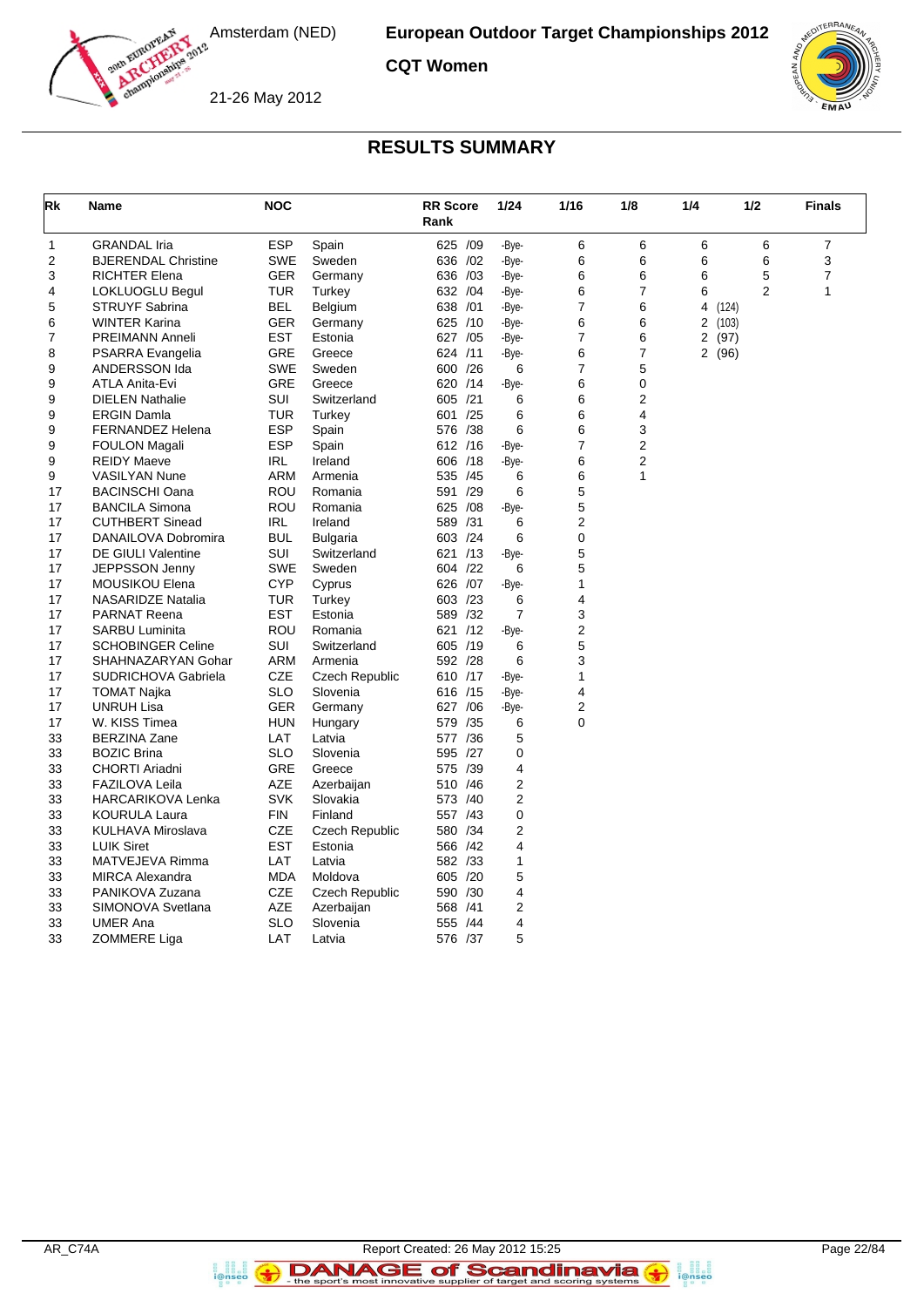# European Outdoor Target Championships 2012

**CQT Women**

Amsterdam (NED)

21-26 May 2012

## RESULTS SUMMARY

| Rk | Name | NOC | | RR Score Rank | 1/24 | 1/16 | 1/8 | 1/4 | 1/2 | Finals |
|---|---|---|---|---|---|---|---|---|---|---|
| 1 | GRANDAL Iria | ESP | Spain | 625 /09 | -Bye- | 6 | 6 | 6 | 6 | 7 |
| 2 | BJERENDAL Christine | SWE | Sweden | 636 /02 | -Bye- | 6 | 6 | 6 | 6 | 3 |
| 3 | RICHTER Elena | GER | Germany | 636 /03 | -Bye- | 6 | 6 | 6 | 5 | 7 |
| 4 | LOKLUOGLU Begul | TUR | Turkey | 632 /04 | -Bye- | 6 | 7 | 6 | 2 | 1 |
| 5 | STRUYF Sabrina | BEL | Belgium | 638 /01 | -Bye- | 7 | 6 | 4 (124) | | |
| 6 | WINTER Karina | GER | Germany | 625 /10 | -Bye- | 6 | 6 | 2 (103) | | |
| 7 | PREIMANN Anneli | EST | Estonia | 627 /05 | -Bye- | 7 | 6 | 2 (97) | | |
| 8 | PSARRA Evangelia | GRE | Greece | 624 /11 | -Bye- | 6 | 7 | 2 (96) | | |
| 9 | ANDERSSON Ida | SWE | Sweden | 600 /26 | 6 | 7 | 5 | | | |
| 9 | ATLA Anita-Evi | GRE | Greece | 620 /14 | -Bye- | 6 | 0 | | | |
| 9 | DIELEN Nathalie | SUI | Switzerland | 605 /21 | 6 | 6 | 2 | | | |
| 9 | ERGIN Damla | TUR | Turkey | 601 /25 | 6 | 6 | 4 | | | |
| 9 | FERNANDEZ Helena | ESP | Spain | 576 /38 | 6 | 6 | 3 | | | |
| 9 | FOULON Magali | ESP | Spain | 612 /16 | -Bye- | 7 | 2 | | | |
| 9 | REIDY Maeve | IRL | Ireland | 606 /18 | -Bye- | 6 | 2 | | | |
| 9 | VASILYAN Nune | ARM | Armenia | 535 /45 | 6 | 6 | 1 | | | |
| 17 | BACINSCHI Oana | ROU | Romania | 591 /29 | 6 | 5 | | | | |
| 17 | BANCILA Simona | ROU | Romania | 625 /08 | -Bye- | 5 | | | | |
| 17 | CUTHBERT Sinead | IRL | Ireland | 589 /31 | 6 | 2 | | | | |
| 17 | DANAILOVA Dobromira | BUL | Bulgaria | 603 /24 | 6 | 0 | | | | |
| 17 | DE GIULI Valentine | SUI | Switzerland | 621 /13 | -Bye- | 5 | | | | |
| 17 | JEPPSSON Jenny | SWE | Sweden | 604 /22 | 6 | 5 | | | | |
| 17 | MOUSIKOU Elena | CYP | Cyprus | 626 /07 | -Bye- | 1 | | | | |
| 17 | NASARIDZE Natalia | TUR | Turkey | 603 /23 | 6 | 4 | | | | |
| 17 | PARNAT Reena | EST | Estonia | 589 /32 | 7 | 3 | | | | |
| 17 | SARBU Luminita | ROU | Romania | 621 /12 | -Bye- | 2 | | | | |
| 17 | SCHOBINGER Celine | SUI | Switzerland | 605 /19 | 6 | 5 | | | | |
| 17 | SHAHNAZARYAN Gohar | ARM | Armenia | 592 /28 | 6 | 3 | | | | |
| 17 | SUDRICHOVA Gabriela | CZE | Czech Republic | 610 /17 | -Bye- | 1 | | | | |
| 17 | TOMAT Najka | SLO | Slovenia | 616 /15 | -Bye- | 4 | | | | |
| 17 | UNRUH Lisa | GER | Germany | 627 /06 | -Bye- | 2 | | | | |
| 17 | W. KISS Timea | HUN | Hungary | 579 /35 | 6 | 0 | | | | |
| 33 | BERZINA Zane | LAT | Latvia | 577 /36 | 5 | | | | | |
| 33 | BOZIC Brina | SLO | Slovenia | 595 /27 | 0 | | | | | |
| 33 | CHORTI Ariadni | GRE | Greece | 575 /39 | 4 | | | | | |
| 33 | FAZILOVA Leila | AZE | Azerbaijan | 510 /46 | 2 | | | | | |
| 33 | HARCARIKOVA Lenka | SVK | Slovakia | 573 /40 | 2 | | | | | |
| 33 | KOURULA Laura | FIN | Finland | 557 /43 | 0 | | | | | |
| 33 | KULHAVA Miroslava | CZE | Czech Republic | 580 /34 | 2 | | | | | |
| 33 | LUIK Siret | EST | Estonia | 566 /42 | 4 | | | | | |
| 33 | MATVEJEVA Rimma | LAT | Latvia | 582 /33 | 1 | | | | | |
| 33 | MIRCA Alexandra | MDA | Moldova | 605 /20 | 5 | | | | | |
| 33 | PANIKOVA Zuzana | CZE | Czech Republic | 590 /30 | 4 | | | | | |
| 33 | SIMONOVA Svetlana | AZE | Azerbaijan | 568 /41 | 2 | | | | | |
| 33 | UMER Ana | SLO | Slovenia | 555 /44 | 4 | | | | | |
| 33 | ZOMMERE Liga | LAT | Latvia | 576 /37 | 5 | | | | | |

AR_C74A — Report Created: 26 May 2012 15:25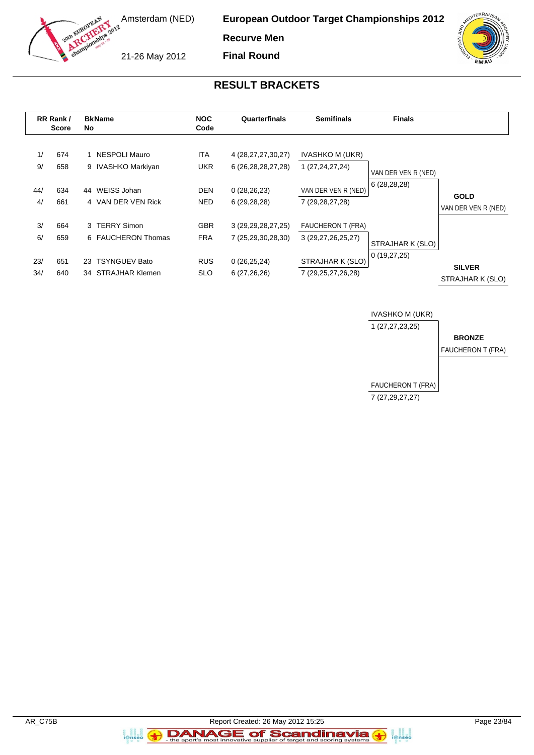Amsterdam (NED)

21-26 May 2012

**European Outdoor Target Championships 2012**

**Recurve Men**

**Final Round**

## RESULT BRACKETS

| RR Rank / | Score | BkNo | Name | NOC Code | Quarterfinals | Semifinals | Finals | |
|---|---|---|---|---|---|---|---|---|
| 1/ | 674 | 1 | NESPOLI Mauro | ITA | 4 (28,27,27,30,27) | IVASHKO M (UKR) | | |
| 9/ | 658 | 9 | IVASHKO Markiyan | UKR | 6 (26,28,28,27,28) | 1 (27,24,27,24) | VAN DER VEN R (NED) | |
| | | | | | | | 6 (28,28,28) | |
| 44/ | 634 | 44 | WEISS Johan | DEN | 0 (28,26,23) | VAN DER VEN R (NED) | | **GOLD** |
| 4/ | 661 | 4 | VAN DER VEN Rick | NED | 6 (29,28,28) | 7 (29,28,27,28) | | VAN DER VEN R (NED) |
| 3/ | 664 | 3 | TERRY Simon | GBR | 3 (29,29,28,27,25) | FAUCHERON T (FRA) | | |
| 6/ | 659 | 6 | FAUCHERON Thomas | FRA | 7 (25,29,30,28,30) | 3 (29,27,26,25,27) | STRAJHAR K (SLO) | |
| | | | | | | | 0 (19,27,25) | |
| 23/ | 651 | 23 | TSYNGUEV Bato | RUS | 0 (26,25,24) | STRAJHAR K (SLO) | | **SILVER** |
| 34/ | 640 | 34 | STRAJHAR Klemen | SLO | 6 (27,26,26) | 7 (29,25,27,26,28) | | STRAJHAR K (SLO) |

| Bronze Match | | |
|---|---|---|
| IVASHKO M (UKR) | 1 (27,27,23,25) | |
| | | **BRONZE** |
| | | FAUCHERON T (FRA) |
| FAUCHERON T (FRA) | 7 (27,29,27,27) | |

AR_C75B

Report Created: 26 May 2012 15:25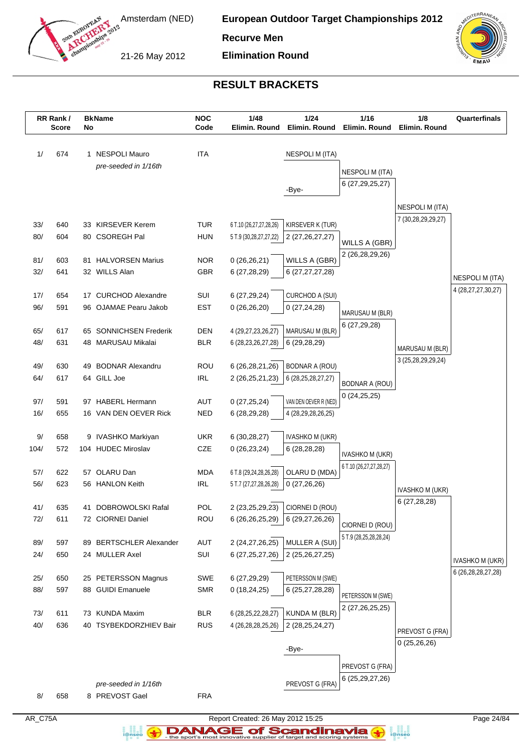# European Outdoor Target Championships 2012

Amsterdam (NED)

21-26 May 2012

**Recurve Men**

**Elimination Round**

## RESULT BRACKETS

| RR Rank / Score | | BkNo | Name | NOC Code | 1/48 Elimin. Round | 1/24 Elimin. Round | 1/16 Elimin. Round | 1/8 Elimin. Round | Quarterfinals |
|---|---|---|---|---|---|---|---|---|---|
| 1/ | 674 | 1 | NESPOLI Mauro | ITA | *pre-seeded in 1/16th* | NESPOLI M (ITA) | NESPOLI M (ITA) 6 (27,29,25,27) | NESPOLI M (ITA) 7 (30,28,29,29,27) | NESPOLI M (ITA) 4 (28,27,27,30,27) |
| | | | | | | -Bye- | | | |
| 33/ | 640 | 33 | KIRSEVER Kerem | TUR | 6 T.10 (26,27,27,28,26) | KIRSEVER K (TUR) | | | |
| 80/ | 604 | 80 | CSOREGH Pal | HUN | 5 T.9 (30,28,27,27,22) | 2 (27,26,27,27) | WILLS A (GBR) 2 (26,28,29,26) | | |
| 81/ | 603 | 81 | HALVORSEN Marius | NOR | 0 (26,26,21) | WILLS A (GBR) | | | |
| 32/ | 641 | 32 | WILLS Alan | GBR | 6 (27,28,29) | 6 (27,27,27,28) | | | |
| 17/ | 654 | 17 | CURCHOD Alexandre | SUI | 6 (27,29,24) | CURCHOD A (SUI) | | | |
| 96/ | 591 | 96 | OJAMAE Pearu Jakob | EST | 0 (26,26,20) | 0 (27,24,28) | MARUSAU M (BLR) 6 (27,29,28) | MARUSAU M (BLR) 3 (25,28,29,29,24) | |
| 65/ | 617 | 65 | SONNICHSEN Frederik | DEN | 4 (29,27,23,26,27) | MARUSAU M (BLR) | | | |
| 48/ | 631 | 48 | MARUSAU Mikalai | BLR | 6 (28,23,26,27,28) | 6 (29,28,29) | | | |
| 49/ | 630 | 49 | BODNAR Alexandru | ROU | 6 (26,28,21,26) | BODNAR A (ROU) | | | |
| 64/ | 617 | 64 | GILL Joe | IRL | 2 (26,25,21,23) | 6 (28,25,28,27,27) | BODNAR A (ROU) 0 (24,25,25) | | |
| 97/ | 591 | 97 | HABERL Hermann | AUT | 0 (27,25,24) | VAN DEN OEVER R (NED) | | | |
| 16/ | 655 | 16 | VAN DEN OEVER Rick | NED | 6 (28,29,28) | 4 (28,29,28,26,25) | | | |
| 9/ | 658 | 9 | IVASHKO Markiyan | UKR | 6 (30,28,27) | IVASHKO M (UKR) | | | |
| 104/ | 572 | 104 | HUDEC Miroslav | CZE | 0 (26,23,24) | 6 (28,28,28) | IVASHKO M (UKR) 6 T.10 (26,27,27,28,27) | IVASHKO M (UKR) 6 (27,28,28) | IVASHKO M (UKR) 6 (26,28,28,27,28) |
| 57/ | 622 | 57 | OLARU Dan | MDA | 6 T.8 (29,24,28,26,28) | OLARU D (MDA) | | | |
| 56/ | 623 | 56 | HANLON Keith | IRL | 5 T.7 (27,27,28,26,28) | 0 (27,26,26) | | | |
| 41/ | 635 | 41 | DOBROWOLSKI Rafal | POL | 2 (23,25,29,23) | CIORNEI D (ROU) | | | |
| 72/ | 611 | 72 | CIORNEI Daniel | ROU | 6 (26,26,25,29) | 6 (29,27,26,26) | CIORNEI D (ROU) 5 T.9 (28,25,28,28,24) | | |
| 89/ | 597 | 89 | BERTSCHLER Alexander | AUT | 2 (24,27,26,25) | MULLER A (SUI) | | | |
| 24/ | 650 | 24 | MULLER Axel | SUI | 6 (27,25,27,26) | 2 (25,26,27,25) | | | |
| 25/ | 650 | 25 | PETERSSON Magnus | SWE | 6 (27,29,29) | PETERSSON M (SWE) | | | |
| 88/ | 597 | 88 | GUIDI Emanuele | SMR | 0 (18,24,25) | 6 (25,27,28,28) | PETERSSON M (SWE) 2 (27,26,25,25) | PREVOST G (FRA) 0 (25,26,26) | |
| 73/ | 611 | 73 | KUNDA Maxim | BLR | 6 (28,25,22,28,27) | KUNDA M (BLR) | | | |
| 40/ | 636 | 40 | TSYBEKDORZHIEV Bair | RUS | 4 (26,28,28,25,26) | 2 (28,25,24,27) | | | |
| | | | | | | -Bye- | PREVOST G (FRA) 6 (25,29,27,26) | | |
| 8/ | 658 | 8 | PREVOST Gael | FRA | *pre-seeded in 1/16th* | PREVOST G (FRA) | | | |

AR_C75A

Report Created: 26 May 2012 15:25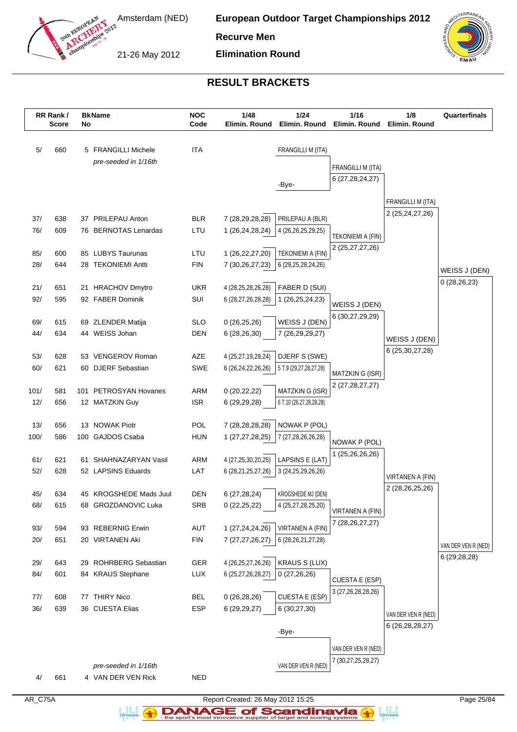# European Outdoor Target Championships 2012

**Recurve Men**

**Elimination Round**

Amsterdam (NED)

21-26 May 2012

## RESULT BRACKETS

| RR Rank / Score | BkNo | Name | NOC Code | 1/48 Elimin. Round | 1/24 Elimin. Round | 1/16 Elimin. Round | 1/8 Elimin. Round | Quarterfinals |
|---|---|---|---|---|---|---|---|---|
| 5/ 660 | 5 | FRANGILLI Michele | ITA | | FRANGILLI M (ITA) | | | |
| | | *pre-seeded in 1/16th* | | | | FRANGILLI M (ITA) | | |
| | | | | | | 6 (27,28,24,27) | | |
| | | | | | -Bye- | | | |
| | | | | | | | FRANGILLI M (ITA) | |
| | | | | | | | 2 (25,24,27,26) | |
| 37/ 638 | 37 | PRILEPAU Anton | BLR | 7 (28,29,28,28) | PRILEPAU A (BLR) | | | |
| 76/ 609 | 76 | BERNOTAS Lenardas | LTU | 1 (26,24,28,24) | 4 (26,26,25,29,25) | | | |
| | | | | | | TEKONIEMI A (FIN) | | |
| | | | | | | 2 (25,27,27,26) | | |
| 85/ 600 | 85 | LUBYS Taurunas | LTU | 1 (26,22,27,20) | TEKONIEMI A (FIN) | | | |
| 28/ 644 | 28 | TEKONIEMI Antti | FIN | 7 (30,26,27,23) | 6 (29,25,28,24,26) | | | |
| | | | | | | | | WEISS J (DEN) |
| | | | | | | | | 0 (28,26,23) |
| 21/ 651 | 21 | HRACHOV Dmytro | UKR | 4 (28,25,28,26,28) | FABER D (SUI) | | | |
| 92/ 595 | 92 | FABER Dominik | SUI | 6 (28,27,26,28,28) | 1 (26,25,24,23) | | | |
| | | | | | | WEISS J (DEN) | | |
| | | | | | | 6 (30,27,29,29) | | |
| 69/ 615 | 69 | ZLENDER Matija | SLO | 0 (26,25,26) | WEISS J (DEN) | | | |
| 44/ 634 | 44 | WEISS Johan | DEN | 6 (28,26,30) | 7 (26,29,29,27) | | | |
| | | | | | | | WEISS J (DEN) | |
| | | | | | | | 6 (25,30,27,28) | |
| 53/ 628 | 53 | VENGEROV Roman | AZE | 4 (25,27,19,29,24) | DJERF S (SWE) | | | |
| 60/ 621 | 60 | DJERF Sebastian | SWE | 6 (26,24,22,26,26) | 5 T.9 (29,27,28,27,28) | | | |
| | | | | | | MATZKIN G (ISR) | | |
| | | | | | | 2 (27,28,27,27) | | |
| 101/ 581 | 101 | PETROSYAN Hovanes | ARM | 0 (20,22,22) | MATZKIN G (ISR) | | | |
| 12/ 656 | 12 | MATZKIN Guy | ISR | 6 (29,29,28) | 6 T.10 (26,27,28,28,28) | | | |
| 13/ 656 | 13 | NOWAK Piotr | POL | 7 (28,28,28,28) | NOWAK P (POL) | | | |
| 100/ 586 | 100 | GAJDOS Csaba | HUN | 1 (27,27,28,25) | 7 (27,28,26,26,28) | | | |
| | | | | | | NOWAK P (POL) | | |
| | | | | | | 1 (25,26,26,26) | | |
| 61/ 621 | 61 | SHAHNAZARYAN Vasil | ARM | 4 (27,25,30,20,25) | LAPSINS E (LAT) | | | |
| 52/ 628 | 52 | LAPSINS Eduards | LAT | 6 (28,21,25,27,26) | 3 (24,25,29,26,26) | | | |
| | | | | | | | VIRTANEN A (FIN) | |
| | | | | | | | 2 (28,26,25,26) | |
| 45/ 634 | 45 | KROGSHEDE Mads Juul | DEN | 6 (27,28,24) | KROGSHEDE MJ (DEN) | | | |
| 68/ 615 | 68 | GROZDANOVIC Luka | SRB | 0 (22,25,22) | 4 (25,27,28,25,20) | | | |
| | | | | | | VIRTANEN A (FIN) | | |
| | | | | | | 7 (28,26,27,27) | | |
| 93/ 594 | 93 | REBERNIG Erwin | AUT | 1 (27,24,24,26) | VIRTANEN A (FIN) | | | |
| 20/ 651 | 20 | VIRTANEN Aki | FIN | 7 (27,27,26,27) | 6 (28,26,21,27,28) | | | |
| | | | | | | | | VAN DER VEN R (NED) |
| | | | | | | | | 6 (29,28,28) |
| 29/ 643 | 29 | ROHRBERG Sebastian | GER | 4 (26,25,27,26,26) | KRAUS S (LUX) | | | |
| 84/ 601 | 84 | KRAUS Stephane | LUX | 6 (25,27,26,28,27) | 0 (27,26,26) | | | |
| | | | | | | CUESTA E (ESP) | | |
| | | | | | | 3 (27,26,28,28,26) | | |
| 77/ 608 | 77 | THIRY Nico | BEL | 0 (26,28,26) | CUESTA E (ESP) | | | |
| 36/ 639 | 36 | CUESTA Elias | ESP | 6 (29,29,27) | 6 (30,27,30) | | | |
| | | | | | | | VAN DER VEN R (NED) | |
| | | | | | | | 6 (26,28,28,27) | |
| | | | | | -Bye- | | | |
| | | | | | | VAN DER VEN R (NED) | | |
| | | | | | | 7 (30,27,25,28,27) | | |
| | | *pre-seeded in 1/16th* | | | VAN DER VEN R (NED) | | | |
| 4/ 661 | 4 | VAN DER VEN Rick | NED | | | | | |

AR_C75A

Report Created: 26 May 2012 15:25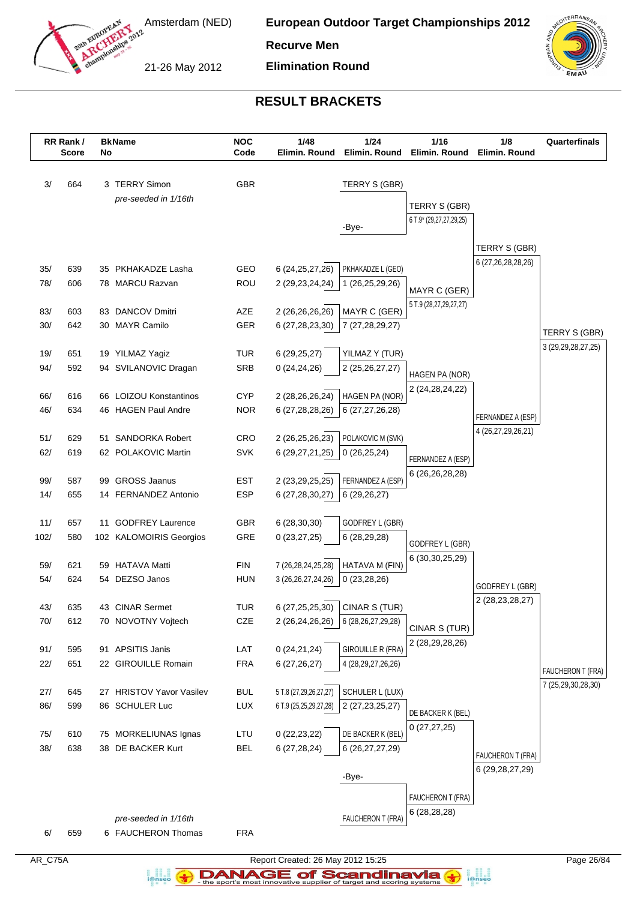# European Outdoor Target Championships 2012

Amsterdam (NED)

21-26 May 2012

**Recurve Men**

**Elimination Round**

## RESULT BRACKETS

| RR Rank / | Score | Bk No | Name | NOC Code | 1/48 Elimin. Round | 1/24 Elimin. Round | 1/16 Elimin. Round | 1/8 Elimin. Round | Quarterfinals |
|---|---|---|---|---|---|---|---|---|---|
| 3/ | 664 | 3 | TERRY Simon | GBR | | TERRY S (GBR) | | | |
| | | | *pre-seeded in 1/16th* | | | | TERRY S (GBR) 6 T.9* (29,27,27,29,25) | | |
| | | | | | | -Bye- | | | |
| | | | | | | | | TERRY S (GBR) 6 (27,26,28,28,26) | |
| 35/ | 639 | 35 | PKHAKADZE Lasha | GEO | 6 (24,25,27,26) | PKHAKADZE L (GEO) | | | |
| 78/ | 606 | 78 | MARCU Razvan | ROU | 2 (29,23,24,24) | 1 (26,25,29,26) | | | |
| | | | | | | | MAYR C (GER) 5 T.9 (28,27,29,27,27) | | |
| 83/ | 603 | 83 | DANCOV Dmitri | AZE | 2 (26,26,26,26) | MAYR C (GER) | | | |
| 30/ | 642 | 30 | MAYR Camilo | GER | 6 (27,28,23,30) | 7 (27,28,29,27) | | | |
| | | | | | | | | | TERRY S (GBR) 3 (29,29,28,27,25) |
| 19/ | 651 | 19 | YILMAZ Yagiz | TUR | 6 (29,25,27) | YILMAZ Y (TUR) | | | |
| 94/ | 592 | 94 | SVILANOVIC Dragan | SRB | 0 (24,24,26) | 2 (25,26,27,27) | | | |
| | | | | | | | HAGEN PA (NOR) 2 (24,28,24,22) | | |
| 66/ | 616 | 66 | LOIZOU Konstantinos | CYP | 2 (28,26,26,24) | HAGEN PA (NOR) | | | |
| 46/ | 634 | 46 | HAGEN Paul Andre | NOR | 6 (27,28,28,26) | 6 (27,27,26,28) | | | |
| | | | | | | | | FERNANDEZ A (ESP) 4 (26,27,29,26,21) | |
| 51/ | 629 | 51 | SANDORKA Robert | CRO | 2 (26,25,26,23) | POLAKOVIC M (SVK) | | | |
| 62/ | 619 | 62 | POLAKOVIC Martin | SVK | 6 (29,27,21,25) | 0 (26,25,24) | | | |
| | | | | | | | FERNANDEZ A (ESP) 6 (26,26,28,28) | | |
| 99/ | 587 | 99 | GROSS Jaanus | EST | 2 (23,29,25,25) | FERNANDEZ A (ESP) | | | |
| 14/ | 655 | 14 | FERNANDEZ Antonio | ESP | 6 (27,28,30,27) | 6 (29,26,27) | | | |
| 11/ | 657 | 11 | GODFREY Laurence | GBR | 6 (28,30,30) | GODFREY L (GBR) | | | |
| 102/ | 580 | 102 | KALOMOIRIS Georgios | GRE | 0 (23,27,25) | 6 (28,29,28) | | | |
| | | | | | | | GODFREY L (GBR) 6 (30,30,25,29) | | |
| 59/ | 621 | 59 | HATAVA Matti | FIN | 7 (26,28,24,25,28) | HATAVA M (FIN) | | | |
| 54/ | 624 | 54 | DEZSO Janos | HUN | 3 (26,26,27,24,26) | 0 (23,28,26) | | | |
| | | | | | | | | GODFREY L (GBR) 2 (28,23,28,27) | |
| 43/ | 635 | 43 | CINAR Sermet | TUR | 6 (27,25,25,30) | CINAR S (TUR) | | | |
| 70/ | 612 | 70 | NOVOTNY Vojtech | CZE | 2 (26,24,26,26) | 6 (28,26,27,29,28) | | | |
| | | | | | | | CINAR S (TUR) 2 (28,29,28,26) | | |
| 91/ | 595 | 91 | APSITIS Janis | LAT | 0 (24,21,24) | GIROUILLE R (FRA) | | | |
| 22/ | 651 | 22 | GIROUILLE Romain | FRA | 6 (27,26,27) | 4 (28,29,27,26,26) | | | |
| | | | | | | | | | FAUCHERON T (FRA) 7 (25,29,30,28,30) |
| 27/ | 645 | 27 | HRISTOV Yavor Vasilev | BUL | 5 T.8 (27,29,26,27,27) | SCHULER L (LUX) | | | |
| 86/ | 599 | 86 | SCHULER Luc | LUX | 6 T.9 (25,25,29,27,28) | 2 (27,23,25,27) | | | |
| | | | | | | | DE BACKER K (BEL) 0 (27,27,25) | | |
| 75/ | 610 | 75 | MORKELIUNAS Ignas | LTU | 0 (22,23,22) | DE BACKER K (BEL) | | | |
| 38/ | 638 | 38 | DE BACKER Kurt | BEL | 6 (27,28,24) | 6 (26,27,27,29) | | | |
| | | | | | | | | FAUCHERON T (FRA) 6 (29,28,27,29) | |
| | | | | | | -Bye- | | | |
| | | | | | | | FAUCHERON T (FRA) 6 (28,28,28) | | |
| | | | *pre-seeded in 1/16th* | | | FAUCHERON T (FRA) | | | |
| 6/ | 659 | 6 | FAUCHERON Thomas | FRA | | | | | |

AR_C75A

Report Created: 26 May 2012 15:25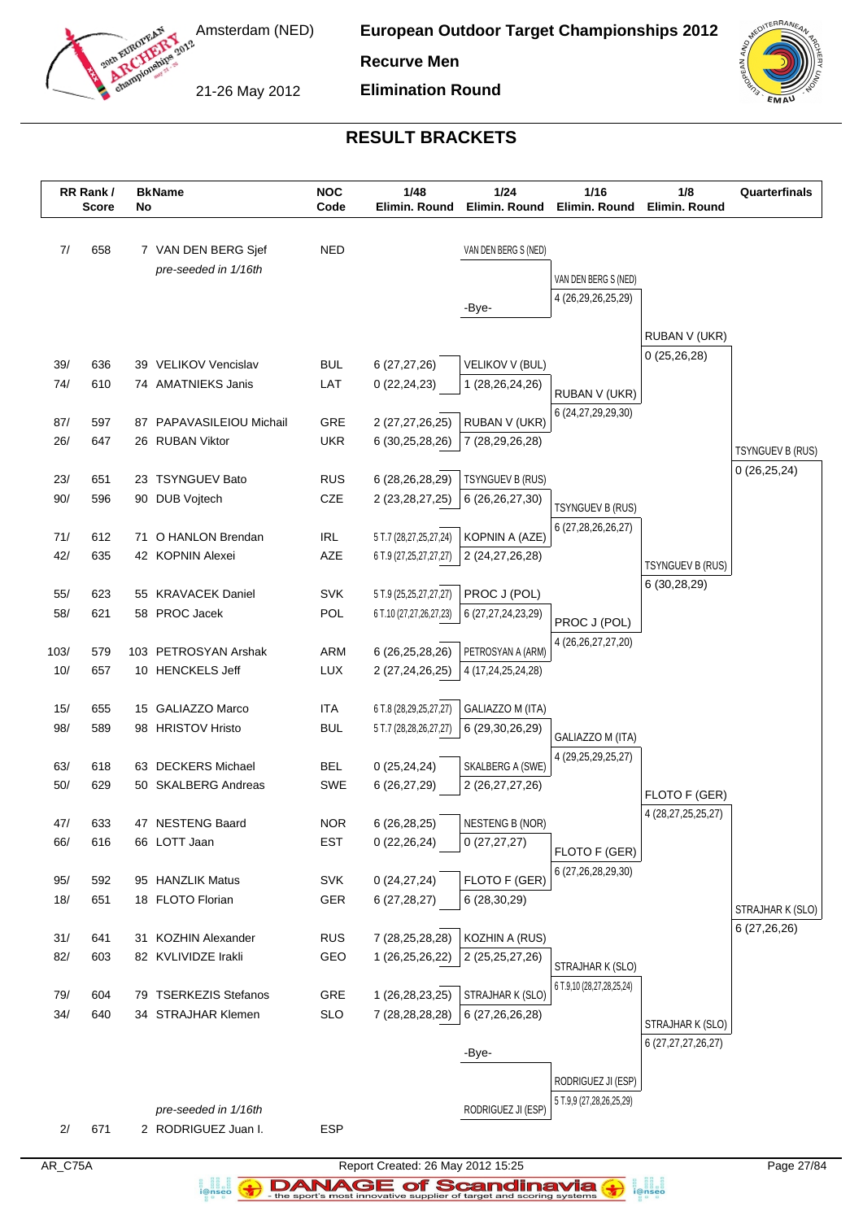# European Outdoor Target Championships 2012

**Recurve Men**

**Elimination Round**

Amsterdam (NED)

21-26 May 2012

## RESULT BRACKETS

| RR Rank / Score | BkName No | NOC Code | 1/48 Elimin. Round | 1/24 Elimin. Round | 1/16 Elimin. Round | 1/8 Elimin. Round | Quarterfinals |
|---|---|---|---|---|---|---|---|
| 7/ 658 | 7 VAN DEN BERG Sjef *pre-seeded in 1/16th* | NED | | VAN DEN BERG S (NED) | VAN DEN BERG S (NED) 4 (26,29,26,25,29) | | |
| | | | | -Bye- | | RUBAN V (UKR) 0 (25,26,28) | |
| 39/ 636 | 39 VELIKOV Vencislav | BUL | 6 (27,27,26) | VELIKOV V (BUL) | | | |
| 74/ 610 | 74 AMATNIEKS Janis | LAT | 0 (22,24,23) | 1 (28,26,24,26) | RUBAN V (UKR) 6 (24,27,29,29,30) | | |
| 87/ 597 | 87 PAPAVASILEIOU Michail | GRE | 2 (27,27,26,25) | RUBAN V (UKR) | | | |
| 26/ 647 | 26 RUBAN Viktor | UKR | 6 (30,25,28,26) | 7 (28,29,26,28) | | | TSYNGUEV B (RUS) 0 (26,25,24) |
| 23/ 651 | 23 TSYNGUEV Bato | RUS | 6 (28,26,28,29) | TSYNGUEV B (RUS) | | | |
| 90/ 596 | 90 DUB Vojtech | CZE | 2 (23,28,27,25) | 6 (26,26,27,30) | TSYNGUEV B (RUS) 6 (27,28,26,26,27) | | |
| 71/ 612 | 71 O HANLON Brendan | IRL | 5 T.7 (28,27,25,27,24) | KOPNIN A (AZE) | | | |
| 42/ 635 | 42 KOPNIN Alexei | AZE | 6 T.9 (27,25,27,27,27) | 2 (24,27,26,28) | | TSYNGUEV B (RUS) 6 (30,28,29) | |
| 55/ 623 | 55 KRAVACEK Daniel | SVK | 5 T.9 (25,25,27,27,27) | PROC J (POL) | | | |
| 58/ 621 | 58 PROC Jacek | POL | 6 T.10 (27,27,26,27,23) | 6 (27,27,24,23,29) | PROC J (POL) 4 (26,26,27,27,20) | | |
| 103/ 579 | 103 PETROSYAN Arshak | ARM | 6 (26,25,28,26) | PETROSYAN A (ARM) | | | |
| 10/ 657 | 10 HENCKELS Jeff | LUX | 2 (27,24,26,25) | 4 (17,24,25,24,28) | | | |
| 15/ 655 | 15 GALIAZZO Marco | ITA | 6 T.8 (28,29,25,27,27) | GALIAZZO M (ITA) | | | |
| 98/ 589 | 98 HRISTOV Hristo | BUL | 5 T.7 (28,28,26,27,27) | 6 (29,30,26,29) | GALIAZZO M (ITA) 4 (29,25,29,25,27) | | |
| 63/ 618 | 63 DECKERS Michael | BEL | 0 (25,24,24) | SKALBERG A (SWE) | | | |
| 50/ 629 | 50 SKALBERG Andreas | SWE | 6 (26,27,29) | 2 (26,27,27,26) | | FLOTO F (GER) 4 (28,27,25,25,27) | |
| 47/ 633 | 47 NESTENG Baard | NOR | 6 (26,28,25) | NESTENG B (NOR) | | | |
| 66/ 616 | 66 LOTT Jaan | EST | 0 (22,26,24) | 0 (27,27,27) | FLOTO F (GER) 6 (27,26,28,29,30) | | |
| 95/ 592 | 95 HANZLIK Matus | SVK | 0 (24,27,24) | FLOTO F (GER) | | | |
| 18/ 651 | 18 FLOTO Florian | GER | 6 (27,28,27) | 6 (28,30,29) | | | STRAJHAR K (SLO) 6 (27,26,26) |
| 31/ 641 | 31 KOZHIN Alexander | RUS | 7 (28,25,28,28) | KOZHIN A (RUS) | | | |
| 82/ 603 | 82 KVLIVIDZE Irakli | GEO | 1 (26,25,26,22) | 2 (25,25,27,26) | STRAJHAR K (SLO) 6 T.9,10 (28,27,28,25,24) | | |
| 79/ 604 | 79 TSERKEZIS Stefanos | GRE | 1 (26,28,23,25) | STRAJHAR K (SLO) | | | |
| 34/ 640 | 34 STRAJHAR Klemen | SLO | 7 (28,28,28,28) | 6 (27,26,26,28) | | STRAJHAR K (SLO) 6 (27,27,27,26,27) | |
| | | | | -Bye- | | | |
| | | | | | RODRIGUEZ JI (ESP) 5 T.9,9 (27,28,26,25,29) | | |
| 2/ 671 | 2 RODRIGUEZ Juan I. *pre-seeded in 1/16th* | ESP | | RODRIGUEZ JI (ESP) | | | |

AR_C75A

Report Created: 26 May 2012 15:25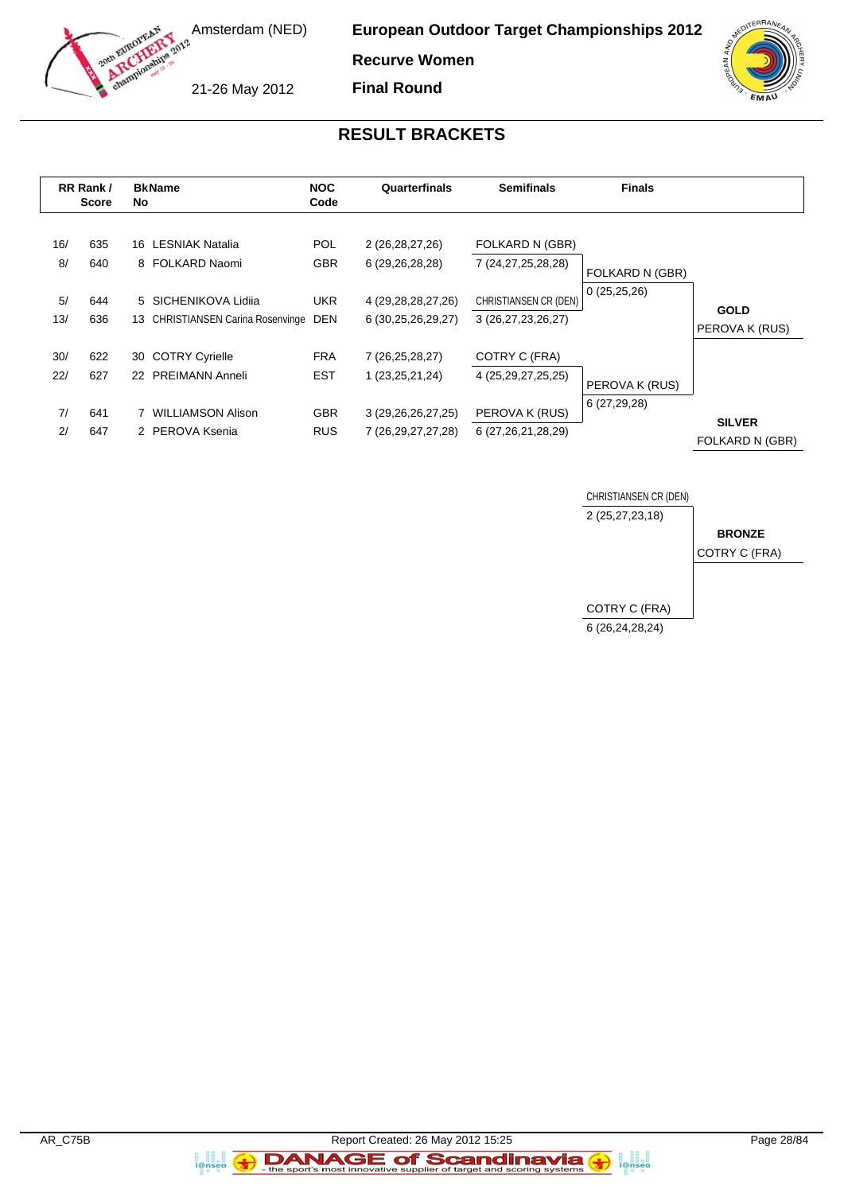# European Outdoor Target Championships 2012

**Recurve Women**

**Final Round**

Amsterdam (NED)

21-26 May 2012

## RESULT BRACKETS

| RR Rank / | Score | BkNo | Name | NOC Code | Quarterfinals | Semifinals | Finals | |
|---|---|---|---|---|---|---|---|---|
| 16/ | 635 | 16 | LESNIAK Natalia | POL | 2 (26,28,27,26) | FOLKARD N (GBR) | | |
| 8/ | 640 | 8 | FOLKARD Naomi | GBR | 6 (29,26,28,28) | 7 (24,27,25,28,28) | FOLKARD N (GBR) | |
| | | | | | | | 0 (25,25,26) | |
| 5/ | 644 | 5 | SICHENIKOVA Lidiia | UKR | 4 (29,28,28,27,26) | CHRISTIANSEN CR (DEN) | | **GOLD** |
| 13/ | 636 | 13 | CHRISTIANSEN Carina Rosenvinge | DEN | 6 (30,25,26,29,27) | 3 (26,27,23,26,27) | | PEROVA K (RUS) |
| 30/ | 622 | 30 | COTRY Cyrielle | FRA | 7 (26,25,28,27) | COTRY C (FRA) | | |
| 22/ | 627 | 22 | PREIMANN Anneli | EST | 1 (23,25,21,24) | 4 (25,29,27,25,25) | PEROVA K (RUS) | |
| | | | | | | | 6 (27,29,28) | |
| 7/ | 641 | 7 | WILLIAMSON Alison | GBR | 3 (29,26,26,27,25) | PEROVA K (RUS) | | **SILVER** |
| 2/ | 647 | 2 | PEROVA Ksenia | RUS | 7 (26,29,27,27,28) | 6 (27,26,21,28,29) | | FOLKARD N (GBR) |

**Bronze Match**

| Finals | |
|---|---|
| CHRISTIANSEN CR (DEN) | |
| 2 (25,27,23,18) | **BRONZE** |
| | COTRY C (FRA) |
| COTRY C (FRA) | |
| 6 (26,24,28,24) | |

AR_C75B

Report Created: 26 May 2012 15:25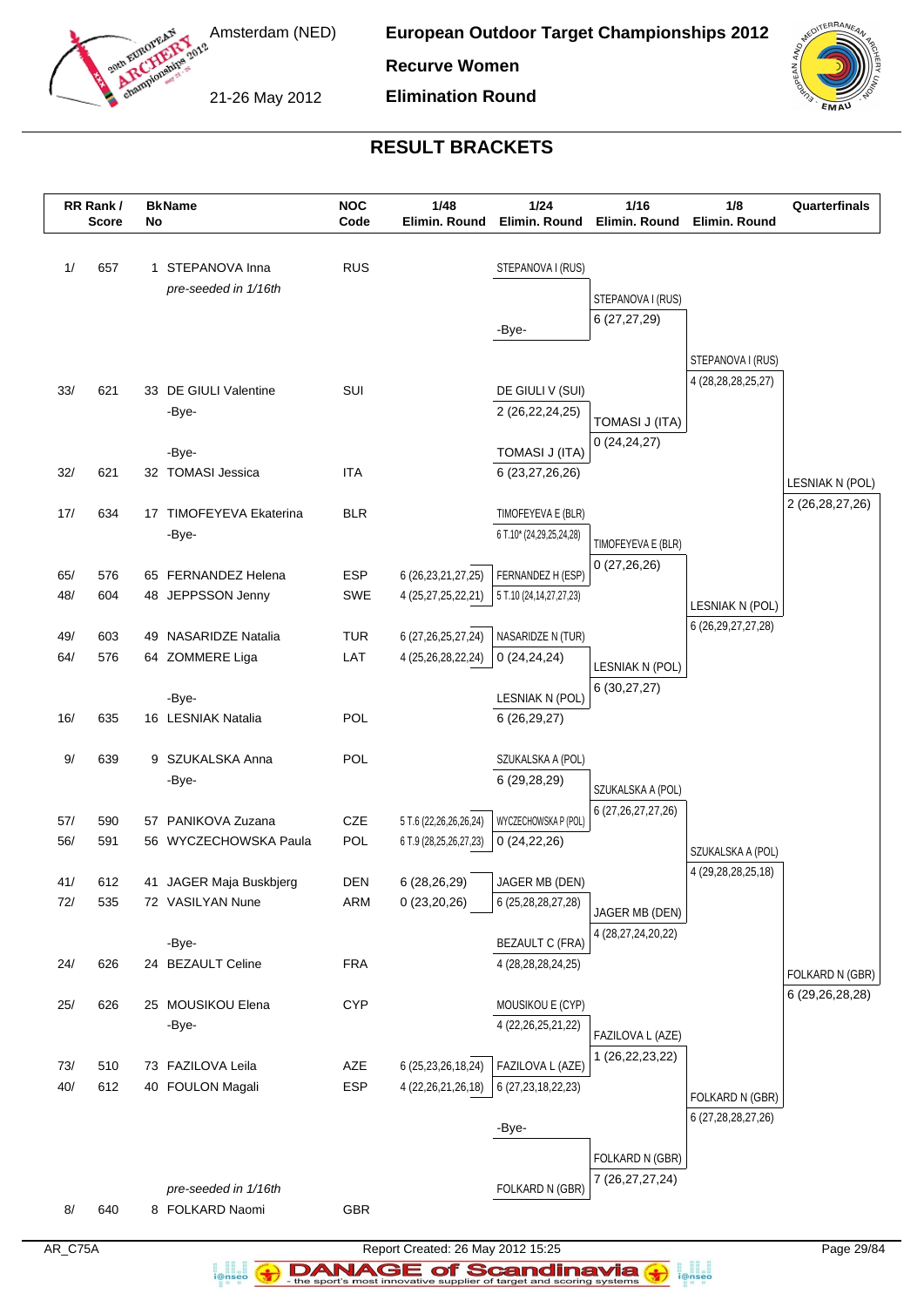# European Outdoor Target Championships 2012

**Recurve Women**

**Elimination Round**

Amsterdam (NED)

21-26 May 2012

## RESULT BRACKETS

| RR Rank / | Score | BkNo | Name | NOC Code | 1/48 Elimin. Round | 1/24 Elimin. Round | 1/16 Elimin. Round | 1/8 Elimin. Round | Quarterfinals |
|---|---|---|---|---|---|---|---|---|---|
| 1/ | 657 | 1 | STEPANOVA Inna | RUS | | STEPANOVA I (RUS) | | | |
| | | | *pre-seeded in 1/16th* | | | | STEPANOVA I (RUS) | | |
| | | | | | | -Bye- | 6 (27,27,29) | | |
| | | | | | | | | STEPANOVA I (RUS) | |
| | | | | | | | | 4 (28,28,28,25,27) | |
| 33/ | 621 | 33 | DE GIULI Valentine | SUI | | DE GIULI V (SUI) | | | |
| | | | -Bye- | | | 2 (26,22,24,25) | TOMASI J (ITA) | | |
| | | | -Bye- | | | TOMASI J (ITA) | 0 (24,24,27) | | |
| 32/ | 621 | 32 | TOMASI Jessica | ITA | | 6 (23,27,26,26) | | | LESNIAK N (POL) |
| | | | | | | | | | 2 (26,28,27,26) |
| 17/ | 634 | 17 | TIMOFEYEVA Ekaterina | BLR | | TIMOFEYEVA E (BLR) | | | |
| | | | -Bye- | | | 6 T.10* (24,29,25,24,28) | TIMOFEYEVA E (BLR) | | |
| 65/ | 576 | 65 | FERNANDEZ Helena | ESP | 6 (26,23,21,27,25) | FERNANDEZ H (ESP) | 0 (27,26,26) | | |
| 48/ | 604 | 48 | JEPPSSON Jenny | SWE | 4 (25,27,25,22,21) | 5 T.10 (24,14,27,27,23) | | LESNIAK N (POL) | |
| | | | | | | | | 6 (26,29,27,27,28) | |
| 49/ | 603 | 49 | NASARIDZE Natalia | TUR | 6 (27,26,25,27,24) | NASARIDZE N (TUR) | | | |
| 64/ | 576 | 64 | ZOMMERE Liga | LAT | 4 (25,26,28,22,24) | 0 (24,24,24) | LESNIAK N (POL) | | |
| | | | -Bye- | | | LESNIAK N (POL) | 6 (30,27,27) | | |
| 16/ | 635 | 16 | LESNIAK Natalia | POL | | 6 (26,29,27) | | | |
| 9/ | 639 | 9 | SZUKALSKA Anna | POL | | SZUKALSKA A (POL) | | | |
| | | | -Bye- | | | 6 (29,28,29) | SZUKALSKA A (POL) | | |
| 57/ | 590 | 57 | PANIKOVA Zuzana | CZE | 5 T.6 (22,26,26,26,24) | WYCZECHOWSKA P (POL) | 6 (27,26,27,27,26) | | |
| 56/ | 591 | 56 | WYCZECHOWSKA Paula | POL | 6 T.9 (28,25,26,27,23) | 0 (24,22,26) | | SZUKALSKA A (POL) | |
| | | | | | | | | 4 (29,28,28,25,18) | |
| 41/ | 612 | 41 | JAGER Maja Buskbjerg | DEN | 6 (28,26,29) | JAGER MB (DEN) | | | |
| 72/ | 535 | 72 | VASILYAN Nune | ARM | 0 (23,20,26) | 6 (25,28,28,27,28) | JAGER MB (DEN) | | |
| | | | -Bye- | | | BEZAULT C (FRA) | 4 (28,27,24,20,22) | | |
| 24/ | 626 | 24 | BEZAULT Celine | FRA | | 4 (28,28,28,24,25) | | | FOLKARD N (GBR) |
| | | | | | | | | | 6 (29,26,28,28) |
| 25/ | 626 | 25 | MOUSIKOU Elena | CYP | | MOUSIKOU E (CYP) | | | |
| | | | -Bye- | | | 4 (22,26,25,21,22) | FAZILOVA L (AZE) | | |
| 73/ | 510 | 73 | FAZILOVA Leila | AZE | 6 (25,23,26,18,24) | FAZILOVA L (AZE) | 1 (26,22,23,22) | | |
| 40/ | 612 | 40 | FOULON Magali | ESP | 4 (22,26,21,26,18) | 6 (27,23,18,22,23) | | FOLKARD N (GBR) | |
| | | | | | | | | 6 (27,28,28,27,26) | |
| | | | | | | -Bye- | | | |
| | | | | | | | FOLKARD N (GBR) | | |
| | | | *pre-seeded in 1/16th* | | | FOLKARD N (GBR) | 7 (26,27,27,24) | | |
| 8/ | 640 | 8 | FOLKARD Naomi | GBR | | | | | |

AR_C75A

Report Created: 26 May 2012 15:25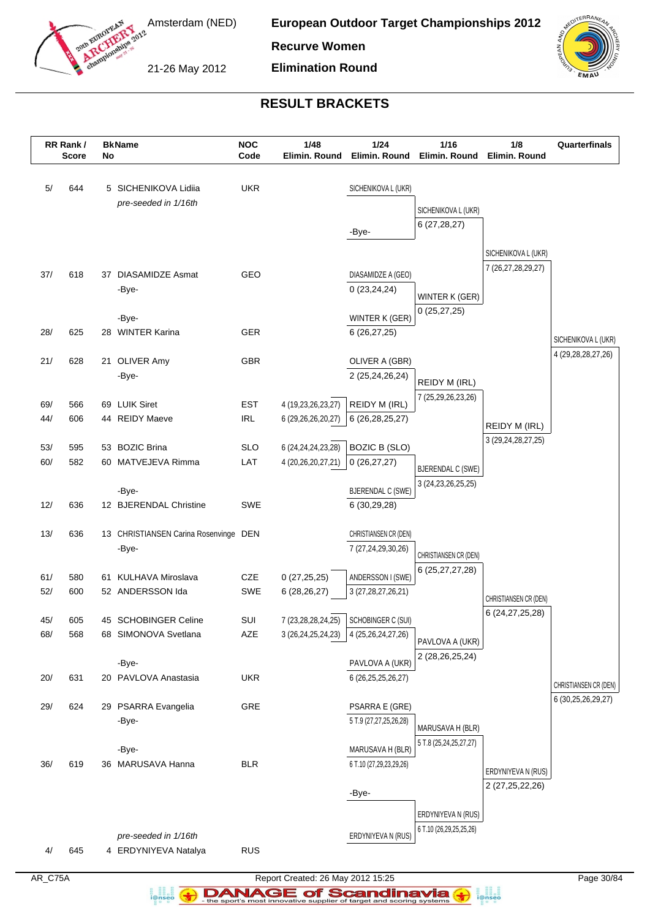# European Outdoor Target Championships 2012

**Recurve Women**

**Elimination Round**

Amsterdam (NED)

21-26 May 2012

## RESULT BRACKETS

| RR Rank / Score | BkNo | Name | NOC Code | 1/48 Elimin. Round | 1/24 Elimin. Round | 1/16 Elimin. Round | 1/8 Elimin. Round | Quarterfinals |
|---|---|---|---|---|---|---|---|---|
| 5/ 644 | 5 | SICHENIKOVA Lidiia | UKR | | SICHENIKOVA L (UKR) | | | |
| | | *pre-seeded in 1/16th* | | | | SICHENIKOVA L (UKR) 6 (27,28,27) | | |
| | | | | | -Bye- | | | |
| | | | | | | | SICHENIKOVA L (UKR) 7 (26,27,28,29,27) | |
| 37/ 618 | 37 | DIASAMIDZE Asmat | GEO | | DIASAMIDZE A (GEO) 0 (23,24,24) | | | |
| | | -Bye- | | | | WINTER K (GER) 0 (25,27,25) | | |
| | | -Bye- | | | WINTER K (GER) 6 (26,27,25) | | | |
| 28/ 625 | 28 | WINTER Karina | GER | | | | | SICHENIKOVA L (UKR) 4 (29,28,28,27,26) |
| 21/ 628 | 21 | OLIVER Amy | GBR | | OLIVER A (GBR) 2 (25,24,26,24) | | | |
| | | -Bye- | | | | REIDY M (IRL) 7 (25,29,26,23,26) | | |
| 69/ 566 | 69 | LUIK Siret | EST | 4 (19,23,26,23,27) | REIDY M (IRL) 6 (26,28,25,27) | | | |
| 44/ 606 | 44 | REIDY Maeve | IRL | 6 (29,26,26,20,27) | | | REIDY M (IRL) 3 (29,24,28,27,25) | |
| 53/ 595 | 53 | BOZIC Brina | SLO | 6 (24,24,24,23,28) | BOZIC B (SLO) 0 (26,27,27) | | | |
| 60/ 582 | 60 | MATVEJEVA Rimma | LAT | 4 (20,26,20,27,21) | | BJERENDAL C (SWE) 3 (24,23,26,25,25) | | |
| | | -Bye- | | | BJERENDAL C (SWE) 6 (30,29,28) | | | |
| 12/ 636 | 12 | BJERENDAL Christine | SWE | | | | | |
| 13/ 636 | 13 | CHRISTIANSEN Carina Rosenvinge | DEN | | CHRISTIANSEN CR (DEN) 7 (27,24,29,30,26) | | | |
| | | -Bye- | | | | CHRISTIANSEN CR (DEN) 6 (25,27,27,28) | | |
| 61/ 580 | 61 | KULHAVA Miroslava | CZE | 0 (27,25,25) | ANDERSSON I (SWE) 3 (27,28,27,26,21) | | | |
| 52/ 600 | 52 | ANDERSSON Ida | SWE | 6 (28,26,27) | | | CHRISTIANSEN CR (DEN) 6 (24,27,25,28) | |
| 45/ 605 | 45 | SCHOBINGER Celine | SUI | 7 (23,28,28,24,25) | SCHOBINGER C (SUI) 4 (25,26,24,27,26) | | | |
| 68/ 568 | 68 | SIMONOVA Svetlana | AZE | 3 (26,24,25,24,23) | | PAVLOVA A (UKR) 2 (28,26,25,24) | | |
| | | -Bye- | | | PAVLOVA A (UKR) 6 (26,25,25,26,27) | | | |
| 20/ 631 | 20 | PAVLOVA Anastasia | UKR | | | | | CHRISTIANSEN CR (DEN) 6 (30,25,26,29,27) |
| 29/ 624 | 29 | PSARRA Evangelia | GRE | | PSARRA E (GRE) 5 T.9 (27,27,25,26,28) | | | |
| | | -Bye- | | | | MARUSAVA H (BLR) 5 T.8 (25,24,25,27,27) | | |
| | | -Bye- | | | MARUSAVA H (BLR) 6 T.10 (27,29,23,29,26) | | | |
| 36/ 619 | 36 | MARUSAVA Hanna | BLR | | | | ERDYNIYEVA N (RUS) 2 (27,25,22,26) | |
| | | | | | -Bye- | | | |
| | | | | | | ERDYNIYEVA N (RUS) 6 T.10 (26,29,25,25,26) | | |
| | | *pre-seeded in 1/16th* | | | ERDYNIYEVA N (RUS) | | | |
| 4/ 645 | 4 | ERDYNIYEVA Natalya | RUS | | | | | |

AR_C75A

Report Created: 26 May 2012 15:25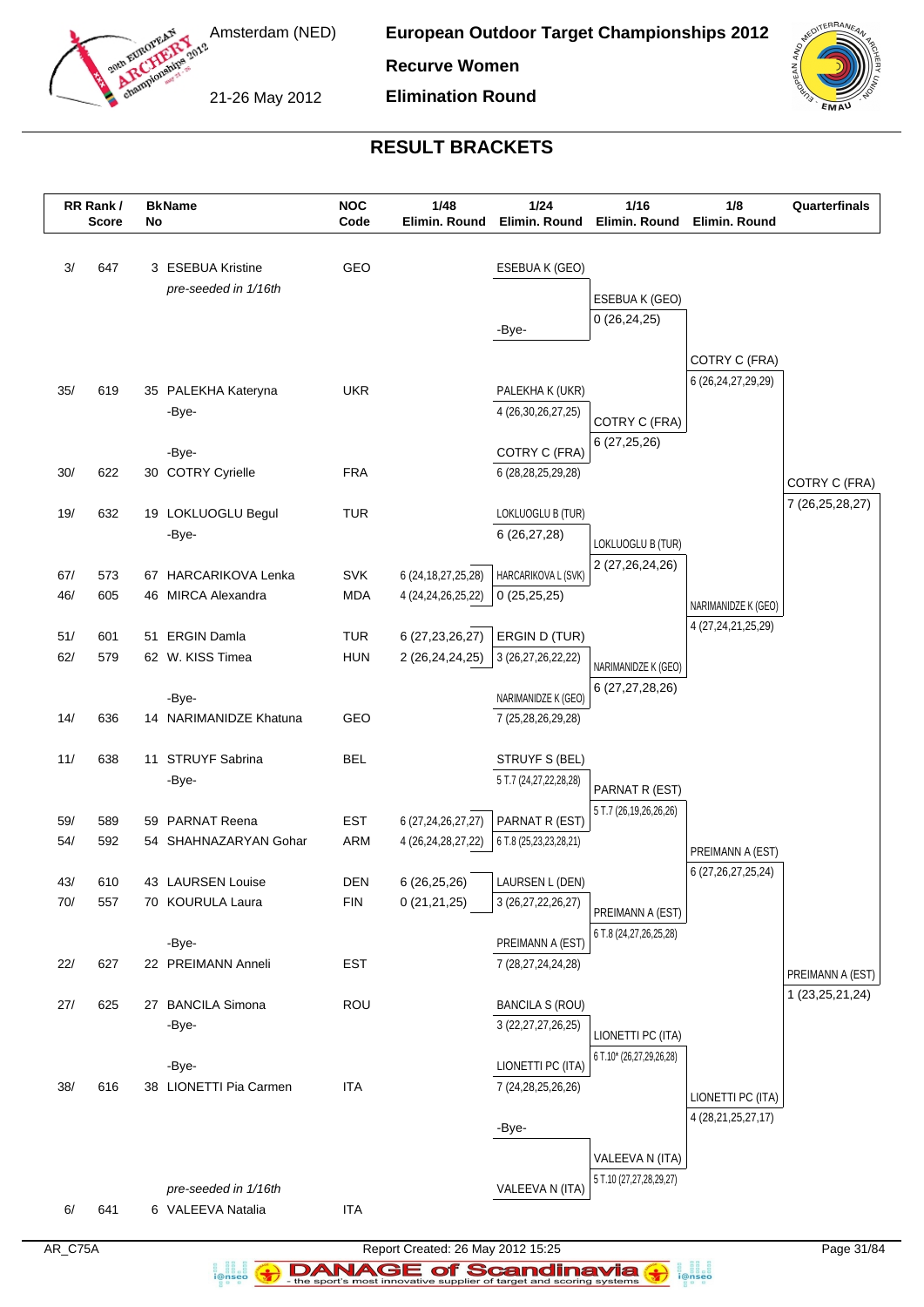# European Outdoor Target Championships 2012

**Recurve Women**

**Elimination Round**

Amsterdam (NED)

21-26 May 2012

## RESULT BRACKETS

| RR Rank / Score | BkNo | Name | NOC Code | 1/48 Elimin. Round | 1/24 Elimin. Round | 1/16 Elimin. Round | 1/8 Elimin. Round | Quarterfinals |
|---|---|---|---|---|---|---|---|---|
| 3/ 647 | 3 | ESEBUA Kristine | GEO | | ESEBUA K (GEO) | | | |
| | | *pre-seeded in 1/16th* | | | | ESEBUA K (GEO) 0 (26,24,25) | | |
| | | | | | -Bye- | | | |
| | | | | | | | COTRY C (FRA) 6 (26,24,27,29,29) | |
| 35/ 619 | 35 | PALEKHA Kateryna | UKR | | PALEKHA K (UKR) 4 (26,30,26,27,25) | | | |
| | | -Bye- | | | | COTRY C (FRA) 6 (27,25,26) | | |
| | | -Bye- | | | COTRY C (FRA) 6 (28,28,25,29,28) | | | |
| 30/ 622 | 30 | COTRY Cyrielle | FRA | | | | | COTRY C (FRA) 7 (26,25,28,27) |
| 19/ 632 | 19 | LOKLUOGLU Begul | TUR | | LOKLUOGLU B (TUR) 6 (26,27,28) | | | |
| | | -Bye- | | | | LOKLUOGLU B (TUR) 2 (27,26,24,26) | | |
| 67/ 573 | 67 | HARCARIKOVA Lenka | SVK | 6 (24,18,27,25,28) | HARCARIKOVA L (SVK) 0 (25,25,25) | | | |
| 46/ 605 | 46 | MIRCA Alexandra | MDA | 4 (24,24,26,25,22) | | | | |
| | | | | | | | NARIMANIDZE K (GEO) 4 (27,24,21,25,29) | |
| 51/ 601 | 51 | ERGIN Damla | TUR | 6 (27,23,26,27) | ERGIN D (TUR) 3 (26,27,26,22,22) | | | |
| 62/ 579 | 62 | W. KISS Timea | HUN | 2 (26,24,24,25) | | | | |
| | | | | | | NARIMANIDZE K (GEO) 6 (27,27,28,26) | | |
| | | -Bye- | | | NARIMANIDZE K (GEO) 7 (25,28,26,29,28) | | | |
| 14/ 636 | 14 | NARIMANIDZE Khatuna | GEO | | | | | |
| 11/ 638 | 11 | STRUYF Sabrina | BEL | | STRUYF S (BEL) 5 T.7 (24,27,22,28,28) | | | |
| | | -Bye- | | | | PARNAT R (EST) 5 T.7 (26,19,26,26,26) | | |
| 59/ 589 | 59 | PARNAT Reena | EST | 6 (27,24,26,27,27) | PARNAT R (EST) 6 T.8 (25,23,23,28,21) | | | |
| 54/ 592 | 54 | SHAHNAZARYAN Gohar | ARM | 4 (26,24,28,27,22) | | | | |
| | | | | | | | PREIMANN A (EST) 6 (27,26,27,25,24) | |
| 43/ 610 | 43 | LAURSEN Louise | DEN | 6 (26,25,26) | LAURSEN L (DEN) 3 (26,27,22,26,27) | | | |
| 70/ 557 | 70 | KOURULA Laura | FIN | 0 (21,21,25) | | | | |
| | | | | | | PREIMANN A (EST) 6 T.8 (24,27,26,25,28) | | |
| | | -Bye- | | | PREIMANN A (EST) 7 (28,27,24,24,28) | | | |
| 22/ 627 | 22 | PREIMANN Anneli | EST | | | | | PREIMANN A (EST) 1 (23,25,21,24) |
| 27/ 625 | 27 | BANCILA Simona | ROU | | BANCILA S (ROU) 3 (22,27,27,26,25) | | | |
| | | -Bye- | | | | LIONETTI PC (ITA) 6 T.10* (26,27,29,26,28) | | |
| | | -Bye- | | | LIONETTI PC (ITA) 7 (24,28,25,26,26) | | | |
| 38/ 616 | 38 | LIONETTI Pia Carmen | ITA | | | | | |
| | | | | | | | LIONETTI PC (ITA) 4 (28,21,25,27,17) | |
| | | | | | -Bye- | | | |
| | | | | | | VALEEVA N (ITA) 5 T.10 (27,27,28,29,27) | | |
| | | *pre-seeded in 1/16th* | | | VALEEVA N (ITA) | | | |
| 6/ 641 | 6 | VALEEVA Natalia | ITA | | | | | |

AR_C75A

Report Created: 26 May 2012 15:25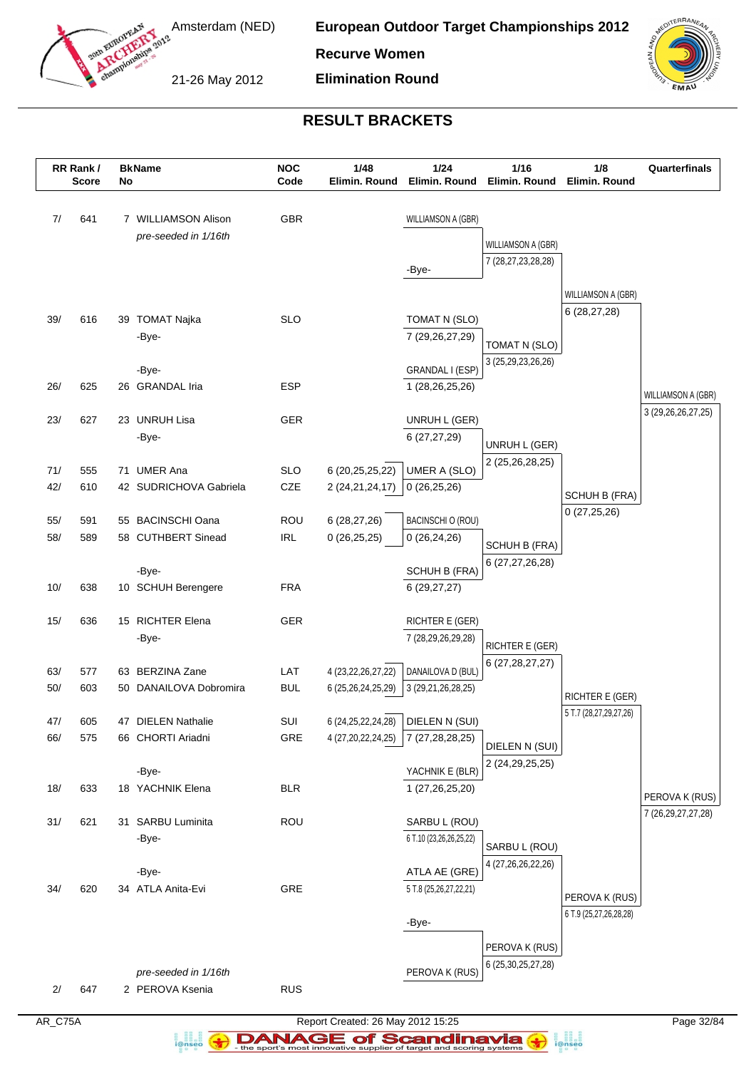Amsterdam (NED)

21-26 May 2012

**European Outdoor Target Championships 2012**

**Recurve Women**

**Elimination Round**

## RESULT BRACKETS

| RR Rank / Score | BkNo | Name | NOC Code | 1/48 Elimin. Round | 1/24 Elimin. Round | 1/16 Elimin. Round | 1/8 Elimin. Round | Quarterfinals |
|---|---|---|---|---|---|---|---|---|
| 7/ 641 | 7 | WILLIAMSON Alison | GBR | | WILLIAMSON A (GBR) | | | |
| | | *pre-seeded in 1/16th* | | | | WILLIAMSON A (GBR) 7 (28,27,23,28,28) | | |
| | | | | | -Bye- | | | |
| | | | | | | | WILLIAMSON A (GBR) 6 (28,27,28) | |
| 39/ 616 | 39 | TOMAT Najka | SLO | | TOMAT N (SLO) 7 (29,26,27,29) | | | |
| | | -Bye- | | | | TOMAT N (SLO) 3 (25,29,23,26,26) | | |
| | | -Bye- | | | GRANDAL I (ESP) 1 (28,26,25,26) | | | |
| 26/ 625 | 26 | GRANDAL Iria | ESP | | | | | WILLIAMSON A (GBR) 3 (29,26,26,27,25) |
| 23/ 627 | 23 | UNRUH Lisa | GER | | UNRUH L (GER) 6 (27,27,29) | | | |
| | | -Bye- | | | | UNRUH L (GER) 2 (25,26,28,25) | | |
| 71/ 555 | 71 | UMER Ana | SLO | 6 (20,25,25,22) | UMER A (SLO) 0 (26,25,26) | | | |
| 42/ 610 | 42 | SUDRICHOVA Gabriela | CZE | 2 (24,21,24,17) | | | SCHUH B (FRA) 0 (27,25,26) | |
| 55/ 591 | 55 | BACINSCHI Oana | ROU | 6 (28,27,26) | BACINSCHI O (ROU) 0 (26,24,26) | | | |
| 58/ 589 | 58 | CUTHBERT Sinead | IRL | 0 (26,25,25) | | SCHUH B (FRA) 6 (27,27,26,28) | | |
| | | -Bye- | | | SCHUH B (FRA) 6 (29,27,27) | | | |
| 10/ 638 | 10 | SCHUH Berengere | FRA | | | | | |
| 15/ 636 | 15 | RICHTER Elena | GER | | RICHTER E (GER) 7 (28,29,26,29,28) | | | |
| | | -Bye- | | | | RICHTER E (GER) 6 (27,28,27,27) | | |
| 63/ 577 | 63 | BERZINA Zane | LAT | 4 (23,22,26,27,22) | DANAILOVA D (BUL) 3 (29,21,26,28,25) | | | |
| 50/ 603 | 50 | DANAILOVA Dobromira | BUL | 6 (25,26,24,25,29) | | | RICHTER E (GER) 5 T.7 (28,27,29,27,26) | |
| 47/ 605 | 47 | DIELEN Nathalie | SUI | 6 (24,25,22,24,28) | DIELEN N (SUI) 7 (27,28,28,25) | | | |
| 66/ 575 | 66 | CHORTI Ariadni | GRE | 4 (27,20,22,24,25) | | DIELEN N (SUI) 2 (24,29,25,25) | | |
| | | -Bye- | | | YACHNIK E (BLR) 1 (27,26,25,20) | | | |
| 18/ 633 | 18 | YACHNIK Elena | BLR | | | | | PEROVA K (RUS) 7 (26,29,27,27,28) |
| 31/ 621 | 31 | SARBU Luminita | ROU | | SARBU L (ROU) 6 T.10 (23,26,26,25,22) | | | |
| | | -Bye- | | | | SARBU L (ROU) 4 (27,26,26,22,26) | | |
| | | -Bye- | | | ATLA AE (GRE) 5 T.8 (25,26,27,22,21) | | | |
| 34/ 620 | 34 | ATLA Anita-Evi | GRE | | | | PEROVA K (RUS) 6 T.9 (25,27,26,28,28) | |
| | | | | | -Bye- | | | |
| | | | | | | PEROVA K (RUS) 6 (25,30,25,27,28) | | |
| | | *pre-seeded in 1/16th* | | | PEROVA K (RUS) | | | |
| 2/ 647 | 2 | PEROVA Ksenia | RUS | | | | | |

AR_C75A

Report Created: 26 May 2012 15:25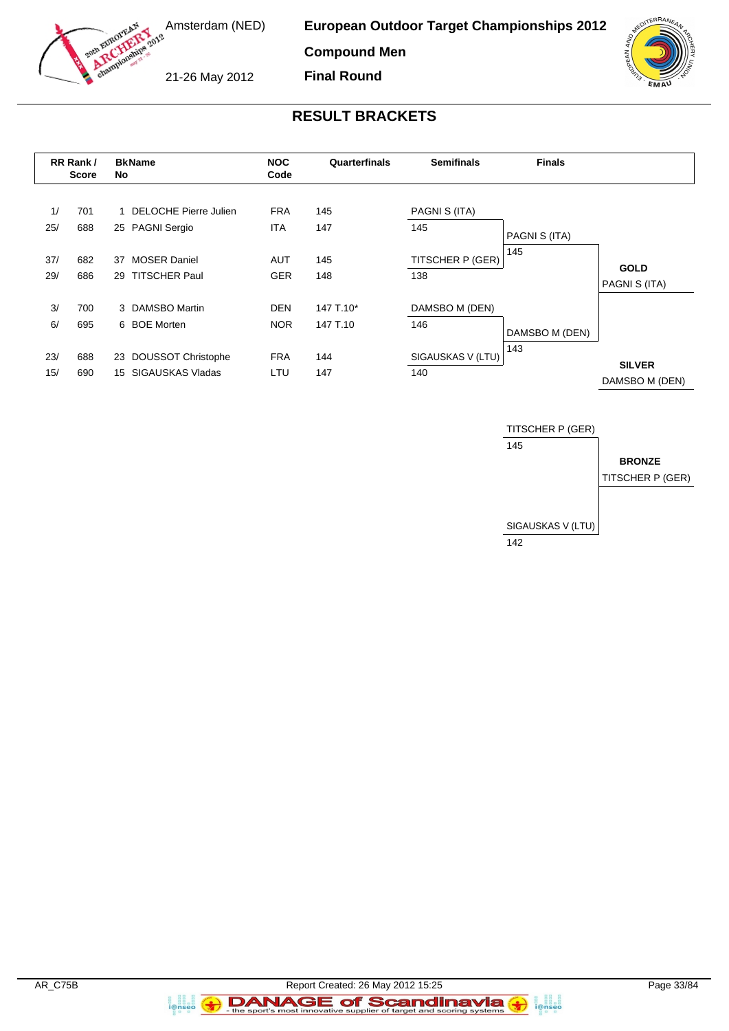Amsterdam (NED)

21-26 May 2012

**European Outdoor Target Championships 2012**

**Compound Men**

**Final Round**

## RESULT BRACKETS

| RR Rank / Score | | BkNo | Name | NOC Code | Quarterfinals | Semifinals | Finals | |
|---|---|---|---|---|---|---|---|---|
| 1/ | 701 | 1 | DELOCHE Pierre Julien | FRA | 145 | PAGNI S (ITA) | | |
| 25/ | 688 | 25 | PAGNI Sergio | ITA | 147 | 145 | PAGNI S (ITA) | |
| | | | | | | | 145 | |
| 37/ | 682 | 37 | MOSER Daniel | AUT | 145 | TITSCHER P (GER) | | **GOLD** |
| 29/ | 686 | 29 | TITSCHER Paul | GER | 148 | 138 | | PAGNI S (ITA) |
| 3/ | 700 | 3 | DAMSBO Martin | DEN | 147 T.10* | DAMSBO M (DEN) | | |
| 6/ | 695 | 6 | BOE Morten | NOR | 147 T.10 | 146 | DAMSBO M (DEN) | |
| | | | | | | | 143 | |
| 23/ | 688 | 23 | DOUSSOT Christophe | FRA | 144 | SIGAUSKAS V (LTU) | | **SILVER** |
| 15/ | 690 | 15 | SIGAUSKAS Vladas | LTU | 147 | 140 | | DAMSBO M (DEN) |

| Bronze Match | |
|---|---|
| TITSCHER P (GER) | |
| 145 | **BRONZE** |
| | TITSCHER P (GER) |
| SIGAUSKAS V (LTU) | |
| 142 | |

AR_C75B

Report Created: 26 May 2012 15:25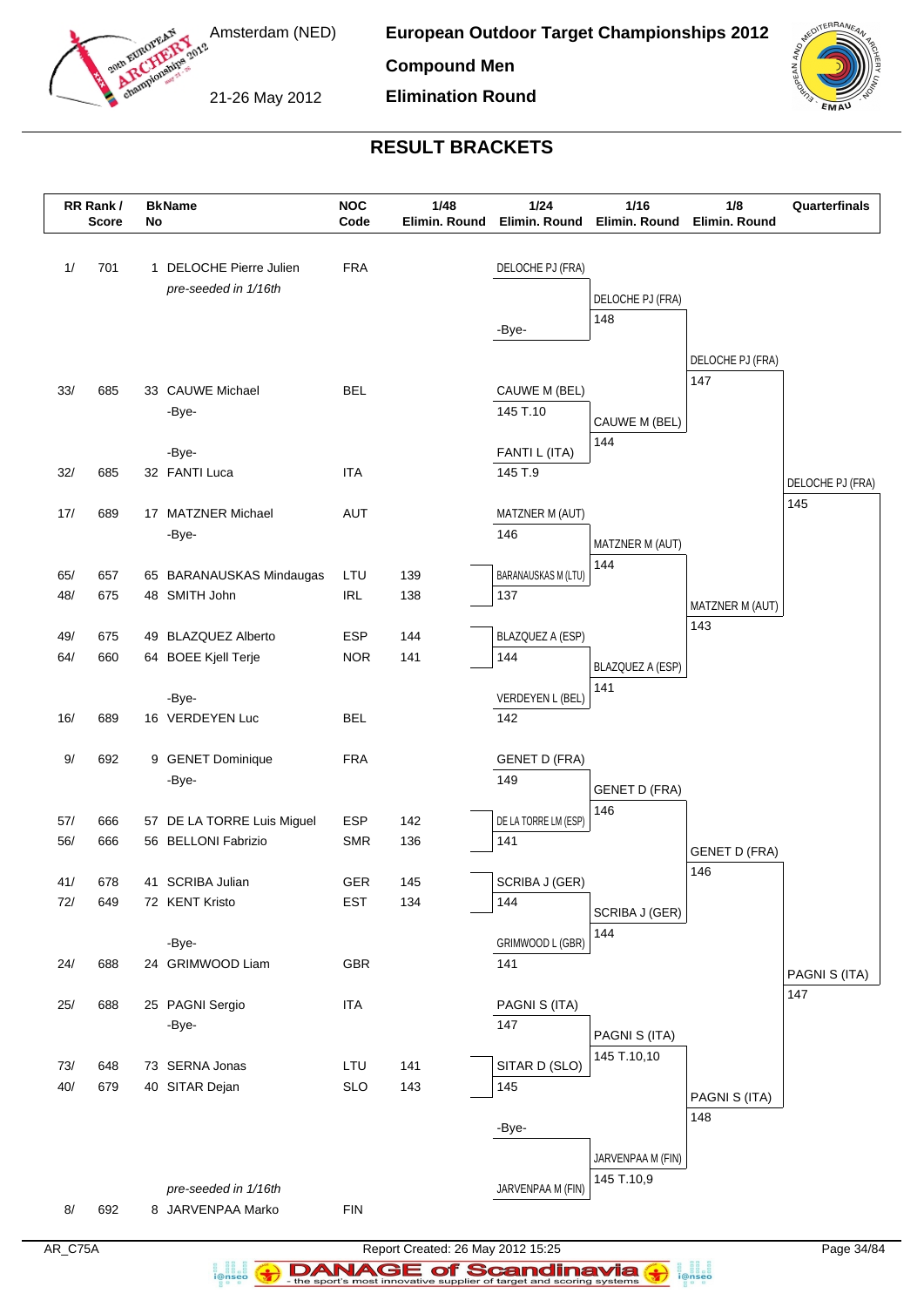# European Outdoor Target Championships 2012

**Compound Men**

**Elimination Round**

Amsterdam (NED)

21-26 May 2012

## RESULT BRACKETS

| RR Rank / Score | | BkNo | Name | NOC Code | 1/48 Elimin. Round | 1/24 Elimin. Round | 1/16 Elimin. Round | 1/8 Elimin. Round | Quarterfinals |
|---|---|---|---|---|---|---|---|---|---|
| 1/ | 701 | 1 | DELOCHE Pierre Julien | FRA | | DELOCHE PJ (FRA) | | | |
| | | | *pre-seeded in 1/16th* | | | | DELOCHE PJ (FRA) 148 | | |
| | | | | | | -Bye- | | | |
| | | | | | | | | DELOCHE PJ (FRA) 147 | |
| 33/ | 685 | 33 | CAUWE Michael | BEL | | CAUWE M (BEL) 145 T.10 | | | |
| | | | -Bye- | | | | CAUWE M (BEL) 144 | | |
| | | | -Bye- | | | FANTI L (ITA) 145 T.9 | | | |
| 32/ | 685 | 32 | FANTI Luca | ITA | | | | | DELOCHE PJ (FRA) 145 |
| 17/ | 689 | 17 | MATZNER Michael | AUT | | MATZNER M (AUT) 146 | | | |
| | | | -Bye- | | | | MATZNER M (AUT) 144 | | |
| 65/ | 657 | 65 | BARANAUSKAS Mindaugas | LTU | 139 | BARANAUSKAS M (LTU) 137 | | | |
| 48/ | 675 | 48 | SMITH John | IRL | 138 | | | MATZNER M (AUT) 143 | |
| 49/ | 675 | 49 | BLAZQUEZ Alberto | ESP | 144 | BLAZQUEZ A (ESP) 144 | | | |
| 64/ | 660 | 64 | BOEE Kjell Terje | NOR | 141 | | BLAZQUEZ A (ESP) 141 | | |
| | | | -Bye- | | | VERDEYEN L (BEL) 142 | | | |
| 16/ | 689 | 16 | VERDEYEN Luc | BEL | | | | | |
| 9/ | 692 | 9 | GENET Dominique | FRA | | GENET D (FRA) 149 | | | |
| | | | -Bye- | | | | GENET D (FRA) 146 | | |
| 57/ | 666 | 57 | DE LA TORRE Luis Miguel | ESP | 142 | DE LA TORRE LM (ESP) 141 | | | |
| 56/ | 666 | 56 | BELLONI Fabrizio | SMR | 136 | | | GENET D (FRA) 146 | |
| 41/ | 678 | 41 | SCRIBA Julian | GER | 145 | SCRIBA J (GER) 144 | | | |
| 72/ | 649 | 72 | KENT Kristo | EST | 134 | | SCRIBA J (GER) 144 | | |
| | | | -Bye- | | | GRIMWOOD L (GBR) 141 | | | |
| 24/ | 688 | 24 | GRIMWOOD Liam | GBR | | | | | PAGNI S (ITA) 147 |
| 25/ | 688 | 25 | PAGNI Sergio | ITA | | PAGNI S (ITA) 147 | | | |
| | | | -Bye- | | | | PAGNI S (ITA) 145 T.10,10 | | |
| 73/ | 648 | 73 | SERNA Jonas | LTU | 141 | SITAR D (SLO) 145 | | | |
| 40/ | 679 | 40 | SITAR Dejan | SLO | 143 | | | PAGNI S (ITA) 148 | |
| | | | | | | -Bye- | | | |
| | | | | | | | JARVENPAA M (FIN) 145 T.10,9 | | |
| | | | *pre-seeded in 1/16th* | | | JARVENPAA M (FIN) | | | |
| 8/ | 692 | 8 | JARVENPAA Marko | FIN | | | | | |

AR_C75A

Report Created: 26 May 2012 15:25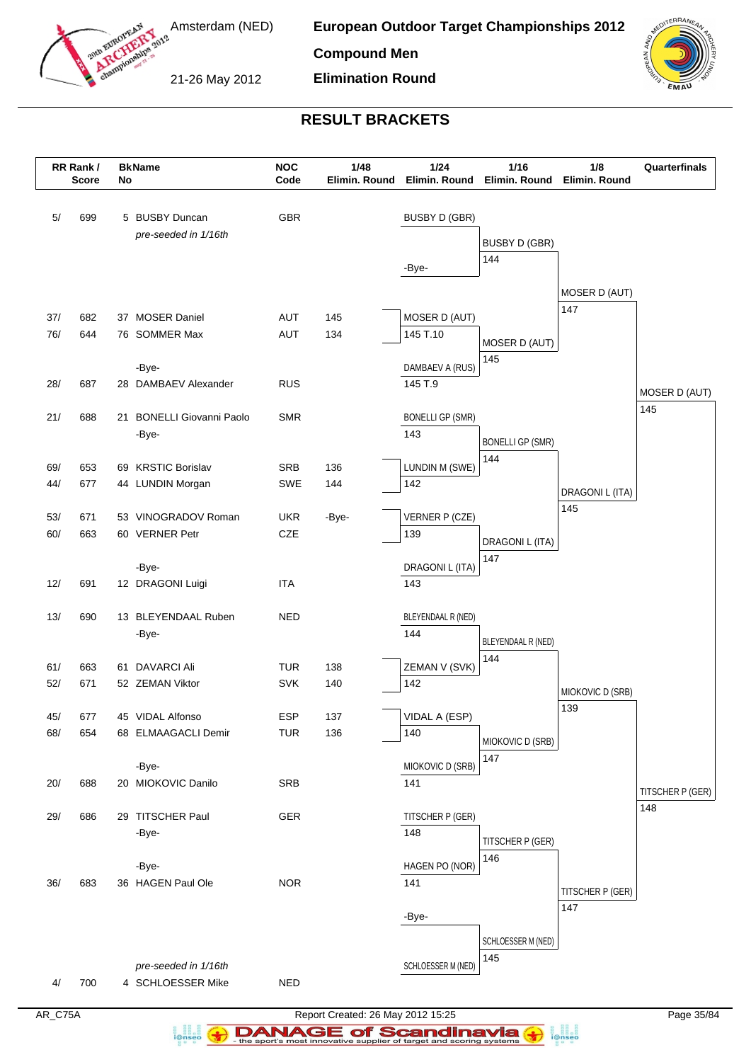**European Outdoor Target Championships 2012**

**Compound Men**

**Elimination Round**

Amsterdam (NED)

21-26 May 2012

## RESULT BRACKETS

| RR Rank / Score | | BkNo | Name | NOC Code | 1/48 Elimin. Round | 1/24 Elimin. Round | 1/16 Elimin. Round | 1/8 Elimin. Round | Quarterfinals |
|---|---|---|---|---|---|---|---|---|---|
| 5/ | 699 | 5 | BUSBY Duncan | GBR | | BUSBY D (GBR) | | | |
| | | | *pre-seeded in 1/16th* | | | | BUSBY D (GBR) 144 | | |
| | | | | | | -Bye- | | | |
| | | | | | | | | MOSER D (AUT) 147 | |
| 37/ | 682 | 37 | MOSER Daniel | AUT | 145 | MOSER D (AUT) | | | |
| 76/ | 644 | 76 | SOMMER Max | AUT | 134 | 145 T.10 | MOSER D (AUT) 145 | | |
| | | | -Bye- | | | DAMBAEV A (RUS) | | | |
| 28/ | 687 | 28 | DAMBAEV Alexander | RUS | | 145 T.9 | | | MOSER D (AUT) 145 |
| 21/ | 688 | 21 | BONELLI Giovanni Paolo | SMR | | BONELLI GP (SMR) | | | |
| | | | -Bye- | | | 143 | BONELLI GP (SMR) 144 | | |
| 69/ | 653 | 69 | KRSTIC Borislav | SRB | 136 | LUNDIN M (SWE) | | | |
| 44/ | 677 | 44 | LUNDIN Morgan | SWE | 144 | 142 | | DRAGONI L (ITA) 145 | |
| 53/ | 671 | 53 | VINOGRADOV Roman | UKR | -Bye- | VERNER P (CZE) | | | |
| 60/ | 663 | 60 | VERNER Petr | CZE | | 139 | DRAGONI L (ITA) 147 | | |
| | | | -Bye- | | | DRAGONI L (ITA) | | | |
| 12/ | 691 | 12 | DRAGONI Luigi | ITA | | 143 | | | |
| 13/ | 690 | 13 | BLEYENDAAL Ruben | NED | | BLEYENDAAL R (NED) | | | |
| | | | -Bye- | | | 144 | BLEYENDAAL R (NED) 144 | | |
| 61/ | 663 | 61 | DAVARCI Ali | TUR | 138 | ZEMAN V (SVK) | | | |
| 52/ | 671 | 52 | ZEMAN Viktor | SVK | 140 | 142 | | MIOKOVIC D (SRB) 139 | |
| 45/ | 677 | 45 | VIDAL Alfonso | ESP | 137 | VIDAL A (ESP) | | | |
| 68/ | 654 | 68 | ELMAAGACLI Demir | TUR | 136 | 140 | MIOKOVIC D (SRB) 147 | | |
| | | | -Bye- | | | MIOKOVIC D (SRB) | | | |
| 20/ | 688 | 20 | MIOKOVIC Danilo | SRB | | 141 | | | TITSCHER P (GER) 148 |
| 29/ | 686 | 29 | TITSCHER Paul | GER | | TITSCHER P (GER) | | | |
| | | | -Bye- | | | 148 | TITSCHER P (GER) 146 | | |
| | | | -Bye- | | | HAGEN PO (NOR) | | | |
| 36/ | 683 | 36 | HAGEN Paul Ole | NOR | | 141 | | TITSCHER P (GER) 147 | |
| | | | | | | -Bye- | | | |
| | | | | | | | SCHLOESSER M (NED) 145 | | |
| | | | *pre-seeded in 1/16th* | | | SCHLOESSER M (NED) | | | |
| 4/ | 700 | 4 | SCHLOESSER Mike | NED | | | | | |

AR_C75A — Report Created: 26 May 2012 15:25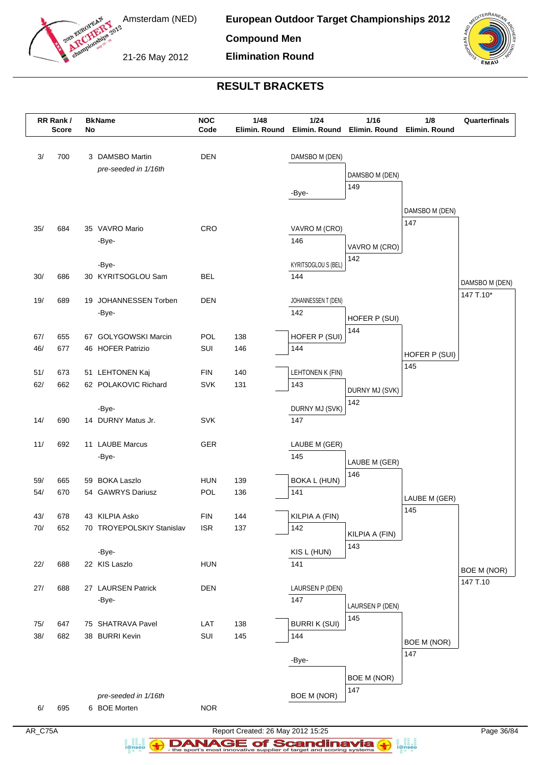# European Outdoor Target Championships 2012

Amsterdam (NED)

21-26 May 2012

**Compound Men**

**Elimination Round**

## RESULT BRACKETS

| RR Rank / Score | BkNo | Name | NOC Code | 1/48 Elimin. Round | 1/24 Elimin. Round | 1/16 Elimin. Round | 1/8 Elimin. Round | Quarterfinals |
|---|---|---|---|---|---|---|---|---|
| 3/ 700 | 3 | DAMSBO Martin *pre-seeded in 1/16th* | DEN | | DAMSBO M (DEN) | DAMSBO M (DEN) 149 | DAMSBO M (DEN) 147 | DAMSBO M (DEN) 147 T.10* |
| | | | | | -Bye- | | | |
| 35/ 684 | 35 | VAVRO Mario | CRO | | VAVRO M (CRO) 146 | VAVRO M (CRO) 142 | | |
| | | -Bye- | | | | | | |
| | | -Bye- | | | KYRITSOGLOU S (BEL) 144 | | | |
| 30/ 686 | 30 | KYRITSOGLOU Sam | BEL | | | | | |
| 19/ 689 | 19 | JOHANNESSEN Torben | DEN | | JOHANNESSEN T (DEN) 142 | HOFER P (SUI) 144 | HOFER P (SUI) 145 | |
| | | -Bye- | | | | | | |
| 67/ 655 | 67 | GOLYGOWSKI Marcin | POL | 138 | HOFER P (SUI) 144 | | | |
| 46/ 677 | 46 | HOFER Patrizio | SUI | 146 | | | | |
| 51/ 673 | 51 | LEHTONEN Kaj | FIN | 140 | LEHTONEN K (FIN) 143 | DURNY MJ (SVK) 142 | | |
| 62/ 662 | 62 | POLAKOVIC Richard | SVK | 131 | | | | |
| | | -Bye- | | | DURNY MJ (SVK) 147 | | | |
| 14/ 690 | 14 | DURNY Matus Jr. | SVK | | | | | |
| 11/ 692 | 11 | LAUBE Marcus | GER | | LAUBE M (GER) 145 | LAUBE M (GER) 146 | LAUBE M (GER) 145 | BOE M (NOR) 147 T.10 |
| | | -Bye- | | | | | | |
| 59/ 665 | 59 | BOKA Laszlo | HUN | 139 | BOKA L (HUN) 141 | | | |
| 54/ 670 | 54 | GAWRYS Dariusz | POL | 136 | | | | |
| 43/ 678 | 43 | KILPIA Asko | FIN | 144 | KILPIA A (FIN) 142 | KILPIA A (FIN) 143 | | |
| 70/ 652 | 70 | TROYEPOLSKIY Stanislav | ISR | 137 | | | | |
| | | -Bye- | | | KIS L (HUN) 141 | | | |
| 22/ 688 | 22 | KIS Laszlo | HUN | | | | | |
| 27/ 688 | 27 | LAURSEN Patrick | DEN | | LAURSEN P (DEN) 147 | LAURSEN P (DEN) 145 | BOE M (NOR) 147 | |
| | | -Bye- | | | | | | |
| 75/ 647 | 75 | SHATRAVA Pavel | LAT | 138 | BURRI K (SUI) 144 | | | |
| 38/ 682 | 38 | BURRI Kevin | SUI | 145 | | | | |
| | | | | | -Bye- | BOE M (NOR) 147 | | |
| 6/ 695 | 6 | BOE Morten *pre-seeded in 1/16th* | NOR | | BOE M (NOR) | | | |

AR_C75A

Report Created: 26 May 2012 15:25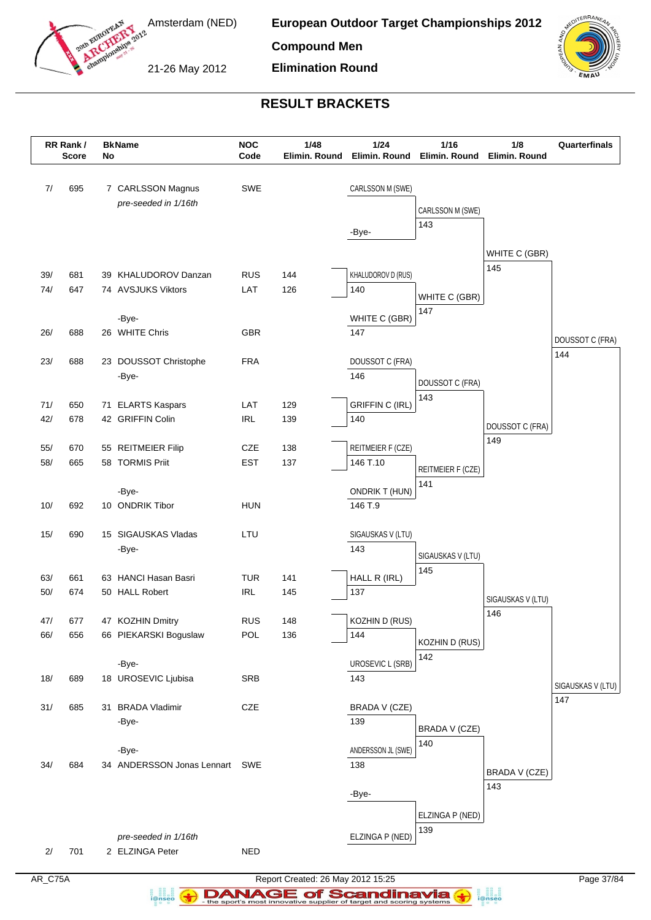Amsterdam (NED)

21-26 May 2012

**European Outdoor Target Championships 2012**

**Compound Men**

**Elimination Round**

## RESULT BRACKETS

| RR Rank / Score | BkNo | Name | NOC Code | 1/48 Elimin. Round | 1/24 Elimin. Round | 1/16 Elimin. Round | 1/8 Elimin. Round | Quarterfinals |
|---|---|---|---|---|---|---|---|---|
| 7/ 695 | 7 | CARLSSON Magnus | SWE | | CARLSSON M (SWE) | | | |
| | | *pre-seeded in 1/16th* | | | | CARLSSON M (SWE) 143 | | |
| | | | | | -Bye- | | | |
| | | | | | | | WHITE C (GBR) 145 | |
| 39/ 681 | 39 | KHALUDOROV Danzan | RUS | 144 | KHALUDOROV D (RUS) 140 | | | |
| 74/ 647 | 74 | AVSJUKS Viktors | LAT | 126 | | WHITE C (GBR) 147 | | |
| | | -Bye- | | | WHITE C (GBR) 147 | | | |
| 26/ 688 | 26 | WHITE Chris | GBR | | | | | DOUSSOT C (FRA) 144 |
| 23/ 688 | 23 | DOUSSOT Christophe | FRA | | DOUSSOT C (FRA) 146 | | | |
| | | -Bye- | | | | DOUSSOT C (FRA) 143 | | |
| 71/ 650 | 71 | ELARTS Kaspars | LAT | 129 | GRIFFIN C (IRL) 140 | | | |
| 42/ 678 | 42 | GRIFFIN Colin | IRL | 139 | | | DOUSSOT C (FRA) 149 | |
| 55/ 670 | 55 | REITMEIER Filip | CZE | 138 | REITMEIER F (CZE) 146 T.10 | | | |
| 58/ 665 | 58 | TORMIS Priit | EST | 137 | | REITMEIER F (CZE) 141 | | |
| | | -Bye- | | | ONDRIK T (HUN) 146 T.9 | | | |
| 10/ 692 | 10 | ONDRIK Tibor | HUN | | | | | |
| 15/ 690 | 15 | SIGAUSKAS Vladas | LTU | | SIGAUSKAS V (LTU) 143 | | | |
| | | -Bye- | | | | SIGAUSKAS V (LTU) 145 | | |
| 63/ 661 | 63 | HANCI Hasan Basri | TUR | 141 | HALL R (IRL) 137 | | | |
| 50/ 674 | 50 | HALL Robert | IRL | 145 | | | SIGAUSKAS V (LTU) 146 | |
| 47/ 677 | 47 | KOZHIN Dmitry | RUS | 148 | KOZHIN D (RUS) 144 | | | |
| 66/ 656 | 66 | PIEKARSKI Boguslaw | POL | 136 | | KOZHIN D (RUS) 142 | | |
| | | -Bye- | | | UROSEVIC L (SRB) 143 | | | |
| 18/ 689 | 18 | UROSEVIC Ljubisa | SRB | | | | | SIGAUSKAS V (LTU) 147 |
| 31/ 685 | 31 | BRADA Vladimir | CZE | | BRADA V (CZE) 139 | | | |
| | | -Bye- | | | | BRADA V (CZE) 140 | | |
| | | -Bye- | | | ANDERSSON JL (SWE) 138 | | | |
| 34/ 684 | 34 | ANDERSSON Jonas Lennart | SWE | | | | BRADA V (CZE) 143 | |
| | | | | | -Bye- | | | |
| | | | | | | ELZINGA P (NED) 139 | | |
| | | *pre-seeded in 1/16th* | | | ELZINGA P (NED) | | | |
| 2/ 701 | 2 | ELZINGA Peter | NED | | | | | |

AR_C75A Report Created: 26 May 2012 15:25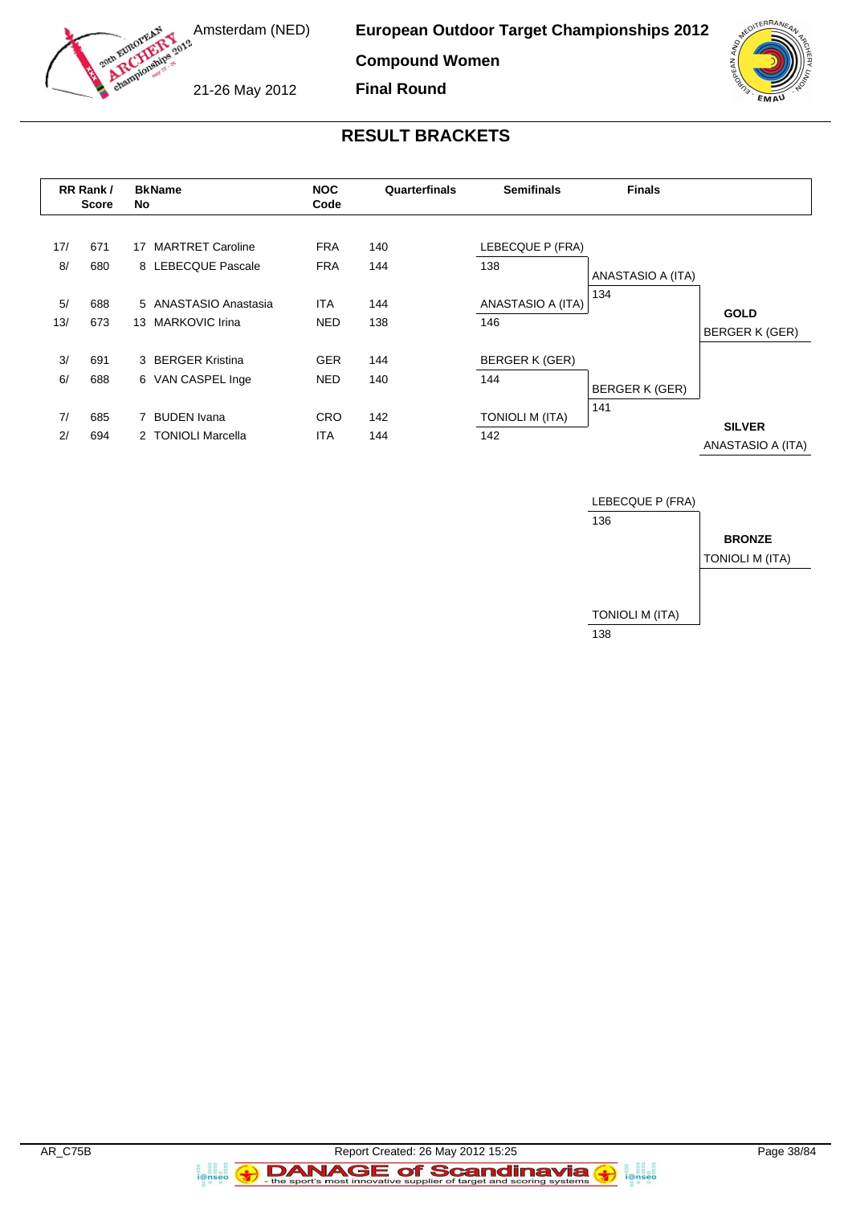# European Outdoor Target Championships 2012

Amsterdam (NED)

21-26 May 2012

## Compound Women

## Final Round

## RESULT BRACKETS

| RR Rank / Score | | BkNo | Name | NOC Code | Quarterfinals | Semifinals | Finals | |
|---|---|---|---|---|---|---|---|---|
| 17/ | 671 | 17 | MARTRET Caroline | FRA | 140 | LEBECQUE P (FRA) | | |
| 8/ | 680 | 8 | LEBECQUE Pascale | FRA | 144 | 138 | ANASTASIO A (ITA) | |
| | | | | | | | 134 | |
| 5/ | 688 | 5 | ANASTASIO Anastasia | ITA | 144 | ANASTASIO A (ITA) | | **GOLD** |
| 13/ | 673 | 13 | MARKOVIC Irina | NED | 138 | 146 | | BERGER K (GER) |
| 3/ | 691 | 3 | BERGER Kristina | GER | 144 | BERGER K (GER) | | |
| 6/ | 688 | 6 | VAN CASPEL Inge | NED | 140 | 144 | BERGER K (GER) | |
| | | | | | | | 141 | |
| 7/ | 685 | 7 | BUDEN Ivana | CRO | 142 | TONIOLI M (ITA) | | **SILVER** |
| 2/ | 694 | 2 | TONIOLI Marcella | ITA | 144 | 142 | | ANASTASIO A (ITA) |

### Bronze Match

| Finals | |
|---|---|
| LEBECQUE P (FRA) | |
| 136 | |
| | **BRONZE** |
| | TONIOLI M (ITA) |
| TONIOLI M (ITA) | |
| 138 | |

AR_C75B

Report Created: 26 May 2012 15:25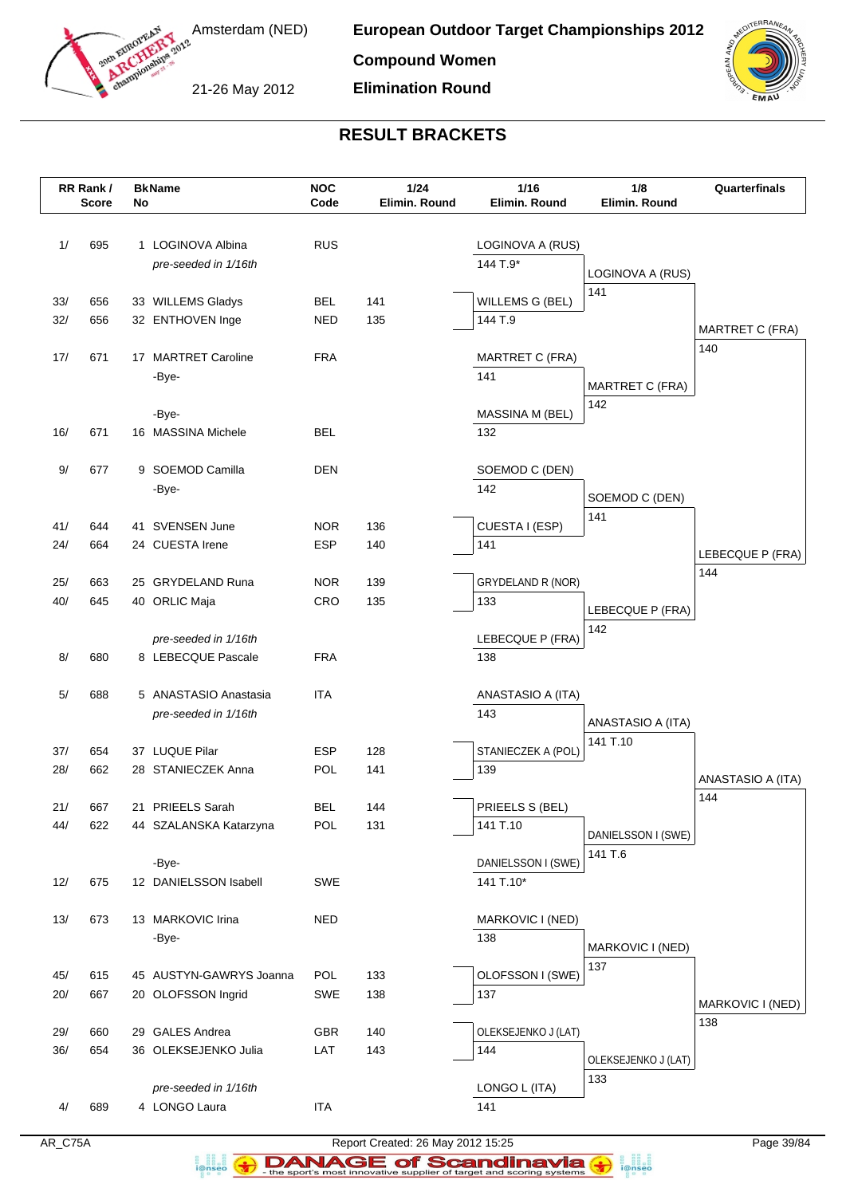# European Outdoor Target Championships 2012

**Compound Women**

**Elimination Round**

Amsterdam (NED)

21-26 May 2012

## RESULT BRACKETS

| RR Rank / Score | | BkNo | Name | NOC Code | 1/24 Elimin. Round | 1/16 Elimin. Round | 1/8 Elimin. Round | Quarterfinals |
|---|---|---|---|---|---|---|---|---|
| 1/ | 695 | 1 | LOGINOVA Albina | RUS | | LOGINOVA A (RUS) | | |
| | | | *pre-seeded in 1/16th* | | | 144 T.9* | LOGINOVA A (RUS) | |
| 33/ | 656 | 33 | WILLEMS Gladys | BEL | 141 | WILLEMS G (BEL) | 141 | |
| 32/ | 656 | 32 | ENTHOVEN Inge | NED | 135 | 144 T.9 | | MARTRET C (FRA) |
| 17/ | 671 | 17 | MARTRET Caroline | FRA | | MARTRET C (FRA) | | 140 |
| | | | -Bye- | | | 141 | MARTRET C (FRA) | |
| | | | -Bye- | | | MASSINA M (BEL) | 142 | |
| 16/ | 671 | 16 | MASSINA Michele | BEL | | 132 | | |
| 9/ | 677 | 9 | SOEMOD Camilla | DEN | | SOEMOD C (DEN) | | |
| | | | -Bye- | | | 142 | SOEMOD C (DEN) | |
| 41/ | 644 | 41 | SVENSEN June | NOR | 136 | CUESTA I (ESP) | 141 | |
| 24/ | 664 | 24 | CUESTA Irene | ESP | 140 | 141 | | LEBECQUE P (FRA) |
| 25/ | 663 | 25 | GRYDELAND Runa | NOR | 139 | GRYDELAND R (NOR) | | 144 |
| 40/ | 645 | 40 | ORLIC Maja | CRO | 135 | 133 | LEBECQUE P (FRA) | |
| | | | *pre-seeded in 1/16th* | | | LEBECQUE P (FRA) | 142 | |
| 8/ | 680 | 8 | LEBECQUE Pascale | FRA | | 138 | | |
| 5/ | 688 | 5 | ANASTASIO Anastasia | ITA | | ANASTASIO A (ITA) | | |
| | | | *pre-seeded in 1/16th* | | | 143 | ANASTASIO A (ITA) | |
| 37/ | 654 | 37 | LUQUE Pilar | ESP | 128 | STANIECZEK A (POL) | 141 T.10 | |
| 28/ | 662 | 28 | STANIECZEK Anna | POL | 141 | 139 | | ANASTASIO A (ITA) |
| 21/ | 667 | 21 | PRIEELS Sarah | BEL | 144 | PRIEELS S (BEL) | | 144 |
| 44/ | 622 | 44 | SZALANSKA Katarzyna | POL | 131 | 141 T.10 | DANIELSSON I (SWE) | |
| | | | -Bye- | | | DANIELSSON I (SWE) | 141 T.6 | |
| 12/ | 675 | 12 | DANIELSSON Isabell | SWE | | 141 T.10* | | |
| 13/ | 673 | 13 | MARKOVIC Irina | NED | | MARKOVIC I (NED) | | |
| | | | -Bye- | | | 138 | MARKOVIC I (NED) | |
| 45/ | 615 | 45 | AUSTYN-GAWRYS Joanna | POL | 133 | OLOFSSON I (SWE) | 137 | |
| 20/ | 667 | 20 | OLOFSSON Ingrid | SWE | 138 | 137 | | MARKOVIC I (NED) |
| 29/ | 660 | 29 | GALES Andrea | GBR | 140 | OLEKSEJENKO J (LAT) | | 138 |
| 36/ | 654 | 36 | OLEKSEJENKO Julia | LAT | 143 | 144 | OLEKSEJENKO J (LAT) | |
| | | | *pre-seeded in 1/16th* | | | LONGO L (ITA) | 133 | |
| 4/ | 689 | 4 | LONGO Laura | ITA | | 141 | | |

AR_C75A

Report Created: 26 May 2012 15:25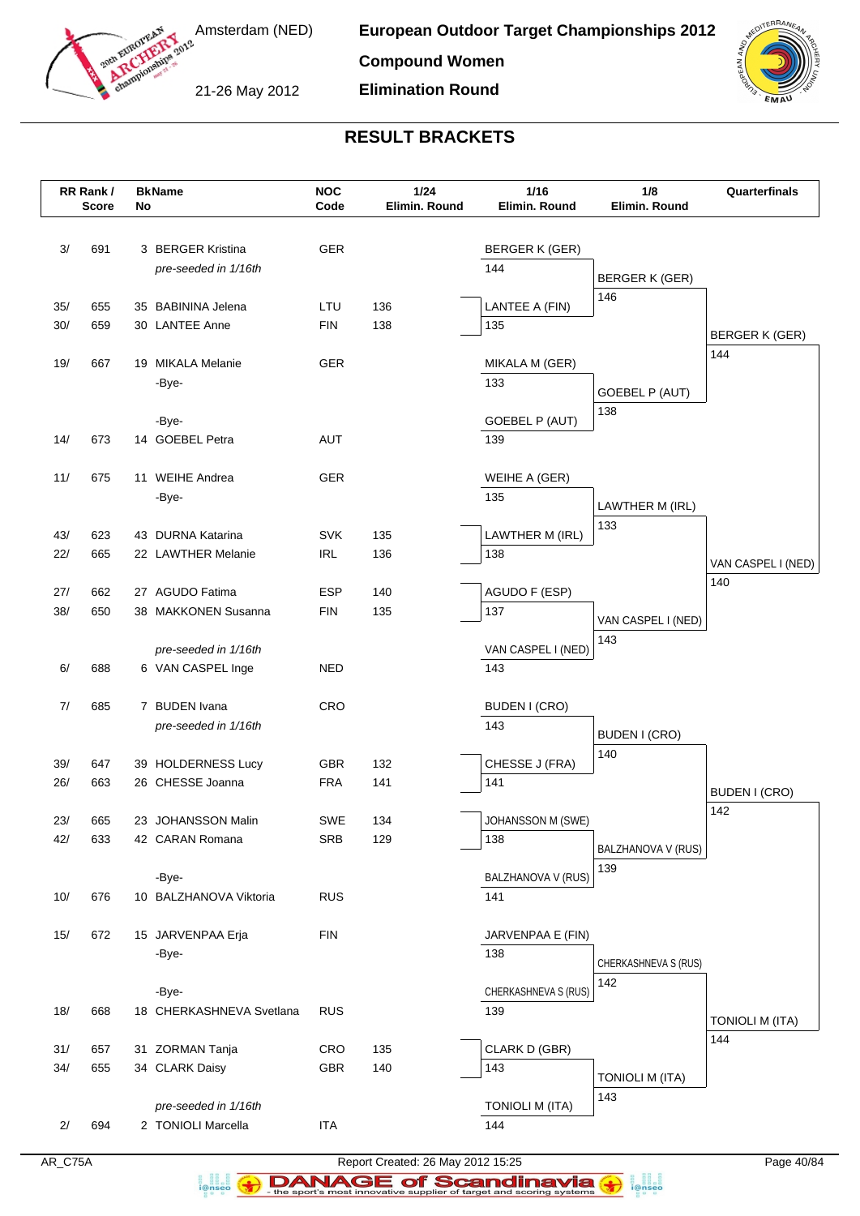# European Outdoor Target Championships 2012

**Compound Women**

**Elimination Round**

Amsterdam (NED)

21-26 May 2012

## RESULT BRACKETS

| RR Rank / | Score | BkNo | Name | NOC Code | 1/24 Elimin. Round | 1/16 Elimin. Round | 1/8 Elimin. Round | Quarterfinals |
|---|---|---|---|---|---|---|---|---|
| 3/ | 691 | 3 | BERGER Kristina | GER | | BERGER K (GER) | | |
| | | | *pre-seeded in 1/16th* | | | 144 | BERGER K (GER) | |
| | | | | | | | 146 | |
| 35/ | 655 | 35 | BABININA Jelena | LTU | 136 | LANTEE A (FIN) | | |
| 30/ | 659 | 30 | LANTEE Anne | FIN | 138 | 135 | | BERGER K (GER) |
| | | | | | | | | 144 |
| 19/ | 667 | 19 | MIKALA Melanie | GER | | MIKALA M (GER) | | |
| | | | -Bye- | | | 133 | GOEBEL P (AUT) | |
| | | | | | | | 138 | |
| | | | -Bye- | | | GOEBEL P (AUT) | | |
| 14/ | 673 | 14 | GOEBEL Petra | AUT | | 139 | | |
| 11/ | 675 | 11 | WEIHE Andrea | GER | | WEIHE A (GER) | | |
| | | | -Bye- | | | 135 | LAWTHER M (IRL) | |
| | | | | | | | 133 | |
| 43/ | 623 | 43 | DURNA Katarina | SVK | 135 | LAWTHER M (IRL) | | |
| 22/ | 665 | 22 | LAWTHER Melanie | IRL | 136 | 138 | | VAN CASPEL I (NED) |
| | | | | | | | | 140 |
| 27/ | 662 | 27 | AGUDO Fatima | ESP | 140 | AGUDO F (ESP) | | |
| 38/ | 650 | 38 | MAKKONEN Susanna | FIN | 135 | 137 | VAN CASPEL I (NED) | |
| | | | | | | | 143 | |
| | | | *pre-seeded in 1/16th* | | | VAN CASPEL I (NED) | | |
| 6/ | 688 | 6 | VAN CASPEL Inge | NED | | 143 | | |
| 7/ | 685 | 7 | BUDEN Ivana | CRO | | BUDEN I (CRO) | | |
| | | | *pre-seeded in 1/16th* | | | 143 | BUDEN I (CRO) | |
| | | | | | | | 140 | |
| 39/ | 647 | 39 | HOLDERNESS Lucy | GBR | 132 | CHESSE J (FRA) | | |
| 26/ | 663 | 26 | CHESSE Joanna | FRA | 141 | 141 | | BUDEN I (CRO) |
| | | | | | | | | 142 |
| 23/ | 665 | 23 | JOHANSSON Malin | SWE | 134 | JOHANSSON M (SWE) | | |
| 42/ | 633 | 42 | CARAN Romana | SRB | 129 | 138 | BALZHANOVA V (RUS) | |
| | | | | | | | 139 | |
| | | | -Bye- | | | BALZHANOVA V (RUS) | | |
| 10/ | 676 | 10 | BALZHANOVA Viktoria | RUS | | 141 | | |
| 15/ | 672 | 15 | JARVENPAA Erja | FIN | | JARVENPAA E (FIN) | | |
| | | | -Bye- | | | 138 | CHERKASHNEVA S (RUS) | |
| | | | | | | | 142 | |
| | | | -Bye- | | | CHERKASHNEVA S (RUS) | | |
| 18/ | 668 | 18 | CHERKASHNEVA Svetlana | RUS | | 139 | | TONIOLI M (ITA) |
| | | | | | | | | 144 |
| 31/ | 657 | 31 | ZORMAN Tanja | CRO | 135 | CLARK D (GBR) | | |
| 34/ | 655 | 34 | CLARK Daisy | GBR | 140 | 143 | TONIOLI M (ITA) | |
| | | | | | | | 143 | |
| | | | *pre-seeded in 1/16th* | | | TONIOLI M (ITA) | | |
| 2/ | 694 | 2 | TONIOLI Marcella | ITA | | 144 | | |

AR_C75A — Report Created: 26 May 2012 15:25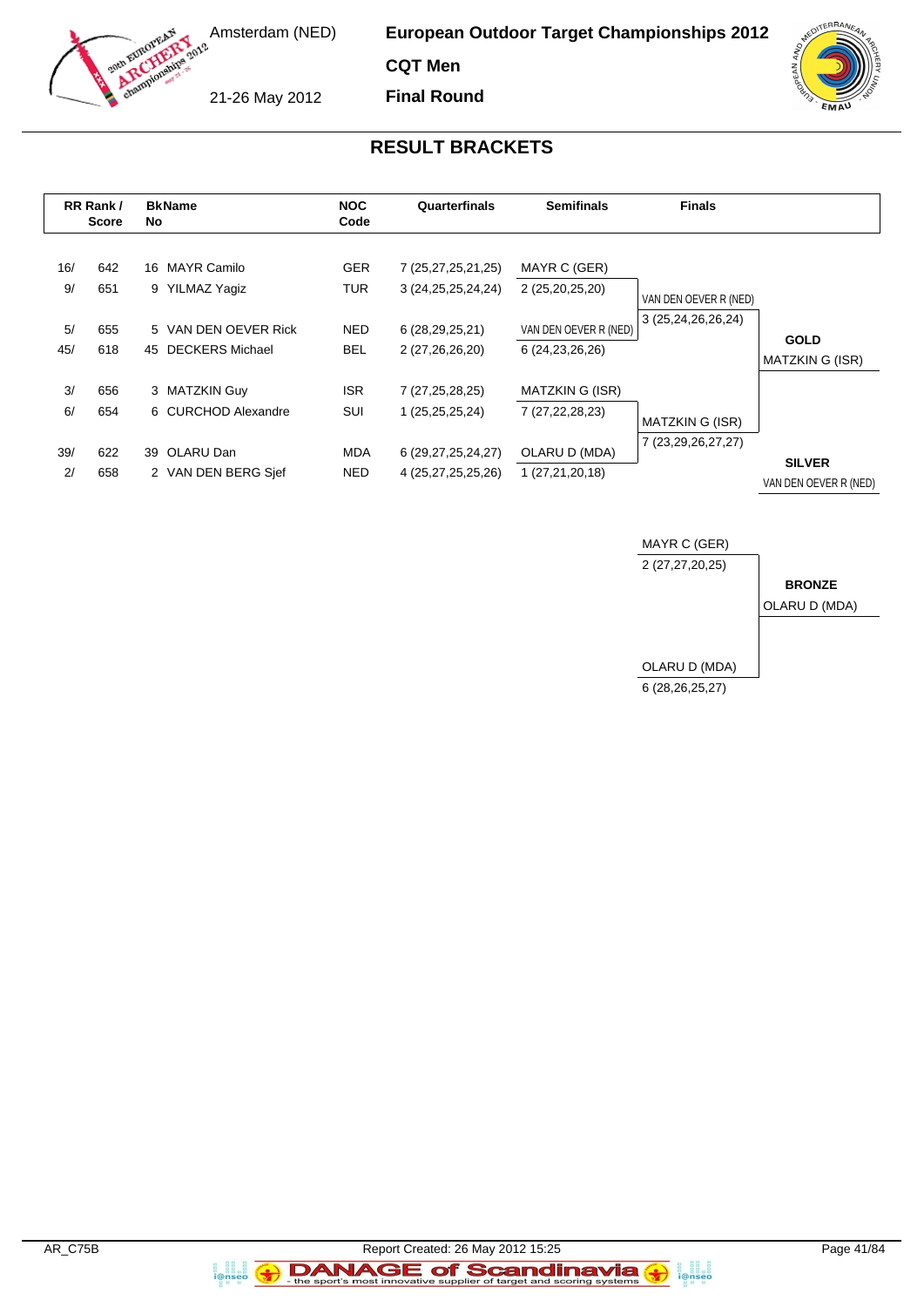# European Outdoor Target Championships 2012

Amsterdam (NED)

21-26 May 2012

**CQT Men**

**Final Round**

## RESULT BRACKETS

| RR Rank / Score | | BkNo | Name | NOC Code | Quarterfinals | Semifinals | Finals | |
|---|---|---|---|---|---|---|---|---|
| 16/ | 642 | 16 | MAYR Camilo | GER | 7 (25,27,25,21,25) | MAYR C (GER) | | |
| 9/ | 651 | 9 | YILMAZ Yagiz | TUR | 3 (24,25,25,24,24) | 2 (25,20,25,20) | VAN DEN OEVER R (NED) | |
| | | | | | | | 3 (25,24,26,26,24) | |
| 5/ | 655 | 5 | VAN DEN OEVER Rick | NED | 6 (28,29,25,21) | VAN DEN OEVER R (NED) | | **GOLD** |
| 45/ | 618 | 45 | DECKERS Michael | BEL | 2 (27,26,26,20) | 6 (24,23,26,26) | | MATZKIN G (ISR) |
| 3/ | 656 | 3 | MATZKIN Guy | ISR | 7 (27,25,28,25) | MATZKIN G (ISR) | | |
| 6/ | 654 | 6 | CURCHOD Alexandre | SUI | 1 (25,25,25,24) | 7 (27,22,28,23) | MATZKIN G (ISR) | |
| | | | | | | | 7 (23,29,26,27,27) | |
| 39/ | 622 | 39 | OLARU Dan | MDA | 6 (29,27,25,24,27) | OLARU D (MDA) | | **SILVER** |
| 2/ | 658 | 2 | VAN DEN BERG Sjef | NED | 4 (25,27,25,25,26) | 1 (27,21,20,18) | | VAN DEN OEVER R (NED) |

| Bronze Match | | |
|---|---|---|
| MAYR C (GER) | 2 (27,27,20,25) | **BRONZE** |
| OLARU D (MDA) | 6 (28,26,25,27) | OLARU D (MDA) |

AR_C75B

Report Created: 26 May 2012 15:25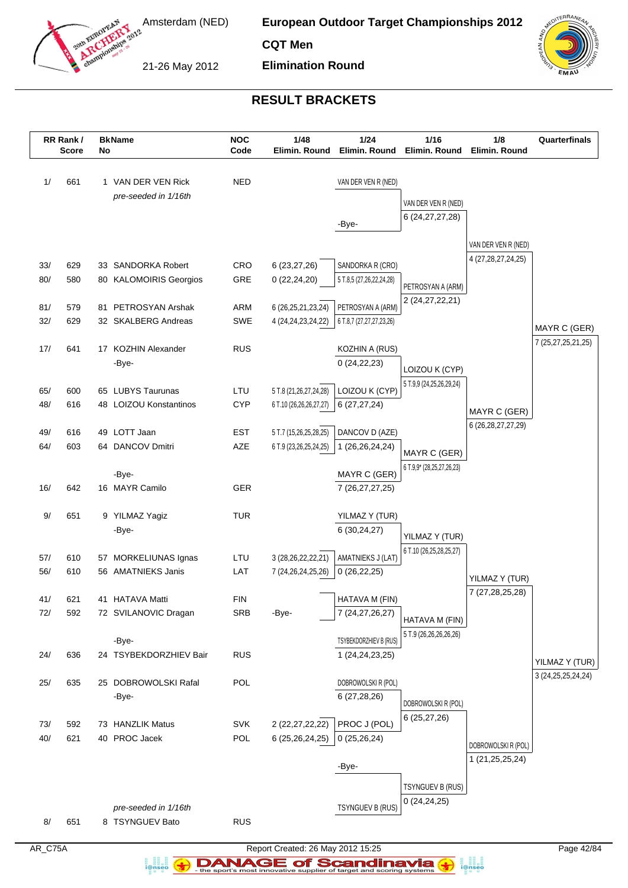# European Outdoor Target Championships 2012

Amsterdam (NED)

21-26 May 2012

**CQT Men**

**Elimination Round**

## RESULT BRACKETS

| RR Rank / Score | BkNo | Name | NOC Code | 1/48 Elimin. Round | 1/24 Elimin. Round | 1/16 Elimin. Round | 1/8 Elimin. Round | Quarterfinals |
|---|---|---|---|---|---|---|---|---|
| 1/ 661 | 1 | VAN DER VEN Rick *pre-seeded in 1/16th* | NED | | VAN DER VEN R (NED) | VAN DER VEN R (NED) 6 (24,27,27,28) | VAN DER VEN R (NED) 4 (27,28,27,24,25) | MAYR C (GER) 7 (25,27,25,21,25) |
| | | | | | -Bye- | | | |
| 33/ 629 | 33 | SANDORKA Robert | CRO | 6 (23,27,26) | SANDORKA R (CRO) 5 T.8,5 (27,26,22,24,28) | PETROSYAN A (ARM) 2 (24,27,22,21) | | |
| 80/ 580 | 80 | KALOMOIRIS Georgios | GRE | 0 (22,24,20) | | | | |
| 81/ 579 | 81 | PETROSYAN Arshak | ARM | 6 (26,25,21,23,24) | PETROSYAN A (ARM) 6 T.8,7 (27,27,27,23,26) | | | |
| 32/ 629 | 32 | SKALBERG Andreas | SWE | 4 (24,24,23,24,22) | | | | |
| 17/ 641 | 17 | KOZHIN Alexander | RUS | | KOZHIN A (RUS) 0 (24,22,23) | LOIZOU K (CYP) 5 T.9,9 (24,25,26,29,24) | MAYR C (GER) 6 (26,28,27,27,29) | |
| | | -Bye- | | | | | | |
| 65/ 600 | 65 | LUBYS Taurunas | LTU | 5 T.8 (21,26,27,24,28) | LOIZOU K (CYP) 6 (27,27,24) | | | |
| 48/ 616 | 48 | LOIZOU Konstantinos | CYP | 6 T.10 (26,26,26,27,27) | | | | |
| 49/ 616 | 49 | LOTT Jaan | EST | 5 T.7 (15,26,25,28,25) | DANCOV D (AZE) 1 (26,26,24,24) | MAYR C (GER) 6 T.9,9* (28,25,27,26,23) | | |
| 64/ 603 | 64 | DANCOV Dmitri | AZE | 6 T.9 (23,26,25,24,25) | | | | |
| | | -Bye- | | | MAYR C (GER) 7 (26,27,27,25) | | | |
| 16/ 642 | 16 | MAYR Camilo | GER | | | | | |
| 9/ 651 | 9 | YILMAZ Yagiz | TUR | | YILMAZ Y (TUR) 6 (30,24,27) | YILMAZ Y (TUR) 6 T.10 (26,25,28,25,27) | YILMAZ Y (TUR) 7 (27,28,25,28) | YILMAZ Y (TUR) 3 (24,25,25,24,24) |
| | | -Bye- | | | | | | |
| 57/ 610 | 57 | MORKELIUNAS Ignas | LTU | 3 (28,26,22,22,21) | AMATNIEKS J (LAT) 0 (26,22,25) | | | |
| 56/ 610 | 56 | AMATNIEKS Janis | LAT | 7 (24,26,24,25,26) | | | | |
| 41/ 621 | 41 | HATAVA Matti | FIN | | HATAVA M (FIN) 7 (24,27,26,27) | HATAVA M (FIN) 5 T.9 (26,26,26,26,26) | | |
| 72/ 592 | 72 | SVILANOVIC Dragan | SRB | -Bye- | | | | |
| | | -Bye- | | | TSYBEKDORZHIEV B (RUS) 1 (24,24,23,25) | | | |
| 24/ 636 | 24 | TSYBEKDORZHIEV Bair | RUS | | | | | |
| 25/ 635 | 25 | DOBROWOLSKI Rafal | POL | | DOBROWOLSKI R (POL) 6 (27,28,26) | DOBROWOLSKI R (POL) 6 (25,27,26) | DOBROWOLSKI R (POL) 1 (21,25,25,24) | |
| | | -Bye- | | | | | | |
| 73/ 592 | 73 | HANZLIK Matus | SVK | 2 (22,27,22,22) | PROC J (POL) 0 (25,26,24) | | | |
| 40/ 621 | 40 | PROC Jacek | POL | 6 (25,26,24,25) | | | | |
| | | | | | -Bye- | TSYNGUEV B (RUS) 0 (24,24,25) | | |
| 8/ 651 | 8 | TSYNGUEV Bato *pre-seeded in 1/16th* | RUS | | TSYNGUEV B (RUS) | | | |

AR_C75A

Report Created: 26 May 2012 15:25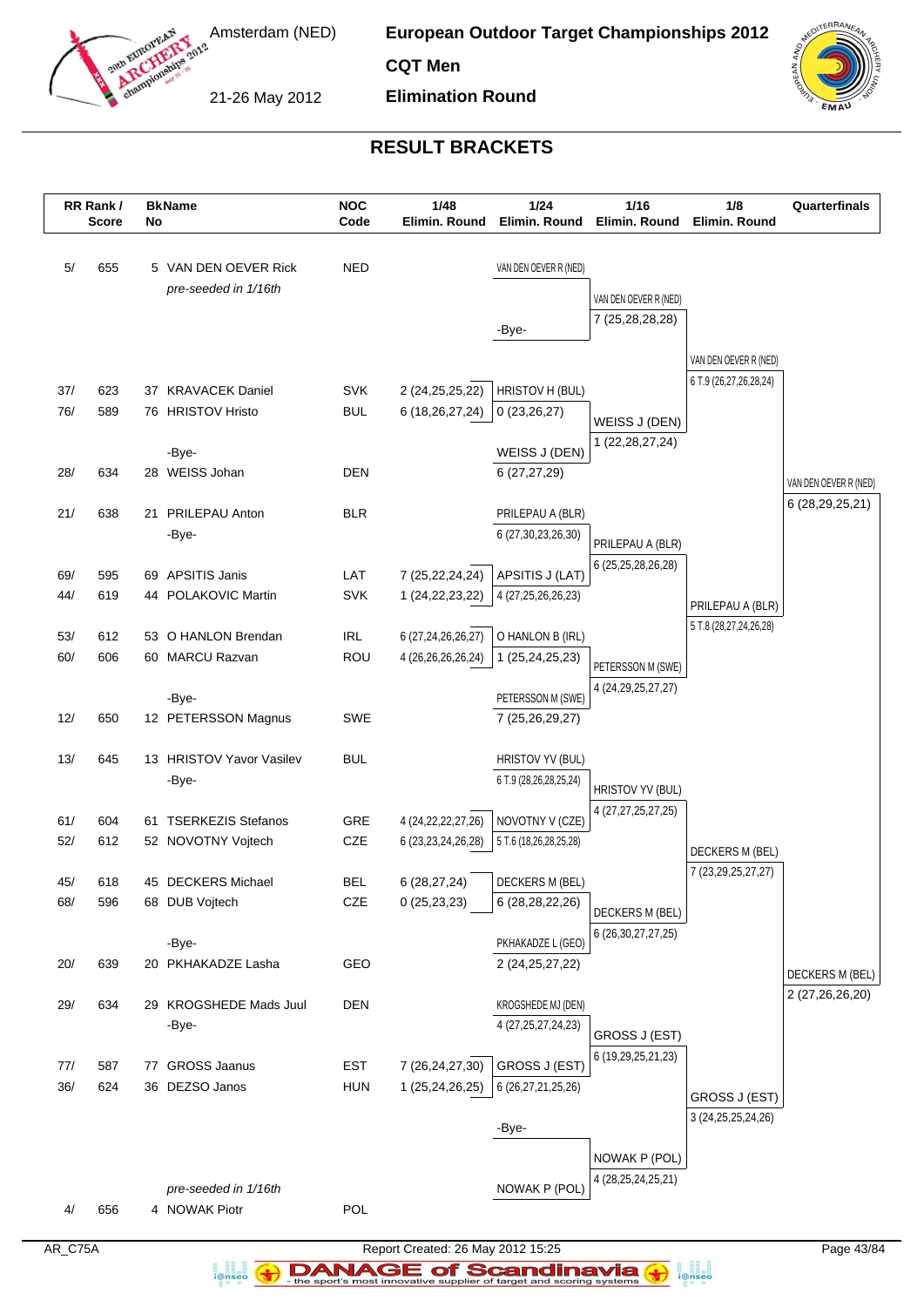# European Outdoor Target Championships 2012

Amsterdam (NED)

21-26 May 2012

**CQT Men**

**Elimination Round**

## RESULT BRACKETS

| RR Rank / Score | BkNo | Name | NOC Code | 1/48 Elimin. Round | 1/24 Elimin. Round | 1/16 Elimin. Round | 1/8 Elimin. Round | Quarterfinals |
|---|---|---|---|---|---|---|---|---|
| 5/ 655 | 5 | VAN DEN OEVER Rick *pre-seeded in 1/16th* | NED | | VAN DEN OEVER R (NED) | | | |
| | | | | | -Bye- | VAN DEN OEVER R (NED) 7 (25,28,28,28) | | |
| | | | | | | | VAN DEN OEVER R (NED) 6 T.9 (26,27,26,28,24) | |
| 37/ 623 | 37 | KRAVACEK Daniel | SVK | 2 (24,25,25,22) | HRISTOV H (BUL) | | | |
| 76/ 589 | 76 | HRISTOV Hristo | BUL | 6 (18,26,27,24) | 0 (23,26,27) | | | |
| | | | | | | WEISS J (DEN) 1 (22,28,27,24) | | |
| | | -Bye- | | | WEISS J (DEN) | | | |
| 28/ 634 | 28 | WEISS Johan | DEN | | 6 (27,27,29) | | | |
| | | | | | | | | VAN DEN OEVER R (NED) 6 (28,29,25,21) |
| 21/ 638 | 21 | PRILEPAU Anton | BLR | | PRILEPAU A (BLR) | | | |
| | | -Bye- | | | 6 (27,30,23,26,30) | | | |
| | | | | | | PRILEPAU A (BLR) 6 (25,25,28,26,28) | | |
| 69/ 595 | 69 | APSITIS Janis | LAT | 7 (25,22,24,24) | APSITIS J (LAT) | | | |
| 44/ 619 | 44 | POLAKOVIC Martin | SVK | 1 (24,22,23,22) | 4 (27,25,26,26,23) | | | |
| | | | | | | | PRILEPAU A (BLR) 5 T.8 (28,27,24,26,28) | |
| 53/ 612 | 53 | O HANLON Brendan | IRL | 6 (27,24,26,26,27) | O HANLON B (IRL) | | | |
| 60/ 606 | 60 | MARCU Razvan | ROU | 4 (26,26,26,26,24) | 1 (25,24,25,23) | | | |
| | | | | | | PETERSSON M (SWE) 4 (24,29,25,27,27) | | |
| | | -Bye- | | | PETERSSON M (SWE) | | | |
| 12/ 650 | 12 | PETERSSON Magnus | SWE | | 7 (25,26,29,27) | | | |
| 13/ 645 | 13 | HRISTOV Yavor Vasilev | BUL | | HRISTOV YV (BUL) | | | |
| | | -Bye- | | | 6 T.9 (28,26,28,25,24) | | | |
| | | | | | | HRISTOV YV (BUL) 4 (27,27,25,27,25) | | |
| 61/ 604 | 61 | TSERKEZIS Stefanos | GRE | 4 (24,22,22,27,26) | NOVOTNY V (CZE) | | | |
| 52/ 612 | 52 | NOVOTNY Vojtech | CZE | 6 (23,23,24,26,28) | 5 T.6 (18,26,28,25,28) | | | |
| | | | | | | | DECKERS M (BEL) 7 (23,29,25,27,27) | |
| 45/ 618 | 45 | DECKERS Michael | BEL | 6 (28,27,24) | DECKERS M (BEL) | | | |
| 68/ 596 | 68 | DUB Vojtech | CZE | 0 (25,23,23) | 6 (28,28,22,26) | | | |
| | | | | | | DECKERS M (BEL) 6 (26,30,27,27,25) | | |
| | | -Bye- | | | PKHAKADZE L (GEO) | | | |
| 20/ 639 | 20 | PKHAKADZE Lasha | GEO | | 2 (24,25,27,22) | | | |
| | | | | | | | | DECKERS M (BEL) 2 (27,26,26,20) |
| 29/ 634 | 29 | KROGSHEDE Mads Juul | DEN | | KROGSHEDE MJ (DEN) | | | |
| | | -Bye- | | | 4 (27,25,27,24,23) | | | |
| | | | | | | GROSS J (EST) 6 (19,29,25,21,23) | | |
| 77/ 587 | 77 | GROSS Jaanus | EST | 7 (26,24,27,30) | GROSS J (EST) | | | |
| 36/ 624 | 36 | DEZSO Janos | HUN | 1 (25,24,26,25) | 6 (26,27,21,25,26) | | | |
| | | | | | | | GROSS J (EST) 3 (24,25,25,24,26) | |
| | | | | | -Bye- | | | |
| | | | | | | NOWAK P (POL) 4 (28,25,24,25,21) | | |
| | | *pre-seeded in 1/16th* | | | NOWAK P (POL) | | | |
| 4/ 656 | 4 | NOWAK Piotr | POL | | | | | |

AR_C75A

Report Created: 26 May 2012 15:25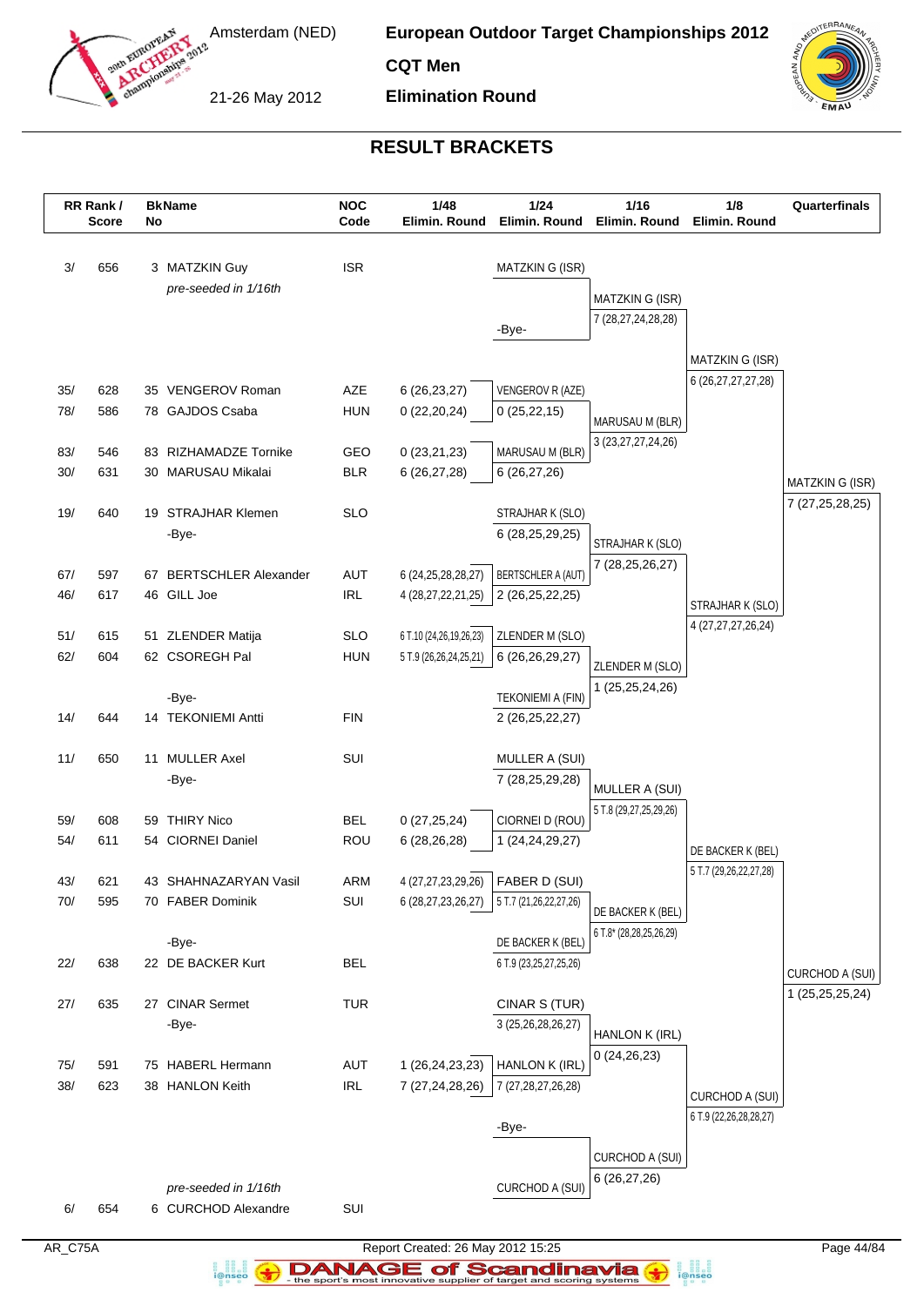Amsterdam (NED)

21-26 May 2012

**European Outdoor Target Championships 2012**

**CQT Men**

**Elimination Round**

## RESULT BRACKETS

| RR Rank / | Score | BkNo | Name | NOC Code | 1/48 Elimin. Round | 1/24 Elimin. Round | 1/16 Elimin. Round | 1/8 Elimin. Round | Quarterfinals |
|---|---|---|---|---|---|---|---|---|---|
| 3/ | 656 | 3 | MATZKIN Guy | ISR | | MATZKIN G (ISR) | | | |
| | | | *pre-seeded in 1/16th* | | | | MATZKIN G (ISR) 7 (28,27,24,28,28) | | |
| | | | | | | -Bye- | | | |
| | | | | | | | | MATZKIN G (ISR) 6 (26,27,27,27,28) | |
| 35/ | 628 | 35 | VENGEROV Roman | AZE | 6 (26,23,27) | VENGEROV R (AZE) | | | |
| 78/ | 586 | 78 | GAJDOS Csaba | HUN | 0 (22,20,24) | 0 (25,22,15) | | | |
| | | | | | | | MARUSAU M (BLR) 3 (23,27,27,24,26) | | |
| 83/ | 546 | 83 | RIZHAMADZE Tornike | GEO | 0 (23,21,23) | MARUSAU M (BLR) | | | |
| 30/ | 631 | 30 | MARUSAU Mikalai | BLR | 6 (26,27,28) | 6 (26,27,26) | | | |
| | | | | | | | | | MATZKIN G (ISR) 7 (27,25,28,25) |
| 19/ | 640 | 19 | STRAJHAR Klemen | SLO | | STRAJHAR K (SLO) | | | |
| | | | -Bye- | | | 6 (28,25,29,25) | | | |
| | | | | | | | STRAJHAR K (SLO) 7 (28,25,26,27) | | |
| 67/ | 597 | 67 | BERTSCHLER Alexander | AUT | 6 (24,25,28,28,27) | BERTSCHLER A (AUT) | | | |
| 46/ | 617 | 46 | GILL Joe | IRL | 4 (28,27,22,21,25) | 2 (26,25,22,25) | | | |
| | | | | | | | | STRAJHAR K (SLO) 4 (27,27,27,26,24) | |
| 51/ | 615 | 51 | ZLENDER Matija | SLO | 6 T.10 (24,26,19,26,23) | ZLENDER M (SLO) | | | |
| 62/ | 604 | 62 | CSOREGH Pal | HUN | 5 T.9 (26,26,24,25,21) | 6 (26,26,29,27) | | | |
| | | | | | | | ZLENDER M (SLO) 1 (25,25,24,26) | | |
| | | | -Bye- | | | TEKONIEMI A (FIN) | | | |
| 14/ | 644 | 14 | TEKONIEMI Antti | FIN | | 2 (26,25,22,27) | | | |
| 11/ | 650 | 11 | MULLER Axel | SUI | | MULLER A (SUI) | | | |
| | | | -Bye- | | | 7 (28,25,29,28) | | | |
| | | | | | | | MULLER A (SUI) 5 T.8 (29,27,25,29,26) | | |
| 59/ | 608 | 59 | THIRY Nico | BEL | 0 (27,25,24) | CIORNEI D (ROU) | | | |
| 54/ | 611 | 54 | CIORNEI Daniel | ROU | 6 (28,26,28) | 1 (24,24,29,27) | | | |
| | | | | | | | | DE BACKER K (BEL) 5 T.7 (29,26,22,27,28) | |
| 43/ | 621 | 43 | SHAHNAZARYAN Vasil | ARM | 4 (27,27,23,29,26) | FABER D (SUI) | | | |
| 70/ | 595 | 70 | FABER Dominik | SUI | 6 (28,27,23,26,27) | 5 T.7 (21,26,22,27,26) | | | |
| | | | | | | | DE BACKER K (BEL) 6 T.8* (28,28,25,26,29) | | |
| | | | -Bye- | | | DE BACKER K (BEL) | | | |
| 22/ | 638 | 22 | DE BACKER Kurt | BEL | | 6 T.9 (23,25,27,25,26) | | | |
| | | | | | | | | | CURCHOD A (SUI) 1 (25,25,25,24) |
| 27/ | 635 | 27 | CINAR Sermet | TUR | | CINAR S (TUR) | | | |
| | | | -Bye- | | | 3 (25,26,28,26,27) | | | |
| | | | | | | | HANLON K (IRL) 0 (24,26,23) | | |
| 75/ | 591 | 75 | HABERL Hermann | AUT | 1 (26,24,23,23) | HANLON K (IRL) | | | |
| 38/ | 623 | 38 | HANLON Keith | IRL | 7 (27,24,28,26) | 7 (27,28,27,26,28) | | | |
| | | | | | | | | CURCHOD A (SUI) 6 T.9 (22,26,28,28,27) | |
| | | | | | | -Bye- | | | |
| | | | | | | | CURCHOD A (SUI) 6 (26,27,26) | | |
| | | | *pre-seeded in 1/16th* | | | CURCHOD A (SUI) | | | |
| 6/ | 654 | 6 | CURCHOD Alexandre | SUI | | | | | |

AR_C75A

Report Created: 26 May 2012 15:25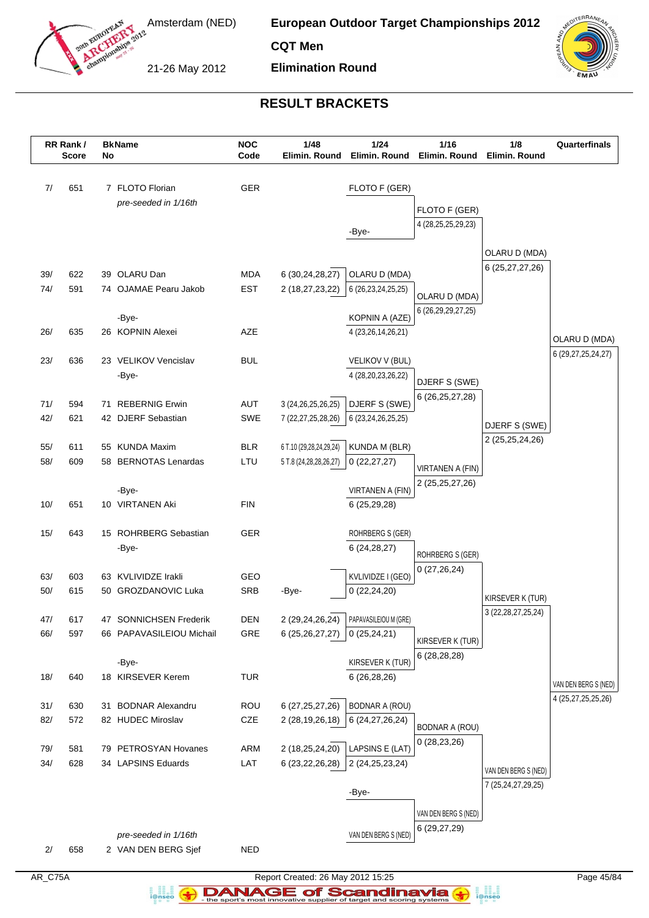European Outdoor Target Championships 2012

CQT Men

Elimination Round

Amsterdam (NED)

21-26 May 2012

## RESULT BRACKETS

| RR Rank / Score | BkNo | Name | NOC Code | 1/48 Elimin. Round | 1/24 Elimin. Round | 1/16 Elimin. Round | 1/8 Elimin. Round | Quarterfinals |
|---|---|---|---|---|---|---|---|---|
| 7/ 651 | 7 | FLOTO Florian *pre-seeded in 1/16th* | GER | | FLOTO F (GER) | FLOTO F (GER) 4 (28,25,25,29,23) | OLARU D (MDA) 6 (25,27,27,26) | OLARU D (MDA) 6 (29,27,25,24,27) |
| | | -Bye- | | | -Bye- | | | |
| 39/ 622 | 39 | OLARU Dan | MDA | 6 (30,24,28,27) | OLARU D (MDA) 6 (26,23,24,25,25) | OLARU D (MDA) 6 (26,29,29,27,25) | | |
| 74/ 591 | 74 | OJAMAE Pearu Jakob | EST | 2 (18,27,23,22) | | | | |
| | | -Bye- | | | KOPNIN A (AZE) 4 (23,26,14,26,21) | | | |
| 26/ 635 | 26 | KOPNIN Alexei | AZE | | | | | |
| 23/ 636 | 23 | VELIKOV Vencislav | BUL | | VELIKOV V (BUL) 4 (28,20,23,26,22) | DJERF S (SWE) 6 (26,25,27,28) | DJERF S (SWE) 2 (25,25,24,26) | |
| | | -Bye- | | | | | | |
| 71/ 594 | 71 | REBERNIG Erwin | AUT | 3 (24,26,25,26,25) | DJERF S (SWE) 6 (23,24,26,25,25) | | | |
| 42/ 621 | 42 | DJERF Sebastian | SWE | 7 (22,27,25,28,26) | | | | |
| 55/ 611 | 55 | KUNDA Maxim | BLR | 6 T.10 (29,28,24,29,24) | KUNDA M (BLR) 0 (22,27,27) | VIRTANEN A (FIN) 2 (25,25,27,26) | | |
| 58/ 609 | 58 | BERNOTAS Lenardas | LTU | 5 T.8 (24,28,28,26,27) | | | | |
| | | -Bye- | | | VIRTANEN A (FIN) 6 (25,29,28) | | | |
| 10/ 651 | 10 | VIRTANEN Aki | FIN | | | | | |
| 15/ 643 | 15 | ROHRBERG Sebastian | GER | | ROHRBERG S (GER) 6 (24,28,27) | ROHRBERG S (GER) 0 (27,26,24) | KIRSEVER K (TUR) 3 (22,28,27,25,24) | VAN DEN BERG S (NED) 4 (25,27,25,25,26) |
| | | -Bye- | | | | | | |
| 63/ 603 | 63 | KVLIVIDZE Irakli | GEO | | KVLIVIDZE I (GEO) 0 (22,24,20) | | | |
| 50/ 615 | 50 | GROZDANOVIC Luka | SRB | -Bye- | | | | |
| 47/ 617 | 47 | SONNICHSEN Frederik | DEN | 2 (29,24,26,24) | PAPAVASILEIOU M (GRE) 0 (25,24,21) | KIRSEVER K (TUR) 6 (28,28,28) | | |
| 66/ 597 | 66 | PAPAVASILEIOU Michail | GRE | 6 (25,26,27,27) | | | | |
| | | -Bye- | | | KIRSEVER K (TUR) 6 (26,28,26) | | | |
| 18/ 640 | 18 | KIRSEVER Kerem | TUR | | | | | |
| 31/ 630 | 31 | BODNAR Alexandru | ROU | 6 (27,25,27,26) | BODNAR A (ROU) 6 (24,27,26,24) | BODNAR A (ROU) 0 (28,23,26) | VAN DEN BERG S (NED) 7 (25,24,27,29,25) | |
| 82/ 572 | 82 | HUDEC Miroslav | CZE | 2 (28,19,26,18) | | | | |
| 79/ 581 | 79 | PETROSYAN Hovanes | ARM | 2 (18,25,24,20) | LAPSINS E (LAT) 2 (24,25,23,24) | | | |
| 34/ 628 | 34 | LAPSINS Eduards | LAT | 6 (23,22,26,28) | | | | |
| | | | | | -Bye- | VAN DEN BERG S (NED) 6 (29,27,29) | | |
| 2/ 658 | 2 | VAN DEN BERG Sjef *pre-seeded in 1/16th* | NED | | VAN DEN BERG S (NED) | | | |

AR_C75A

Report Created: 26 May 2012 15:25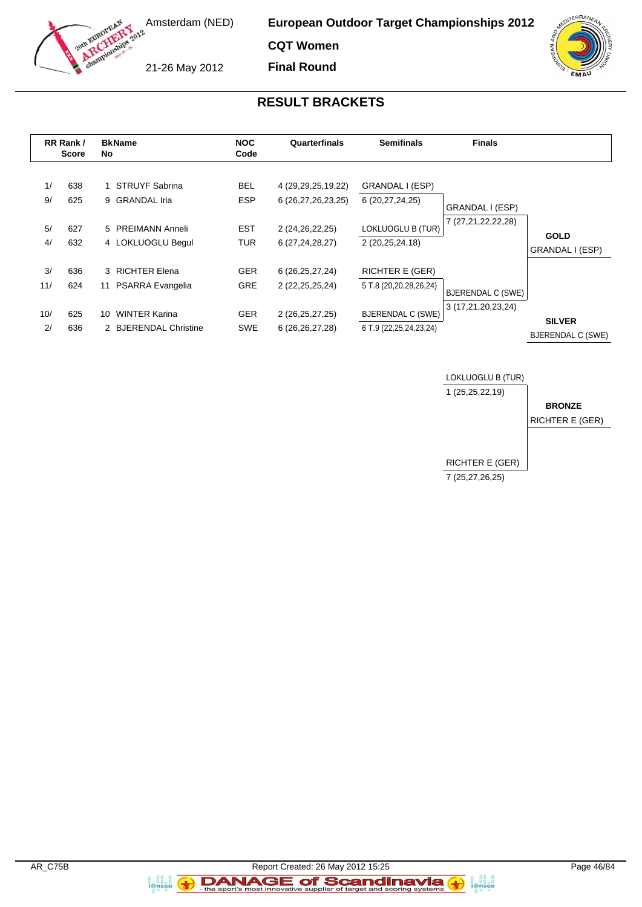Amsterdam (NED)

21-26 May 2012

**European Outdoor Target Championships 2012**

**CQT Women**

**Final Round**

## RESULT BRACKETS

| RR Rank / Score | | BkNo | Name | NOC Code | Quarterfinals | Semifinals | Finals | |
|---|---|---|---|---|---|---|---|---|
| 1/ | 638 | 1 | STRUYF Sabrina | BEL | 4 (29,29,25,19,22) | GRANDAL I (ESP) | | |
| 9/ | 625 | 9 | GRANDAL Iria | ESP | 6 (26,27,26,23,25) | 6 (20,27,24,25) | GRANDAL I (ESP) | |
| | | | | | | | 7 (27,21,22,22,28) | |
| 5/ | 627 | 5 | PREIMANN Anneli | EST | 2 (24,26,22,25) | LOKLUOGLU B (TUR) | | **GOLD** |
| 4/ | 632 | 4 | LOKLUOGLU Begul | TUR | 6 (27,24,28,27) | 2 (20,25,24,18) | | GRANDAL I (ESP) |
| 3/ | 636 | 3 | RICHTER Elena | GER | 6 (26,25,27,24) | RICHTER E (GER) | | |
| 11/ | 624 | 11 | PSARRA Evangelia | GRE | 2 (22,25,25,24) | 5 T.8 (20,20,28,26,24) | BJERENDAL C (SWE) | |
| | | | | | | | 3 (17,21,20,23,24) | |
| 10/ | 625 | 10 | WINTER Karina | GER | 2 (26,25,27,25) | BJERENDAL C (SWE) | | **SILVER** |
| 2/ | 636 | 2 | BJERENDAL Christine | SWE | 6 (26,26,27,28) | 6 T.9 (22,25,24,23,24) | | BJERENDAL C (SWE) |

**Bronze Match**

| Finals | |
|---|---|
| LOKLUOGLU B (TUR) | |
| 1 (25,25,22,19) | **BRONZE** |
| | RICHTER E (GER) |
| RICHTER E (GER) | |
| 7 (25,27,26,25) | |

AR_C75B

Report Created: 26 May 2012 15:25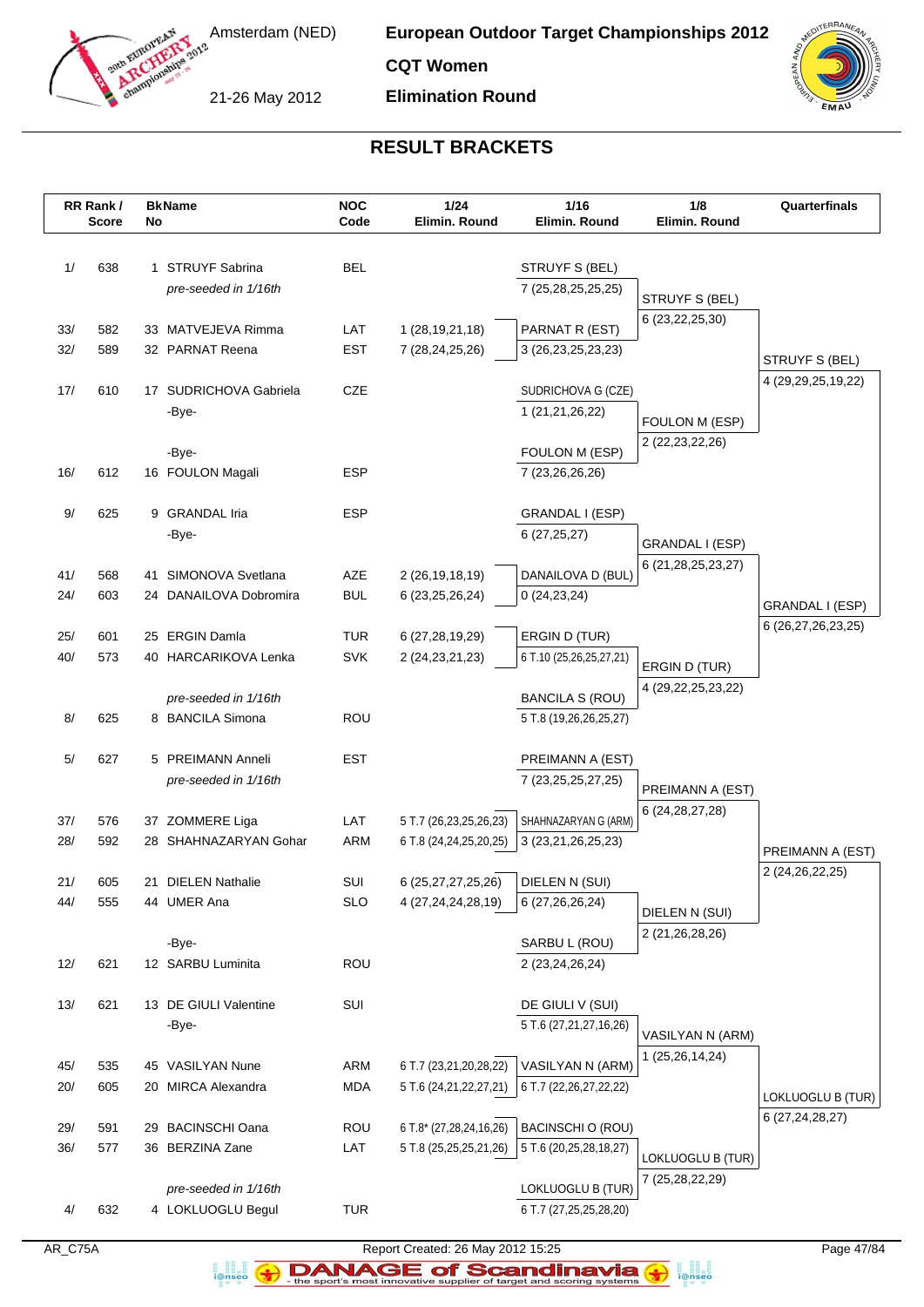# European Outdoor Target Championships 2012

**CQT Women**

**Elimination Round**

Amsterdam (NED)

21-26 May 2012

## RESULT BRACKETS

| RR Rank / Score | | BkNo | Name | NOC Code | 1/24 Elimin. Round | 1/16 Elimin. Round | 1/8 Elimin. Round | Quarterfinals |
|---|---|---|---|---|---|---|---|---|
| 1/ | 638 | 1 | STRUYF Sabrina | BEL | | STRUYF S (BEL) | | |
| | | | *pre-seeded in 1/16th* | | | 7 (25,28,25,25,25) | STRUYF S (BEL) | |
| | | | | | | | 6 (23,22,25,30) | |
| 33/ | 582 | 33 | MATVEJEVA Rimma | LAT | 1 (28,19,21,18) | PARNAT R (EST) | | |
| 32/ | 589 | 32 | PARNAT Reena | EST | 7 (28,24,25,26) | 3 (26,23,25,23,23) | | STRUYF S (BEL) |
| | | | | | | | | 4 (29,29,25,19,22) |
| 17/ | 610 | 17 | SUDRICHOVA Gabriela | CZE | | SUDRICHOVA G (CZE) | | |
| | | | -Bye- | | | 1 (21,21,26,22) | FOULON M (ESP) | |
| | | | | | | | 2 (22,23,22,26) | |
| | | | -Bye- | | | FOULON M (ESP) | | |
| 16/ | 612 | 16 | FOULON Magali | ESP | | 7 (23,26,26,26) | | |
| 9/ | 625 | 9 | GRANDAL Iria | ESP | | GRANDAL I (ESP) | | |
| | | | -Bye- | | | 6 (27,25,27) | GRANDAL I (ESP) | |
| | | | | | | | 6 (21,28,25,23,27) | |
| 41/ | 568 | 41 | SIMONOVA Svetlana | AZE | 2 (26,19,18,19) | DANAILOVA D (BUL) | | |
| 24/ | 603 | 24 | DANAILOVA Dobromira | BUL | 6 (23,25,26,24) | 0 (24,23,24) | | GRANDAL I (ESP) |
| | | | | | | | | 6 (26,27,26,23,25) |
| 25/ | 601 | 25 | ERGIN Damla | TUR | 6 (27,28,19,29) | ERGIN D (TUR) | | |
| 40/ | 573 | 40 | HARCARIKOVA Lenka | SVK | 2 (24,23,21,23) | 6 T.10 (25,26,25,27,21) | ERGIN D (TUR) | |
| | | | | | | | 4 (29,22,25,23,22) | |
| | | | *pre-seeded in 1/16th* | | | BANCILA S (ROU) | | |
| 8/ | 625 | 8 | BANCILA Simona | ROU | | 5 T.8 (19,26,26,25,27) | | |
| 5/ | 627 | 5 | PREIMANN Anneli | EST | | PREIMANN A (EST) | | |
| | | | *pre-seeded in 1/16th* | | | 7 (23,25,25,27,25) | PREIMANN A (EST) | |
| | | | | | | | 6 (24,28,27,28) | |
| 37/ | 576 | 37 | ZOMMERE Liga | LAT | 5 T.7 (26,23,25,26,23) | SHAHNAZARYAN G (ARM) | | |
| 28/ | 592 | 28 | SHAHNAZARYAN Gohar | ARM | 6 T.8 (24,24,25,20,25) | 3 (23,21,26,25,23) | | PREIMANN A (EST) |
| | | | | | | | | 2 (24,26,22,25) |
| 21/ | 605 | 21 | DIELEN Nathalie | SUI | 6 (25,27,27,25,26) | DIELEN N (SUI) | | |
| 44/ | 555 | 44 | UMER Ana | SLO | 4 (27,24,24,28,19) | 6 (27,26,26,24) | DIELEN N (SUI) | |
| | | | | | | | 2 (21,26,28,26) | |
| | | | -Bye- | | | SARBU L (ROU) | | |
| 12/ | 621 | 12 | SARBU Luminita | ROU | | 2 (23,24,26,24) | | |
| 13/ | 621 | 13 | DE GIULI Valentine | SUI | | DE GIULI V (SUI) | | |
| | | | -Bye- | | | 5 T.6 (27,21,27,16,26) | VASILYAN N (ARM) | |
| | | | | | | | 1 (25,26,14,24) | |
| 45/ | 535 | 45 | VASILYAN Nune | ARM | 6 T.7 (23,21,20,28,22) | VASILYAN N (ARM) | | |
| 20/ | 605 | 20 | MIRCA Alexandra | MDA | 5 T.6 (24,21,22,27,21) | 6 T.7 (22,26,27,22,22) | | LOKLUOGLU B (TUR) |
| | | | | | | | | 6 (27,24,28,27) |
| 29/ | 591 | 29 | BACINSCHI Oana | ROU | 6 T.8* (27,28,24,16,26) | BACINSCHI O (ROU) | | |
| 36/ | 577 | 36 | BERZINA Zane | LAT | 5 T.8 (25,25,25,21,26) | 5 T.6 (20,25,28,18,27) | LOKLUOGLU B (TUR) | |
| | | | | | | | 7 (25,28,22,29) | |
| | | | *pre-seeded in 1/16th* | | | LOKLUOGLU B (TUR) | | |
| 4/ | 632 | 4 | LOKLUOGLU Begul | TUR | | 6 T.7 (27,25,25,28,20) | | |

AR_C75A — Report Created: 26 May 2012 15:25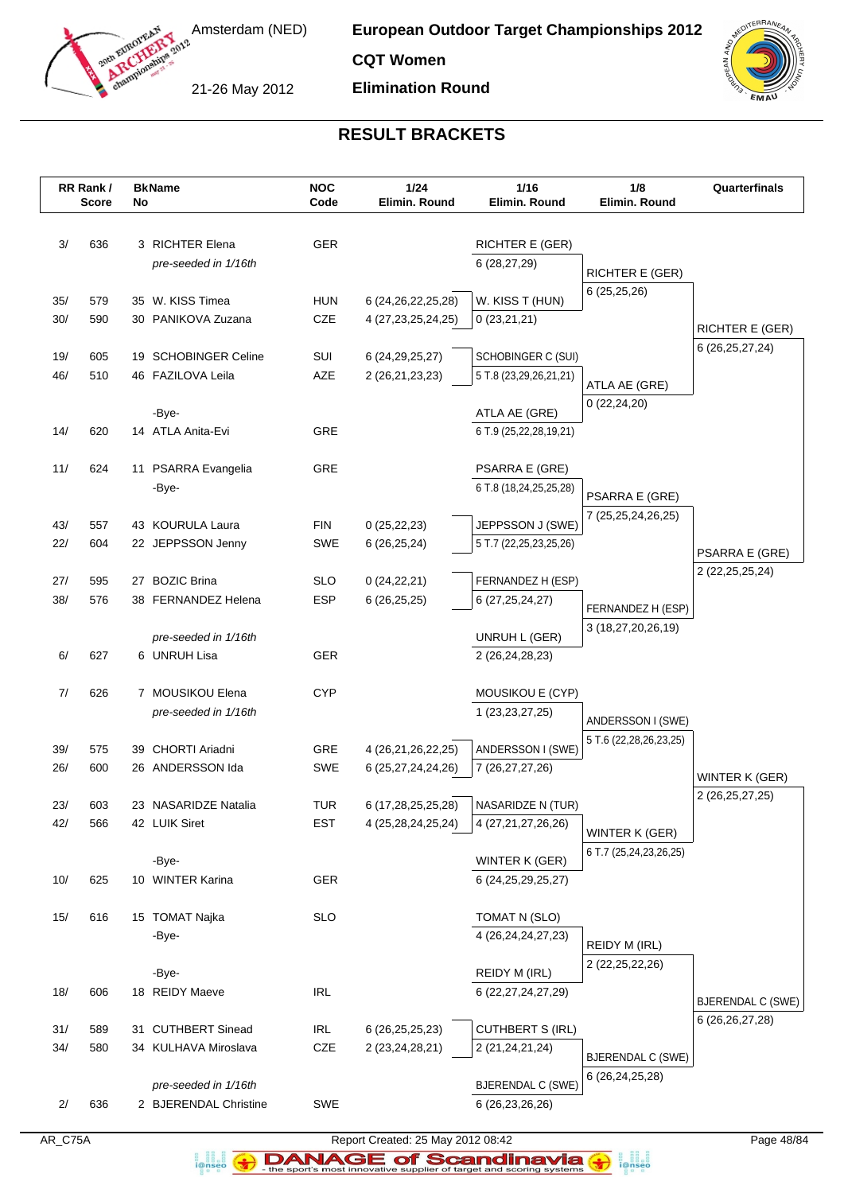Amsterdam (NED)

21-26 May 2012

**European Outdoor Target Championships 2012**

**CQT Women**

**Elimination Round**

## RESULT BRACKETS

| RR Rank / Score | BkName No | NOC Code | 1/24 Elimin. Round | 1/16 Elimin. Round | 1/8 Elimin. Round | Quarterfinals |
|---|---|---|---|---|---|---|
| 3/ 636 | 3 RICHTER Elena | GER | | RICHTER E (GER) | | |
| | *pre-seeded in 1/16th* | | | 6 (28,27,29) | RICHTER E (GER) | |
| | | | | | 6 (25,25,26) | |
| 35/ 579 | 35 W. KISS Timea | HUN | 6 (24,26,22,25,28) | W. KISS T (HUN) | | |
| 30/ 590 | 30 PANIKOVA Zuzana | CZE | 4 (27,23,25,24,25) | 0 (23,21,21) | | RICHTER E (GER) |
| | | | | | | 6 (26,25,27,24) |
| 19/ 605 | 19 SCHOBINGER Celine | SUI | 6 (24,29,25,27) | SCHOBINGER C (SUI) | | |
| 46/ 510 | 46 FAZILOVA Leila | AZE | 2 (26,21,23,23) | 5 T.8 (23,29,26,21,21) | ATLA AE (GRE) | |
| | | | | | 0 (22,24,20) | |
| | -Bye- | | | ATLA AE (GRE) | | |
| 14/ 620 | 14 ATLA Anita-Evi | GRE | | 6 T.9 (25,22,28,19,21) | | |
| 11/ 624 | 11 PSARRA Evangelia | GRE | | PSARRA E (GRE) | | |
| | -Bye- | | | 6 T.8 (18,24,25,25,28) | PSARRA E (GRE) | |
| | | | | | 7 (25,25,24,26,25) | |
| 43/ 557 | 43 KOURULA Laura | FIN | 0 (25,22,23) | JEPPSSON J (SWE) | | |
| 22/ 604 | 22 JEPPSSON Jenny | SWE | 6 (26,25,24) | 5 T.7 (22,25,23,25,26) | | PSARRA E (GRE) |
| | | | | | | 2 (22,25,25,24) |
| 27/ 595 | 27 BOZIC Brina | SLO | 0 (24,22,21) | FERNANDEZ H (ESP) | | |
| 38/ 576 | 38 FERNANDEZ Helena | ESP | 6 (26,25,25) | 6 (27,25,24,27) | FERNANDEZ H (ESP) | |
| | | | | | 3 (18,27,20,26,19) | |
| | *pre-seeded in 1/16th* | | | UNRUH L (GER) | | |
| 6/ 627 | 6 UNRUH Lisa | GER | | 2 (26,24,28,23) | | |
| 7/ 626 | 7 MOUSIKOU Elena | CYP | | MOUSIKOU E (CYP) | | |
| | *pre-seeded in 1/16th* | | | 1 (23,23,27,25) | ANDERSSON I (SWE) | |
| | | | | | 5 T.6 (22,28,26,23,25) | |
| 39/ 575 | 39 CHORTI Ariadni | GRE | 4 (26,21,26,22,25) | ANDERSSON I (SWE) | | |
| 26/ 600 | 26 ANDERSSON Ida | SWE | 6 (25,27,24,24,26) | 7 (26,27,27,26) | | WINTER K (GER) |
| | | | | | | 2 (26,25,27,25) |
| 23/ 603 | 23 NASARIDZE Natalia | TUR | 6 (17,28,25,25,28) | NASARIDZE N (TUR) | | |
| 42/ 566 | 42 LUIK Siret | EST | 4 (25,28,24,25,24) | 4 (27,21,27,26,26) | WINTER K (GER) | |
| | | | | | 6 T.7 (25,24,23,26,25) | |
| | -Bye- | | | WINTER K (GER) | | |
| 10/ 625 | 10 WINTER Karina | GER | | 6 (24,25,29,25,27) | | |
| 15/ 616 | 15 TOMAT Najka | SLO | | TOMAT N (SLO) | | |
| | -Bye- | | | 4 (26,24,24,27,23) | REIDY M (IRL) | |
| | | | | | 2 (22,25,22,26) | |
| | -Bye- | | | REIDY M (IRL) | | |
| 18/ 606 | 18 REIDY Maeve | IRL | | 6 (22,27,24,27,29) | | BJERENDAL C (SWE) |
| | | | | | | 6 (26,26,27,28) |
| 31/ 589 | 31 CUTHBERT Sinead | IRL | 6 (26,25,25,23) | CUTHBERT S (IRL) | | |
| 34/ 580 | 34 KULHAVA Miroslava | CZE | 2 (23,24,28,21) | 2 (21,24,21,24) | BJERENDAL C (SWE) | |
| | | | | | 6 (26,24,25,28) | |
| | *pre-seeded in 1/16th* | | | BJERENDAL C (SWE) | | |
| 2/ 636 | 2 BJERENDAL Christine | SWE | | 6 (26,23,26,26) | | |

AR_C75A — Report Created: 25 May 2012 08:42

DANAGE of Scandinavia - the sport's most innovative supplier of target and scoring systems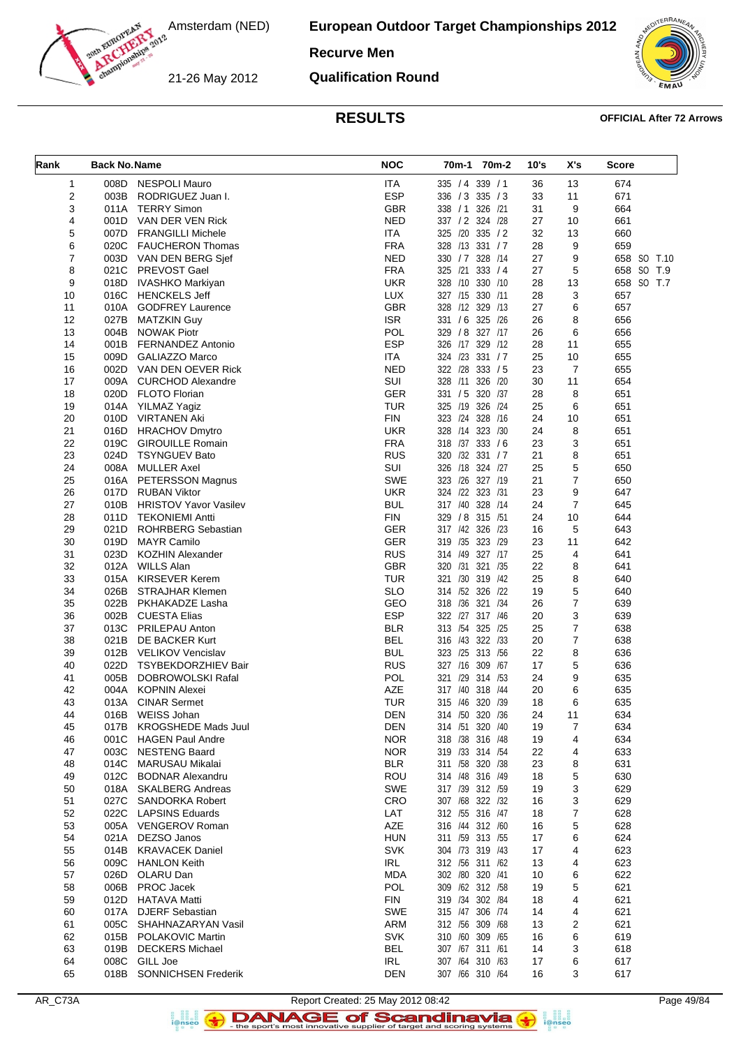# European Outdoor Target Championships 2012

Amsterdam (NED)
21-26 May 2012

## Recurve Men

## Qualification Round

### RESULTS

**OFFICIAL After 72 Arrows**

| Rank | Back No. | Name | NOC | 70m-1 | 70m-2 | 10's | X's | Score |
|---|---|---|---|---|---|---|---|---|
| 1 | 008D | NESPOLI Mauro | ITA | 335 / 4 | 339 / 1 | 36 | 13 | 674 |
| 2 | 003B | RODRIGUEZ Juan I. | ESP | 336 / 3 | 335 / 3 | 33 | 11 | 671 |
| 3 | 011A | TERRY Simon | GBR | 338 / 1 | 326 /21 | 31 | 9 | 664 |
| 4 | 001D | VAN DER VEN Rick | NED | 337 / 2 | 324 /28 | 27 | 10 | 661 |
| 5 | 007D | FRANGILLI Michele | ITA | 325 /20 | 335 / 2 | 32 | 13 | 660 |
| 6 | 020C | FAUCHERON Thomas | FRA | 328 /13 | 331 / 7 | 28 | 9 | 659 |
| 7 | 003D | VAN DEN BERG Sjef | NED | 330 / 7 | 328 /14 | 27 | 9 | 658 SO T.10 |
| 8 | 021C | PREVOST Gael | FRA | 325 /21 | 333 / 4 | 27 | 5 | 658 SO T.9 |
| 9 | 018D | IVASHKO Markiyan | UKR | 328 /10 | 330 /10 | 28 | 13 | 658 SO T.7 |
| 10 | 016C | HENCKELS Jeff | LUX | 327 /15 | 330 /11 | 28 | 3 | 657 |
| 11 | 010A | GODFREY Laurence | GBR | 328 /12 | 329 /13 | 27 | 6 | 657 |
| 12 | 027B | MATZKIN Guy | ISR | 331 / 6 | 325 /26 | 26 | 8 | 656 |
| 13 | 004B | NOWAK Piotr | POL | 329 / 8 | 327 /17 | 26 | 6 | 656 |
| 14 | 001B | FERNANDEZ Antonio | ESP | 326 /17 | 329 /12 | 28 | 11 | 655 |
| 15 | 009D | GALIAZZO Marco | ITA | 324 /23 | 331 / 7 | 25 | 10 | 655 |
| 16 | 002D | VAN DEN OEVER Rick | NED | 322 /28 | 333 / 5 | 23 | 7 | 655 |
| 17 | 009A | CURCHOD Alexandre | SUI | 328 /11 | 326 /20 | 30 | 11 | 654 |
| 18 | 020D | FLOTO Florian | GER | 331 / 5 | 320 /37 | 28 | 8 | 651 |
| 19 | 014A | YILMAZ Yagiz | TUR | 325 /19 | 326 /24 | 25 | 6 | 651 |
| 20 | 010D | VIRTANEN Aki | FIN | 323 /24 | 328 /16 | 24 | 10 | 651 |
| 21 | 016D | HRACHOV Dmytro | UKR | 328 /14 | 323 /30 | 24 | 8 | 651 |
| 22 | 019C | GIROUILLE Romain | FRA | 318 /37 | 333 / 6 | 23 | 3 | 651 |
| 23 | 024D | TSYNGUEV Bato | RUS | 320 /32 | 331 / 7 | 21 | 8 | 651 |
| 24 | 008A | MULLER Axel | SUI | 326 /18 | 324 /27 | 25 | 5 | 650 |
| 25 | 016A | PETERSSON Magnus | SWE | 323 /26 | 327 /19 | 21 | 7 | 650 |
| 26 | 017D | RUBAN Viktor | UKR | 324 /22 | 323 /31 | 23 | 9 | 647 |
| 27 | 010B | HRISTOV Yavor Vasilev | BUL | 317 /40 | 328 /14 | 24 | 7 | 645 |
| 28 | 011D | TEKONIEMI Antti | FIN | 329 / 8 | 315 /51 | 24 | 10 | 644 |
| 29 | 021D | ROHRBERG Sebastian | GER | 317 /42 | 326 /23 | 16 | 5 | 643 |
| 30 | 019D | MAYR Camilo | GER | 319 /35 | 323 /29 | 23 | 11 | 642 |
| 31 | 023D | KOZHIN Alexander | RUS | 314 /49 | 327 /17 | 25 | 4 | 641 |
| 32 | 012A | WILLS Alan | GBR | 320 /31 | 321 /35 | 22 | 8 | 641 |
| 33 | 015A | KIRSEVER Kerem | TUR | 321 /30 | 319 /42 | 25 | 8 | 640 |
| 34 | 026B | STRAJHAR Klemen | SLO | 314 /52 | 326 /22 | 19 | 5 | 640 |
| 35 | 022B | PKHAKADZE Lasha | GEO | 318 /36 | 321 /34 | 26 | 7 | 639 |
| 36 | 002B | CUESTA Elias | ESP | 322 /27 | 317 /46 | 20 | 3 | 639 |
| 37 | 013C | PRILEPAU Anton | BLR | 313 /54 | 325 /25 | 25 | 7 | 638 |
| 38 | 021B | DE BACKER Kurt | BEL | 316 /43 | 322 /33 | 20 | 7 | 638 |
| 39 | 012B | VELIKOV Vencislav | BUL | 323 /25 | 313 /56 | 22 | 8 | 636 |
| 40 | 022D | TSYBEKDORZHIEV Bair | RUS | 327 /16 | 309 /67 | 17 | 5 | 636 |
| 41 | 005B | DOBROWOLSKI Rafal | POL | 321 /29 | 314 /53 | 24 | 9 | 635 |
| 42 | 004A | KOPNIN Alexei | AZE | 317 /40 | 318 /44 | 20 | 6 | 635 |
| 43 | 013A | CINAR Sermet | TUR | 315 /46 | 320 /39 | 18 | 6 | 635 |
| 44 | 016B | WEISS Johan | DEN | 314 /50 | 320 /36 | 24 | 11 | 634 |
| 45 | 017B | KROGSHEDE Mads Juul | DEN | 314 /51 | 320 /40 | 19 | 7 | 634 |
| 46 | 001C | HAGEN Paul Andre | NOR | 318 /38 | 316 /48 | 19 | 4 | 634 |
| 47 | 003C | NESTENG Baard | NOR | 319 /33 | 314 /54 | 22 | 4 | 633 |
| 48 | 014C | MARUSAU Mikalai | BLR | 311 /58 | 320 /38 | 23 | 8 | 631 |
| 49 | 012C | BODNAR Alexandru | ROU | 314 /48 | 316 /49 | 18 | 5 | 630 |
| 50 | 018A | SKALBERG Andreas | SWE | 317 /39 | 312 /59 | 19 | 3 | 629 |
| 51 | 027C | SANDORKA Robert | CRO | 307 /68 | 322 /32 | 16 | 3 | 629 |
| 52 | 022C | LAPSINS Eduards | LAT | 312 /55 | 316 /47 | 18 | 7 | 628 |
| 53 | 005A | VENGEROV Roman | AZE | 316 /44 | 312 /60 | 16 | 5 | 628 |
| 54 | 021A | DEZSO Janos | HUN | 311 /59 | 313 /55 | 17 | 6 | 624 |
| 55 | 014B | KRAVACEK Daniel | SVK | 304 /73 | 319 /43 | 17 | 4 | 623 |
| 56 | 009C | HANLON Keith | IRL | 312 /56 | 311 /62 | 13 | 4 | 623 |
| 57 | 026D | OLARU Dan | MDA | 302 /80 | 320 /41 | 10 | 6 | 622 |
| 58 | 006B | PROC Jacek | POL | 309 /62 | 312 /58 | 19 | 5 | 621 |
| 59 | 012D | HATAVA Matti | FIN | 319 /34 | 302 /84 | 18 | 4 | 621 |
| 60 | 017A | DJERF Sebastian | SWE | 315 /47 | 306 /74 | 14 | 4 | 621 |
| 61 | 005C | SHAHNAZARYAN Vasil | ARM | 312 /56 | 309 /68 | 13 | 2 | 621 |
| 62 | 015B | POLAKOVIC Martin | SVK | 310 /60 | 309 /65 | 16 | 6 | 619 |
| 63 | 019B | DECKERS Michael | BEL | 307 /67 | 311 /61 | 14 | 3 | 618 |
| 64 | 008C | GILL Joe | IRL | 307 /64 | 310 /63 | 17 | 6 | 617 |
| 65 | 018B | SONNICHSEN Frederik | DEN | 307 /66 | 310 /64 | 16 | 3 | 617 |

AR_C73A Report Created: 25 May 2012 08:42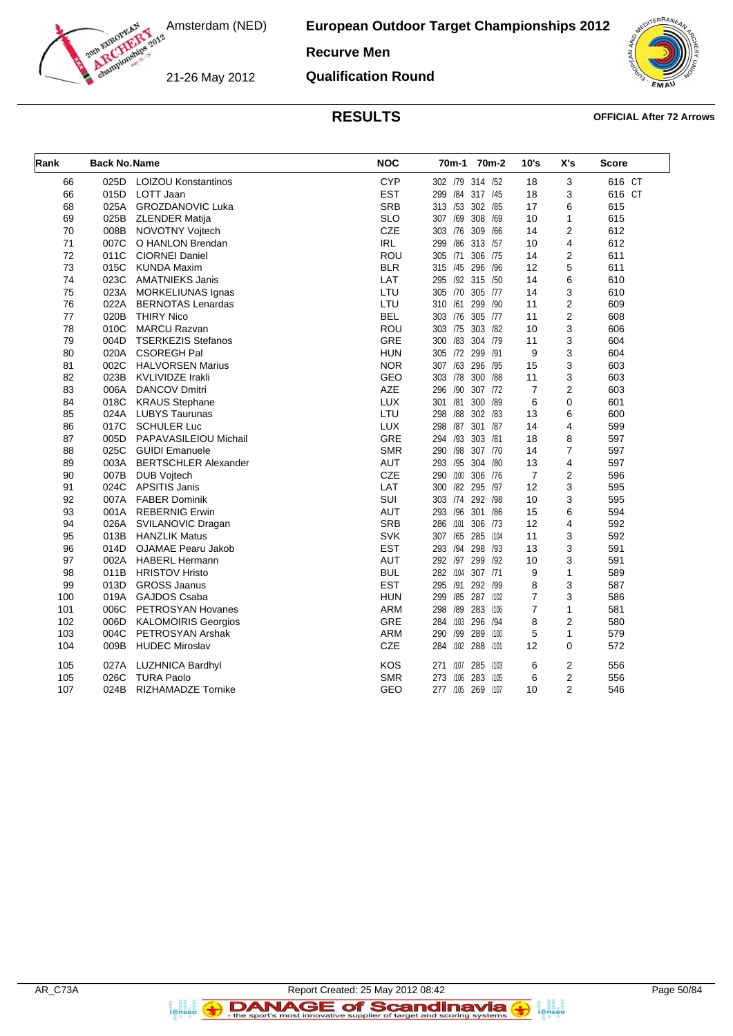# European Outdoor Target Championships 2012

Amsterdam (NED)

21-26 May 2012

**Recurve Men**

**Qualification Round**

## RESULTS

**OFFICIAL After 72 Arrows**

| Rank | Back No. | Name | NOC | 70m-1 | 70m-2 | 10's | X's | Score |
|---|---|---|---|---|---|---|---|---|
| 66 | 025D | LOIZOU Konstantinos | CYP | 302 /79 | 314 /52 | 18 | 3 | 616 CT |
| 66 | 015D | LOTT Jaan | EST | 299 /84 | 317 /45 | 18 | 3 | 616 CT |
| 68 | 025A | GROZDANOVIC Luka | SRB | 313 /53 | 302 /85 | 17 | 6 | 615 |
| 69 | 025B | ZLENDER Matija | SLO | 307 /69 | 308 /69 | 10 | 1 | 615 |
| 70 | 008B | NOVOTNY Vojtech | CZE | 303 /76 | 309 /66 | 14 | 2 | 612 |
| 71 | 007C | O HANLON Brendan | IRL | 299 /86 | 313 /57 | 10 | 4 | 612 |
| 72 | 011C | CIORNEI Daniel | ROU | 305 /71 | 306 /75 | 14 | 2 | 611 |
| 73 | 015C | KUNDA Maxim | BLR | 315 /45 | 296 /96 | 12 | 5 | 611 |
| 74 | 023C | AMATNIEKS Janis | LAT | 295 /92 | 315 /50 | 14 | 6 | 610 |
| 75 | 023A | MORKELIUNAS Ignas | LTU | 305 /70 | 305 /77 | 14 | 3 | 610 |
| 76 | 022A | BERNOTAS Lenardas | LTU | 310 /61 | 299 /90 | 11 | 2 | 609 |
| 77 | 020B | THIRY Nico | BEL | 303 /76 | 305 /77 | 11 | 2 | 608 |
| 78 | 010C | MARCU Razvan | ROU | 303 /75 | 303 /82 | 10 | 3 | 606 |
| 79 | 004D | TSERKEZIS Stefanos | GRE | 300 /83 | 304 /79 | 11 | 3 | 604 |
| 80 | 020A | CSOREGH Pal | HUN | 305 /72 | 299 /91 | 9 | 3 | 604 |
| 81 | 002C | HALVORSEN Marius | NOR | 307 /63 | 296 /95 | 15 | 3 | 603 |
| 82 | 023B | KVLIVIDZE Irakli | GEO | 303 /78 | 300 /88 | 11 | 3 | 603 |
| 83 | 006A | DANCOV Dmitri | AZE | 296 /90 | 307 /72 | 7 | 2 | 603 |
| 84 | 018C | KRAUS Stephane | LUX | 301 /81 | 300 /89 | 6 | 0 | 601 |
| 85 | 024A | LUBYS Taurunas | LTU | 298 /88 | 302 /83 | 13 | 6 | 600 |
| 86 | 017C | SCHULER Luc | LUX | 298 /87 | 301 /87 | 14 | 4 | 599 |
| 87 | 005D | PAPAVASILEIOU Michail | GRE | 294 /93 | 303 /81 | 18 | 8 | 597 |
| 88 | 025C | GUIDI Emanuele | SMR | 290 /98 | 307 /70 | 14 | 7 | 597 |
| 89 | 003A | BERTSCHLER Alexander | AUT | 293 /95 | 304 /80 | 13 | 4 | 597 |
| 90 | 007B | DUB Vojtech | CZE | 290 /100 | 306 /76 | 7 | 2 | 596 |
| 91 | 024C | APSITIS Janis | LAT | 300 /82 | 295 /97 | 12 | 3 | 595 |
| 92 | 007A | FABER Dominik | SUI | 303 /74 | 292 /98 | 10 | 3 | 595 |
| 93 | 001A | REBERNIG Erwin | AUT | 293 /96 | 301 /86 | 15 | 6 | 594 |
| 94 | 026A | SVILANOVIC Dragan | SRB | 286 /101 | 306 /73 | 12 | 4 | 592 |
| 95 | 013B | HANZLIK Matus | SVK | 307 /65 | 285 /104 | 11 | 3 | 592 |
| 96 | 014D | OJAMAE Pearu Jakob | EST | 293 /94 | 298 /93 | 13 | 3 | 591 |
| 97 | 002A | HABERL Hermann | AUT | 292 /97 | 299 /92 | 10 | 3 | 591 |
| 98 | 011B | HRISTOV Hristo | BUL | 282 /104 | 307 /71 | 9 | 1 | 589 |
| 99 | 013D | GROSS Jaanus | EST | 295 /91 | 292 /99 | 8 | 3 | 587 |
| 100 | 019A | GAJDOS Csaba | HUN | 299 /85 | 287 /102 | 7 | 3 | 586 |
| 101 | 006C | PETROSYAN Hovanes | ARM | 298 /89 | 283 /106 | 7 | 1 | 581 |
| 102 | 006D | KALOMOIRIS Georgios | GRE | 284 /103 | 296 /94 | 8 | 2 | 580 |
| 103 | 004C | PETROSYAN Arshak | ARM | 290 /99 | 289 /100 | 5 | 1 | 579 |
| 104 | 009B | HUDEC Miroslav | CZE | 284 /102 | 288 /101 | 12 | 0 | 572 |
| 105 | 027A | LUZHNICA Bardhyl | KOS | 271 /107 | 285 /103 | 6 | 2 | 556 |
| 105 | 026C | TURA Paolo | SMR | 273 /106 | 283 /105 | 6 | 2 | 556 |
| 107 | 024B | RIZHAMADZE Tornike | GEO | 277 /105 | 269 /107 | 10 | 2 | 546 |

AR_C73A — Report Created: 25 May 2012 08:42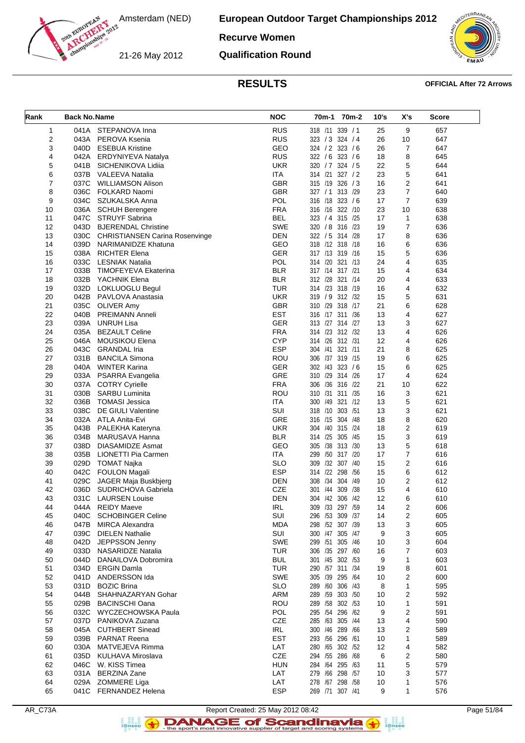# European Outdoor Target Championships 2012

Amsterdam (NED)

21-26 May 2012

**Recurve Women**

**Qualification Round**

## RESULTS

**OFFICIAL After 72 Arrows**

| Rank | Back No. | Name | NOC | 70m-1 | 70m-2 | 10's | X's | Score |
|---|---|---|---|---|---|---|---|---|
| 1 | 041A | STEPANOVA Inna | RUS | 318 /11 | 339 / 1 | 25 | 9 | 657 |
| 2 | 043A | PEROVA Ksenia | RUS | 323 / 3 | 324 / 4 | 26 | 10 | 647 |
| 3 | 040D | ESEBUA Kristine | GEO | 324 / 2 | 323 / 6 | 26 | 7 | 647 |
| 4 | 042A | ERDYNIYEVA Natalya | RUS | 322 / 6 | 323 / 6 | 18 | 8 | 645 |
| 5 | 041B | SICHENIKOVA Lidiia | UKR | 320 / 7 | 324 / 5 | 22 | 5 | 644 |
| 6 | 037B | VALEEVA Natalia | ITA | 314 /21 | 327 / 2 | 23 | 5 | 641 |
| 7 | 037C | WILLIAMSON Alison | GBR | 315 /19 | 326 / 3 | 16 | 2 | 641 |
| 8 | 036C | FOLKARD Naomi | GBR | 327 / 1 | 313 /29 | 23 | 7 | 640 |
| 9 | 034C | SZUKALSKA Anna | POL | 316 /18 | 323 / 6 | 17 | 7 | 639 |
| 10 | 036A | SCHUH Berengere | FRA | 316 /16 | 322 /10 | 23 | 10 | 638 |
| 11 | 047C | STRUYF Sabrina | BEL | 323 / 4 | 315 /25 | 17 | 1 | 638 |
| 12 | 043D | BJERENDAL Christine | SWE | 320 / 8 | 316 /23 | 19 | 7 | 636 |
| 13 | 030C | CHRISTIANSEN Carina Rosenvinge | DEN | 322 / 5 | 314 /28 | 17 | 8 | 636 |
| 14 | 039D | NARIMANIDZE Khatuna | GEO | 318 /12 | 318 /18 | 16 | 6 | 636 |
| 15 | 038A | RICHTER Elena | GER | 317 /13 | 319 /16 | 15 | 5 | 636 |
| 16 | 033C | LESNIAK Natalia | POL | 314 /20 | 321 /13 | 24 | 4 | 635 |
| 17 | 033B | TIMOFEYEVA Ekaterina | BLR | 317 /14 | 317 /21 | 15 | 4 | 634 |
| 18 | 032B | YACHNIK Elena | BLR | 312 /28 | 321 /14 | 20 | 4 | 633 |
| 19 | 032D | LOKLUOGLU Begul | TUR | 314 /23 | 318 /19 | 16 | 4 | 632 |
| 20 | 042B | PAVLOVA Anastasia | UKR | 319 / 9 | 312 /32 | 15 | 5 | 631 |
| 21 | 035C | OLIVER Amy | GBR | 310 /29 | 318 /17 | 21 | 6 | 628 |
| 22 | 040B | PREIMANN Anneli | EST | 316 /17 | 311 /36 | 13 | 4 | 627 |
| 23 | 039A | UNRUH Lisa | GER | 313 /27 | 314 /27 | 13 | 3 | 627 |
| 24 | 035A | BEZAULT Celine | FRA | 314 /23 | 312 /32 | 13 | 4 | 626 |
| 25 | 046A | MOUSIKOU Elena | CYP | 314 /26 | 312 /31 | 12 | 4 | 626 |
| 26 | 043C | GRANDAL Iria | ESP | 304 /41 | 321 /11 | 21 | 8 | 625 |
| 27 | 031B | BANCILA Simona | ROU | 306 /37 | 319 /15 | 19 | 6 | 625 |
| 28 | 040A | WINTER Karina | GER | 302 /43 | 323 / 6 | 15 | 6 | 625 |
| 29 | 033A | PSARRA Evangelia | GRE | 310 /29 | 314 /26 | 17 | 4 | 624 |
| 30 | 037A | COTRY Cyrielle | FRA | 306 /36 | 316 /22 | 21 | 10 | 622 |
| 31 | 030B | SARBU Luminita | ROU | 310 /31 | 311 /35 | 16 | 3 | 621 |
| 32 | 036B | TOMASI Jessica | ITA | 300 /49 | 321 /12 | 13 | 5 | 621 |
| 33 | 038C | DE GIULI Valentine | SUI | 318 /10 | 303 /51 | 13 | 3 | 621 |
| 34 | 032A | ATLA Anita-Evi | GRE | 316 /15 | 304 /48 | 18 | 8 | 620 |
| 35 | 043B | PALEKHA Kateryna | UKR | 304 /40 | 315 /24 | 18 | 2 | 619 |
| 36 | 034B | MARUSAVA Hanna | BLR | 314 /25 | 305 /45 | 15 | 3 | 619 |
| 37 | 038D | DIASAMIDZE Asmat | GEO | 305 /38 | 313 /30 | 13 | 5 | 618 |
| 38 | 035B | LIONETTI Pia Carmen | ITA | 299 /50 | 317 /20 | 17 | 7 | 616 |
| 39 | 029D | TOMAT Najka | SLO | 309 /32 | 307 /40 | 15 | 2 | 616 |
| 40 | 042C | FOULON Magali | ESP | 314 /22 | 298 /56 | 15 | 6 | 612 |
| 41 | 029C | JAGER Maja Buskbjerg | DEN | 308 /34 | 304 /49 | 10 | 2 | 612 |
| 42 | 036D | SUDRICHOVA Gabriela | CZE | 301 /44 | 309 /38 | 15 | 4 | 610 |
| 43 | 031C | LAURSEN Louise | DEN | 304 /42 | 306 /42 | 12 | 6 | 610 |
| 44 | 044A | REIDY Maeve | IRL | 309 /33 | 297 /59 | 14 | 2 | 606 |
| 45 | 040C | SCHOBINGER Celine | SUI | 296 /53 | 309 /37 | 14 | 2 | 605 |
| 46 | 047B | MIRCA Alexandra | MDA | 298 /52 | 307 /39 | 13 | 3 | 605 |
| 47 | 039C | DIELEN Nathalie | SUI | 300 /47 | 305 /47 | 9 | 3 | 605 |
| 48 | 042D | JEPPSSON Jenny | SWE | 299 /51 | 305 /46 | 10 | 3 | 604 |
| 49 | 033D | NASARIDZE Natalia | TUR | 306 /35 | 297 /60 | 16 | 7 | 603 |
| 50 | 044D | DANAILOVA Dobromira | BUL | 301 /45 | 302 /53 | 9 | 1 | 603 |
| 51 | 034D | ERGIN Damla | TUR | 290 /57 | 311 /34 | 19 | 8 | 601 |
| 52 | 041D | ANDERSSON Ida | SWE | 305 /39 | 295 /64 | 10 | 2 | 600 |
| 53 | 031D | BOZIC Brina | SLO | 289 /60 | 306 /43 | 8 | 1 | 595 |
| 54 | 044B | SHAHNAZARYAN Gohar | ARM | 289 /59 | 303 /50 | 10 | 2 | 592 |
| 55 | 029B | BACINSCHI Oana | ROU | 289 /58 | 302 /53 | 10 | 1 | 591 |
| 56 | 032C | WYCZECHOWSKA Paula | POL | 295 /54 | 296 /62 | 9 | 2 | 591 |
| 57 | 037D | PANIKOVA Zuzana | CZE | 285 /63 | 305 /44 | 13 | 4 | 590 |
| 58 | 045A | CUTHBERT Sinead | IRL | 300 /46 | 289 /66 | 13 | 2 | 589 |
| 59 | 039B | PARNAT Reena | EST | 293 /56 | 296 /61 | 10 | 1 | 589 |
| 60 | 030A | MATVEJEVA Rimma | LAT | 280 /65 | 302 /52 | 12 | 4 | 582 |
| 61 | 035D | KULHAVA Miroslava | CZE | 294 /55 | 286 /68 | 6 | 2 | 580 |
| 62 | 046C | W. KISS Timea | HUN | 284 /64 | 295 /63 | 11 | 5 | 579 |
| 63 | 031A | BERZINA Zane | LAT | 279 /66 | 298 /57 | 10 | 3 | 577 |
| 64 | 029A | ZOMMERE Liga | LAT | 278 /67 | 298 /58 | 10 | 1 | 576 |
| 65 | 041C | FERNANDEZ Helena | ESP | 269 /71 | 307 /41 | 9 | 1 | 576 |

AR_C73A — Report Created: 25 May 2012 08:42

DANAGE of Scandinavia - the sport's most innovative supplier of target and scoring systems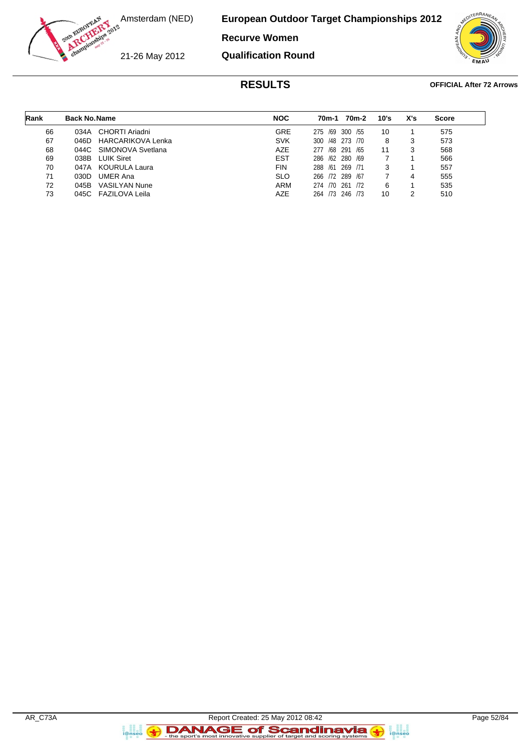# European Outdoor Target Championships 2012

Amsterdam (NED)

21-26 May 2012

## Recurve Women

## Qualification Round

### RESULTS

**OFFICIAL After 72 Arrows**

| Rank | Back No. | Name | NOC | 70m-1 | 70m-2 | 10's | X's | Score |
|---|---|---|---|---|---|---|---|---|
| 66 | 034A | CHORTI Ariadni | GRE | 275 /69 | 300 /55 | 10 | 1 | 575 |
| 67 | 046D | HARCARIKOVA Lenka | SVK | 300 /48 | 273 /70 | 8 | 3 | 573 |
| 68 | 044C | SIMONOVA Svetlana | AZE | 277 /68 | 291 /65 | 11 | 3 | 568 |
| 69 | 038B | LUIK Siret | EST | 286 /62 | 280 /69 | 7 | 1 | 566 |
| 70 | 047A | KOURULA Laura | FIN | 288 /61 | 269 /71 | 3 | 1 | 557 |
| 71 | 030D | UMER Ana | SLO | 266 /72 | 289 /67 | 7 | 4 | 555 |
| 72 | 045B | VASILYAN Nune | ARM | 274 /70 | 261 /72 | 6 | 1 | 535 |
| 73 | 045C | FAZILOVA Leila | AZE | 264 /73 | 246 /73 | 10 | 2 | 510 |

AR_C73A Report Created: 25 May 2012 08:42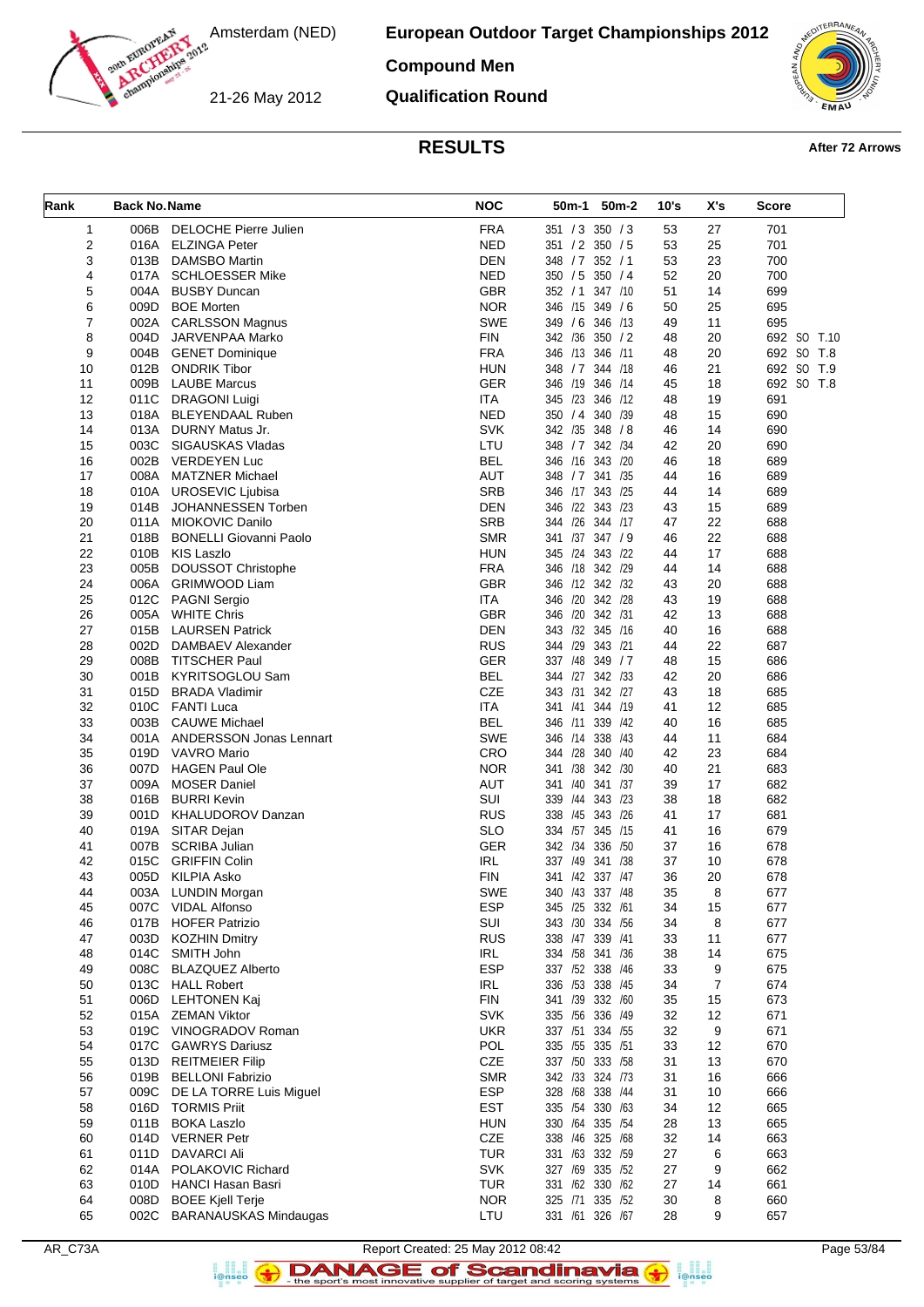# European Outdoor Target Championships 2012

Amsterdam (NED)

21-26 May 2012

## Compound Men

## Qualification Round

## RESULTS

**After 72 Arrows**

| Rank | Back No. | Name | NOC | 50m-1 | 50m-2 | 10's | X's | Score |
|---|---|---|---|---|---|---|---|---|
| 1 | 006B | DELOCHE Pierre Julien | FRA | 351 / 3 | 350 / 3 | 53 | 27 | 701 |
| 2 | 016A | ELZINGA Peter | NED | 351 / 2 | 350 / 5 | 53 | 25 | 701 |
| 3 | 013B | DAMSBO Martin | DEN | 348 / 7 | 352 / 1 | 53 | 23 | 700 |
| 4 | 017A | SCHLOESSER Mike | NED | 350 / 5 | 350 / 4 | 52 | 20 | 700 |
| 5 | 004A | BUSBY Duncan | GBR | 352 / 1 | 347 /10 | 51 | 14 | 699 |
| 6 | 009D | BOE Morten | NOR | 346 /15 | 349 / 6 | 50 | 25 | 695 |
| 7 | 002A | CARLSSON Magnus | SWE | 349 / 6 | 346 /13 | 49 | 11 | 695 |
| 8 | 004D | JARVENPAA Marko | FIN | 342 /36 | 350 / 2 | 48 | 20 | 692 SO T.10 |
| 9 | 004B | GENET Dominique | FRA | 346 /13 | 346 /11 | 48 | 20 | 692 SO T.8 |
| 10 | 012B | ONDRIK Tibor | HUN | 348 / 7 | 344 /18 | 46 | 21 | 692 SO T.9 |
| 11 | 009B | LAUBE Marcus | GER | 346 /19 | 346 /14 | 45 | 18 | 692 SO T.8 |
| 12 | 011C | DRAGONI Luigi | ITA | 345 /23 | 346 /12 | 48 | 19 | 691 |
| 13 | 018A | BLEYENDAAL Ruben | NED | 350 / 4 | 340 /39 | 48 | 15 | 690 |
| 14 | 013A | DURNY Matus Jr. | SVK | 342 /35 | 348 / 8 | 46 | 14 | 690 |
| 15 | 003C | SIGAUSKAS Vladas | LTU | 348 / 7 | 342 /34 | 42 | 20 | 690 |
| 16 | 002B | VERDEYEN Luc | BEL | 346 /16 | 343 /20 | 46 | 18 | 689 |
| 17 | 008A | MATZNER Michael | AUT | 348 / 7 | 341 /35 | 44 | 16 | 689 |
| 18 | 010A | UROSEVIC Ljubisa | SRB | 346 /17 | 343 /25 | 44 | 14 | 689 |
| 19 | 014B | JOHANNESSEN Torben | DEN | 346 /22 | 343 /23 | 43 | 15 | 689 |
| 20 | 011A | MIOKOVIC Danilo | SRB | 344 /26 | 344 /17 | 47 | 22 | 688 |
| 21 | 018B | BONELLI Giovanni Paolo | SMR | 341 /37 | 347 / 9 | 46 | 22 | 688 |
| 22 | 010B | KIS Laszlo | HUN | 345 /24 | 343 /22 | 44 | 17 | 688 |
| 23 | 005B | DOUSSOT Christophe | FRA | 346 /18 | 342 /29 | 44 | 14 | 688 |
| 24 | 006A | GRIMWOOD Liam | GBR | 346 /12 | 342 /32 | 43 | 20 | 688 |
| 25 | 012C | PAGNI Sergio | ITA | 346 /20 | 342 /28 | 43 | 19 | 688 |
| 26 | 005A | WHITE Chris | GBR | 346 /20 | 342 /31 | 42 | 13 | 688 |
| 27 | 015B | LAURSEN Patrick | DEN | 343 /32 | 345 /16 | 40 | 16 | 688 |
| 28 | 002D | DAMBAEV Alexander | RUS | 344 /29 | 343 /21 | 44 | 22 | 687 |
| 29 | 008B | TITSCHER Paul | GER | 337 /48 | 349 / 7 | 48 | 15 | 686 |
| 30 | 001B | KYRITSOGLOU Sam | BEL | 344 /27 | 342 /33 | 42 | 20 | 686 |
| 31 | 015D | BRADA Vladimir | CZE | 343 /31 | 342 /27 | 43 | 18 | 685 |
| 32 | 010C | FANTI Luca | ITA | 341 /41 | 344 /19 | 41 | 12 | 685 |
| 33 | 003B | CAUWE Michael | BEL | 346 /11 | 339 /42 | 40 | 16 | 685 |
| 34 | 001A | ANDERSSON Jonas Lennart | SWE | 346 /14 | 338 /43 | 44 | 11 | 684 |
| 35 | 019D | VAVRO Mario | CRO | 344 /28 | 340 /40 | 42 | 23 | 684 |
| 36 | 007D | HAGEN Paul Ole | NOR | 341 /38 | 342 /30 | 40 | 21 | 683 |
| 37 | 009A | MOSER Daniel | AUT | 341 /40 | 341 /37 | 39 | 17 | 682 |
| 38 | 016B | BURRI Kevin | SUI | 339 /44 | 343 /23 | 38 | 18 | 682 |
| 39 | 001D | KHALUDOROV Danzan | RUS | 338 /45 | 343 /26 | 41 | 17 | 681 |
| 40 | 019A | SITAR Dejan | SLO | 334 /57 | 345 /15 | 41 | 16 | 679 |
| 41 | 007B | SCRIBA Julian | GER | 342 /34 | 336 /50 | 37 | 16 | 678 |
| 42 | 015C | GRIFFIN Colin | IRL | 337 /49 | 341 /38 | 37 | 10 | 678 |
| 43 | 005D | KILPIA Asko | FIN | 341 /42 | 337 /47 | 36 | 20 | 678 |
| 44 | 003A | LUNDIN Morgan | SWE | 340 /43 | 337 /48 | 35 | 8 | 677 |
| 45 | 007C | VIDAL Alfonso | ESP | 345 /25 | 332 /61 | 34 | 15 | 677 |
| 46 | 017B | HOFER Patrizio | SUI | 343 /30 | 334 /56 | 34 | 8 | 677 |
| 47 | 003D | KOZHIN Dmitry | RUS | 338 /47 | 339 /41 | 33 | 11 | 677 |
| 48 | 014C | SMITH John | IRL | 334 /58 | 341 /36 | 38 | 14 | 675 |
| 49 | 008C | BLAZQUEZ Alberto | ESP | 337 /52 | 338 /46 | 33 | 9 | 675 |
| 50 | 013C | HALL Robert | IRL | 336 /53 | 338 /45 | 34 | 7 | 674 |
| 51 | 006D | LEHTONEN Kaj | FIN | 341 /39 | 332 /60 | 35 | 15 | 673 |
| 52 | 015A | ZEMAN Viktor | SVK | 335 /56 | 336 /49 | 32 | 12 | 671 |
| 53 | 019C | VINOGRADOV Roman | UKR | 337 /51 | 334 /55 | 32 | 9 | 671 |
| 54 | 017C | GAWRYS Dariusz | POL | 335 /55 | 335 /51 | 33 | 12 | 670 |
| 55 | 013D | REITMEIER Filip | CZE | 337 /50 | 333 /58 | 31 | 13 | 670 |
| 56 | 019B | BELLONI Fabrizio | SMR | 342 /33 | 324 /73 | 31 | 16 | 666 |
| 57 | 009C | DE LA TORRE Luis Miguel | ESP | 328 /68 | 338 /44 | 31 | 10 | 666 |
| 58 | 016D | TORMIS Priit | EST | 335 /54 | 330 /63 | 34 | 12 | 665 |
| 59 | 011B | BOKA Laszlo | HUN | 330 /64 | 335 /54 | 28 | 13 | 665 |
| 60 | 014D | VERNER Petr | CZE | 338 /46 | 325 /68 | 32 | 14 | 663 |
| 61 | 011D | DAVARCI Ali | TUR | 331 /63 | 332 /59 | 27 | 6 | 663 |
| 62 | 014A | POLAKOVIC Richard | SVK | 327 /69 | 335 /52 | 27 | 9 | 662 |
| 63 | 010D | HANCI Hasan Basri | TUR | 331 /62 | 330 /62 | 27 | 14 | 661 |
| 64 | 008D | BOEE Kjell Terje | NOR | 325 /71 | 335 /52 | 30 | 8 | 660 |
| 65 | 002C | BARANAUSKAS Mindaugas | LTU | 331 /61 | 326 /67 | 28 | 9 | 657 |

AR_C73A Report Created: 25 May 2012 08:42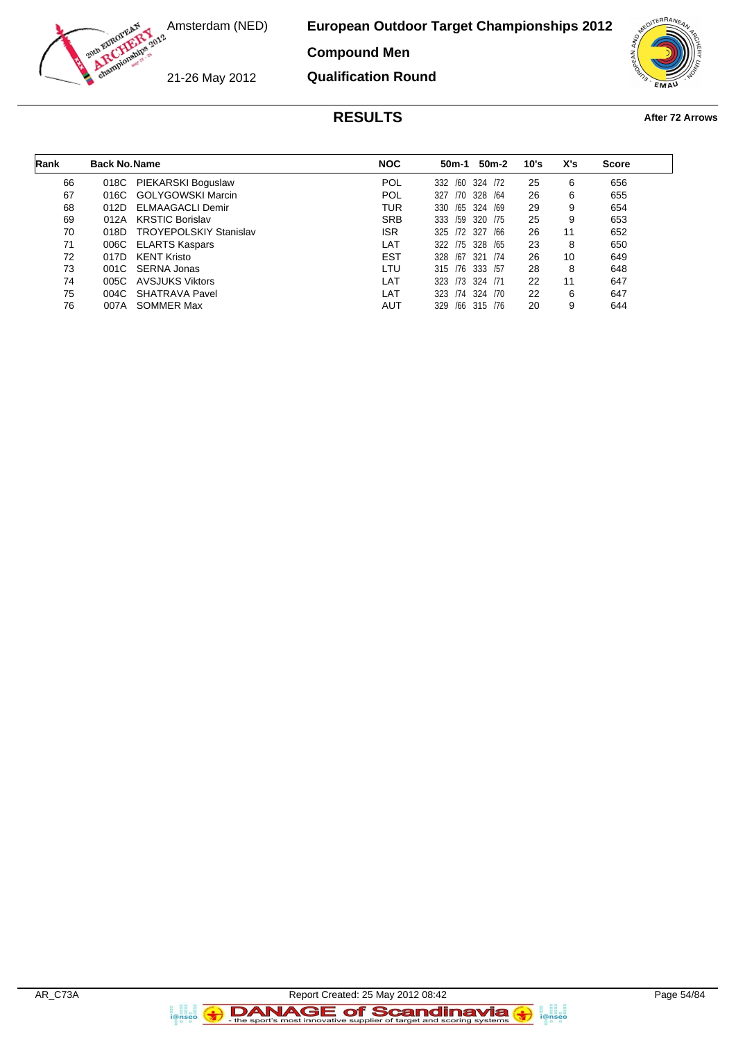# European Outdoor Target Championships 2012

Amsterdam (NED)

21-26 May 2012

## Compound Men

## Qualification Round

## RESULTS

**After 72 Arrows**

| Rank | Back No. | Name | NOC | 50m-1 | 50m-2 | 10's | X's | Score |
|---|---|---|---|---|---|---|---|---|
| 66 | 018C | PIEKARSKI Boguslaw | POL | 332 /60 | 324 /72 | 25 | 6 | 656 |
| 67 | 016C | GOLYGOWSKI Marcin | POL | 327 /70 | 328 /64 | 26 | 6 | 655 |
| 68 | 012D | ELMAAGACLI Demir | TUR | 330 /65 | 324 /69 | 29 | 9 | 654 |
| 69 | 012A | KRSTIC Borislav | SRB | 333 /59 | 320 /75 | 25 | 9 | 653 |
| 70 | 018D | TROYEPOLSKIY Stanislav | ISR | 325 /72 | 327 /66 | 26 | 11 | 652 |
| 71 | 006C | ELARTS Kaspars | LAT | 322 /75 | 328 /65 | 23 | 8 | 650 |
| 72 | 017D | KENT Kristo | EST | 328 /67 | 321 /74 | 26 | 10 | 649 |
| 73 | 001C | SERNA Jonas | LTU | 315 /76 | 333 /57 | 28 | 8 | 648 |
| 74 | 005C | AVSJUKS Viktors | LAT | 323 /73 | 324 /71 | 22 | 11 | 647 |
| 75 | 004C | SHATRAVA Pavel | LAT | 323 /74 | 324 /70 | 22 | 6 | 647 |
| 76 | 007A | SOMMER Max | AUT | 329 /66 | 315 /76 | 20 | 9 | 644 |

AR_C73A Report Created: 25 May 2012 08:42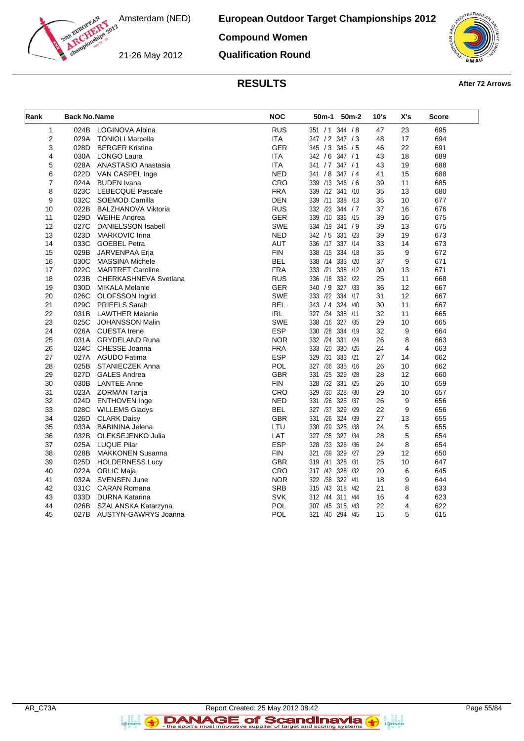# European Outdoor Target Championships 2012

Amsterdam (NED)

21-26 May 2012

## Compound Women

## Qualification Round

## RESULTS

**After 72 Arrows**

| Rank | Back No. | Name | NOC | 50m-1 | 50m-2 | 10's | X's | Score |
|---|---|---|---|---|---|---|---|---|
| 1 | 024B | LOGINOVA Albina | RUS | 351 / 1 | 344 / 8 | 47 | 23 | 695 |
| 2 | 029A | TONIOLI Marcella | ITA | 347 / 2 | 347 / 3 | 48 | 17 | 694 |
| 3 | 028D | BERGER Kristina | GER | 345 / 3 | 346 / 5 | 46 | 22 | 691 |
| 4 | 030A | LONGO Laura | ITA | 342 / 6 | 347 / 1 | 43 | 18 | 689 |
| 5 | 028A | ANASTASIO Anastasia | ITA | 341 / 7 | 347 / 1 | 43 | 19 | 688 |
| 6 | 022D | VAN CASPEL Inge | NED | 341 / 8 | 347 / 4 | 41 | 15 | 688 |
| 7 | 024A | BUDEN Ivana | CRO | 339 /13 | 346 / 6 | 39 | 11 | 685 |
| 8 | 023C | LEBECQUE Pascale | FRA | 339 /12 | 341 /10 | 35 | 13 | 680 |
| 9 | 032C | SOEMOD Camilla | DEN | 339 /11 | 338 /13 | 35 | 10 | 677 |
| 10 | 022B | BALZHANOVA Viktoria | RUS | 332 /23 | 344 / 7 | 37 | 16 | 676 |
| 11 | 029D | WEIHE Andrea | GER | 339 /10 | 336 /15 | 39 | 16 | 675 |
| 12 | 027C | DANIELSSON Isabell | SWE | 334 /19 | 341 / 9 | 39 | 13 | 675 |
| 13 | 023D | MARKOVIC Irina | NED | 342 / 5 | 331 /23 | 39 | 19 | 673 |
| 14 | 033C | GOEBEL Petra | AUT | 336 /17 | 337 /14 | 33 | 14 | 673 |
| 15 | 029B | JARVENPAA Erja | FIN | 338 /15 | 334 /18 | 35 | 9 | 672 |
| 16 | 030C | MASSINA Michele | BEL | 338 /14 | 333 /20 | 37 | 9 | 671 |
| 17 | 022C | MARTRET Caroline | FRA | 333 /21 | 338 /12 | 30 | 13 | 671 |
| 18 | 023B | CHERKASHNEVA Svetlana | RUS | 336 /18 | 332 /22 | 25 | 11 | 668 |
| 19 | 030D | MIKALA Melanie | GER | 340 / 9 | 327 /33 | 36 | 12 | 667 |
| 20 | 026C | OLOFSSON Ingrid | SWE | 333 /22 | 334 /17 | 31 | 12 | 667 |
| 21 | 029C | PRIEELS Sarah | BEL | 343 / 4 | 324 /40 | 30 | 11 | 667 |
| 22 | 031B | LAWTHER Melanie | IRL | 327 /34 | 338 /11 | 32 | 11 | 665 |
| 23 | 025C | JOHANSSON Malin | SWE | 338 /16 | 327 /35 | 29 | 10 | 665 |
| 24 | 026A | CUESTA Irene | ESP | 330 /28 | 334 /19 | 32 | 9 | 664 |
| 25 | 031A | GRYDELAND Runa | NOR | 332 /24 | 331 /24 | 26 | 8 | 663 |
| 26 | 024C | CHESSE Joanna | FRA | 333 /20 | 330 /26 | 24 | 4 | 663 |
| 27 | 027A | AGUDO Fatima | ESP | 329 /31 | 333 /21 | 27 | 14 | 662 |
| 28 | 025B | STANIECZEK Anna | POL | 327 /36 | 335 /16 | 26 | 10 | 662 |
| 29 | 027D | GALES Andrea | GBR | 331 /25 | 329 /28 | 28 | 12 | 660 |
| 30 | 030B | LANTEE Anne | FIN | 328 /32 | 331 /25 | 26 | 10 | 659 |
| 31 | 023A | ZORMAN Tanja | CRO | 329 /30 | 328 /30 | 29 | 10 | 657 |
| 32 | 024D | ENTHOVEN Inge | NED | 331 /26 | 325 /37 | 26 | 9 | 656 |
| 33 | 028C | WILLEMS Gladys | BEL | 327 /37 | 329 /29 | 22 | 9 | 656 |
| 34 | 026D | CLARK Daisy | GBR | 331 /26 | 324 /39 | 27 | 13 | 655 |
| 35 | 033A | BABININA Jelena | LTU | 330 /29 | 325 /38 | 24 | 5 | 655 |
| 36 | 032B | OLEKSEJENKO Julia | LAT | 327 /35 | 327 /34 | 28 | 5 | 654 |
| 37 | 025A | LUQUE Pilar | ESP | 328 /33 | 326 /36 | 24 | 8 | 654 |
| 38 | 028B | MAKKONEN Susanna | FIN | 321 /39 | 329 /27 | 29 | 12 | 650 |
| 39 | 025D | HOLDERNESS Lucy | GBR | 319 /41 | 328 /31 | 25 | 10 | 647 |
| 40 | 022A | ORLIC Maja | CRO | 317 /42 | 328 /32 | 20 | 6 | 645 |
| 41 | 032A | SVENSEN June | NOR | 322 /38 | 322 /41 | 18 | 9 | 644 |
| 42 | 031C | CARAN Romana | SRB | 315 /43 | 318 /42 | 21 | 8 | 633 |
| 43 | 033D | DURNA Katarina | SVK | 312 /44 | 311 /44 | 16 | 4 | 623 |
| 44 | 026B | SZALANSKA Katarzyna | POL | 307 /45 | 315 /43 | 22 | 4 | 622 |
| 45 | 027B | AUSTYN-GAWRYS Joanna | POL | 321 /40 | 294 /45 | 15 | 5 | 615 |

AR_C73A    Report Created: 25 May 2012 08:42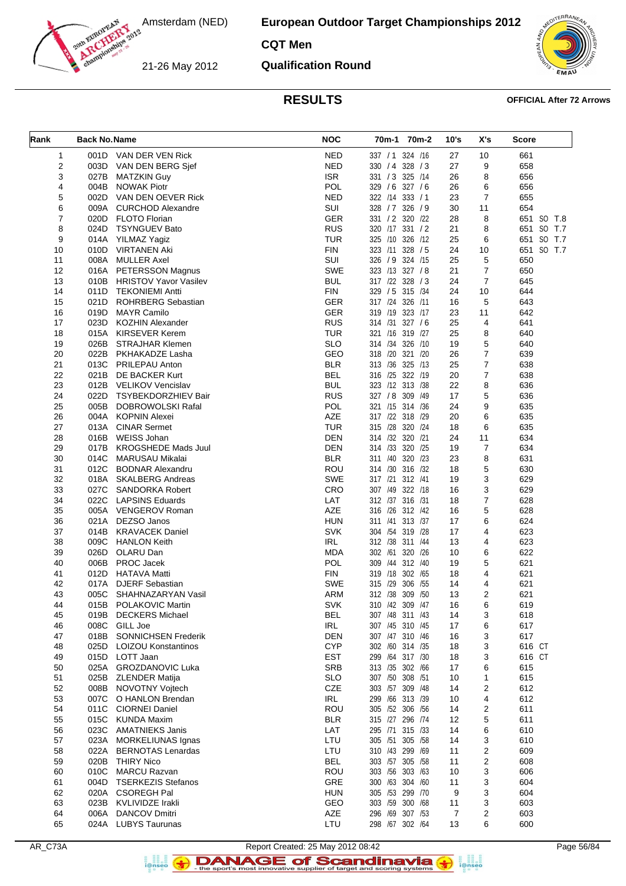# European Outdoor Target Championships 2012

Amsterdam (NED)

21-26 May 2012

## CQT Men

## Qualification Round

## RESULTS

**OFFICIAL After 72 Arrows**

| Rank | Back No. | Name | NOC | 70m-1 | 70m-2 | 10's | X's | Score |
|---|---|---|---|---|---|---|---|---|
| 1 | 001D | VAN DER VEN Rick | NED | 337 / 1 | 324 /16 | 27 | 10 | 661 |
| 2 | 003D | VAN DEN BERG Sjef | NED | 330 / 4 | 328 / 3 | 27 | 9 | 658 |
| 3 | 027B | MATZKIN Guy | ISR | 331 / 3 | 325 /14 | 26 | 8 | 656 |
| 4 | 004B | NOWAK Piotr | POL | 329 / 6 | 327 / 6 | 26 | 6 | 656 |
| 5 | 002D | VAN DEN OEVER Rick | NED | 322 /14 | 333 / 1 | 23 | 7 | 655 |
| 6 | 009A | CURCHOD Alexandre | SUI | 328 / 7 | 326 / 9 | 30 | 11 | 654 |
| 7 | 020D | FLOTO Florian | GER | 331 / 2 | 320 /22 | 28 | 8 | 651 SO T.8 |
| 8 | 024D | TSYNGUEV Bato | RUS | 320 /17 | 331 / 2 | 21 | 8 | 651 SO T.7 |
| 9 | 014A | YILMAZ Yagiz | TUR | 325 /10 | 326 /12 | 25 | 6 | 651 SO T.7 |
| 10 | 010D | VIRTANEN Aki | FIN | 323 /11 | 328 / 5 | 24 | 10 | 651 SO T.7 |
| 11 | 008A | MULLER Axel | SUI | 326 / 9 | 324 /15 | 25 | 5 | 650 |
| 12 | 016A | PETERSSON Magnus | SWE | 323 /13 | 327 / 8 | 21 | 7 | 650 |
| 13 | 010B | HRISTOV Yavor Vasilev | BUL | 317 /22 | 328 / 3 | 24 | 7 | 645 |
| 14 | 011D | TEKONIEMI Antti | FIN | 329 / 5 | 315 /34 | 24 | 10 | 644 |
| 15 | 021D | ROHRBERG Sebastian | GER | 317 /24 | 326 /11 | 16 | 5 | 643 |
| 16 | 019D | MAYR Camilo | GER | 319 /19 | 323 /17 | 23 | 11 | 642 |
| 17 | 023D | KOZHIN Alexander | RUS | 314 /31 | 327 / 6 | 25 | 4 | 641 |
| 18 | 015A | KIRSEVER Kerem | TUR | 321 /16 | 319 /27 | 25 | 8 | 640 |
| 19 | 026B | STRAJHAR Klemen | SLO | 314 /34 | 326 /10 | 19 | 5 | 640 |
| 20 | 022B | PKHAKADZE Lasha | GEO | 318 /20 | 321 /20 | 26 | 7 | 639 |
| 21 | 013C | PRILEPAU Anton | BLR | 313 /36 | 325 /13 | 25 | 7 | 638 |
| 22 | 021B | DE BACKER Kurt | BEL | 316 /25 | 322 /19 | 20 | 7 | 638 |
| 23 | 012B | VELIKOV Vencislav | BUL | 323 /12 | 313 /38 | 22 | 8 | 636 |
| 24 | 022D | TSYBEKDORZHIEV Bair | RUS | 327 / 8 | 309 /49 | 17 | 5 | 636 |
| 25 | 005B | DOBROWOLSKI Rafal | POL | 321 /15 | 314 /36 | 24 | 9 | 635 |
| 26 | 004A | KOPNIN Alexei | AZE | 317 /22 | 318 /29 | 20 | 6 | 635 |
| 27 | 013A | CINAR Sermet | TUR | 315 /28 | 320 /24 | 18 | 6 | 635 |
| 28 | 016B | WEISS Johan | DEN | 314 /32 | 320 /21 | 24 | 11 | 634 |
| 29 | 017B | KROGSHEDE Mads Juul | DEN | 314 /33 | 320 /25 | 19 | 7 | 634 |
| 30 | 014C | MARUSAU Mikalai | BLR | 311 /40 | 320 /23 | 23 | 8 | 631 |
| 31 | 012C | BODNAR Alexandru | ROU | 314 /30 | 316 /32 | 18 | 5 | 630 |
| 32 | 018A | SKALBERG Andreas | SWE | 317 /21 | 312 /41 | 19 | 3 | 629 |
| 33 | 027C | SANDORKA Robert | CRO | 307 /49 | 322 /18 | 16 | 3 | 629 |
| 34 | 022C | LAPSINS Eduards | LAT | 312 /37 | 316 /31 | 18 | 7 | 628 |
| 35 | 005A | VENGEROV Roman | AZE | 316 /26 | 312 /42 | 16 | 5 | 628 |
| 36 | 021A | DEZSO Janos | HUN | 311 /41 | 313 /37 | 17 | 6 | 624 |
| 37 | 014B | KRAVACEK Daniel | SVK | 304 /54 | 319 /28 | 17 | 4 | 623 |
| 38 | 009C | HANLON Keith | IRL | 312 /38 | 311 /44 | 13 | 4 | 623 |
| 39 | 026D | OLARU Dan | MDA | 302 /61 | 320 /26 | 10 | 6 | 622 |
| 40 | 006B | PROC Jacek | POL | 309 /44 | 312 /40 | 19 | 5 | 621 |
| 41 | 012D | HATAVA Matti | FIN | 319 /18 | 302 /65 | 18 | 4 | 621 |
| 42 | 017A | DJERF Sebastian | SWE | 315 /29 | 306 /55 | 14 | 4 | 621 |
| 43 | 005C | SHAHNAZARYAN Vasil | ARM | 312 /38 | 309 /50 | 13 | 2 | 621 |
| 44 | 015B | POLAKOVIC Martin | SVK | 310 /42 | 309 /47 | 16 | 6 | 619 |
| 45 | 019B | DECKERS Michael | BEL | 307 /48 | 311 /43 | 14 | 3 | 618 |
| 46 | 008C | GILL Joe | IRL | 307 /45 | 310 /45 | 17 | 6 | 617 |
| 47 | 018B | SONNICHSEN Frederik | DEN | 307 /47 | 310 /46 | 16 | 3 | 617 |
| 48 | 025D | LOIZOU Konstantinos | CYP | 302 /60 | 314 /35 | 18 | 3 | 616 CT |
| 49 | 015D | LOTT Jaan | EST | 299 /64 | 317 /30 | 18 | 3 | 616 CT |
| 50 | 025A | GROZDANOVIC Luka | SRB | 313 /35 | 302 /66 | 17 | 6 | 615 |
| 51 | 025B | ZLENDER Matija | SLO | 307 /50 | 308 /51 | 10 | 1 | 615 |
| 52 | 008B | NOVOTNY Vojtech | CZE | 303 /57 | 309 /48 | 14 | 2 | 612 |
| 53 | 007C | O HANLON Brendan | IRL | 299 /66 | 313 /39 | 10 | 4 | 612 |
| 54 | 011C | CIORNEI Daniel | ROU | 305 /52 | 306 /56 | 14 | 2 | 611 |
| 55 | 015C | KUNDA Maxim | BLR | 315 /27 | 296 /74 | 12 | 5 | 611 |
| 56 | 023C | AMATNIEKS Janis | LAT | 295 /71 | 315 /33 | 14 | 6 | 610 |
| 57 | 023A | MORKELIUNAS Ignas | LTU | 305 /51 | 305 /58 | 14 | 3 | 610 |
| 58 | 022A | BERNOTAS Lenardas | LTU | 310 /43 | 299 /69 | 11 | 2 | 609 |
| 59 | 020B | THIRY Nico | BEL | 303 /57 | 305 /58 | 11 | 2 | 608 |
| 60 | 010C | MARCU Razvan | ROU | 303 /56 | 303 /63 | 10 | 3 | 606 |
| 61 | 004D | TSERKEZIS Stefanos | GRE | 300 /63 | 304 /60 | 11 | 3 | 604 |
| 62 | 020A | CSOREGH Pal | HUN | 305 /53 | 299 /70 | 9 | 3 | 604 |
| 63 | 023B | KVLIVIDZE Irakli | GEO | 303 /59 | 300 /68 | 11 | 3 | 603 |
| 64 | 006A | DANCOV Dmitri | AZE | 296 /69 | 307 /53 | 7 | 2 | 603 |
| 65 | 024A | LUBYS Taurunas | LTU | 298 /67 | 302 /64 | 13 | 6 | 600 |

AR_C73A Report Created: 25 May 2012 08:42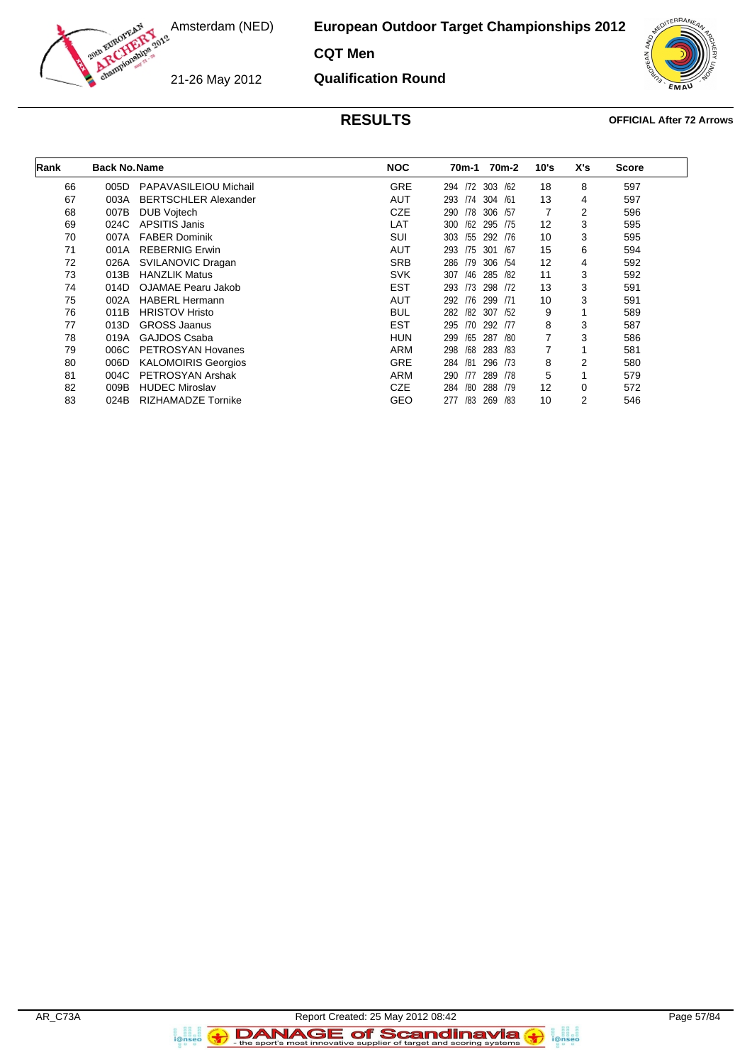# European Outdoor Target Championships 2012

Amsterdam (NED)

21-26 May 2012

## CQT Men

## Qualification Round

## RESULTS

**OFFICIAL After 72 Arrows**

| Rank | Back No. | Name | NOC | 70m-1 | 70m-2 | 10's | X's | Score |
|---|---|---|---|---|---|---|---|---|
| 66 | 005D | PAPAVASILEIOU Michail | GRE | 294 /72 | 303 /62 | 18 | 8 | 597 |
| 67 | 003A | BERTSCHLER Alexander | AUT | 293 /74 | 304 /61 | 13 | 4 | 597 |
| 68 | 007B | DUB Vojtech | CZE | 290 /78 | 306 /57 | 7 | 2 | 596 |
| 69 | 024C | APSITIS Janis | LAT | 300 /62 | 295 /75 | 12 | 3 | 595 |
| 70 | 007A | FABER Dominik | SUI | 303 /55 | 292 /76 | 10 | 3 | 595 |
| 71 | 001A | REBERNIG Erwin | AUT | 293 /75 | 301 /67 | 15 | 6 | 594 |
| 72 | 026A | SVILANOVIC Dragan | SRB | 286 /79 | 306 /54 | 12 | 4 | 592 |
| 73 | 013B | HANZLIK Matus | SVK | 307 /46 | 285 /82 | 11 | 3 | 592 |
| 74 | 014D | OJAMAE Pearu Jakob | EST | 293 /73 | 298 /72 | 13 | 3 | 591 |
| 75 | 002A | HABERL Hermann | AUT | 292 /76 | 299 /71 | 10 | 3 | 591 |
| 76 | 011B | HRISTOV Hristo | BUL | 282 /82 | 307 /52 | 9 | 1 | 589 |
| 77 | 013D | GROSS Jaanus | EST | 295 /70 | 292 /77 | 8 | 3 | 587 |
| 78 | 019A | GAJDOS Csaba | HUN | 299 /65 | 287 /80 | 7 | 3 | 586 |
| 79 | 006C | PETROSYAN Hovanes | ARM | 298 /68 | 283 /83 | 7 | 1 | 581 |
| 80 | 006D | KALOMOIRIS Georgios | GRE | 284 /81 | 296 /73 | 8 | 2 | 580 |
| 81 | 004C | PETROSYAN Arshak | ARM | 290 /77 | 289 /78 | 5 | 1 | 579 |
| 82 | 009B | HUDEC Miroslav | CZE | 284 /80 | 288 /79 | 12 | 0 | 572 |
| 83 | 024B | RIZHAMADZE Tornike | GEO | 277 /83 | 269 /83 | 10 | 2 | 546 |

AR_C73A    Report Created: 25 May 2012 08:42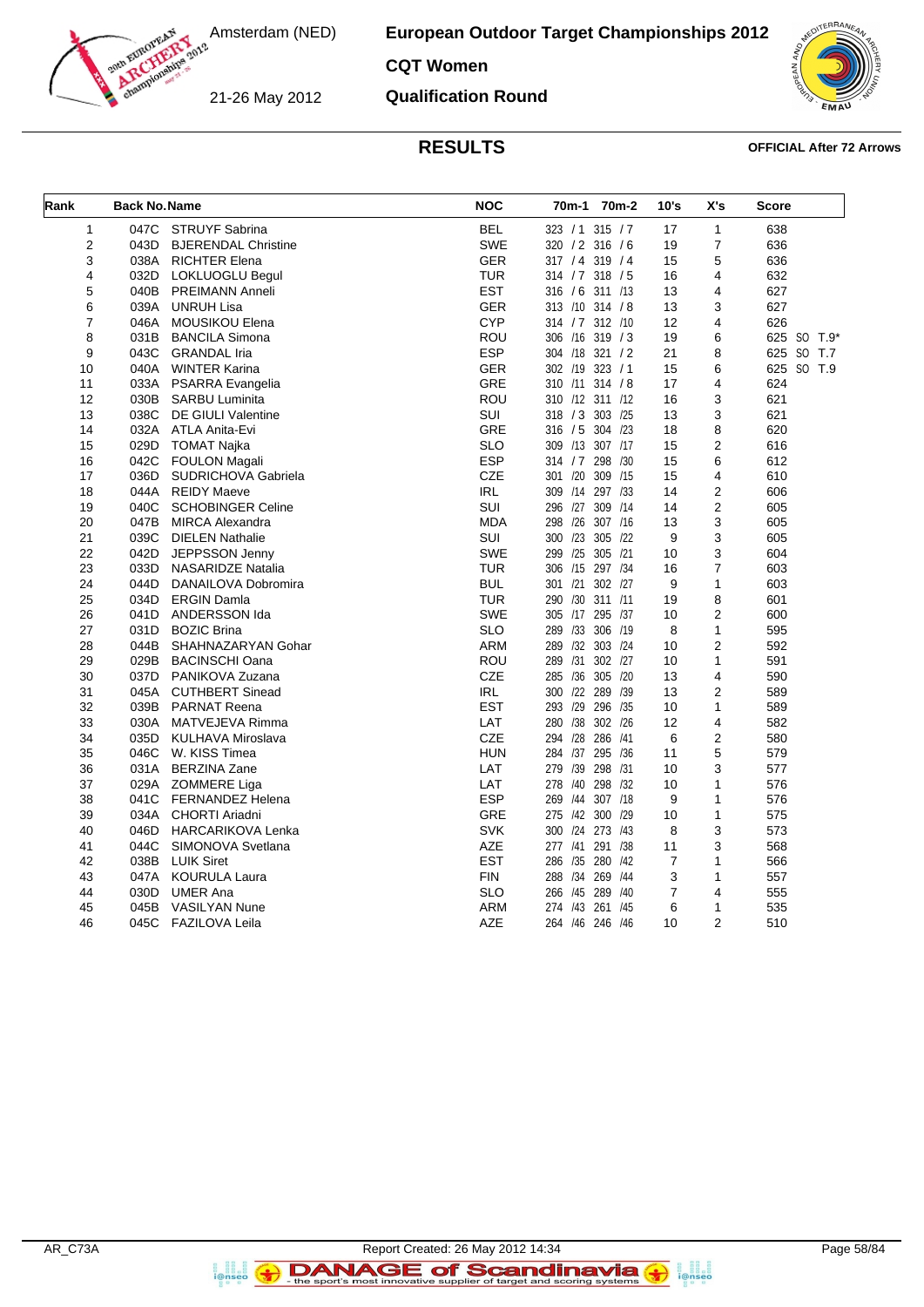# European Outdoor Target Championships 2012

Amsterdam (NED)

21-26 May 2012

**CQT Women**

**Qualification Round**

## RESULTS

**OFFICIAL After 72 Arrows**

| Rank | Back No. | Name | NOC | 70m-1 | 70m-2 | 10's | X's | Score |
|---|---|---|---|---|---|---|---|---|
| 1 | 047C | STRUYF Sabrina | BEL | 323 / 1 | 315 / 7 | 17 | 1 | 638 |
| 2 | 043D | BJERENDAL Christine | SWE | 320 / 2 | 316 / 6 | 19 | 7 | 636 |
| 3 | 038A | RICHTER Elena | GER | 317 / 4 | 319 / 4 | 15 | 5 | 636 |
| 4 | 032D | LOKLUOGLU Begul | TUR | 314 / 7 | 318 / 5 | 16 | 4 | 632 |
| 5 | 040B | PREIMANN Anneli | EST | 316 / 6 | 311 /13 | 13 | 4 | 627 |
| 6 | 039A | UNRUH Lisa | GER | 313 /10 | 314 / 8 | 13 | 3 | 627 |
| 7 | 046A | MOUSIKOU Elena | CYP | 314 / 7 | 312 /10 | 12 | 4 | 626 |
| 8 | 031B | BANCILA Simona | ROU | 306 /16 | 319 / 3 | 19 | 6 | 625 SO T.9* |
| 9 | 043C | GRANDAL Iria | ESP | 304 /18 | 321 / 2 | 21 | 8 | 625 SO T.7 |
| 10 | 040A | WINTER Karina | GER | 302 /19 | 323 / 1 | 15 | 6 | 625 SO T.9 |
| 11 | 033A | PSARRA Evangelia | GRE | 310 /11 | 314 / 8 | 17 | 4 | 624 |
| 12 | 030B | SARBU Luminita | ROU | 310 /12 | 311 /12 | 16 | 3 | 621 |
| 13 | 038C | DE GIULI Valentine | SUI | 318 / 3 | 303 /25 | 13 | 3 | 621 |
| 14 | 032A | ATLA Anita-Evi | GRE | 316 / 5 | 304 /23 | 18 | 8 | 620 |
| 15 | 029D | TOMAT Najka | SLO | 309 /13 | 307 /17 | 15 | 2 | 616 |
| 16 | 042C | FOULON Magali | ESP | 314 / 7 | 298 /30 | 15 | 6 | 612 |
| 17 | 036D | SUDRICHOVA Gabriela | CZE | 301 /20 | 309 /15 | 15 | 4 | 610 |
| 18 | 044A | REIDY Maeve | IRL | 309 /14 | 297 /33 | 14 | 2 | 606 |
| 19 | 040C | SCHOBINGER Celine | SUI | 296 /27 | 309 /14 | 14 | 2 | 605 |
| 20 | 047B | MIRCA Alexandra | MDA | 298 /26 | 307 /16 | 13 | 3 | 605 |
| 21 | 039C | DIELEN Nathalie | SUI | 300 /23 | 305 /22 | 9 | 3 | 605 |
| 22 | 042D | JEPPSSON Jenny | SWE | 299 /25 | 305 /21 | 10 | 3 | 604 |
| 23 | 033D | NASARIDZE Natalia | TUR | 306 /15 | 297 /34 | 16 | 7 | 603 |
| 24 | 044D | DANAILOVA Dobromira | BUL | 301 /21 | 302 /27 | 9 | 1 | 603 |
| 25 | 034D | ERGIN Damla | TUR | 290 /30 | 311 /11 | 19 | 8 | 601 |
| 26 | 041D | ANDERSSON Ida | SWE | 305 /17 | 295 /37 | 10 | 2 | 600 |
| 27 | 031D | BOZIC Brina | SLO | 289 /33 | 306 /19 | 8 | 1 | 595 |
| 28 | 044B | SHAHNAZARYAN Gohar | ARM | 289 /32 | 303 /24 | 10 | 2 | 592 |
| 29 | 029B | BACINSCHI Oana | ROU | 289 /31 | 302 /27 | 10 | 1 | 591 |
| 30 | 037D | PANIKOVA Zuzana | CZE | 285 /36 | 305 /20 | 13 | 4 | 590 |
| 31 | 045A | CUTHBERT Sinead | IRL | 300 /22 | 289 /39 | 13 | 2 | 589 |
| 32 | 039B | PARNAT Reena | EST | 293 /29 | 296 /35 | 10 | 1 | 589 |
| 33 | 030A | MATVEJEVA Rimma | LAT | 280 /38 | 302 /26 | 12 | 4 | 582 |
| 34 | 035D | KULHAVA Miroslava | CZE | 294 /28 | 286 /41 | 6 | 2 | 580 |
| 35 | 046C | W. KISS Timea | HUN | 284 /37 | 295 /36 | 11 | 5 | 579 |
| 36 | 031A | BERZINA Zane | LAT | 279 /39 | 298 /31 | 10 | 3 | 577 |
| 37 | 029A | ZOMMERE Liga | LAT | 278 /40 | 298 /32 | 10 | 1 | 576 |
| 38 | 041C | FERNANDEZ Helena | ESP | 269 /44 | 307 /18 | 9 | 1 | 576 |
| 39 | 034A | CHORTI Ariadni | GRE | 275 /42 | 300 /29 | 10 | 1 | 575 |
| 40 | 046D | HARCARIKOVA Lenka | SVK | 300 /24 | 273 /43 | 8 | 3 | 573 |
| 41 | 044C | SIMONOVA Svetlana | AZE | 277 /41 | 291 /38 | 11 | 3 | 568 |
| 42 | 038B | LUIK Siret | EST | 286 /35 | 280 /42 | 7 | 1 | 566 |
| 43 | 047A | KOURULA Laura | FIN | 288 /34 | 269 /44 | 3 | 1 | 557 |
| 44 | 030D | UMER Ana | SLO | 266 /45 | 289 /40 | 7 | 4 | 555 |
| 45 | 045B | VASILYAN Nune | ARM | 274 /43 | 261 /45 | 6 | 1 | 535 |
| 46 | 045C | FAZILOVA Leila | AZE | 264 /46 | 246 /46 | 10 | 2 | 510 |

AR_C73A Report Created: 26 May 2012 14:34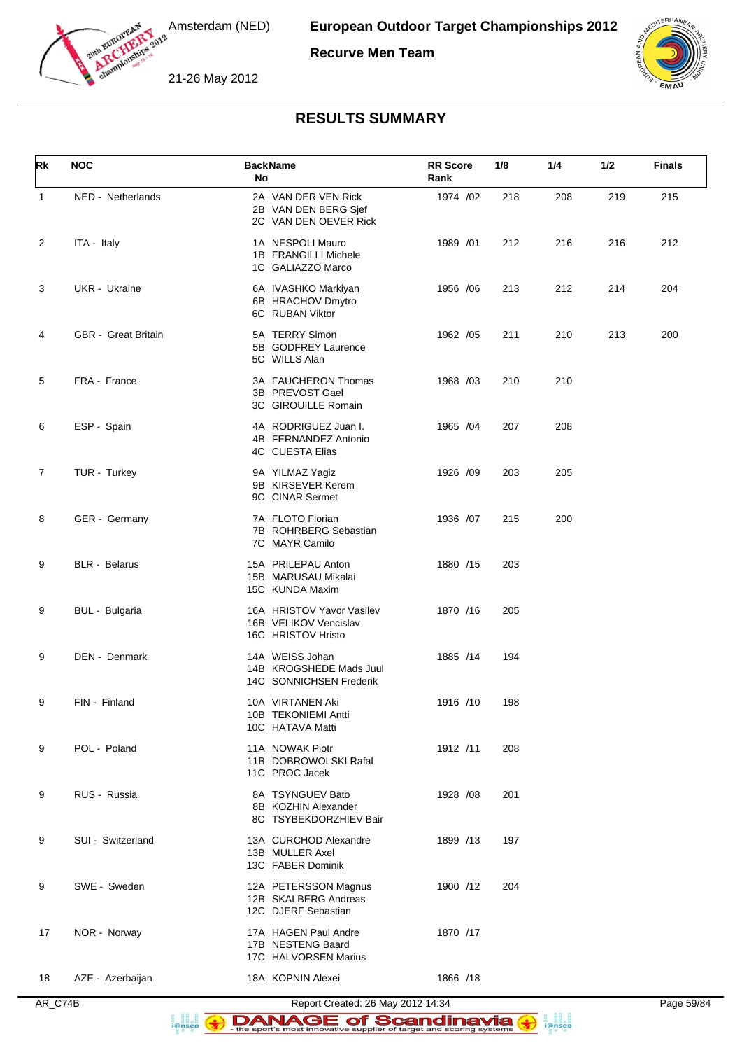Amsterdam (NED)

21-26 May 2012

**European Outdoor Target Championships 2012**

**Recurve Men Team**

## RESULTS SUMMARY

| Rk | NOC | Back No | Name | RR Score | RR Rank | 1/8 | 1/4 | 1/2 | Finals |
|---|---|---|---|---|---|---|---|---|---|
| 1 | NED - Netherlands | 2A | VAN DER VEN Rick | 1974 | /02 | 218 | 208 | 219 | 215 |
| | | 2B | VAN DEN BERG Sjef | | | | | | |
| | | 2C | VAN DEN OEVER Rick | | | | | | |
| 2 | ITA - Italy | 1A | NESPOLI Mauro | 1989 | /01 | 212 | 216 | 216 | 212 |
| | | 1B | FRANGILLI Michele | | | | | | |
| | | 1C | GALIAZZO Marco | | | | | | |
| 3 | UKR - Ukraine | 6A | IVASHKO Markiyan | 1956 | /06 | 213 | 212 | 214 | 204 |
| | | 6B | HRACHOV Dmytro | | | | | | |
| | | 6C | RUBAN Viktor | | | | | | |
| 4 | GBR - Great Britain | 5A | TERRY Simon | 1962 | /05 | 211 | 210 | 213 | 200 |
| | | 5B | GODFREY Laurence | | | | | | |
| | | 5C | WILLS Alan | | | | | | |
| 5 | FRA - France | 3A | FAUCHERON Thomas | 1968 | /03 | 210 | 210 | | |
| | | 3B | PREVOST Gael | | | | | | |
| | | 3C | GIROUILLE Romain | | | | | | |
| 6 | ESP - Spain | 4A | RODRIGUEZ Juan I. | 1965 | /04 | 207 | 208 | | |
| | | 4B | FERNANDEZ Antonio | | | | | | |
| | | 4C | CUESTA Elias | | | | | | |
| 7 | TUR - Turkey | 9A | YILMAZ Yagiz | 1926 | /09 | 203 | 205 | | |
| | | 9B | KIRSEVER Kerem | | | | | | |
| | | 9C | CINAR Sermet | | | | | | |
| 8 | GER - Germany | 7A | FLOTO Florian | 1936 | /07 | 215 | 200 | | |
| | | 7B | ROHRBERG Sebastian | | | | | | |
| | | 7C | MAYR Camilo | | | | | | |
| 9 | BLR - Belarus | 15A | PRILEPAU Anton | 1880 | /15 | 203 | | | |
| | | 15B | MARUSAU Mikalai | | | | | | |
| | | 15C | KUNDA Maxim | | | | | | |
| 9 | BUL - Bulgaria | 16A | HRISTOV Yavor Vasilev | 1870 | /16 | 205 | | | |
| | | 16B | VELIKOV Vencislav | | | | | | |
| | | 16C | HRISTOV Hristo | | | | | | |
| 9 | DEN - Denmark | 14A | WEISS Johan | 1885 | /14 | 194 | | | |
| | | 14B | KROGSHEDE Mads Juul | | | | | | |
| | | 14C | SONNICHSEN Frederik | | | | | | |
| 9 | FIN - Finland | 10A | VIRTANEN Aki | 1916 | /10 | 198 | | | |
| | | 10B | TEKONIEMI Antti | | | | | | |
| | | 10C | HATAVA Matti | | | | | | |
| 9 | POL - Poland | 11A | NOWAK Piotr | 1912 | /11 | 208 | | | |
| | | 11B | DOBROWOLSKI Rafal | | | | | | |
| | | 11C | PROC Jacek | | | | | | |
| 9 | RUS - Russia | 8A | TSYNGUEV Bato | 1928 | /08 | 201 | | | |
| | | 8B | KOZHIN Alexander | | | | | | |
| | | 8C | TSYBEKDORZHIEV Bair | | | | | | |
| 9 | SUI - Switzerland | 13A | CURCHOD Alexandre | 1899 | /13 | 197 | | | |
| | | 13B | MULLER Axel | | | | | | |
| | | 13C | FABER Dominik | | | | | | |
| 9 | SWE - Sweden | 12A | PETERSSON Magnus | 1900 | /12 | 204 | | | |
| | | 12B | SKALBERG Andreas | | | | | | |
| | | 12C | DJERF Sebastian | | | | | | |
| 17 | NOR - Norway | 17A | HAGEN Paul Andre | 1870 | /17 | | | | |
| | | 17B | NESTENG Baard | | | | | | |
| | | 17C | HALVORSEN Marius | | | | | | |
| 18 | AZE - Azerbaijan | 18A | KOPNIN Alexei | 1866 | /18 | | | | |

AR_C74B Report Created: 26 May 2012 14:34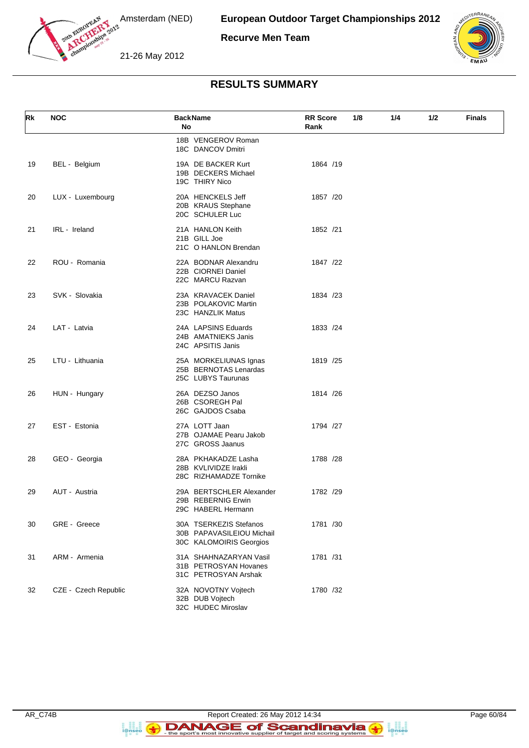## RESULTS SUMMARY

| Rk | NOC | Back No | Name | RR Score | Rank | 1/8 | 1/4 | 1/2 | Finals |
|---|---|---|---|---|---|---|---|---|---|
| | | 18B | VENGEROV Roman | | | | | | |
| | | 18C | DANCOV Dmitri | | | | | | |
| 19 | BEL - Belgium | 19A | DE BACKER Kurt | 1864 | /19 | | | | |
| | | 19B | DECKERS Michael | | | | | | |
| | | 19C | THIRY Nico | | | | | | |
| 20 | LUX - Luxembourg | 20A | HENCKELS Jeff | 1857 | /20 | | | | |
| | | 20B | KRAUS Stephane | | | | | | |
| | | 20C | SCHULER Luc | | | | | | |
| 21 | IRL - Ireland | 21A | HANLON Keith | 1852 | /21 | | | | |
| | | 21B | GILL Joe | | | | | | |
| | | 21C | O HANLON Brendan | | | | | | |
| 22 | ROU - Romania | 22A | BODNAR Alexandru | 1847 | /22 | | | | |
| | | 22B | CIORNEI Daniel | | | | | | |
| | | 22C | MARCU Razvan | | | | | | |
| 23 | SVK - Slovakia | 23A | KRAVACEK Daniel | 1834 | /23 | | | | |
| | | 23B | POLAKOVIC Martin | | | | | | |
| | | 23C | HANZLIK Matus | | | | | | |
| 24 | LAT - Latvia | 24A | LAPSINS Eduards | 1833 | /24 | | | | |
| | | 24B | AMATNIEKS Janis | | | | | | |
| | | 24C | APSITIS Janis | | | | | | |
| 25 | LTU - Lithuania | 25A | MORKELIUNAS Ignas | 1819 | /25 | | | | |
| | | 25B | BERNOTAS Lenardas | | | | | | |
| | | 25C | LUBYS Taurunas | | | | | | |
| 26 | HUN - Hungary | 26A | DEZSO Janos | 1814 | /26 | | | | |
| | | 26B | CSOREGH Pal | | | | | | |
| | | 26C | GAJDOS Csaba | | | | | | |
| 27 | EST - Estonia | 27A | LOTT Jaan | 1794 | /27 | | | | |
| | | 27B | OJAMAE Pearu Jakob | | | | | | |
| | | 27C | GROSS Jaanus | | | | | | |
| 28 | GEO - Georgia | 28A | PKHAKADZE Lasha | 1788 | /28 | | | | |
| | | 28B | KVLIVIDZE Irakli | | | | | | |
| | | 28C | RIZHAMADZE Tornike | | | | | | |
| 29 | AUT - Austria | 29A | BERTSCHLER Alexander | 1782 | /29 | | | | |
| | | 29B | REBERNIG Erwin | | | | | | |
| | | 29C | HABERL Hermann | | | | | | |
| 30 | GRE - Greece | 30A | TSERKEZIS Stefanos | 1781 | /30 | | | | |
| | | 30B | PAPAVASILEIOU Michail | | | | | | |
| | | 30C | KALOMOIRIS Georgios | | | | | | |
| 31 | ARM - Armenia | 31A | SHAHNAZARYAN Vasil | 1781 | /31 | | | | |
| | | 31B | PETROSYAN Hovanes | | | | | | |
| | | 31C | PETROSYAN Arshak | | | | | | |
| 32 | CZE - Czech Republic | 32A | NOVOTNY Vojtech | 1780 | /32 | | | | |
| | | 32B | DUB Vojtech | | | | | | |
| | | 32C | HUDEC Miroslav | | | | | | |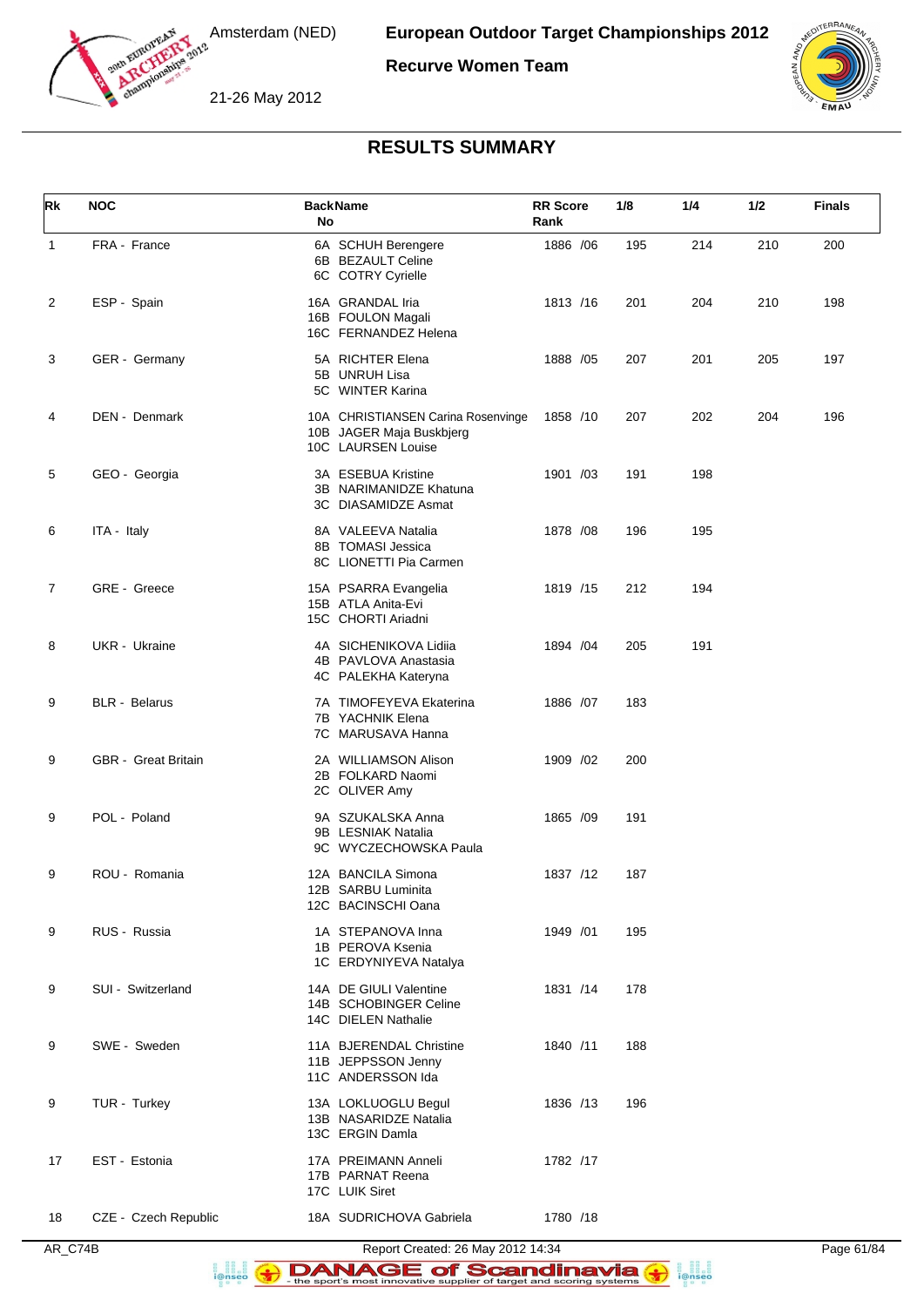# European Outdoor Target Championships 2012

**Recurve Women Team**

Amsterdam (NED)

21-26 May 2012

## RESULTS SUMMARY

| Rk | NOC | Back No | Name | RR Score | Rank | 1/8 | 1/4 | 1/2 | Finals |
|---|---|---|---|---|---|---|---|---|---|
| 1 | FRA - France | 6A<br>6B<br>6C | SCHUH Berengere<br>BEZAULT Celine<br>COTRY Cyrielle | 1886 | /06 | 195 | 214 | 210 | 200 |
| 2 | ESP - Spain | 16A<br>16B<br>16C | GRANDAL Iria<br>FOULON Magali<br>FERNANDEZ Helena | 1813 | /16 | 201 | 204 | 210 | 198 |
| 3 | GER - Germany | 5A<br>5B<br>5C | RICHTER Elena<br>UNRUH Lisa<br>WINTER Karina | 1888 | /05 | 207 | 201 | 205 | 197 |
| 4 | DEN - Denmark | 10A<br>10B<br>10C | CHRISTIANSEN Carina Rosenvinge<br>JAGER Maja Buskbjerg<br>LAURSEN Louise | 1858 | /10 | 207 | 202 | 204 | 196 |
| 5 | GEO - Georgia | 3A<br>3B<br>3C | ESEBUA Kristine<br>NARIMANIDZE Khatuna<br>DIASAMIDZE Asmat | 1901 | /03 | 191 | 198 | | |
| 6 | ITA - Italy | 8A<br>8B<br>8C | VALEEVA Natalia<br>TOMASI Jessica<br>LIONETTI Pia Carmen | 1878 | /08 | 196 | 195 | | |
| 7 | GRE - Greece | 15A<br>15B<br>15C | PSARRA Evangelia<br>ATLA Anita-Evi<br>CHORTI Ariadni | 1819 | /15 | 212 | 194 | | |
| 8 | UKR - Ukraine | 4A<br>4B<br>4C | SICHENIKOVA Lidiia<br>PAVLOVA Anastasia<br>PALEKHA Kateryna | 1894 | /04 | 205 | 191 | | |
| 9 | BLR - Belarus | 7A<br>7B<br>7C | TIMOFEYEVA Ekaterina<br>YACHNIK Elena<br>MARUSAVA Hanna | 1886 | /07 | 183 | | | |
| 9 | GBR - Great Britain | 2A<br>2B<br>2C | WILLIAMSON Alison<br>FOLKARD Naomi<br>OLIVER Amy | 1909 | /02 | 200 | | | |
| 9 | POL - Poland | 9A<br>9B<br>9C | SZUKALSKA Anna<br>LESNIAK Natalia<br>WYCZECHOWSKA Paula | 1865 | /09 | 191 | | | |
| 9 | ROU - Romania | 12A<br>12B<br>12C | BANCILA Simona<br>SARBU Luminita<br>BACINSCHI Oana | 1837 | /12 | 187 | | | |
| 9 | RUS - Russia | 1A<br>1B<br>1C | STEPANOVA Inna<br>PEROVA Ksenia<br>ERDYNIYEVA Natalya | 1949 | /01 | 195 | | | |
| 9 | SUI - Switzerland | 14A<br>14B<br>14C | DE GIULI Valentine<br>SCHOBINGER Celine<br>DIELEN Nathalie | 1831 | /14 | 178 | | | |
| 9 | SWE - Sweden | 11A<br>11B<br>11C | BJERENDAL Christine<br>JEPPSSON Jenny<br>ANDERSSON Ida | 1840 | /11 | 188 | | | |
| 9 | TUR - Turkey | 13A<br>13B<br>13C | LOKLUOGLU Begul<br>NASARIDZE Natalia<br>ERGIN Damla | 1836 | /13 | 196 | | | |
| 17 | EST - Estonia | 17A<br>17B<br>17C | PREIMANN Anneli<br>PARNAT Reena<br>LUIK Siret | 1782 | /17 | | | | |
| 18 | CZE - Czech Republic | 18A | SUDRICHOVA Gabriela | 1780 | /18 | | | | |

AR_C74B — Report Created: 26 May 2012 14:34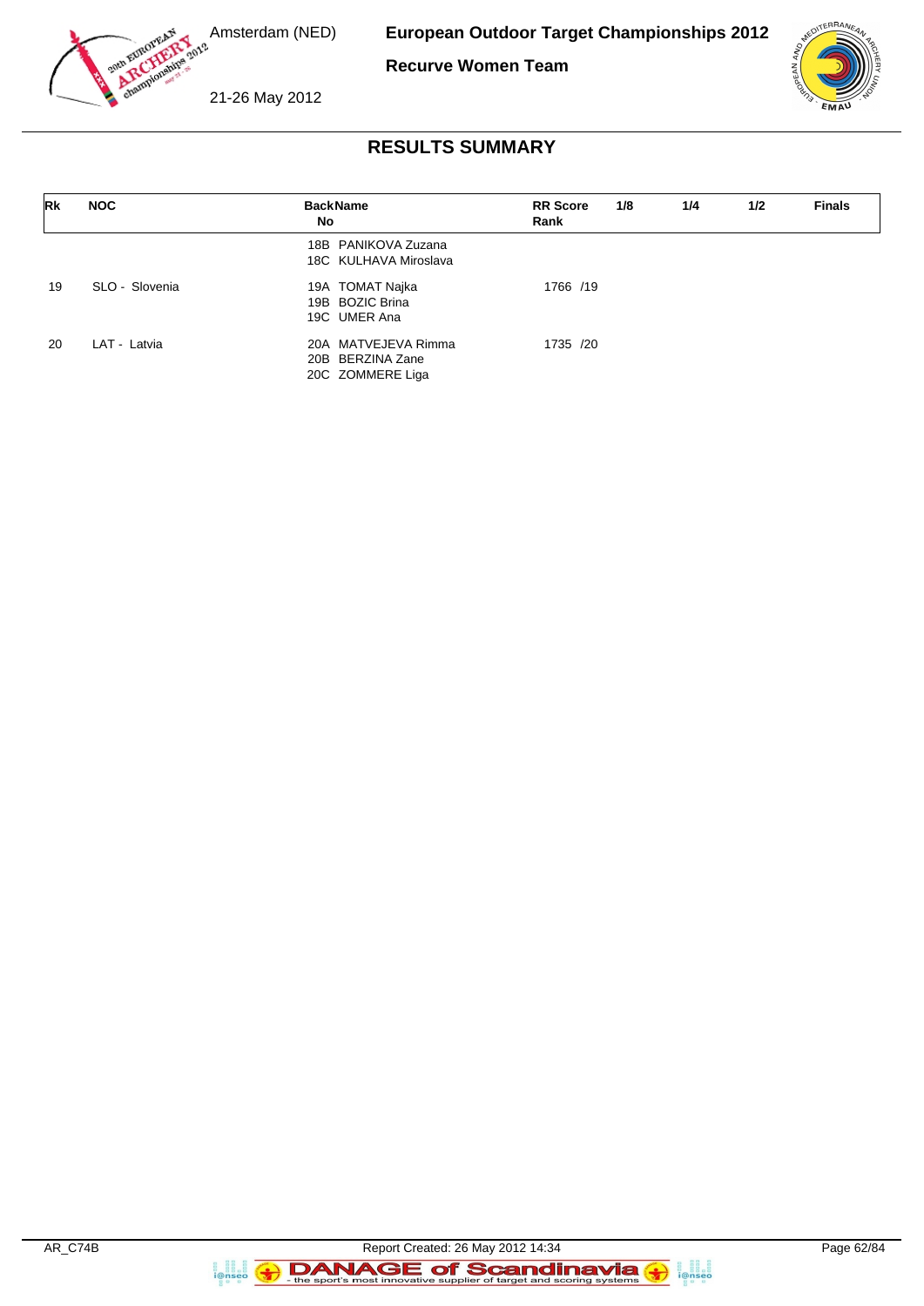# European Outdoor Target Championships 2012

Amsterdam (NED)

21-26 May 2012

## Recurve Women Team

## RESULTS SUMMARY

| Rk | NOC | Back No | Name | RR Score Rank | 1/8 | 1/4 | 1/2 | Finals |
|---|---|---|---|---|---|---|---|---|
| | | 18B | PANIKOVA Zuzana | | | | | |
| | | 18C | KULHAVA Miroslava | | | | | |
| 19 | SLO - Slovenia | 19A | TOMAT Najka | 1766 /19 | | | | |
| | | 19B | BOZIC Brina | | | | | |
| | | 19C | UMER Ana | | | | | |
| 20 | LAT - Latvia | 20A | MATVEJEVA Rimma | 1735 /20 | | | | |
| | | 20B | BERZINA Zane | | | | | |
| | | 20C | ZOMMERE Liga | | | | | |

AR_C74B Report Created: 26 May 2012 14:34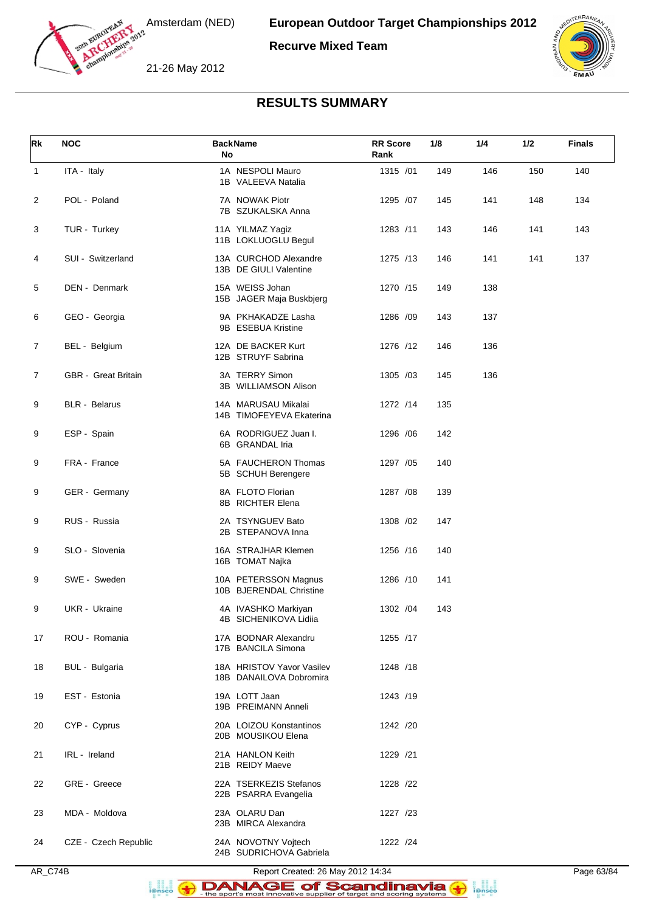# European Outdoor Target Championships 2012

Amsterdam (NED)

21-26 May 2012

## Recurve Mixed Team

## RESULTS SUMMARY

| Rk | NOC | Back No | Name | RR Score | Rank | 1/8 | 1/4 | 1/2 | Finals |
|---|---|---|---|---|---|---|---|---|---|
| 1 | ITA - Italy | 1A<br>1B | NESPOLI Mauro<br>VALEEVA Natalia | 1315 | /01 | 149 | 146 | 150 | 140 |
| 2 | POL - Poland | 7A<br>7B | NOWAK Piotr<br>SZUKALSKA Anna | 1295 | /07 | 145 | 141 | 148 | 134 |
| 3 | TUR - Turkey | 11A<br>11B | YILMAZ Yagiz<br>LOKLUOGLU Begul | 1283 | /11 | 143 | 146 | 141 | 143 |
| 4 | SUI - Switzerland | 13A<br>13B | CURCHOD Alexandre<br>DE GIULI Valentine | 1275 | /13 | 146 | 141 | 141 | 137 |
| 5 | DEN - Denmark | 15A<br>15B | WEISS Johan<br>JAGER Maja Buskbjerg | 1270 | /15 | 149 | 138 | | |
| 6 | GEO - Georgia | 9A<br>9B | PKHAKADZE Lasha<br>ESEBUA Kristine | 1286 | /09 | 143 | 137 | | |
| 7 | BEL - Belgium | 12A<br>12B | DE BACKER Kurt<br>STRUYF Sabrina | 1276 | /12 | 146 | 136 | | |
| 7 | GBR - Great Britain | 3A<br>3B | TERRY Simon<br>WILLIAMSON Alison | 1305 | /03 | 145 | 136 | | |
| 9 | BLR - Belarus | 14A<br>14B | MARUSAU Mikalai<br>TIMOFEYEVA Ekaterina | 1272 | /14 | 135 | | | |
| 9 | ESP - Spain | 6A<br>6B | RODRIGUEZ Juan I.<br>GRANDAL Iria | 1296 | /06 | 142 | | | |
| 9 | FRA - France | 5A<br>5B | FAUCHERON Thomas<br>SCHUH Berengere | 1297 | /05 | 140 | | | |
| 9 | GER - Germany | 8A<br>8B | FLOTO Florian<br>RICHTER Elena | 1287 | /08 | 139 | | | |
| 9 | RUS - Russia | 2A<br>2B | TSYNGUEV Bato<br>STEPANOVA Inna | 1308 | /02 | 147 | | | |
| 9 | SLO - Slovenia | 16A<br>16B | STRAJHAR Klemen<br>TOMAT Najka | 1256 | /16 | 140 | | | |
| 9 | SWE - Sweden | 10A<br>10B | PETERSSON Magnus<br>BJERENDAL Christine | 1286 | /10 | 141 | | | |
| 9 | UKR - Ukraine | 4A<br>4B | IVASHKO Markiyan<br>SICHENIKOVA Lidiia | 1302 | /04 | 143 | | | |
| 17 | ROU - Romania | 17A<br>17B | BODNAR Alexandru<br>BANCILA Simona | 1255 | /17 | | | | |
| 18 | BUL - Bulgaria | 18A<br>18B | HRISTOV Yavor Vasilev<br>DANAILOVA Dobromira | 1248 | /18 | | | | |
| 19 | EST - Estonia | 19A<br>19B | LOTT Jaan<br>PREIMANN Anneli | 1243 | /19 | | | | |
| 20 | CYP - Cyprus | 20A<br>20B | LOIZOU Konstantinos<br>MOUSIKOU Elena | 1242 | /20 | | | | |
| 21 | IRL - Ireland | 21A<br>21B | HANLON Keith<br>REIDY Maeve | 1229 | /21 | | | | |
| 22 | GRE - Greece | 22A<br>22B | TSERKEZIS Stefanos<br>PSARRA Evangelia | 1228 | /22 | | | | |
| 23 | MDA - Moldova | 23A<br>23B | OLARU Dan<br>MIRCA Alexandra | 1227 | /23 | | | | |
| 24 | CZE - Czech Republic | 24A<br>24B | NOVOTNY Vojtech<br>SUDRICHOVA Gabriela | 1222 | /24 | | | | |

AR_C74B

Report Created: 26 May 2012 14:34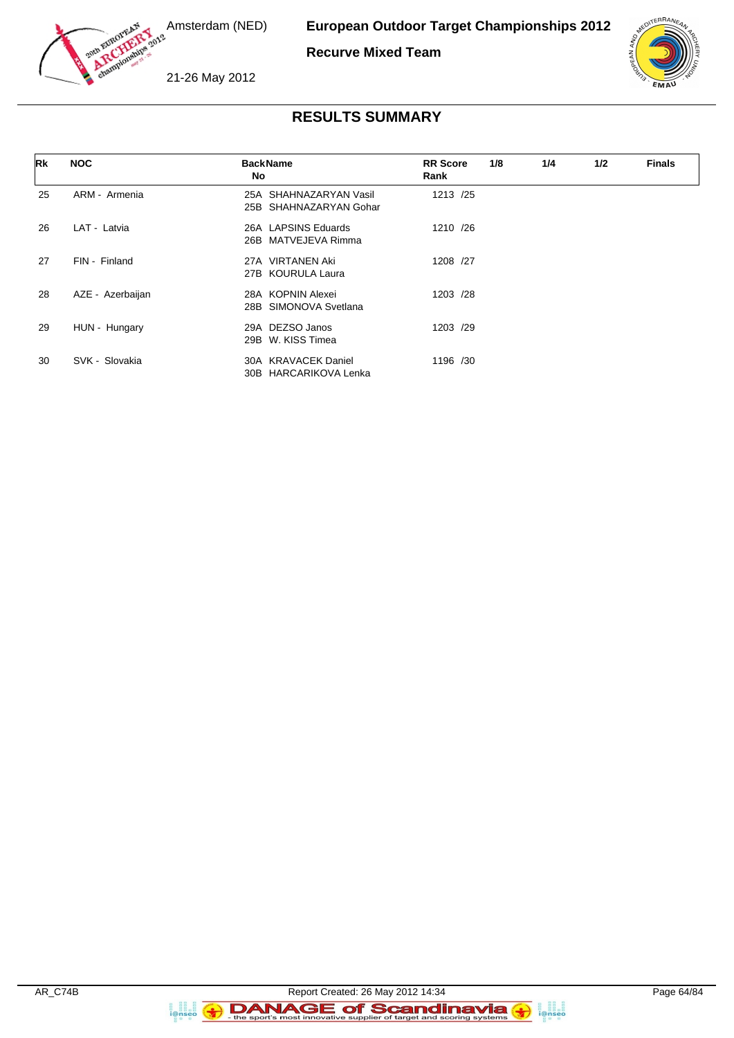## RESULTS SUMMARY

| Rk | NOC | Back No | Name | RR Score | Rank | 1/8 | 1/4 | 1/2 | Finals |
|---|---|---|---|---|---|---|---|---|---|
| 25 | ARM - Armenia | 25A<br>25B | SHAHNAZARYAN Vasil<br>SHAHNAZARYAN Gohar | 1213 | /25 | | | | |
| 26 | LAT - Latvia | 26A<br>26B | LAPSINS Eduards<br>MATVEJEVA Rimma | 1210 | /26 | | | | |
| 27 | FIN - Finland | 27A<br>27B | VIRTANEN Aki<br>KOURULA Laura | 1208 | /27 | | | | |
| 28 | AZE - Azerbaijan | 28A<br>28B | KOPNIN Alexei<br>SIMONOVA Svetlana | 1203 | /28 | | | | |
| 29 | HUN - Hungary | 29A<br>29B | DEZSO Janos<br>W. KISS Timea | 1203 | /29 | | | | |
| 30 | SVK - Slovakia | 30A<br>30B | KRAVACEK Daniel<br>HARCARIKOVA Lenka | 1196 | /30 | | | | |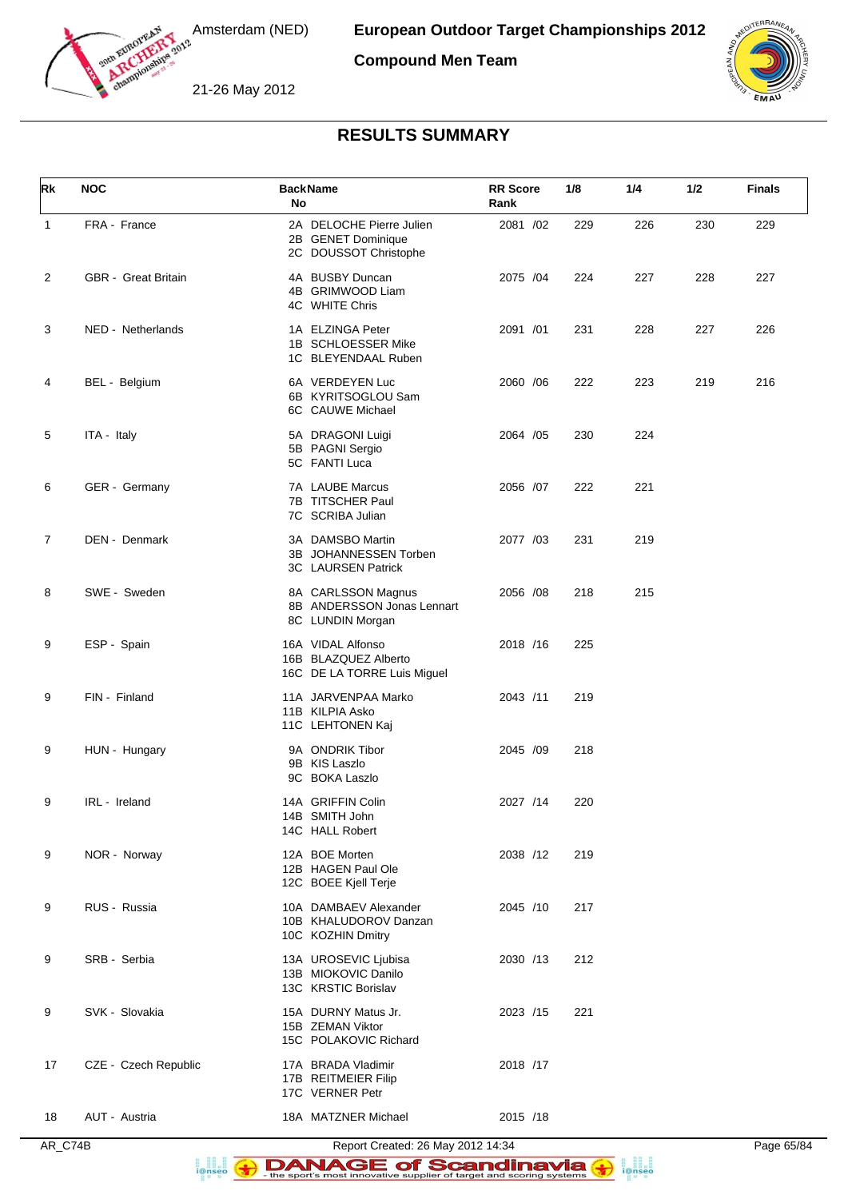# European Outdoor Target Championships 2012

## Compound Men Team

Amsterdam (NED)

21-26 May 2012

## RESULTS SUMMARY

| Rk | NOC | Back No | Name | RR Score | RR Rank | 1/8 | 1/4 | 1/2 | Finals |
|---|---|---|---|---|---|---|---|---|---|
| 1 | FRA - France | 2A | DELOCHE Pierre Julien | 2081 | /02 | 229 | 226 | 230 | 229 |
| | | 2B | GENET Dominique | | | | | | |
| | | 2C | DOUSSOT Christophe | | | | | | |
| 2 | GBR - Great Britain | 4A | BUSBY Duncan | 2075 | /04 | 224 | 227 | 228 | 227 |
| | | 4B | GRIMWOOD Liam | | | | | | |
| | | 4C | WHITE Chris | | | | | | |
| 3 | NED - Netherlands | 1A | ELZINGA Peter | 2091 | /01 | 231 | 228 | 227 | 226 |
| | | 1B | SCHLOESSER Mike | | | | | | |
| | | 1C | BLEYENDAAL Ruben | | | | | | |
| 4 | BEL - Belgium | 6A | VERDEYEN Luc | 2060 | /06 | 222 | 223 | 219 | 216 |
| | | 6B | KYRITSOGLOU Sam | | | | | | |
| | | 6C | CAUWE Michael | | | | | | |
| 5 | ITA - Italy | 5A | DRAGONI Luigi | 2064 | /05 | 230 | 224 | | |
| | | 5B | PAGNI Sergio | | | | | | |
| | | 5C | FANTI Luca | | | | | | |
| 6 | GER - Germany | 7A | LAUBE Marcus | 2056 | /07 | 222 | 221 | | |
| | | 7B | TITSCHER Paul | | | | | | |
| | | 7C | SCRIBA Julian | | | | | | |
| 7 | DEN - Denmark | 3A | DAMSBO Martin | 2077 | /03 | 231 | 219 | | |
| | | 3B | JOHANNESSEN Torben | | | | | | |
| | | 3C | LAURSEN Patrick | | | | | | |
| 8 | SWE - Sweden | 8A | CARLSSON Magnus | 2056 | /08 | 218 | 215 | | |
| | | 8B | ANDERSSON Jonas Lennart | | | | | | |
| | | 8C | LUNDIN Morgan | | | | | | |
| 9 | ESP - Spain | 16A | VIDAL Alfonso | 2018 | /16 | 225 | | | |
| | | 16B | BLAZQUEZ Alberto | | | | | | |
| | | 16C | DE LA TORRE Luis Miguel | | | | | | |
| 9 | FIN - Finland | 11A | JARVENPAA Marko | 2043 | /11 | 219 | | | |
| | | 11B | KILPIA Asko | | | | | | |
| | | 11C | LEHTONEN Kaj | | | | | | |
| 9 | HUN - Hungary | 9A | ONDRIK Tibor | 2045 | /09 | 218 | | | |
| | | 9B | KIS Laszlo | | | | | | |
| | | 9C | BOKA Laszlo | | | | | | |
| 9 | IRL - Ireland | 14A | GRIFFIN Colin | 2027 | /14 | 220 | | | |
| | | 14B | SMITH John | | | | | | |
| | | 14C | HALL Robert | | | | | | |
| 9 | NOR - Norway | 12A | BOE Morten | 2038 | /12 | 219 | | | |
| | | 12B | HAGEN Paul Ole | | | | | | |
| | | 12C | BOEE Kjell Terje | | | | | | |
| 9 | RUS - Russia | 10A | DAMBAEV Alexander | 2045 | /10 | 217 | | | |
| | | 10B | KHALUDOROV Danzan | | | | | | |
| | | 10C | KOZHIN Dmitry | | | | | | |
| 9 | SRB - Serbia | 13A | UROSEVIC Ljubisa | 2030 | /13 | 212 | | | |
| | | 13B | MIOKOVIC Danilo | | | | | | |
| | | 13C | KRSTIC Borislav | | | | | | |
| 9 | SVK - Slovakia | 15A | DURNY Matus Jr. | 2023 | /15 | 221 | | | |
| | | 15B | ZEMAN Viktor | | | | | | |
| | | 15C | POLAKOVIC Richard | | | | | | |
| 17 | CZE - Czech Republic | 17A | BRADA Vladimir | 2018 | /17 | | | | |
| | | 17B | REITMEIER Filip | | | | | | |
| | | 17C | VERNER Petr | | | | | | |
| 18 | AUT - Austria | 18A | MATZNER Michael | 2015 | /18 | | | | |

AR_C74B Report Created: 26 May 2012 14:34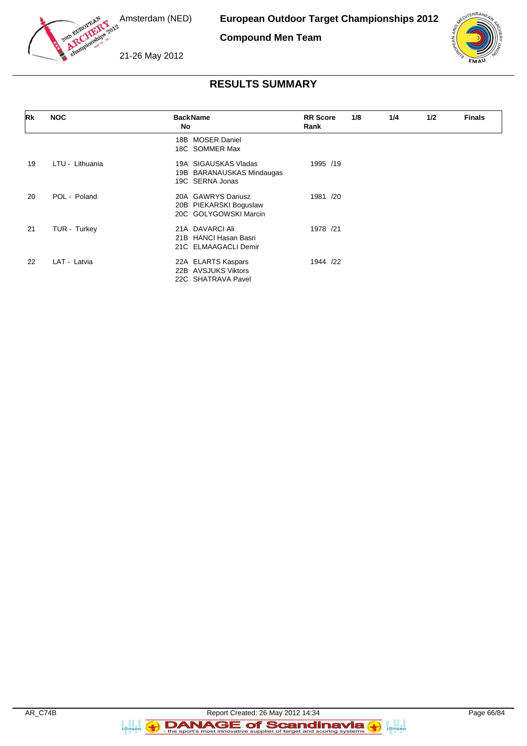## RESULTS SUMMARY

| Rk | NOC | Back No | Name | RR Score Rank | 1/8 | 1/4 | 1/2 | Finals |
|---|---|---|---|---|---|---|---|---|
| | | 18B | MOSER Daniel | | | | | |
| | | 18C | SOMMER Max | | | | | |
| 19 | LTU - Lithuania | 19A | SIGAUSKAS Vladas | 1995 /19 | | | | |
| | | 19B | BARANAUSKAS Mindaugas | | | | | |
| | | 19C | SERNA Jonas | | | | | |
| 20 | POL - Poland | 20A | GAWRYS Dariusz | 1981 /20 | | | | |
| | | 20B | PIEKARSKI Boguslaw | | | | | |
| | | 20C | GOLYGOWSKI Marcin | | | | | |
| 21 | TUR - Turkey | 21A | DAVARCI Ali | 1978 /21 | | | | |
| | | 21B | HANCI Hasan Basri | | | | | |
| | | 21C | ELMAAGACLI Demir | | | | | |
| 22 | LAT - Latvia | 22A | ELARTS Kaspars | 1944 /22 | | | | |
| | | 22B | AVSJUKS Viktors | | | | | |
| | | 22C | SHATRAVA Pavel | | | | | |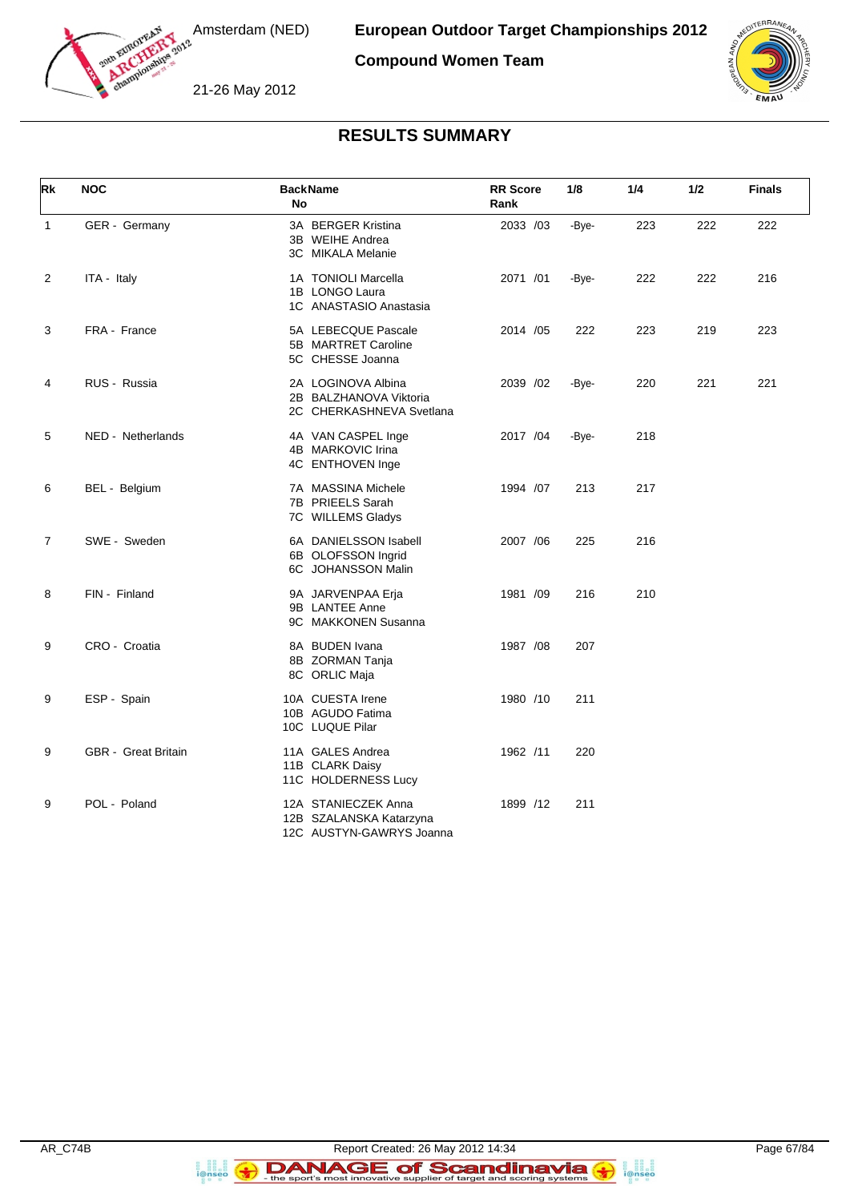# European Outdoor Target Championships 2012

## Compound Women Team

Amsterdam (NED)

21-26 May 2012

### RESULTS SUMMARY

| Rk | NOC | Back No | Name | RR Score Rank | 1/8 | 1/4 | 1/2 | Finals |
|---|---|---|---|---|---|---|---|---|
| 1 | GER - Germany | 3A<br>3B<br>3C | BERGER Kristina<br>WEIHE Andrea<br>MIKALA Melanie | 2033 /03 | -Bye- | 223 | 222 | 222 |
| 2 | ITA - Italy | 1A<br>1B<br>1C | TONIOLI Marcella<br>LONGO Laura<br>ANASTASIO Anastasia | 2071 /01 | -Bye- | 222 | 222 | 216 |
| 3 | FRA - France | 5A<br>5B<br>5C | LEBECQUE Pascale<br>MARTRET Caroline<br>CHESSE Joanna | 2014 /05 | 222 | 223 | 219 | 223 |
| 4 | RUS - Russia | 2A<br>2B<br>2C | LOGINOVA Albina<br>BALZHANOVA Viktoria<br>CHERKASHNEVA Svetlana | 2039 /02 | -Bye- | 220 | 221 | 221 |
| 5 | NED - Netherlands | 4A<br>4B<br>4C | VAN CASPEL Inge<br>MARKOVIC Irina<br>ENTHOVEN Inge | 2017 /04 | -Bye- | 218 | | |
| 6 | BEL - Belgium | 7A<br>7B<br>7C | MASSINA Michele<br>PRIEELS Sarah<br>WILLEMS Gladys | 1994 /07 | 213 | 217 | | |
| 7 | SWE - Sweden | 6A<br>6B<br>6C | DANIELSSON Isabell<br>OLOFSSON Ingrid<br>JOHANSSON Malin | 2007 /06 | 225 | 216 | | |
| 8 | FIN - Finland | 9A<br>9B<br>9C | JARVENPAA Erja<br>LANTEE Anne<br>MAKKONEN Susanna | 1981 /09 | 216 | 210 | | |
| 9 | CRO - Croatia | 8A<br>8B<br>8C | BUDEN Ivana<br>ZORMAN Tanja<br>ORLIC Maja | 1987 /08 | 207 | | | |
| 9 | ESP - Spain | 10A<br>10B<br>10C | CUESTA Irene<br>AGUDO Fatima<br>LUQUE Pilar | 1980 /10 | 211 | | | |
| 9 | GBR - Great Britain | 11A<br>11B<br>11C | GALES Andrea<br>CLARK Daisy<br>HOLDERNESS Lucy | 1962 /11 | 220 | | | |
| 9 | POL - Poland | 12A<br>12B<br>12C | STANIECZEK Anna<br>SZALANSKA Katarzyna<br>AUSTYN-GAWRYS Joanna | 1899 /12 | 211 | | | |

AR_C74B

Report Created: 26 May 2012 14:34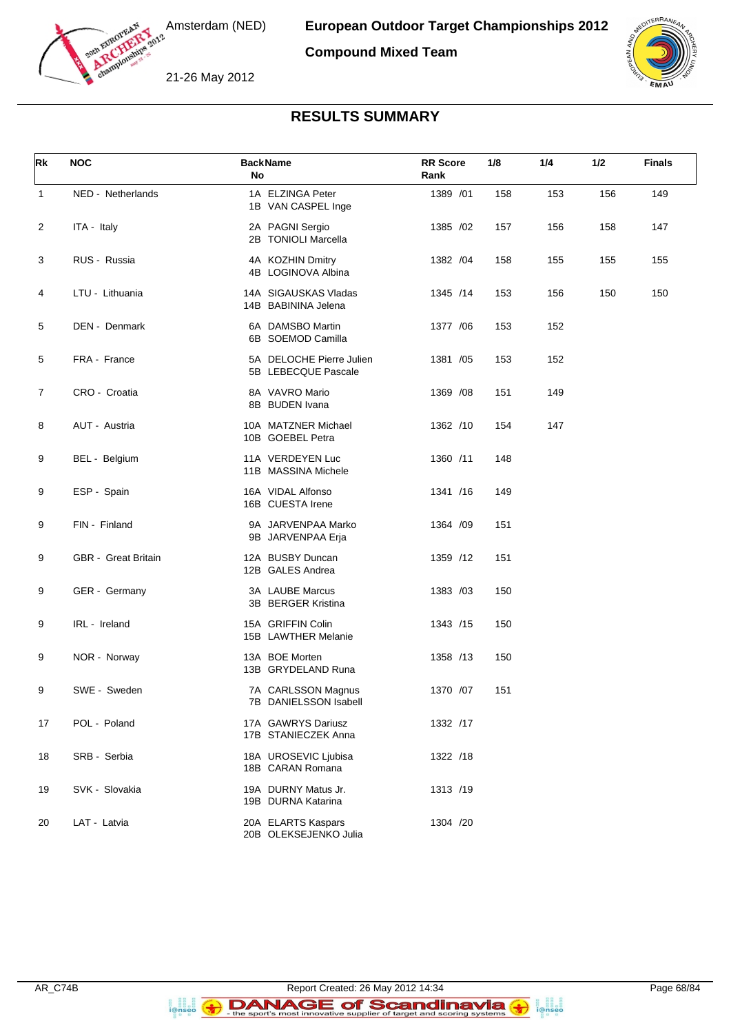# European Outdoor Target Championships 2012

## Compound Mixed Team

Amsterdam (NED)

21-26 May 2012

## RESULTS SUMMARY

| Rk | NOC | Back No | Name | RR Score Rank | 1/8 | 1/4 | 1/2 | Finals |
|---|---|---|---|---|---|---|---|---|
| 1 | NED - Netherlands | 1A<br>1B | ELZINGA Peter<br>VAN CASPEL Inge | 1389 /01 | 158 | 153 | 156 | 149 |
| 2 | ITA - Italy | 2A<br>2B | PAGNI Sergio<br>TONIOLI Marcella | 1385 /02 | 157 | 156 | 158 | 147 |
| 3 | RUS - Russia | 4A<br>4B | KOZHIN Dmitry<br>LOGINOVA Albina | 1382 /04 | 158 | 155 | 155 | 155 |
| 4 | LTU - Lithuania | 14A<br>14B | SIGAUSKAS Vladas<br>BABININA Jelena | 1345 /14 | 153 | 156 | 150 | 150 |
| 5 | DEN - Denmark | 6A<br>6B | DAMSBO Martin<br>SOEMOD Camilla | 1377 /06 | 153 | 152 | | |
| 5 | FRA - France | 5A<br>5B | DELOCHE Pierre Julien<br>LEBECQUE Pascale | 1381 /05 | 153 | 152 | | |
| 7 | CRO - Croatia | 8A<br>8B | VAVRO Mario<br>BUDEN Ivana | 1369 /08 | 151 | 149 | | |
| 8 | AUT - Austria | 10A<br>10B | MATZNER Michael<br>GOEBEL Petra | 1362 /10 | 154 | 147 | | |
| 9 | BEL - Belgium | 11A<br>11B | VERDEYEN Luc<br>MASSINA Michele | 1360 /11 | 148 | | | |
| 9 | ESP - Spain | 16A<br>16B | VIDAL Alfonso<br>CUESTA Irene | 1341 /16 | 149 | | | |
| 9 | FIN - Finland | 9A<br>9B | JARVENPAA Marko<br>JARVENPAA Erja | 1364 /09 | 151 | | | |
| 9 | GBR - Great Britain | 12A<br>12B | BUSBY Duncan<br>GALES Andrea | 1359 /12 | 151 | | | |
| 9 | GER - Germany | 3A<br>3B | LAUBE Marcus<br>BERGER Kristina | 1383 /03 | 150 | | | |
| 9 | IRL - Ireland | 15A<br>15B | GRIFFIN Colin<br>LAWTHER Melanie | 1343 /15 | 150 | | | |
| 9 | NOR - Norway | 13A<br>13B | BOE Morten<br>GRYDELAND Runa | 1358 /13 | 150 | | | |
| 9 | SWE - Sweden | 7A<br>7B | CARLSSON Magnus<br>DANIELSSON Isabell | 1370 /07 | 151 | | | |
| 17 | POL - Poland | 17A<br>17B | GAWRYS Dariusz<br>STANIECZEK Anna | 1332 /17 | | | | |
| 18 | SRB - Serbia | 18A<br>18B | UROSEVIC Ljubisa<br>CARAN Romana | 1322 /18 | | | | |
| 19 | SVK - Slovakia | 19A<br>19B | DURNY Matus Jr.<br>DURNA Katarina | 1313 /19 | | | | |
| 20 | LAT - Latvia | 20A<br>20B | ELARTS Kaspars<br>OLEKSEJENKO Julia | 1304 /20 | | | | |

AR_C74B Report Created: 26 May 2012 14:34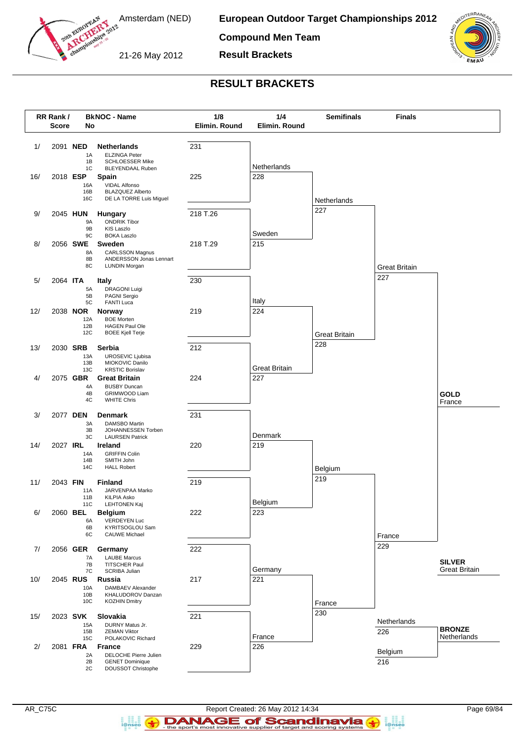# European Outdoor Target Championships 2012

## Compound Men Team

## Result Brackets

Amsterdam (NED)

21-26 May 2012

## RESULT BRACKETS

| RR Rank / Score | BkNOC - Name | No | Athlete | 1/8 Elimin. Round |
|---|---|---|---|---|
| 1/ 2091 | NED Netherlands | 1A | ELZINGA Peter | 231 |
| | | 1B | SCHLOESSER Mike | |
| | | 1C | BLEYENDAAL Ruben | |
| 16/ 2018 | ESP Spain | 16A | VIDAL Alfonso | 225 |
| | | 16B | BLAZQUEZ Alberto | |
| | | 16C | DE LA TORRE Luis Miguel | |
| 9/ 2045 | HUN Hungary | 9A | ONDRIK Tibor | 218 T.26 |
| | | 9B | KIS Laszlo | |
| | | 9C | BOKA Laszlo | |
| 8/ 2056 | SWE Sweden | 8A | CARLSSON Magnus | 218 T.29 |
| | | 8B | ANDERSSON Jonas Lennart | |
| | | 8C | LUNDIN Morgan | |
| 5/ 2064 | ITA Italy | 5A | DRAGONI Luigi | 230 |
| | | 5B | PAGNI Sergio | |
| | | 5C | FANTI Luca | |
| 12/ 2038 | NOR Norway | 12A | BOE Morten | 219 |
| | | 12B | HAGEN Paul Ole | |
| | | 12C | BOEE Kjell Terje | |
| 13/ 2030 | SRB Serbia | 13A | UROSEVIC Ljubisa | 212 |
| | | 13B | MIOKOVIC Danilo | |
| | | 13C | KRSTIC Borislav | |
| 4/ 2075 | GBR Great Britain | 4A | BUSBY Duncan | 224 |
| | | 4B | GRIMWOOD Liam | |
| | | 4C | WHITE Chris | |
| 3/ 2077 | DEN Denmark | 3A | DAMSBO Martin | 231 |
| | | 3B | JOHANNESSEN Torben | |
| | | 3C | LAURSEN Patrick | |
| 14/ 2027 | IRL Ireland | 14A | GRIFFIN Colin | 220 |
| | | 14B | SMITH John | |
| | | 14C | HALL Robert | |
| 11/ 2043 | FIN Finland | 11A | JARVENPAA Marko | 219 |
| | | 11B | KILPIA Asko | |
| | | 11C | LEHTONEN Kaj | |
| 6/ 2060 | BEL Belgium | 6A | VERDEYEN Luc | 222 |
| | | 6B | KYRITSOGLOU Sam | |
| | | 6C | CAUWE Michael | |
| 7/ 2056 | GER Germany | 7A | LAUBE Marcus | 222 |
| | | 7B | TITSCHER Paul | |
| | | 7C | SCRIBA Julian | |
| 10/ 2045 | RUS Russia | 10A | DAMBAEV Alexander | 217 |
| | | 10B | KHALUDOROV Danzan | |
| | | 10C | KOZHIN Dmitry | |
| 15/ 2023 | SVK Slovakia | 15A | DURNY Matus Jr. | 221 |
| | | 15B | ZEMAN Viktor | |
| | | 15C | POLAKOVIC Richard | |
| 2/ 2081 | FRA France | 2A | DELOCHE Pierre Julien | 229 |
| | | 2B | GENET Dominique | |
| | | 2C | DOUSSOT Christophe | |

### 1/4 Elimin. Round

| Team | Score |
|---|---|
| Netherlands | 228 |
| Sweden | 215 |
| Italy | 224 |
| Great Britain | 227 |
| Denmark | 219 |
| Belgium | 223 |
| Germany | 221 |
| France | 226 |

### Semifinals

| Team | Score |
|---|---|
| Netherlands | 227 |
| Great Britain | 228 |
| Belgium | 219 |
| France | 230 |

### Finals

| Match | Team | Score |
|---|---|---|
| Gold Medal Match | Great Britain | 227 |
| | France | 229 |
| Bronze Medal Match | Netherlands | 226 |
| | Belgium | 216 |

**GOLD** France

**SILVER** Great Britain

**BRONZE** Netherlands

AR_C75C

Report Created: 26 May 2012 14:34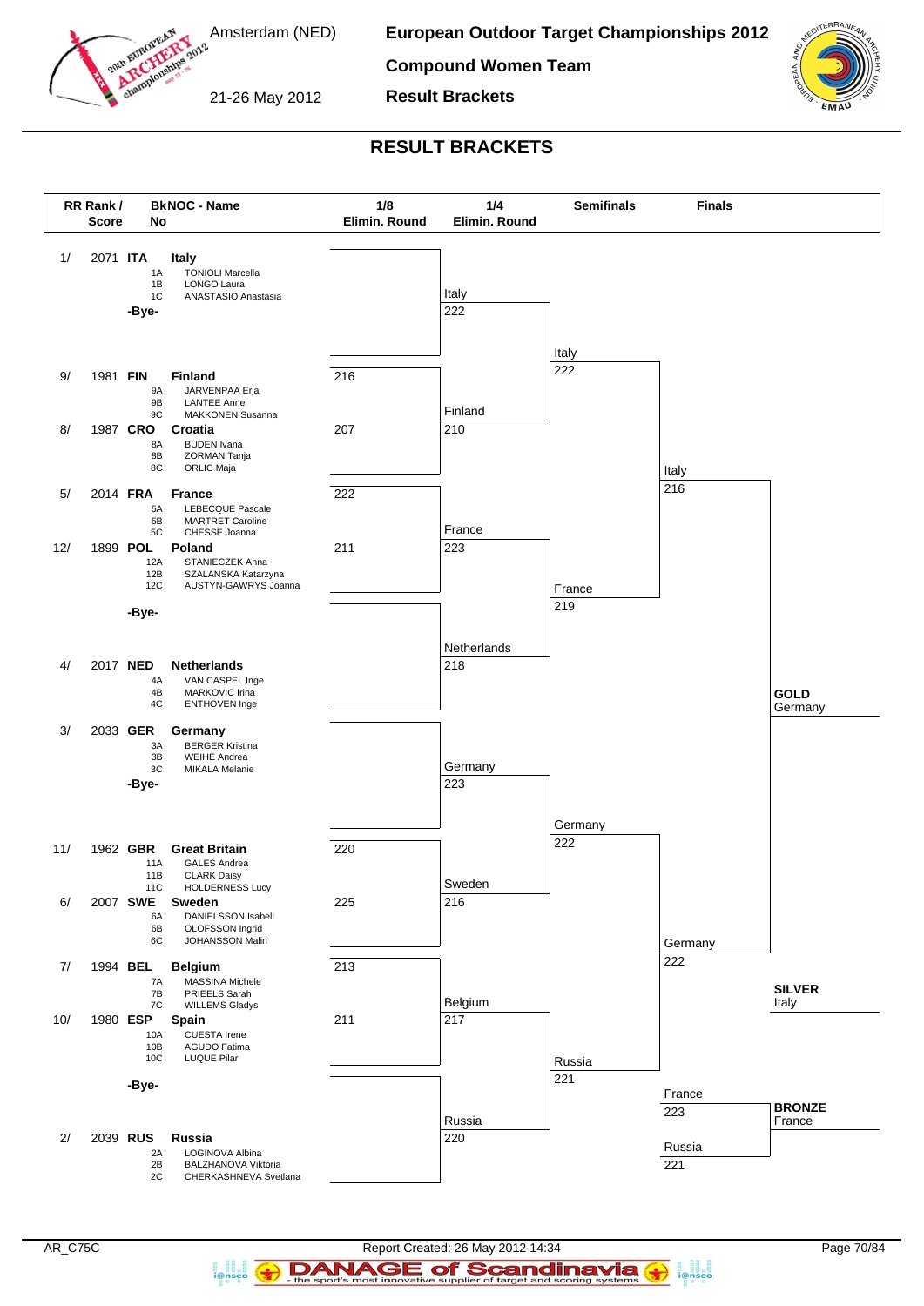# European Outdoor Target Championships 2012

## Compound Women Team

## Result Brackets

Amsterdam (NED)

21-26 May 2012

## RESULT BRACKETS

| RR Rank / Score | BkNOC - No | Name |
|---|---|---|
| 1/ 2071 | ITA | Italy |
| | 1A | TONIOLI Marcella |
| | 1B | LONGO Laura |
| | 1C | ANASTASIO Anastasia |
| | -Bye- | |
| 9/ 1981 | FIN | Finland |
| | 9A | JARVENPAA Erja |
| | 9B | LANTEE Anne |
| | 9C | MAKKONEN Susanna |
| 8/ 1987 | CRO | Croatia |
| | 8A | BUDEN Ivana |
| | 8B | ZORMAN Tanja |
| | 8C | ORLIC Maja |
| 5/ 2014 | FRA | France |
| | 5A | LEBECQUE Pascale |
| | 5B | MARTRET Caroline |
| | 5C | CHESSE Joanna |
| 12/ 1899 | POL | Poland |
| | 12A | STANIECZEK Anna |
| | 12B | SZALANSKA Katarzyna |
| | 12C | AUSTYN-GAWRYS Joanna |
| | -Bye- | |
| 4/ 2017 | NED | Netherlands |
| | 4A | VAN CASPEL Inge |
| | 4B | MARKOVIC Irina |
| | 4C | ENTHOVEN Inge |
| 3/ 2033 | GER | Germany |
| | 3A | BERGER Kristina |
| | 3B | WEIHE Andrea |
| | 3C | MIKALA Melanie |
| | -Bye- | |
| 11/ 1962 | GBR | Great Britain |
| | 11A | GALES Andrea |
| | 11B | CLARK Daisy |
| | 11C | HOLDERNESS Lucy |
| 6/ 2007 | SWE | Sweden |
| | 6A | DANIELSSON Isabell |
| | 6B | OLOFSSON Ingrid |
| | 6C | JOHANSSON Malin |
| 7/ 1994 | BEL | Belgium |
| | 7A | MASSINA Michele |
| | 7B | PRIEELS Sarah |
| | 7C | WILLEMS Gladys |
| 10/ 1980 | ESP | Spain |
| | 10A | CUESTA Irene |
| | 10B | AGUDO Fatima |
| | 10C | LUQUE Pilar |
| | -Bye- | |
| 2/ 2039 | RUS | Russia |
| | 2A | LOGINOVA Albina |
| | 2B | BALZHANOVA Viktoria |
| | 2C | CHERKASHNEVA Svetlana |

### 1/8 Elimin. Round

| Match | Score | Score |
|---|---|---|
| Italy vs -Bye- | | |
| Finland vs Croatia | 216 | 207 |
| France vs Poland | 222 | 211 |
| -Bye- vs Netherlands | | |
| Germany vs -Bye- | | |
| Great Britain vs Sweden | 220 | 225 |
| Belgium vs Spain | 213 | 211 |
| -Bye- vs Russia | | |

### 1/4 Elimin. Round

| Team | Score |
|---|---|
| Italy | 222 |
| Finland | 210 |
| France | 223 |
| Netherlands | 218 |
| Germany | 223 |
| Sweden | 216 |
| Belgium | 217 |
| Russia | 220 |

### Semifinals

| Team | Score |
|---|---|
| Italy | 222 |
| France | 219 |
| Germany | 222 |
| Russia | 221 |

### Finals

| Team | Score |
|---|---|
| Italy | 216 |
| Germany | 222 |
| France | 223 |
| Russia | 221 |

**GOLD** Germany

**SILVER** Italy

**BRONZE** France

AR_C75C

Report Created: 26 May 2012 14:34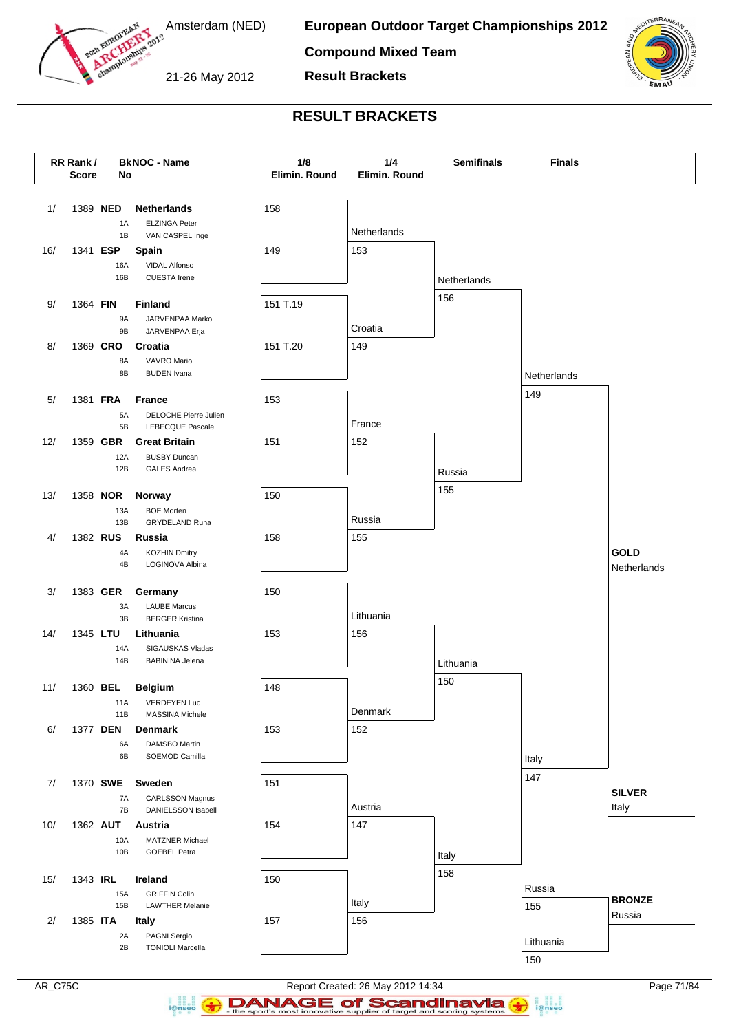Amsterdam (NED)

21-26 May 2012

**European Outdoor Target Championships 2012**

**Compound Mixed Team**

**Result Brackets**

## RESULT BRACKETS

| RR Rank / Score | BkNOC - Name | Members | 1/8 Elimin. Round | 1/4 Elimin. Round | Semifinals | Finals |
|---|---|---|---|---|---|---|
| 1/ 1389 | NED Netherlands | 1A ELZINGA Peter; 1B VAN CASPEL Inge | 158 | Netherlands 153 | Netherlands 156 | Netherlands 149 |
| 16/ 1341 | ESP Spain | 16A VIDAL Alfonso; 16B CUESTA Irene | 149 | | | |
| 9/ 1364 | FIN Finland | 9A JARVENPAA Marko; 9B JARVENPAA Erja | 151 T.19 | Croatia 149 | | |
| 8/ 1369 | CRO Croatia | 8A VAVRO Mario; 8B BUDEN Ivana | 151 T.20 | | | |
| 5/ 1381 | FRA France | 5A DELOCHE Pierre Julien; 5B LEBECQUE Pascale | 153 | France 152 | Russia 155 | |
| 12/ 1359 | GBR Great Britain | 12A BUSBY Duncan; 12B GALES Andrea | 151 | | | |
| 13/ 1358 | NOR Norway | 13A BOE Morten; 13B GRYDELAND Runa | 150 | Russia 155 | | |
| 4/ 1382 | RUS Russia | 4A KOZHIN Dmitry; 4B LOGINOVA Albina | 158 | | | |
| 3/ 1383 | GER Germany | 3A LAUBE Marcus; 3B BERGER Kristina | 150 | Lithuania 156 | Lithuania 150 | Italy 147 |
| 14/ 1345 | LTU Lithuania | 14A SIGAUSKAS Vladas; 14B BABININA Jelena | 153 | | | |
| 11/ 1360 | BEL Belgium | 11A VERDEYEN Luc; 11B MASSINA Michele | 148 | Denmark 152 | | |
| 6/ 1377 | DEN Denmark | 6A DAMSBO Martin; 6B SOEMOD Camilla | 153 | | | |
| 7/ 1370 | SWE Sweden | 7A CARLSSON Magnus; 7B DANIELSSON Isabell | 151 | Austria 147 | Italy 158 | |
| 10/ 1362 | AUT Austria | 10A MATZNER Michael; 10B GOEBEL Petra | 154 | | | |
| 15/ 1343 | IRL Ireland | 15A GRIFFIN Colin; 15B LAWTHER Melanie | 150 | Italy 156 | | |
| 2/ 1385 | ITA Italy | 2A PAGNI Sergio; 2B TONIOLI Marcella | 157 | | | |

**Bronze match:** Russia 155 – Lithuania 150

**GOLD** Netherlands

**SILVER** Italy

**BRONZE** Russia

AR_C75C Report Created: 26 May 2012 14:34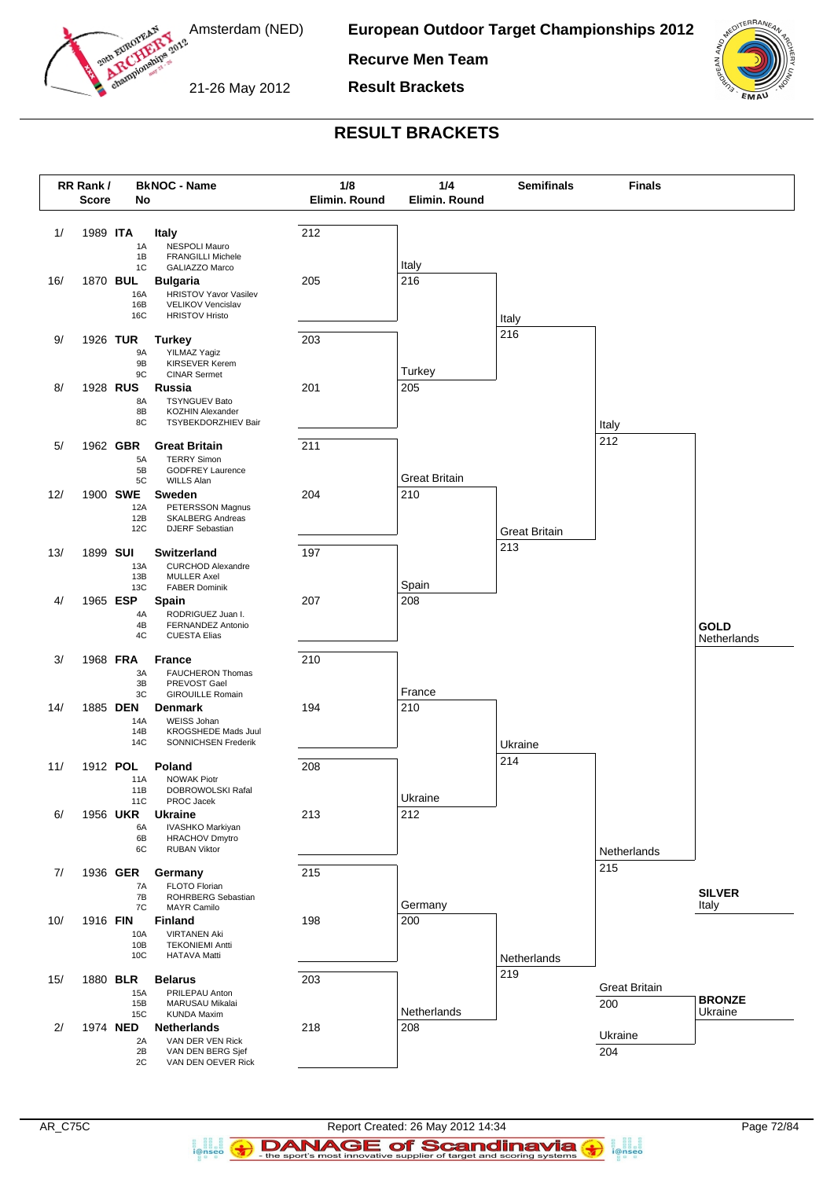# European Outdoor Target Championships 2012

**Recurve Men Team**

**Result Brackets**

Amsterdam (NED)

21-26 May 2012

## RESULT BRACKETS

| RR Rank / Score | BkNOC - Name | Team Members | 1/8 Elimin. Round |
|---|---|---|---|
| 1/ 1989 | ITA Italy | 1A NESPOLI Mauro; 1B FRANGILLI Michele; 1C GALIAZZO Marco | 212 |
| 16/ 1870 | BUL Bulgaria | 16A HRISTOV Yavor Vasilev; 16B VELIKOV Vencislav; 16C HRISTOV Hristo | 205 |
| 9/ 1926 | TUR Turkey | 9A YILMAZ Yagiz; 9B KIRSEVER Kerem; 9C CINAR Sermet | 203 |
| 8/ 1928 | RUS Russia | 8A TSYNGUEV Bato; 8B KOZHIN Alexander; 8C TSYBEKDORZHIEV Bair | 201 |
| 5/ 1962 | GBR Great Britain | 5A TERRY Simon; 5B GODFREY Laurence; 5C WILLS Alan | 211 |
| 12/ 1900 | SWE Sweden | 12A PETERSSON Magnus; 12B SKALBERG Andreas; 12C DJERF Sebastian | 204 |
| 13/ 1899 | SUI Switzerland | 13A CURCHOD Alexandre; 13B MULLER Axel; 13C FABER Dominik | 197 |
| 4/ 1965 | ESP Spain | 4A RODRIGUEZ Juan I.; 4B FERNANDEZ Antonio; 4C CUESTA Elias | 207 |
| 3/ 1968 | FRA France | 3A FAUCHERON Thomas; 3B PREVOST Gael; 3C GIROUILLE Romain | 210 |
| 14/ 1885 | DEN Denmark | 14A WEISS Johan; 14B KROGSHEDE Mads Juul; 14C SONNICHSEN Frederik | 194 |
| 11/ 1912 | POL Poland | 11A NOWAK Piotr; 11B DOBROWOLSKI Rafal; 11C PROC Jacek | 208 |
| 6/ 1956 | UKR Ukraine | 6A IVASHKO Markiyan; 6B HRACHOV Dmytro; 6C RUBAN Viktor | 213 |
| 7/ 1936 | GER Germany | 7A FLOTO Florian; 7B ROHRBERG Sebastian; 7C MAYR Camilo | 215 |
| 10/ 1916 | FIN Finland | 10A VIRTANEN Aki; 10B TEKONIEMI Antti; 10C HATAVA Matti | 198 |
| 15/ 1880 | BLR Belarus | 15A PRILEPAU Anton; 15B MARUSAU Mikalai; 15C KUNDA Maxim | 203 |
| 2/ 1974 | NED Netherlands | 2A VAN DER VEN Rick; 2B VAN DEN BERG Sjef; 2C VAN DEN OEVER Rick | 218 |

### 1/4 Elimin. Round

| Team | Score |
|---|---|
| Italy | 216 |
| Turkey | 205 |
| Great Britain | 210 |
| Spain | 208 |
| France | 210 |
| Ukraine | 212 |
| Germany | 200 |
| Netherlands | 208 |

### Semifinals

| Team | Score |
|---|---|
| Italy | 216 |
| Great Britain | 213 |
| Ukraine | 214 |
| Netherlands | 219 |

### Finals

| Team | Score |
|---|---|
| Italy | 212 |
| Netherlands | 215 |
| Great Britain | 200 |
| Ukraine | 204 |

**GOLD** Netherlands

**SILVER** Italy

**BRONZE** Ukraine

AR_C75C

Report Created: 26 May 2012 14:34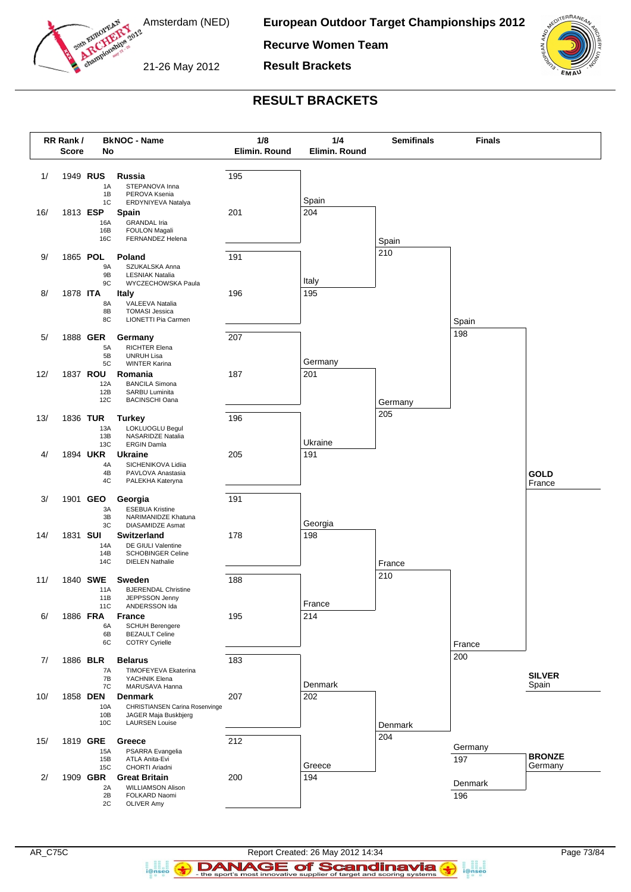# European Outdoor Target Championships 2012

Amsterdam (NED) — 21-26 May 2012

**Recurve Women Team**

**Result Brackets**

## RESULT BRACKETS

| RR Rank / Score | BkNOC - Name | Members | 1/8 Elimin. Round |
|---|---|---|---|
| 1/ 1949 | **RUS** Russia | 1A STEPANOVA Inna, 1B PEROVA Ksenia, 1C ERDYNIYEVA Natalya | 195 |
| 16/ 1813 | **ESP** Spain | 16A GRANDAL Iria, 16B FOULON Magali, 16C FERNANDEZ Helena | 201 |
| 9/ 1865 | **POL** Poland | 9A SZUKALSKA Anna, 9B LESNIAK Natalia, 9C WYCZECHOWSKA Paula | 191 |
| 8/ 1878 | **ITA** Italy | 8A VALEEVA Natalia, 8B TOMASI Jessica, 8C LIONETTI Pia Carmen | 196 |
| 5/ 1888 | **GER** Germany | 5A RICHTER Elena, 5B UNRUH Lisa, 5C WINTER Karina | 207 |
| 12/ 1837 | **ROU** Romania | 12A BANCILA Simona, 12B SARBU Luminita, 12C BACINSCHI Oana | 187 |
| 13/ 1836 | **TUR** Turkey | 13A LOKLUOGLU Begul, 13B NASARIDZE Natalia, 13C ERGIN Damla | 196 |
| 4/ 1894 | **UKR** Ukraine | 4A SICHENIKOVA Lidiia, 4B PAVLOVA Anastasia, 4C PALEKHA Kateryna | 205 |
| 3/ 1901 | **GEO** Georgia | 3A ESEBUA Kristine, 3B NARIMANIDZE Khatuna, 3C DIASAMIDZE Asmat | 191 |
| 14/ 1831 | **SUI** Switzerland | 14A DE GIULI Valentine, 14B SCHOBINGER Celine, 14C DIELEN Nathalie | 178 |
| 11/ 1840 | **SWE** Sweden | 11A BJERENDAL Christine, 11B JEPPSSON Jenny, 11C ANDERSSON Ida | 188 |
| 6/ 1886 | **FRA** France | 6A SCHUH Berengere, 6B BEZAULT Celine, 6C COTRY Cyrielle | 195 |
| 7/ 1886 | **BLR** Belarus | 7A TIMOFEYEVA Ekaterina, 7B YACHNIK Elena, 7C MARUSAVA Hanna | 183 |
| 10/ 1858 | **DEN** Denmark | 10A CHRISTIANSEN Carina Rosenvinge, 10B JAGER Maja Buskbjerg, 10C LAURSEN Louise | 207 |
| 15/ 1819 | **GRE** Greece | 15A PSARRA Evangelia, 15B ATLA Anita-Evi, 15C CHORTI Ariadni | 212 |
| 2/ 1909 | **GBR** Great Britain | 2A WILLIAMSON Alison, 2B FOLKARD Naomi, 2C OLIVER Amy | 200 |

### 1/4 Elimin. Round

| Match | Score |
|---|---|
| Spain | 204 |
| Italy | 195 |
| Germany | 201 |
| Ukraine | 191 |
| Georgia | 198 |
| France | 214 |
| Denmark | 202 |
| Greece | 194 |

### Semifinals

| Match | Score |
|---|---|
| Spain | 210 |
| Germany | 205 |
| France | 210 |
| Denmark | 204 |

### Finals

| Match | Score |
|---|---|
| Spain | 198 |
| France | 200 |
| Germany | 197 |
| Denmark | 196 |

**GOLD** France

**SILVER** Spain

**BRONZE** Germany

AR_C75C — Report Created: 26 May 2012 14:34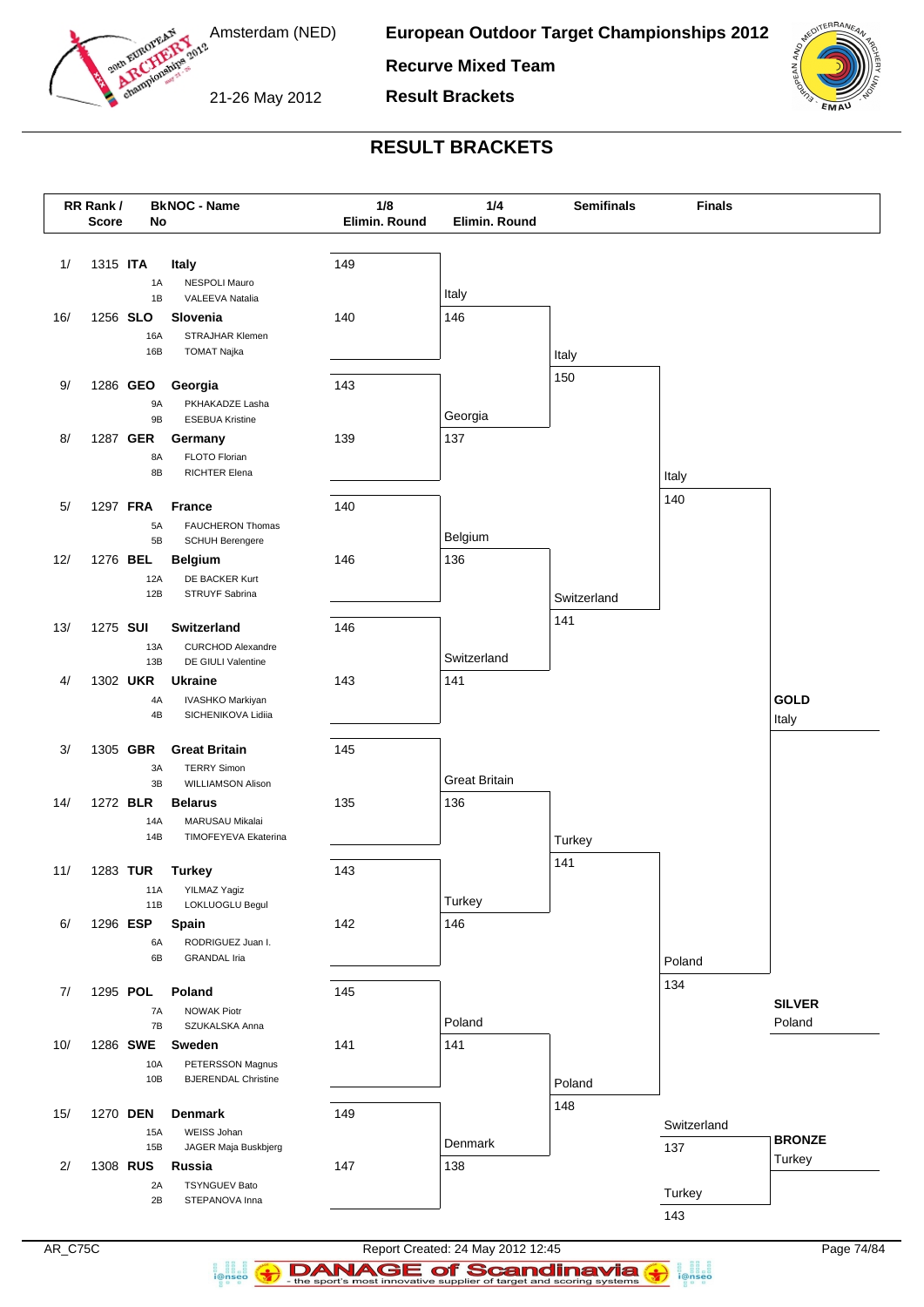# RESULT BRACKETS

| RR Rank / Score | BkNOC - No | Name | 1/8 Elimin. Round |
|---|---|---|---|
| 1/ 1315 | ITA | Italy | 149 |
| | 1A | NESPOLI Mauro | |
| | 1B | VALEEVA Natalia | |
| 16/ 1256 | SLO | Slovenia | 140 |
| | 16A | STRAJHAR Klemen | |
| | 16B | TOMAT Najka | |
| 9/ 1286 | GEO | Georgia | 143 |
| | 9A | PKHAKADZE Lasha | |
| | 9B | ESEBUA Kristine | |
| 8/ 1287 | GER | Germany | 139 |
| | 8A | FLOTO Florian | |
| | 8B | RICHTER Elena | |
| 5/ 1297 | FRA | France | 140 |
| | 5A | FAUCHERON Thomas | |
| | 5B | SCHUH Berengere | |
| 12/ 1276 | BEL | Belgium | 146 |
| | 12A | DE BACKER Kurt | |
| | 12B | STRUYF Sabrina | |
| 13/ 1275 | SUI | Switzerland | 146 |
| | 13A | CURCHOD Alexandre | |
| | 13B | DE GIULI Valentine | |
| 4/ 1302 | UKR | Ukraine | 143 |
| | 4A | IVASHKO Markiyan | |
| | 4B | SICHENIKOVA Lidiia | |
| 3/ 1305 | GBR | Great Britain | 145 |
| | 3A | TERRY Simon | |
| | 3B | WILLIAMSON Alison | |
| 14/ 1272 | BLR | Belarus | 135 |
| | 14A | MARUSAU Mikalai | |
| | 14B | TIMOFEYEVA Ekaterina | |
| 11/ 1283 | TUR | Turkey | 143 |
| | 11A | YILMAZ Yagiz | |
| | 11B | LOKLUOGLU Begul | |
| 6/ 1296 | ESP | Spain | 142 |
| | 6A | RODRIGUEZ Juan I. | |
| | 6B | GRANDAL Iria | |
| 7/ 1295 | POL | Poland | 145 |
| | 7A | NOWAK Piotr | |
| | 7B | SZUKALSKA Anna | |
| 10/ 1286 | SWE | Sweden | 141 |
| | 10A | PETERSSON Magnus | |
| | 10B | BJERENDAL Christine | |
| 15/ 1270 | DEN | Denmark | 149 |
| | 15A | WEISS Johan | |
| | 15B | JAGER Maja Buskbjerg | |
| 2/ 1308 | RUS | Russia | 147 |
| | 2A | TSYNGUEV Bato | |
| | 2B | STEPANOVA Inna | |

**1/4 Elimin. Round**

| Team | Score |
|---|---|
| Italy | 146 |
| Georgia | 137 |
| Belgium | 136 |
| Switzerland | 141 |
| Great Britain | 136 |
| Turkey | 146 |
| Poland | 141 |
| Denmark | 138 |

**Semifinals**

| Team | Score |
|---|---|
| Italy | 150 |
| Switzerland | 141 |
| Turkey | 141 |
| Poland | 148 |

**Finals**

| Team | Score |
|---|---|
| Italy | 140 |
| Poland | 134 |
| Switzerland | 137 |
| Turkey | 143 |

**GOLD** Italy

**SILVER** Poland

**BRONZE** Turkey

AR_C75C — Report Created: 24 May 2012 12:45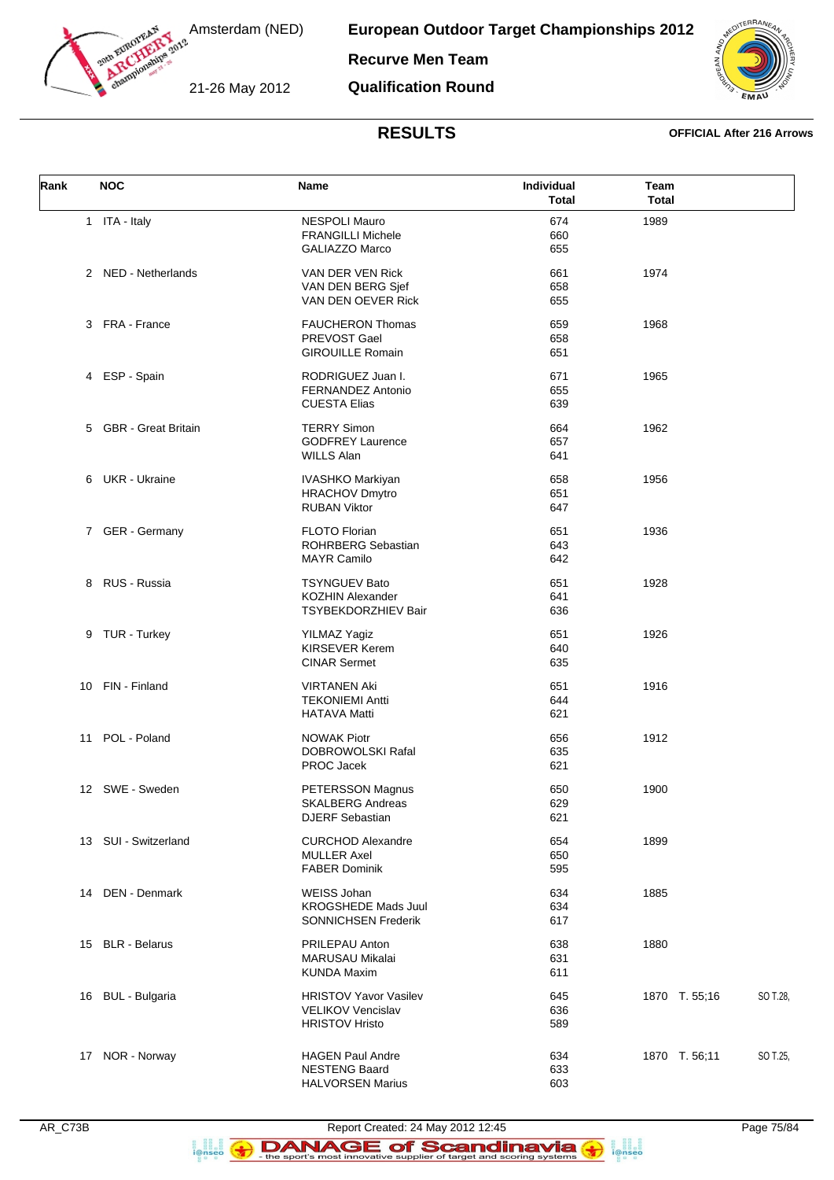# European Outdoor Target Championships 2012

Amsterdam (NED)

21-26 May 2012

## Recurve Men Team

## Qualification Round

## RESULTS

**OFFICIAL After 216 Arrows**

| Rank | NOC | Name | Individual Total | Team Total |
|---|---|---|---|---|
| 1 | ITA - Italy | NESPOLI Mauro<br>FRANGILLI Michele<br>GALIAZZO Marco | 674<br>660<br>655 | 1989 |
| 2 | NED - Netherlands | VAN DER VEN Rick<br>VAN DEN BERG Sjef<br>VAN DEN OEVER Rick | 661<br>658<br>655 | 1974 |
| 3 | FRA - France | FAUCHERON Thomas<br>PREVOST Gael<br>GIROUILLE Romain | 659<br>658<br>651 | 1968 |
| 4 | ESP - Spain | RODRIGUEZ Juan I.<br>FERNANDEZ Antonio<br>CUESTA Elias | 671<br>655<br>639 | 1965 |
| 5 | GBR - Great Britain | TERRY Simon<br>GODFREY Laurence<br>WILLS Alan | 664<br>657<br>641 | 1962 |
| 6 | UKR - Ukraine | IVASHKO Markiyan<br>HRACHOV Dmytro<br>RUBAN Viktor | 658<br>651<br>647 | 1956 |
| 7 | GER - Germany | FLOTO Florian<br>ROHRBERG Sebastian<br>MAYR Camilo | 651<br>643<br>642 | 1936 |
| 8 | RUS - Russia | TSYNGUEV Bato<br>KOZHIN Alexander<br>TSYBEKDORZHIEV Bair | 651<br>641<br>636 | 1928 |
| 9 | TUR - Turkey | YILMAZ Yagiz<br>KIRSEVER Kerem<br>CINAR Sermet | 651<br>640<br>635 | 1926 |
| 10 | FIN - Finland | VIRTANEN Aki<br>TEKONIEMI Antti<br>HATAVA Matti | 651<br>644<br>621 | 1916 |
| 11 | POL - Poland | NOWAK Piotr<br>DOBROWOLSKI Rafal<br>PROC Jacek | 656<br>635<br>621 | 1912 |
| 12 | SWE - Sweden | PETERSSON Magnus<br>SKALBERG Andreas<br>DJERF Sebastian | 650<br>629<br>621 | 1900 |
| 13 | SUI - Switzerland | CURCHOD Alexandre<br>MULLER Axel<br>FABER Dominik | 654<br>650<br>595 | 1899 |
| 14 | DEN - Denmark | WEISS Johan<br>KROGSHEDE Mads Juul<br>SONNICHSEN Frederik | 634<br>634<br>617 | 1885 |
| 15 | BLR - Belarus | PRILEPAU Anton<br>MARUSAU Mikalai<br>KUNDA Maxim | 638<br>631<br>611 | 1880 |
| 16 | BUL - Bulgaria | HRISTOV Yavor Vasilev<br>VELIKOV Vencislav<br>HRISTOV Hristo | 645<br>636<br>589 | 1870 T. 55;16 SO T.28, |
| 17 | NOR - Norway | HAGEN Paul Andre<br>NESTENG Baard<br>HALVORSEN Marius | 634<br>633<br>603 | 1870 T. 56;11 SO T.25, |

AR_C73B

Report Created: 24 May 2012 12:45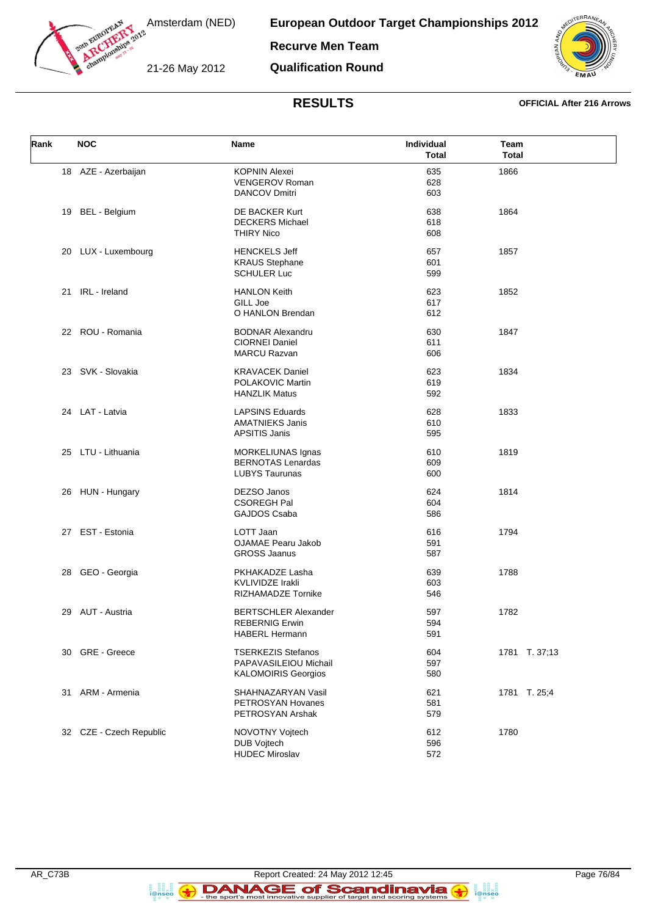# European Outdoor Target Championships 2012

Amsterdam (NED)

21-26 May 2012

## Recurve Men Team

## Qualification Round

## RESULTS

**OFFICIAL After 216 Arrows**

| Rank | NOC | Name | Individual Total | Team Total |
|---|---|---|---|---|
| 18 | AZE - Azerbaijan | KOPNIN Alexei | 635 | 1866 |
| | | VENGEROV Roman | 628 | |
| | | DANCOV Dmitri | 603 | |
| 19 | BEL - Belgium | DE BACKER Kurt | 638 | 1864 |
| | | DECKERS Michael | 618 | |
| | | THIRY Nico | 608 | |
| 20 | LUX - Luxembourg | HENCKELS Jeff | 657 | 1857 |
| | | KRAUS Stephane | 601 | |
| | | SCHULER Luc | 599 | |
| 21 | IRL - Ireland | HANLON Keith | 623 | 1852 |
| | | GILL Joe | 617 | |
| | | O HANLON Brendan | 612 | |
| 22 | ROU - Romania | BODNAR Alexandru | 630 | 1847 |
| | | CIORNEI Daniel | 611 | |
| | | MARCU Razvan | 606 | |
| 23 | SVK - Slovakia | KRAVACEK Daniel | 623 | 1834 |
| | | POLAKOVIC Martin | 619 | |
| | | HANZLIK Matus | 592 | |
| 24 | LAT - Latvia | LAPSINS Eduards | 628 | 1833 |
| | | AMATNIEKS Janis | 610 | |
| | | APSITIS Janis | 595 | |
| 25 | LTU - Lithuania | MORKELIUNAS Ignas | 610 | 1819 |
| | | BERNOTAS Lenardas | 609 | |
| | | LUBYS Taurunas | 600 | |
| 26 | HUN - Hungary | DEZSO Janos | 624 | 1814 |
| | | CSOREGH Pal | 604 | |
| | | GAJDOS Csaba | 586 | |
| 27 | EST - Estonia | LOTT Jaan | 616 | 1794 |
| | | OJAMAE Pearu Jakob | 591 | |
| | | GROSS Jaanus | 587 | |
| 28 | GEO - Georgia | PKHAKADZE Lasha | 639 | 1788 |
| | | KVLIVIDZE Irakli | 603 | |
| | | RIZHAMADZE Tornike | 546 | |
| 29 | AUT - Austria | BERTSCHLER Alexander | 597 | 1782 |
| | | REBERNIG Erwin | 594 | |
| | | HABERL Hermann | 591 | |
| 30 | GRE - Greece | TSERKEZIS Stefanos | 604 | 1781 T. 37;13 |
| | | PAPAVASILEIOU Michail | 597 | |
| | | KALOMOIRIS Georgios | 580 | |
| 31 | ARM - Armenia | SHAHNAZARYAN Vasil | 621 | 1781 T. 25;4 |
| | | PETROSYAN Hovanes | 581 | |
| | | PETROSYAN Arshak | 579 | |
| 32 | CZE - Czech Republic | NOVOTNY Vojtech | 612 | 1780 |
| | | DUB Vojtech | 596 | |
| | | HUDEC Miroslav | 572 | |

AR_C73B Report Created: 24 May 2012 12:45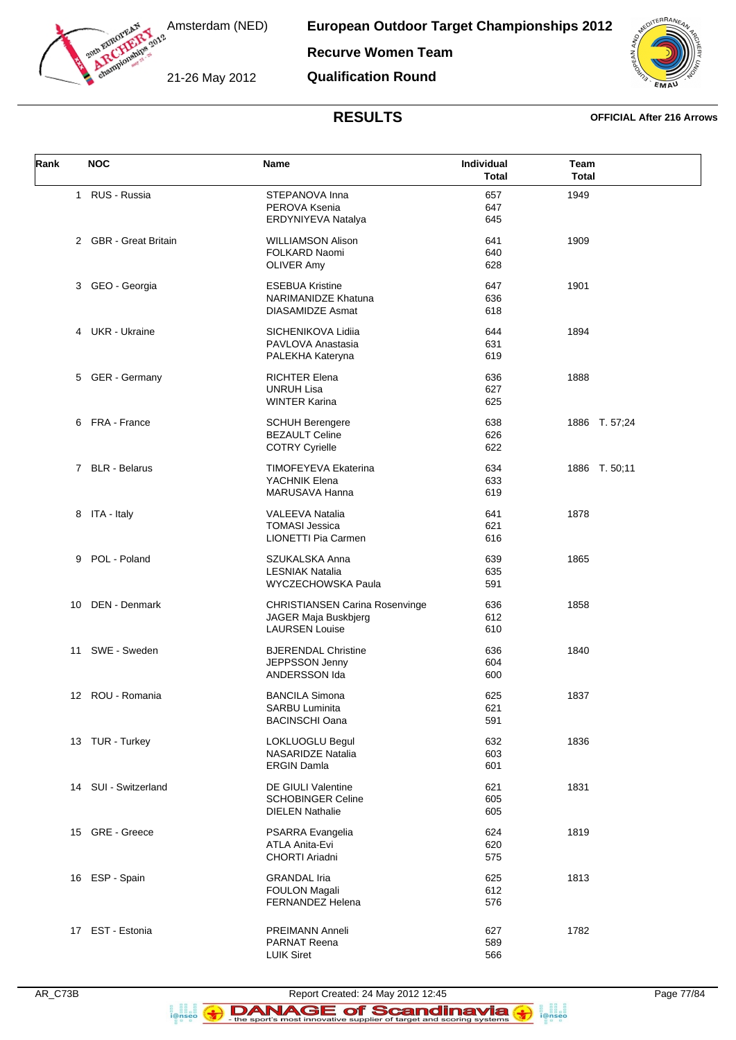# European Outdoor Target Championships 2012

Amsterdam (NED)

21-26 May 2012

## Recurve Women Team

## Qualification Round

### RESULTS

**OFFICIAL After 216 Arrows**

| Rank | NOC | Name | Individual Total | Team Total |
|---|---|---|---|---|
| 1 | RUS - Russia | STEPANOVA Inna | 657 | 1949 |
| | | PEROVA Ksenia | 647 | |
| | | ERDYNIYEVA Natalya | 645 | |
| 2 | GBR - Great Britain | WILLIAMSON Alison | 641 | 1909 |
| | | FOLKARD Naomi | 640 | |
| | | OLIVER Amy | 628 | |
| 3 | GEO - Georgia | ESEBUA Kristine | 647 | 1901 |
| | | NARIMANIDZE Khatuna | 636 | |
| | | DIASAMIDZE Asmat | 618 | |
| 4 | UKR - Ukraine | SICHENIKOVA Lidiia | 644 | 1894 |
| | | PAVLOVA Anastasia | 631 | |
| | | PALEKHA Kateryna | 619 | |
| 5 | GER - Germany | RICHTER Elena | 636 | 1888 |
| | | UNRUH Lisa | 627 | |
| | | WINTER Karina | 625 | |
| 6 | FRA - France | SCHUH Berengere | 638 | 1886 T. 57;24 |
| | | BEZAULT Celine | 626 | |
| | | COTRY Cyrielle | 622 | |
| 7 | BLR - Belarus | TIMOFEYEVA Ekaterina | 634 | 1886 T. 50;11 |
| | | YACHNIK Elena | 633 | |
| | | MARUSAVA Hanna | 619 | |
| 8 | ITA - Italy | VALEEVA Natalia | 641 | 1878 |
| | | TOMASI Jessica | 621 | |
| | | LIONETTI Pia Carmen | 616 | |
| 9 | POL - Poland | SZUKALSKA Anna | 639 | 1865 |
| | | LESNIAK Natalia | 635 | |
| | | WYCZECHOWSKA Paula | 591 | |
| 10 | DEN - Denmark | CHRISTIANSEN Carina Rosenvinge | 636 | 1858 |
| | | JAGER Maja Buskbjerg | 612 | |
| | | LAURSEN Louise | 610 | |
| 11 | SWE - Sweden | BJERENDAL Christine | 636 | 1840 |
| | | JEPPSSON Jenny | 604 | |
| | | ANDERSSON Ida | 600 | |
| 12 | ROU - Romania | BANCILA Simona | 625 | 1837 |
| | | SARBU Luminita | 621 | |
| | | BACINSCHI Oana | 591 | |
| 13 | TUR - Turkey | LOKLUOGLU Begul | 632 | 1836 |
| | | NASARIDZE Natalia | 603 | |
| | | ERGIN Damla | 601 | |
| 14 | SUI - Switzerland | DE GIULI Valentine | 621 | 1831 |
| | | SCHOBINGER Celine | 605 | |
| | | DIELEN Nathalie | 605 | |
| 15 | GRE - Greece | PSARRA Evangelia | 624 | 1819 |
| | | ATLA Anita-Evi | 620 | |
| | | CHORTI Ariadni | 575 | |
| 16 | ESP - Spain | GRANDAL Iria | 625 | 1813 |
| | | FOULON Magali | 612 | |
| | | FERNANDEZ Helena | 576 | |
| 17 | EST - Estonia | PREIMANN Anneli | 627 | 1782 |
| | | PARNAT Reena | 589 | |
| | | LUIK Siret | 566 | |

AR_C73B Report Created: 24 May 2012 12:45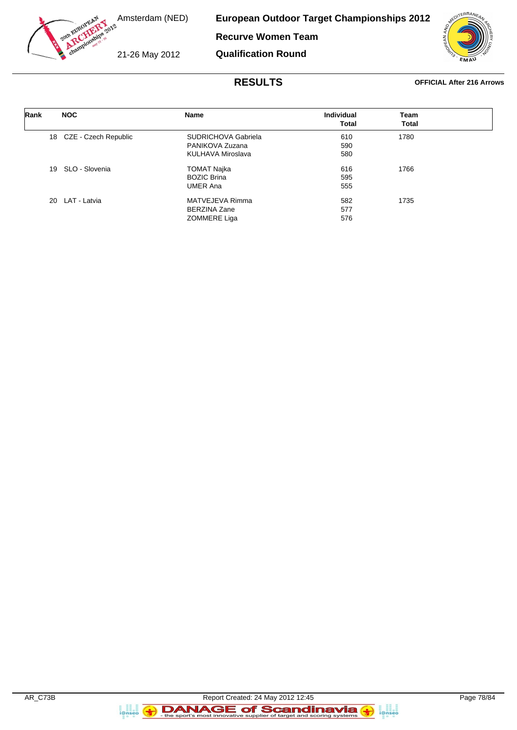# European Outdoor Target Championships 2012

Amsterdam (NED)

21-26 May 2012

## Recurve Women Team

## Qualification Round

## RESULTS

**OFFICIAL After 216 Arrows**

| Rank | NOC | Name | Individual Total | Team Total |
|---|---|---|---|---|
| 18 | CZE - Czech Republic | SUDRICHOVA Gabriela | 610 | 1780 |
| | | PANIKOVA Zuzana | 590 | |
| | | KULHAVA Miroslava | 580 | |
| 19 | SLO - Slovenia | TOMAT Najka | 616 | 1766 |
| | | BOZIC Brina | 595 | |
| | | UMER Ana | 555 | |
| 20 | LAT - Latvia | MATVEJEVA Rimma | 582 | 1735 |
| | | BERZINA Zane | 577 | |
| | | ZOMMERE Liga | 576 | |

AR_C73B

Report Created: 24 May 2012 12:45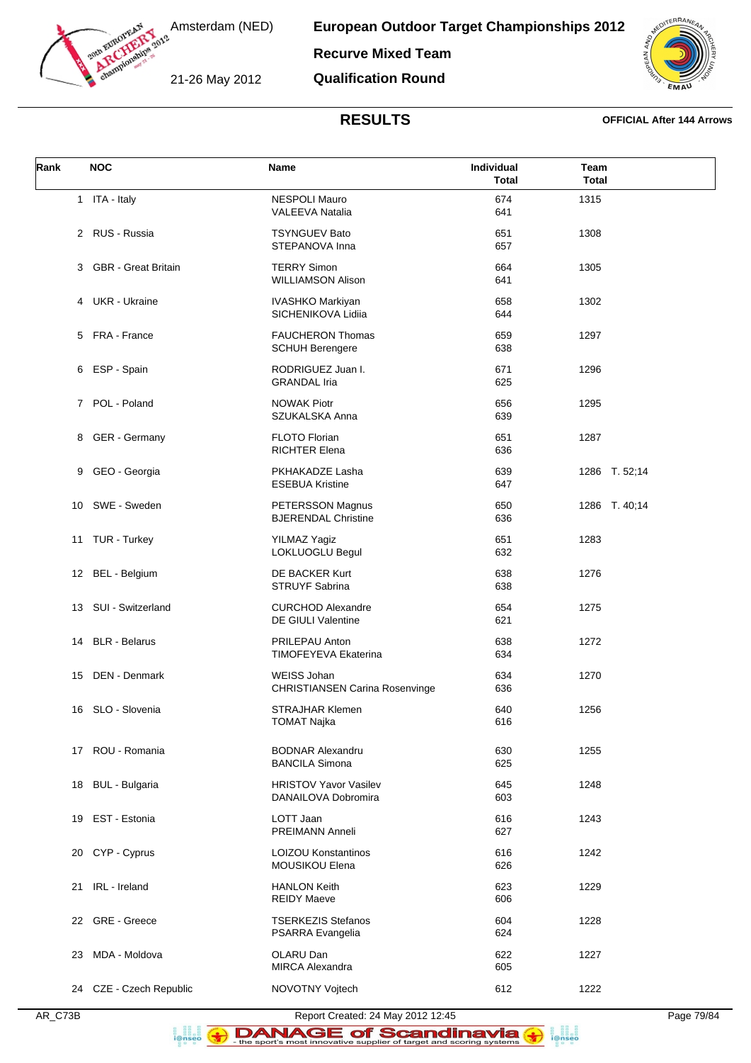# European Outdoor Target Championships 2012

Amsterdam (NED)

21-26 May 2012

## Recurve Mixed Team

## Qualification Round

## RESULTS

**OFFICIAL After 144 Arrows**

| Rank | NOC | Name | Individual Total | Team Total |
|---|---|---|---|---|
| 1 | ITA - Italy | NESPOLI Mauro | 674 | 1315 |
| | | VALEEVA Natalia | 641 | |
| 2 | RUS - Russia | TSYNGUEV Bato | 651 | 1308 |
| | | STEPANOVA Inna | 657 | |
| 3 | GBR - Great Britain | TERRY Simon | 664 | 1305 |
| | | WILLIAMSON Alison | 641 | |
| 4 | UKR - Ukraine | IVASHKO Markiyan | 658 | 1302 |
| | | SICHENIKOVA Lidiia | 644 | |
| 5 | FRA - France | FAUCHERON Thomas | 659 | 1297 |
| | | SCHUH Berengere | 638 | |
| 6 | ESP - Spain | RODRIGUEZ Juan I. | 671 | 1296 |
| | | GRANDAL Iria | 625 | |
| 7 | POL - Poland | NOWAK Piotr | 656 | 1295 |
| | | SZUKALSKA Anna | 639 | |
| 8 | GER - Germany | FLOTO Florian | 651 | 1287 |
| | | RICHTER Elena | 636 | |
| 9 | GEO - Georgia | PKHAKADZE Lasha | 639 | 1286 T. 52;14 |
| | | ESEBUA Kristine | 647 | |
| 10 | SWE - Sweden | PETERSSON Magnus | 650 | 1286 T. 40;14 |
| | | BJERENDAL Christine | 636 | |
| 11 | TUR - Turkey | YILMAZ Yagiz | 651 | 1283 |
| | | LOKLUOGLU Begul | 632 | |
| 12 | BEL - Belgium | DE BACKER Kurt | 638 | 1276 |
| | | STRUYF Sabrina | 638 | |
| 13 | SUI - Switzerland | CURCHOD Alexandre | 654 | 1275 |
| | | DE GIULI Valentine | 621 | |
| 14 | BLR - Belarus | PRILEPAU Anton | 638 | 1272 |
| | | TIMOFEYEVA Ekaterina | 634 | |
| 15 | DEN - Denmark | WEISS Johan | 634 | 1270 |
| | | CHRISTIANSEN Carina Rosenvinge | 636 | |
| 16 | SLO - Slovenia | STRAJHAR Klemen | 640 | 1256 |
| | | TOMAT Najka | 616 | |
| 17 | ROU - Romania | BODNAR Alexandru | 630 | 1255 |
| | | BANCILA Simona | 625 | |
| 18 | BUL - Bulgaria | HRISTOV Yavor Vasilev | 645 | 1248 |
| | | DANAILOVA Dobromira | 603 | |
| 19 | EST - Estonia | LOTT Jaan | 616 | 1243 |
| | | PREIMANN Anneli | 627 | |
| 20 | CYP - Cyprus | LOIZOU Konstantinos | 616 | 1242 |
| | | MOUSIKOU Elena | 626 | |
| 21 | IRL - Ireland | HANLON Keith | 623 | 1229 |
| | | REIDY Maeve | 606 | |
| 22 | GRE - Greece | TSERKEZIS Stefanos | 604 | 1228 |
| | | PSARRA Evangelia | 624 | |
| 23 | MDA - Moldova | OLARU Dan | 622 | 1227 |
| | | MIRCA Alexandra | 605 | |
| 24 | CZE - Czech Republic | NOVOTNY Vojtech | 612 | 1222 |

AR_C73B Report Created: 24 May 2012 12:45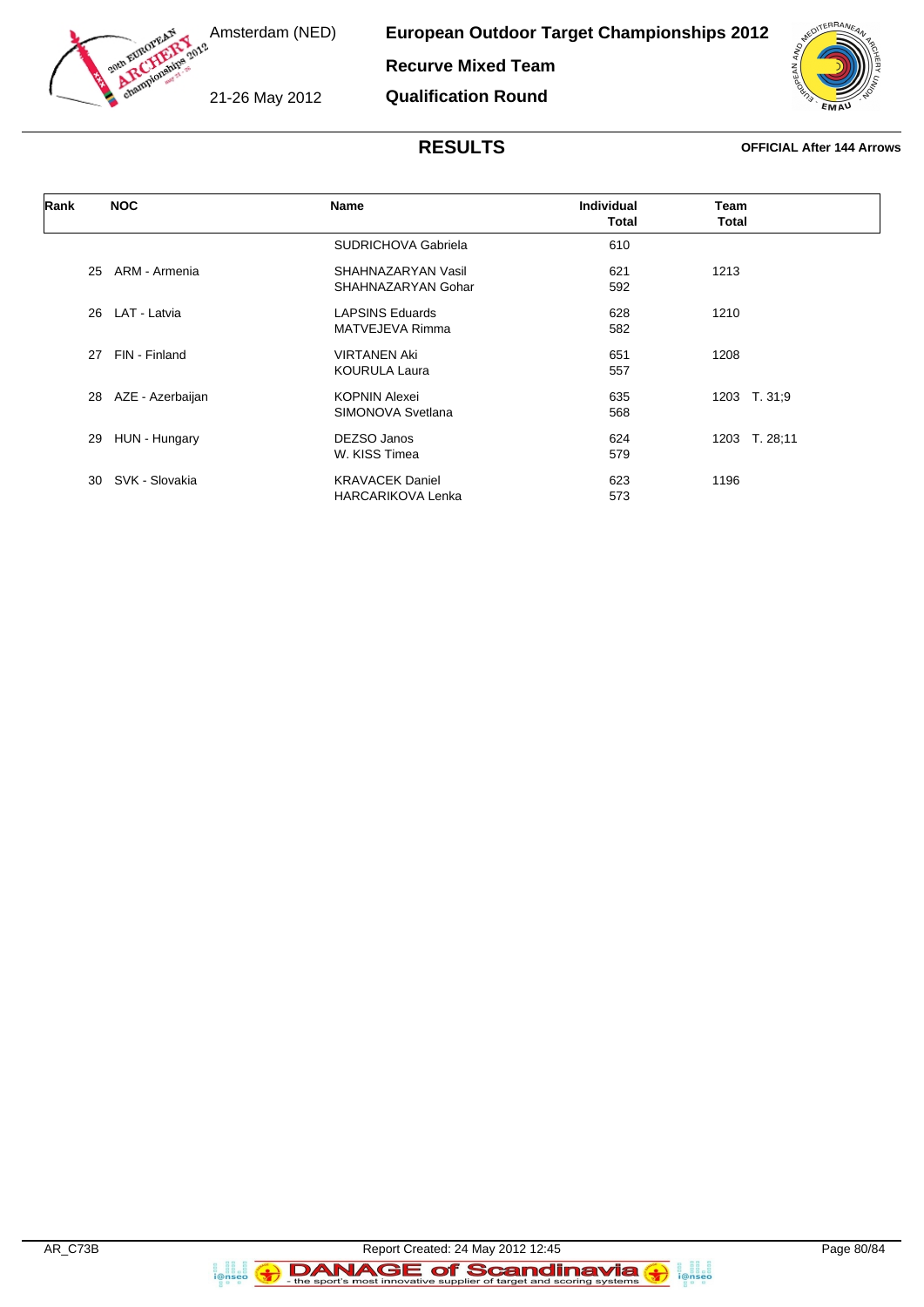# European Outdoor Target Championships 2012

Amsterdam (NED)

21-26 May 2012

## Recurve Mixed Team

## Qualification Round

### RESULTS

**OFFICIAL After 144 Arrows**

| Rank | NOC | Name | Individual Total | Team Total |
|---|---|---|---|---|
| | | SUDRICHOVA Gabriela | 610 | |
| 25 | ARM - Armenia | SHAHNAZARYAN Vasil | 621 | 1213 |
| | | SHAHNAZARYAN Gohar | 592 | |
| 26 | LAT - Latvia | LAPSINS Eduards | 628 | 1210 |
| | | MATVEJEVA Rimma | 582 | |
| 27 | FIN - Finland | VIRTANEN Aki | 651 | 1208 |
| | | KOURULA Laura | 557 | |
| 28 | AZE - Azerbaijan | KOPNIN Alexei | 635 | 1203 T. 31;9 |
| | | SIMONOVA Svetlana | 568 | |
| 29 | HUN - Hungary | DEZSO Janos | 624 | 1203 T. 28;11 |
| | | W. KISS Timea | 579 | |
| 30 | SVK - Slovakia | KRAVACEK Daniel | 623 | 1196 |
| | | HARCARIKOVA Lenka | 573 | |

AR_C73B

Report Created: 24 May 2012 12:45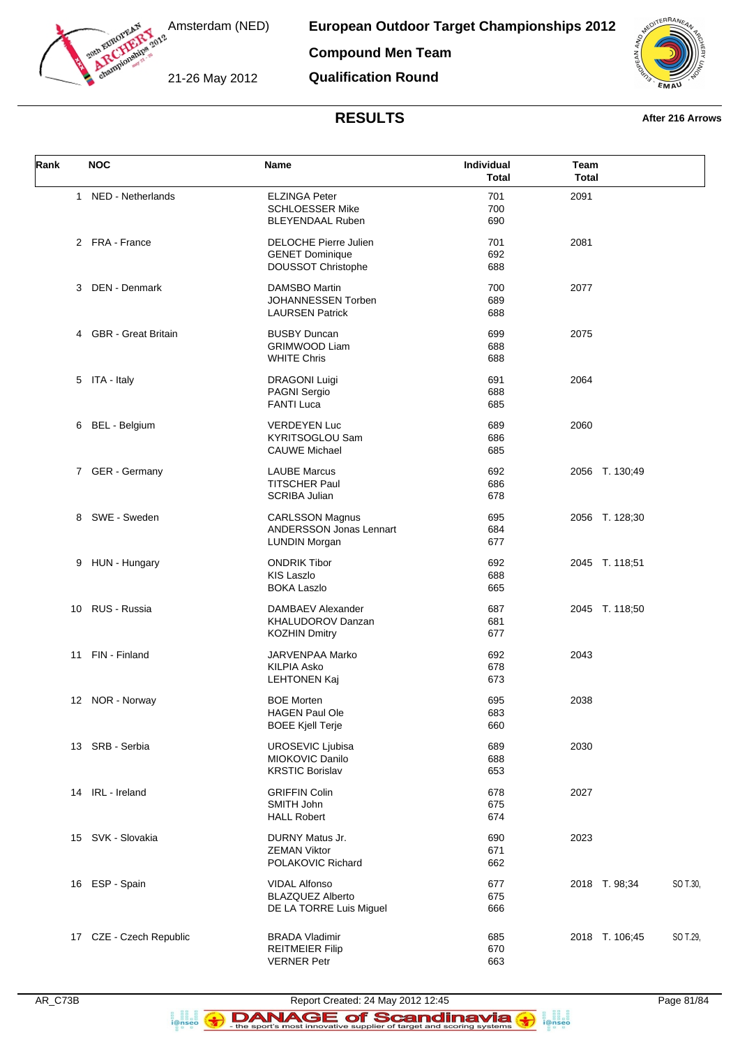# European Outdoor Target Championships 2012

Amsterdam (NED)

21-26 May 2012

## Compound Men Team

## Qualification Round

### RESULTS

**After 216 Arrows**

| Rank | NOC | Name | Individual Total | Team Total | | |
|---|---|---|---|---|---|---|
| 1 | NED - Netherlands | ELZINGA Peter<br>SCHLOESSER Mike<br>BLEYENDAAL Ruben | 701<br>700<br>690 | 2091 | | |
| 2 | FRA - France | DELOCHE Pierre Julien<br>GENET Dominique<br>DOUSSOT Christophe | 701<br>692<br>688 | 2081 | | |
| 3 | DEN - Denmark | DAMSBO Martin<br>JOHANNESSEN Torben<br>LAURSEN Patrick | 700<br>689<br>688 | 2077 | | |
| 4 | GBR - Great Britain | BUSBY Duncan<br>GRIMWOOD Liam<br>WHITE Chris | 699<br>688<br>688 | 2075 | | |
| 5 | ITA - Italy | DRAGONI Luigi<br>PAGNI Sergio<br>FANTI Luca | 691<br>688<br>685 | 2064 | | |
| 6 | BEL - Belgium | VERDEYEN Luc<br>KYRITSOGLOU Sam<br>CAUWE Michael | 689<br>686<br>685 | 2060 | | |
| 7 | GER - Germany | LAUBE Marcus<br>TITSCHER Paul<br>SCRIBA Julian | 692<br>686<br>678 | 2056 | T. 130;49 | |
| 8 | SWE - Sweden | CARLSSON Magnus<br>ANDERSSON Jonas Lennart<br>LUNDIN Morgan | 695<br>684<br>677 | 2056 | T. 128;30 | |
| 9 | HUN - Hungary | ONDRIK Tibor<br>KIS Laszlo<br>BOKA Laszlo | 692<br>688<br>665 | 2045 | T. 118;51 | |
| 10 | RUS - Russia | DAMBAEV Alexander<br>KHALUDOROV Danzan<br>KOZHIN Dmitry | 687<br>681<br>677 | 2045 | T. 118;50 | |
| 11 | FIN - Finland | JARVENPAA Marko<br>KILPIA Asko<br>LEHTONEN Kaj | 692<br>678<br>673 | 2043 | | |
| 12 | NOR - Norway | BOE Morten<br>HAGEN Paul Ole<br>BOEE Kjell Terje | 695<br>683<br>660 | 2038 | | |
| 13 | SRB - Serbia | UROSEVIC Ljubisa<br>MIOKOVIC Danilo<br>KRSTIC Borislav | 689<br>688<br>653 | 2030 | | |
| 14 | IRL - Ireland | GRIFFIN Colin<br>SMITH John<br>HALL Robert | 678<br>675<br>674 | 2027 | | |
| 15 | SVK - Slovakia | DURNY Matus Jr.<br>ZEMAN Viktor<br>POLAKOVIC Richard | 690<br>671<br>662 | 2023 | | |
| 16 | ESP - Spain | VIDAL Alfonso<br>BLAZQUEZ Alberto<br>DE LA TORRE Luis Miguel | 677<br>675<br>666 | 2018 | T. 98;34 | SO T.30, |
| 17 | CZE - Czech Republic | BRADA Vladimir<br>REITMEIER Filip<br>VERNER Petr | 685<br>670<br>663 | 2018 | T. 106;45 | SO T.29, |

AR_C73B Report Created: 24 May 2012 12:45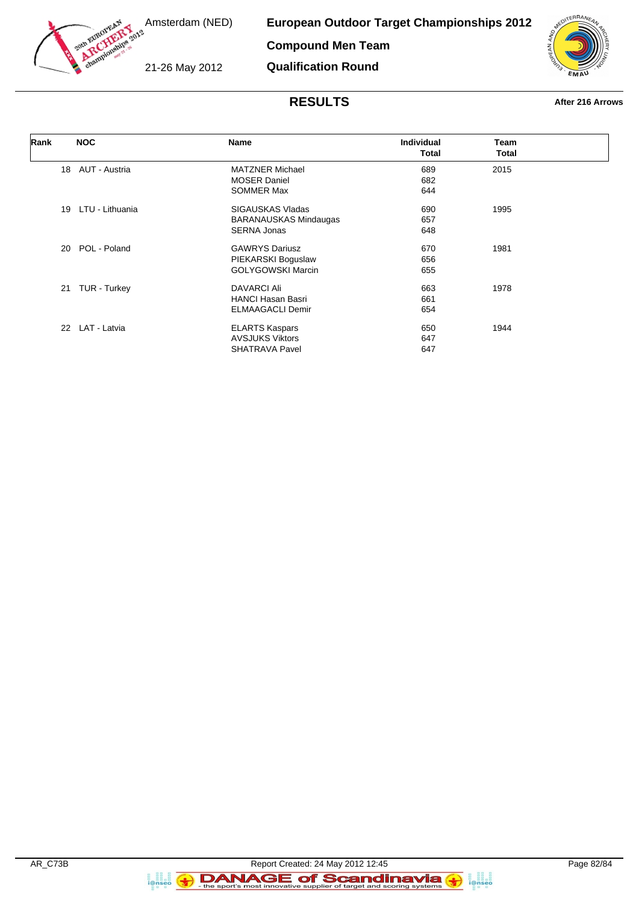Amsterdam (NED)

21-26 May 2012

# European Outdoor Target Championships 2012

## Compound Men Team

## Qualification Round

### RESULTS

**After 216 Arrows**

| Rank | NOC | Name | Individual Total | Team Total |
|---|---|---|---|---|
| 18 | AUT - Austria | MATZNER Michael | 689 | 2015 |
| | | MOSER Daniel | 682 | |
| | | SOMMER Max | 644 | |
| 19 | LTU - Lithuania | SIGAUSKAS Vladas | 690 | 1995 |
| | | BARANAUSKAS Mindaugas | 657 | |
| | | SERNA Jonas | 648 | |
| 20 | POL - Poland | GAWRYS Dariusz | 670 | 1981 |
| | | PIEKARSKI Boguslaw | 656 | |
| | | GOLYGOWSKI Marcin | 655 | |
| 21 | TUR - Turkey | DAVARCI Ali | 663 | 1978 |
| | | HANCI Hasan Basri | 661 | |
| | | ELMAAGACLI Demir | 654 | |
| 22 | LAT - Latvia | ELARTS Kaspars | 650 | 1944 |
| | | AVSJUKS Viktors | 647 | |
| | | SHATRAVA Pavel | 647 | |

AR_C73B Report Created: 24 May 2012 12:45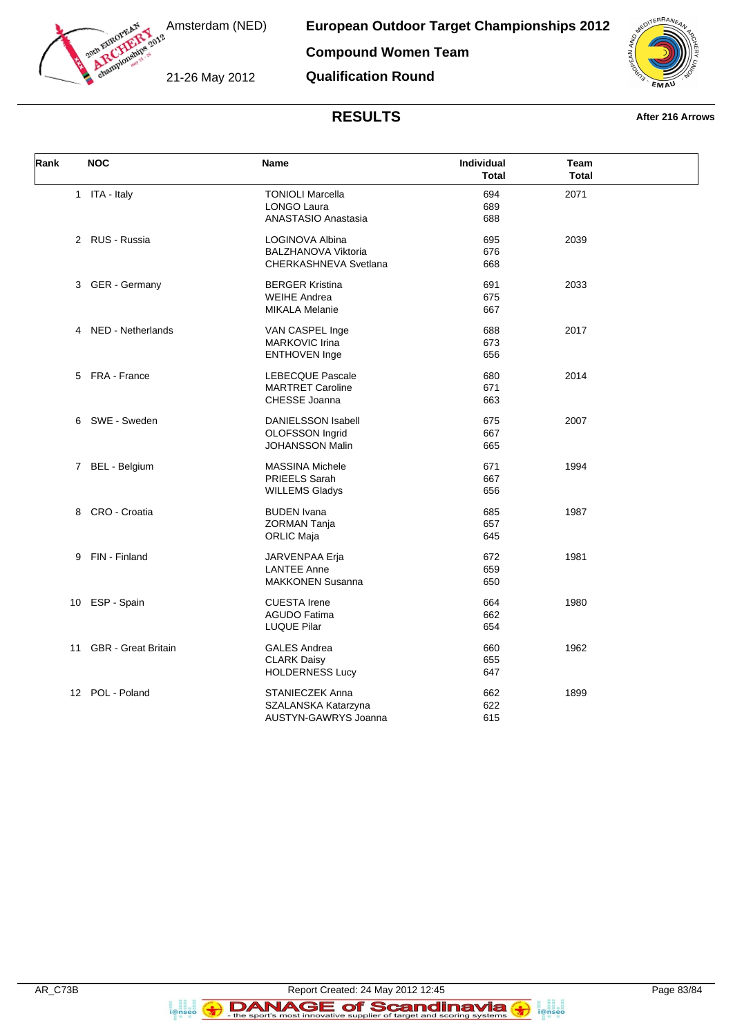Amsterdam (NED)

21-26 May 2012

# European Outdoor Target Championships 2012

## Compound Women Team

## Qualification Round

## RESULTS

**After 216 Arrows**

| Rank | NOC | Name | Individual Total | Team Total |
|---|---|---|---|---|
| 1 | ITA - Italy | TONIOLI Marcella | 694 | 2071 |
| | | LONGO Laura | 689 | |
| | | ANASTASIO Anastasia | 688 | |
| 2 | RUS - Russia | LOGINOVA Albina | 695 | 2039 |
| | | BALZHANOVA Viktoria | 676 | |
| | | CHERKASHNEVA Svetlana | 668 | |
| 3 | GER - Germany | BERGER Kristina | 691 | 2033 |
| | | WEIHE Andrea | 675 | |
| | | MIKALA Melanie | 667 | |
| 4 | NED - Netherlands | VAN CASPEL Inge | 688 | 2017 |
| | | MARKOVIC Irina | 673 | |
| | | ENTHOVEN Inge | 656 | |
| 5 | FRA - France | LEBECQUE Pascale | 680 | 2014 |
| | | MARTRET Caroline | 671 | |
| | | CHESSE Joanna | 663 | |
| 6 | SWE - Sweden | DANIELSSON Isabell | 675 | 2007 |
| | | OLOFSSON Ingrid | 667 | |
| | | JOHANSSON Malin | 665 | |
| 7 | BEL - Belgium | MASSINA Michele | 671 | 1994 |
| | | PRIEELS Sarah | 667 | |
| | | WILLEMS Gladys | 656 | |
| 8 | CRO - Croatia | BUDEN Ivana | 685 | 1987 |
| | | ZORMAN Tanja | 657 | |
| | | ORLIC Maja | 645 | |
| 9 | FIN - Finland | JARVENPAA Erja | 672 | 1981 |
| | | LANTEE Anne | 659 | |
| | | MAKKONEN Susanna | 650 | |
| 10 | ESP - Spain | CUESTA Irene | 664 | 1980 |
| | | AGUDO Fatima | 662 | |
| | | LUQUE Pilar | 654 | |
| 11 | GBR - Great Britain | GALES Andrea | 660 | 1962 |
| | | CLARK Daisy | 655 | |
| | | HOLDERNESS Lucy | 647 | |
| 12 | POL - Poland | STANIECZEK Anna | 662 | 1899 |
| | | SZALANSKA Katarzyna | 622 | |
| | | AUSTYN-GAWRYS Joanna | 615 | |

AR_C73B

Report Created: 24 May 2012 12:45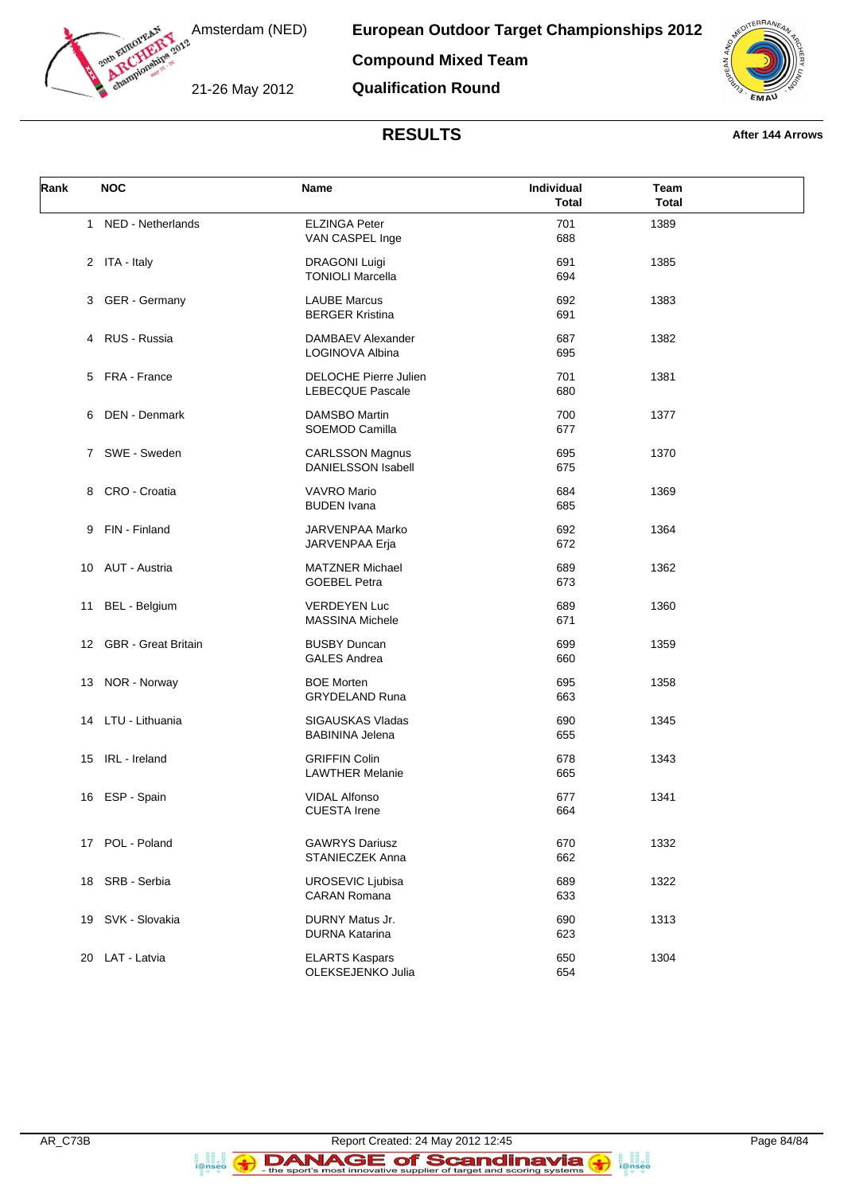Amsterdam (NED)

21-26 May 2012

**European Outdoor Target Championships 2012**

**Compound Mixed Team**

**Qualification Round**

## RESULTS

**After 144 Arrows**

| Rank | NOC | Name | Individual Total | Team Total |
|---|---|---|---|---|
| 1 | NED - Netherlands | ELZINGA Peter<br>VAN CASPEL Inge | 701<br>688 | 1389 |
| 2 | ITA - Italy | DRAGONI Luigi<br>TONIOLI Marcella | 691<br>694 | 1385 |
| 3 | GER - Germany | LAUBE Marcus<br>BERGER Kristina | 692<br>691 | 1383 |
| 4 | RUS - Russia | DAMBAEV Alexander<br>LOGINOVA Albina | 687<br>695 | 1382 |
| 5 | FRA - France | DELOCHE Pierre Julien<br>LEBECQUE Pascale | 701<br>680 | 1381 |
| 6 | DEN - Denmark | DAMSBO Martin<br>SOEMOD Camilla | 700<br>677 | 1377 |
| 7 | SWE - Sweden | CARLSSON Magnus<br>DANIELSSON Isabell | 695<br>675 | 1370 |
| 8 | CRO - Croatia | VAVRO Mario<br>BUDEN Ivana | 684<br>685 | 1369 |
| 9 | FIN - Finland | JARVENPAA Marko<br>JARVENPAA Erja | 692<br>672 | 1364 |
| 10 | AUT - Austria | MATZNER Michael<br>GOEBEL Petra | 689<br>673 | 1362 |
| 11 | BEL - Belgium | VERDEYEN Luc<br>MASSINA Michele | 689<br>671 | 1360 |
| 12 | GBR - Great Britain | BUSBY Duncan<br>GALES Andrea | 699<br>660 | 1359 |
| 13 | NOR - Norway | BOE Morten<br>GRYDELAND Runa | 695<br>663 | 1358 |
| 14 | LTU - Lithuania | SIGAUSKAS Vladas<br>BABININA Jelena | 690<br>655 | 1345 |
| 15 | IRL - Ireland | GRIFFIN Colin<br>LAWTHER Melanie | 678<br>665 | 1343 |
| 16 | ESP - Spain | VIDAL Alfonso<br>CUESTA Irene | 677<br>664 | 1341 |
| 17 | POL - Poland | GAWRYS Dariusz<br>STANIECZEK Anna | 670<br>662 | 1332 |
| 18 | SRB - Serbia | UROSEVIC Ljubisa<br>CARAN Romana | 689<br>633 | 1322 |
| 19 | SVK - Slovakia | DURNY Matus Jr.<br>DURNA Katarina | 690<br>623 | 1313 |
| 20 | LAT - Latvia | ELARTS Kaspars<br>OLEKSEJENKO Julia | 650<br>654 | 1304 |

AR_C73B Report Created: 24 May 2012 12:45